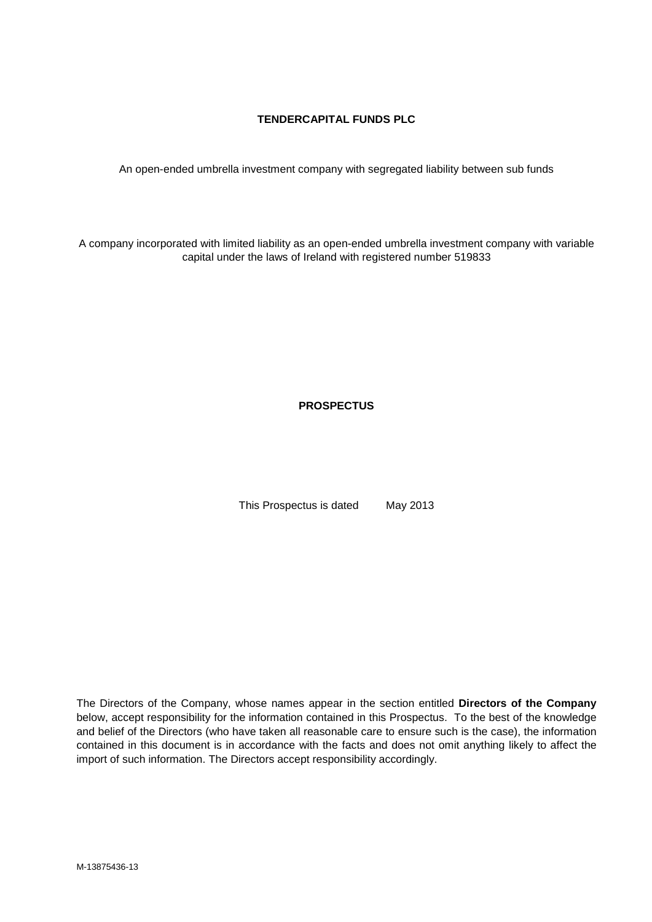**TENDERCAPITAL FUNDS PLC**

An open-ended umbrella investment company with segregated liability between sub funds

A company incorporated with limited liability as an open-ended umbrella investment company with variable capital under the laws of Ireland with registered number 519833

**PROSPECTUS**

This Prospectus is dated May 2013

The Directors of the Company, whose names appear in the section entitled **Directors of the Company** below, accept responsibility for the information contained in this Prospectus. To the best of the knowledge and belief of the Directors (who have taken all reasonable care to ensure such is the case), the information contained in this document is in accordance with the facts and does not omit anything likely to affect the import of such information. The Directors accept responsibility accordingly.

M-13875436-13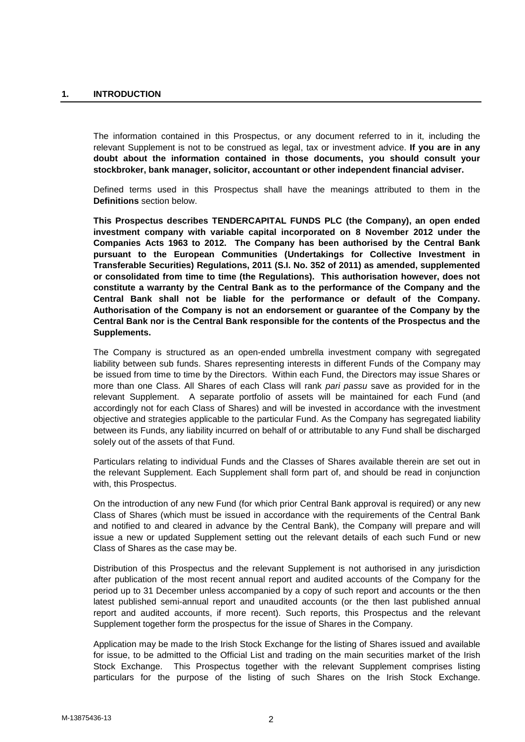## 1. INTRODUCTION

The information contained in this Prospectus, or any document referred to in it, including the relevant Supplement is not to be construed as legal, tax or investment advice. **If you are in any doubt about the information contained in those documents, you should consult your stockbroker, bank manager, solicitor, accountant or other independent financial adviser.**

Defined terms used in this Prospectus shall have the meanings attributed to them in the **Definitions** section below.

**This Prospectus describes TENDERCAPITAL FUNDS PLC (the Company), an open ended investment company with variable capital incorporated on 8 November 2012 under the Companies Acts 1963 to 2012. The Company has been authorised by the Central Bank pursuant to the European Communities (Undertakings for Collective Investment in Transferable Securities) Regulations, 2011 (S.I. No. 352 of 2011) as amended, supplemented or consolidated from time to time (the Regulations). This authorisation however, does not constitute a warranty by the Central Bank as to the performance of the Company and the Central Bank shall not be liable for the performance or default of the Company. Authorisation of the Company is not an endorsement or guarantee of the Company by the Central Bank nor is the Central Bank responsible for the contents of the Prospectus and the Supplements.**

The Company is structured as an open-ended umbrella investment company with segregated liability between sub funds. Shares representing interests in different Funds of the Company may be issued from time to time by the Directors. Within each Fund, the Directors may issue Shares or more than one Class. All Shares of each Class will rank *pari passu* save as provided for in the relevant Supplement. A separate portfolio of assets will be maintained for each Fund (and accordingly not for each Class of Shares) and will be invested in accordance with the investment objective and strategies applicable to the particular Fund. As the Company has segregated liability between its Funds, any liability incurred on behalf of or attributable to any Fund shall be discharged solely out of the assets of that Fund.

Particulars relating to individual Funds and the Classes of Shares available therein are set out in the relevant Supplement. Each Supplement shall form part of, and should be read in conjunction with, this Prospectus.

On the introduction of any new Fund (for which prior Central Bank approval is required) or any new Class of Shares (which must be issued in accordance with the requirements of the Central Bank and notified to and cleared in advance by the Central Bank), the Company will prepare and will issue a new or updated Supplement setting out the relevant details of each such Fund or new Class of Shares as the case may be.

Distribution of this Prospectus and the relevant Supplement is not authorised in any jurisdiction after publication of the most recent annual report and audited accounts of the Company for the period up to 31 December unless accompanied by a copy of such report and accounts or the then latest published semi-annual report and unaudited accounts (or the then last published annual report and audited accounts, if more recent). Such reports, this Prospectus and the relevant Supplement together form the prospectus for the issue of Shares in the Company.

Application may be made to the Irish Stock Exchange for the listing of Shares issued and available for issue, to be admitted to the Official List and trading on the main securities market of the Irish Stock Exchange. This Prospectus together with the relevant Supplement comprises listing particulars for the purpose of the listing of such Shares on the Irish Stock Exchange.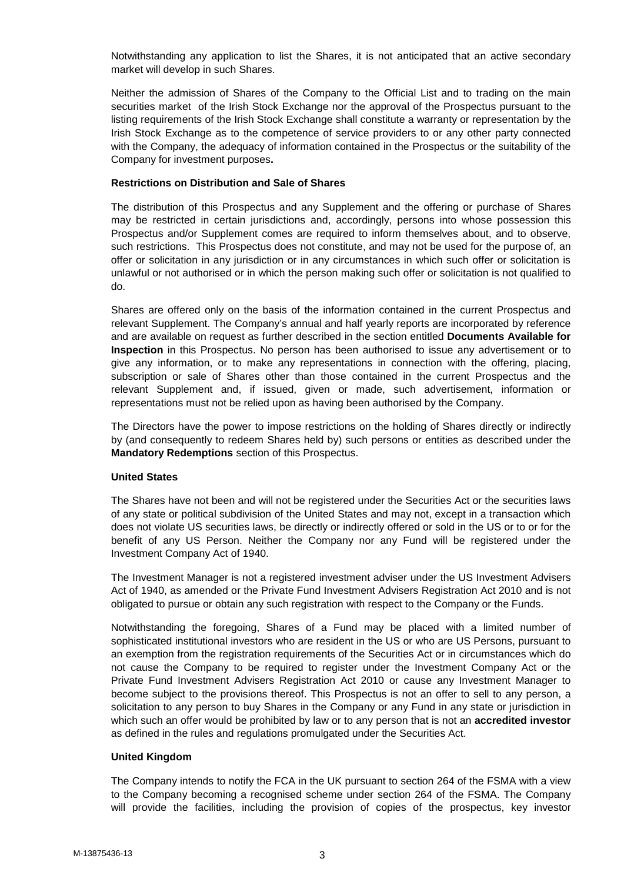Notwithstanding any application to list the Shares, it is not anticipated that an active secondary market will develop in such Shares.

Neither the admission of Shares of the Company to the Official List and to trading on the main securities market of the Irish Stock Exchange nor the approval of the Prospectus pursuant to the listing requirements of the Irish Stock Exchange shall constitute a warranty or representation by the Irish Stock Exchange as to the competence of service providers to or any other party connected with the Company, the adequacy of information contained in the Prospectus or the suitability of the Company for investment purposes**.**

**Restrictions on Distribution and Sale of Shares**

The distribution of this Prospectus and any Supplement and the offering or purchase of Shares may be restricted in certain jurisdictions and, accordingly, persons into whose possession this Prospectus and/or Supplement comes are required to inform themselves about, and to observe, such restrictions. This Prospectus does not constitute, and may not be used for the purpose of, an offer or solicitation in any jurisdiction or in any circumstances in which such offer or solicitation is unlawful or not authorised or in which the person making such offer or solicitation is not qualified to do.

Shares are offered only on the basis of the information contained in the current Prospectus and relevant Supplement. The Company's annual and half yearly reports are incorporated by reference and are available on request as further described in the section entitled **Documents Available for Inspection** in this Prospectus. No person has been authorised to issue any advertisement or to give any information, or to make any representations in connection with the offering, placing, subscription or sale of Shares other than those contained in the current Prospectus and the relevant Supplement and, if issued, given or made, such advertisement, information or representations must not be relied upon as having been authorised by the Company.

The Directors have the power to impose restrictions on the holding of Shares directly or indirectly by (and consequently to redeem Shares held by) such persons or entities as described under the **Mandatory Redemptions** section of this Prospectus.

**United States**

The Shares have not been and will not be registered under the Securities Act or the securities laws of any state or political subdivision of the United States and may not, except in a transaction which does not violate US securities laws, be directly or indirectly offered or sold in the US or to or for the benefit of any US Person. Neither the Company nor any Fund will be registered under the Investment Company Act of 1940.

The Investment Manager is not a registered investment adviser under the US Investment Advisers Act of 1940, as amended or the Private Fund Investment Advisers Registration Act 2010 and is not obligated to pursue or obtain any such registration with respect to the Company or the Funds.

Notwithstanding the foregoing, Shares of a Fund may be placed with a limited number of sophisticated institutional investors who are resident in the US or who are US Persons, pursuant to an exemption from the registration requirements of the Securities Act or in circumstances which do not cause the Company to be required to register under the Investment Company Act or the Private Fund Investment Advisers Registration Act 2010 or cause any Investment Manager to become subject to the provisions thereof. This Prospectus is not an offer to sell to any person, a solicitation to any person to buy Shares in the Company or any Fund in any state or jurisdiction in which such an offer would be prohibited by law or to any person that is not an **accredited investor** as defined in the rules and regulations promulgated under the Securities Act.

**United Kingdom**

The Company intends to notify the FCA in the UK pursuant to section 264 of the FSMA with a view to the Company becoming a recognised scheme under section 264 of the FSMA. The Company will provide the facilities, including the provision of copies of the prospectus, key investor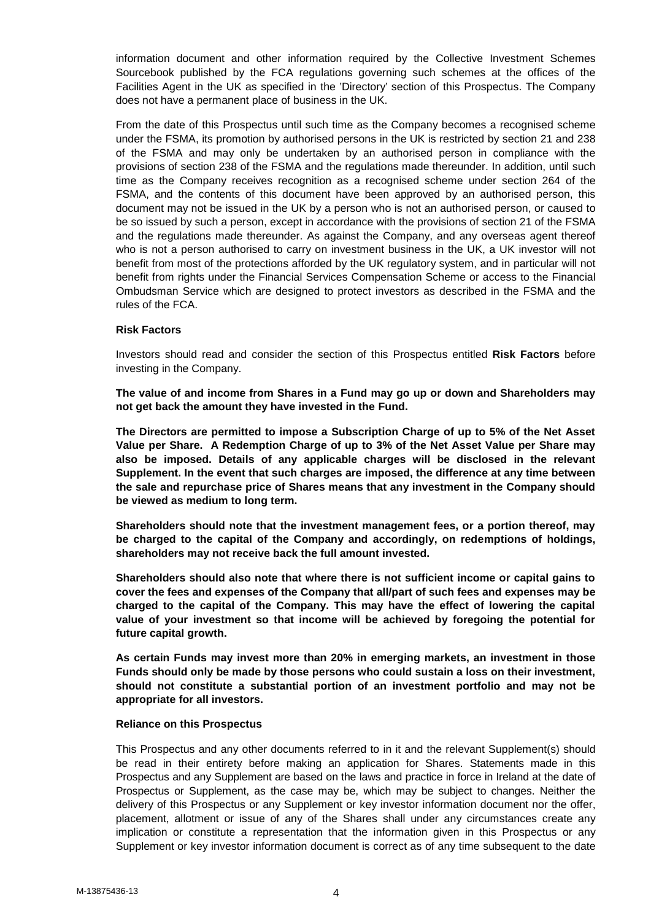information document and other information required by the Collective Investment Schemes Sourcebook published by the FCA regulations governing such schemes at the offices of the Facilities Agent in the UK as specified in the 'Directory' section of this Prospectus. The Company does not have a permanent place of business in the UK.

From the date of this Prospectus until such time as the Company becomes a recognised scheme under the FSMA, its promotion by authorised persons in the UK is restricted by section 21 and 238 of the FSMA and may only be undertaken by an authorised person in compliance with the provisions of section 238 of the FSMA and the regulations made thereunder. In addition, until such time as the Company receives recognition as a recognised scheme under section 264 of the FSMA, and the contents of this document have been approved by an authorised person, this document may not be issued in the UK by a person who is not an authorised person, or caused to be so issued by such a person, except in accordance with the provisions of section 21 of the FSMA and the regulations made thereunder. As against the Company, and any overseas agent thereof who is not a person authorised to carry on investment business in the UK, a UK investor will not benefit from most of the protections afforded by the UK regulatory system, and in particular will not benefit from rights under the Financial Services Compensation Scheme or access to the Financial Ombudsman Service which are designed to protect investors as described in the FSMA and the rules of the FCA.

**Risk Factors**

Investors should read and consider the section of this Prospectus entitled **Risk Factors** before investing in the Company.

**The value of and income from Shares in a Fund may go up or down and Shareholders may not get back the amount they have invested in the Fund.**

**The Directors are permitted to impose a Subscription Charge of up to 5% of the Net Asset Value per Share. A Redemption Charge of up to 3% of the Net Asset Value per Share may also be imposed. Details of any applicable charges will be disclosed in the relevant Supplement. In the event that such charges are imposed, the difference at any time between the sale and repurchase price of Shares means that any investment in the Company should be viewed as medium to long term.**

**Shareholders should note that the investment management fees, or a portion thereof, may be charged to the capital of the Company and accordingly, on redemptions of holdings, shareholders may not receive back the full amount invested.**

**Shareholders should also note that where there is not sufficient income or capital gains to cover the fees and expenses of the Company that all/part of such fees and expenses may be charged to the capital of the Company. This may have the effect of lowering the capital value of your investment so that income will be achieved by foregoing the potential for future capital growth.**

**As certain Funds may invest more than 20% in emerging markets, an investment in those Funds should only be made by those persons who could sustain a loss on their investment, should not constitute a substantial portion of an investment portfolio and may not be appropriate for all investors.**

**Reliance on this Prospectus**

This Prospectus and any other documents referred to in it and the relevant Supplement(s) should be read in their entirety before making an application for Shares. Statements made in this Prospectus and any Supplement are based on the laws and practice in force in Ireland at the date of Prospectus or Supplement, as the case may be, which may be subject to changes. Neither the delivery of this Prospectus or any Supplement or key investor information document nor the offer, placement, allotment or issue of any of the Shares shall under any circumstances create any implication or constitute a representation that the information given in this Prospectus or any Supplement or key investor information document is correct as of any time subsequent to the date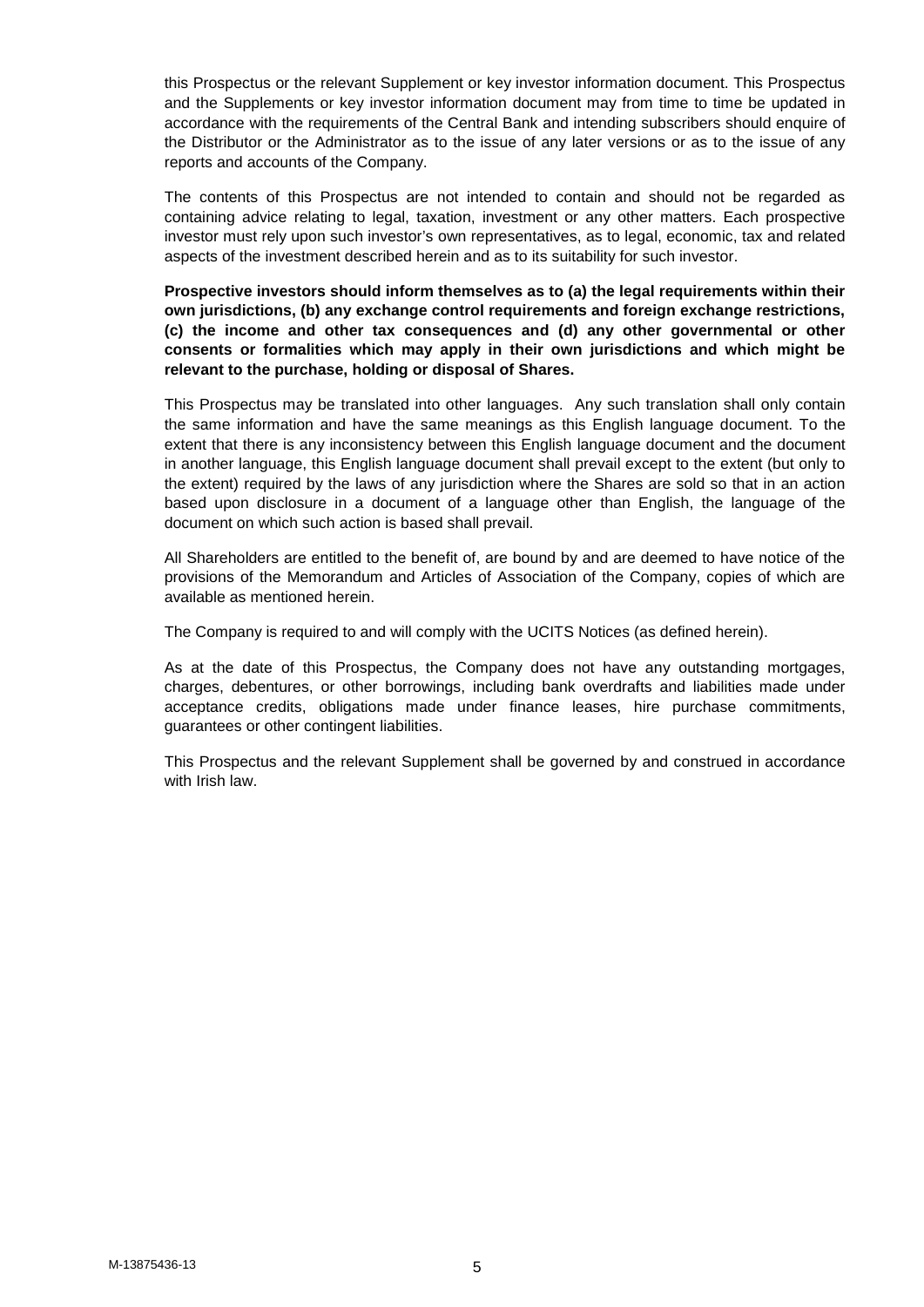this Prospectus or the relevant Supplement or key investor information document. This Prospectus and the Supplements or key investor information document may from time to time be updated in accordance with the requirements of the Central Bank and intending subscribers should enquire of the Distributor or the Administrator as to the issue of any later versions or as to the issue of any reports and accounts of the Company.

The contents of this Prospectus are not intended to contain and should not be regarded as containing advice relating to legal, taxation, investment or any other matters. Each prospective investor must rely upon such investor's own representatives, as to legal, economic, tax and related aspects of the investment described herein and as to its suitability for such investor.

**Prospective investors should inform themselves as to (a) the legal requirements within their own jurisdictions, (b) any exchange control requirements and foreign exchange restrictions, (c) the income and other tax consequences and (d) any other governmental or other consents or formalities which may apply in their own jurisdictions and which might be relevant to the purchase, holding or disposal of Shares.**

This Prospectus may be translated into other languages. Any such translation shall only contain the same information and have the same meanings as this English language document. To the extent that there is any inconsistency between this English language document and the document in another language, this English language document shall prevail except to the extent (but only to the extent) required by the laws of any jurisdiction where the Shares are sold so that in an action based upon disclosure in a document of a language other than English, the language of the document on which such action is based shall prevail.

All Shareholders are entitled to the benefit of, are bound by and are deemed to have notice of the provisions of the Memorandum and Articles of Association of the Company, copies of which are available as mentioned herein.

The Company is required to and will comply with the UCITS Notices (as defined herein).

As at the date of this Prospectus, the Company does not have any outstanding mortgages, charges, debentures, or other borrowings, including bank overdrafts and liabilities made under acceptance credits, obligations made under finance leases, hire purchase commitments, guarantees or other contingent liabilities.

This Prospectus and the relevant Supplement shall be governed by and construed in accordance with Irish law.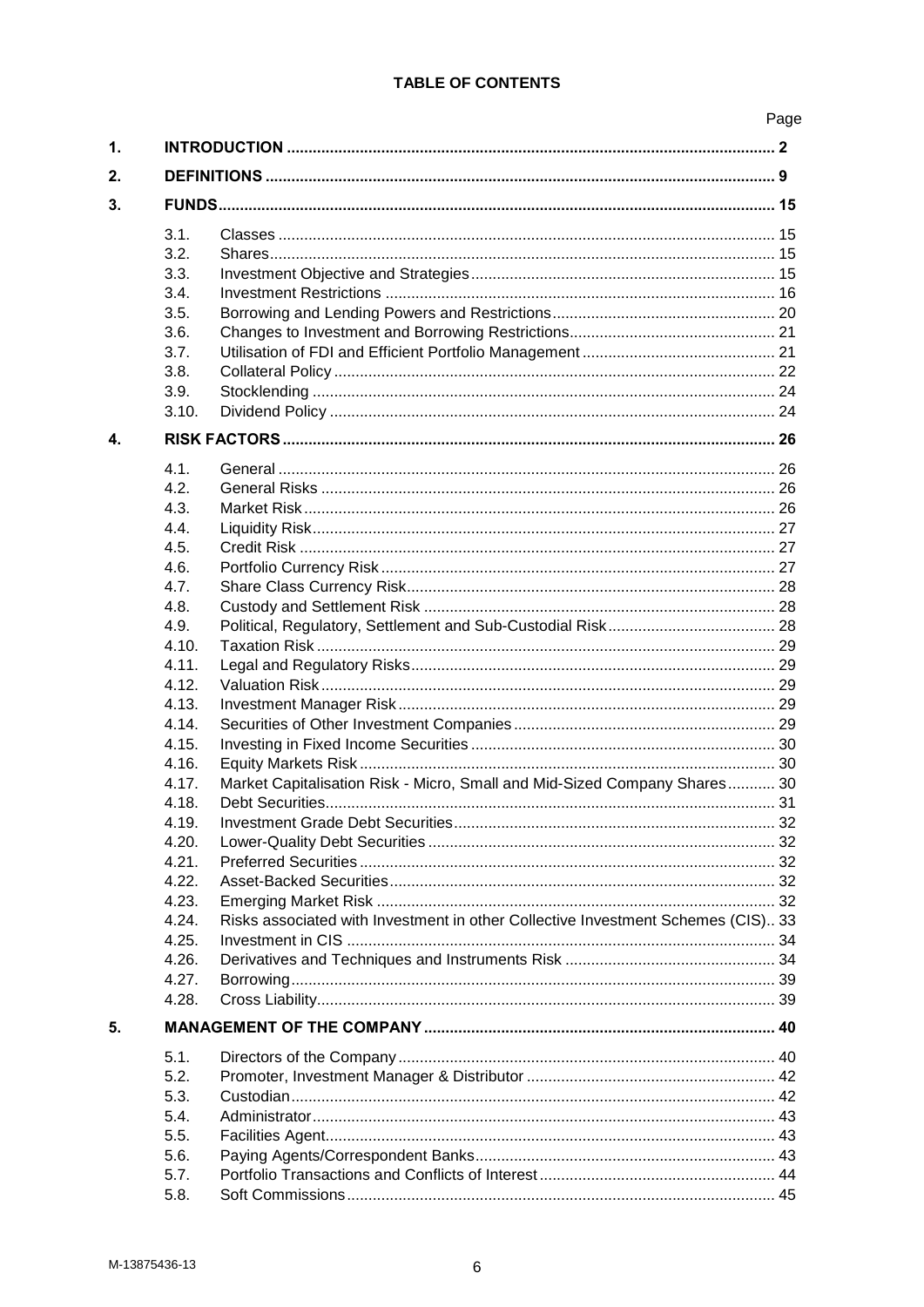**TABLE OF CONTENTS**

| | | | Page |
|---|---|---|---|
| **1.** | **INTRODUCTION** | | **2** |
| **2.** | **DEFINITIONS** | | **9** |
| **3.** | **FUNDS** | | **15** |
| | 3.1. | Classes | 15 |
| | 3.2. | Shares | 15 |
| | 3.3. | Investment Objective and Strategies | 15 |
| | 3.4. | Investment Restrictions | 16 |
| | 3.5. | Borrowing and Lending Powers and Restrictions | 20 |
| | 3.6. | Changes to Investment and Borrowing Restrictions | 21 |
| | 3.7. | Utilisation of FDI and Efficient Portfolio Management | 21 |
| | 3.8. | Collateral Policy | 22 |
| | 3.9. | Stocklending | 24 |
| | 3.10. | Dividend Policy | 24 |
| **4.** | **RISK FACTORS** | | **26** |
| | 4.1. | General | 26 |
| | 4.2. | General Risks | 26 |
| | 4.3. | Market Risk | 26 |
| | 4.4. | Liquidity Risk | 27 |
| | 4.5. | Credit Risk | 27 |
| | 4.6. | Portfolio Currency Risk | 27 |
| | 4.7. | Share Class Currency Risk | 28 |
| | 4.8. | Custody and Settlement Risk | 28 |
| | 4.9. | Political, Regulatory, Settlement and Sub-Custodial Risk | 28 |
| | 4.10. | Taxation Risk | 29 |
| | 4.11. | Legal and Regulatory Risks | 29 |
| | 4.12. | Valuation Risk | 29 |
| | 4.13. | Investment Manager Risk | 29 |
| | 4.14. | Securities of Other Investment Companies | 29 |
| | 4.15. | Investing in Fixed Income Securities | 30 |
| | 4.16. | Equity Markets Risk | 30 |
| | 4.17. | Market Capitalisation Risk - Micro, Small and Mid-Sized Company Shares | 30 |
| | 4.18. | Debt Securities | 31 |
| | 4.19. | Investment Grade Debt Securities | 32 |
| | 4.20. | Lower-Quality Debt Securities | 32 |
| | 4.21. | Preferred Securities | 32 |
| | 4.22. | Asset-Backed Securities | 32 |
| | 4.23. | Emerging Market Risk | 32 |
| | 4.24. | Risks associated with Investment in other Collective Investment Schemes (CIS) | 33 |
| | 4.25. | Investment in CIS | 34 |
| | 4.26. | Derivatives and Techniques and Instruments Risk | 34 |
| | 4.27. | Borrowing | 39 |
| | 4.28. | Cross Liability | 39 |
| **5.** | **MANAGEMENT OF THE COMPANY** | | **40** |
| | 5.1. | Directors of the Company | 40 |
| | 5.2. | Promoter, Investment Manager & Distributor | 42 |
| | 5.3. | Custodian | 42 |
| | 5.4. | Administrator | 43 |
| | 5.5. | Facilities Agent | 43 |
| | 5.6. | Paying Agents/Correspondent Banks | 43 |
| | 5.7. | Portfolio Transactions and Conflicts of Interest | 44 |
| | 5.8. | Soft Commissions | 45 |

M-13875436-13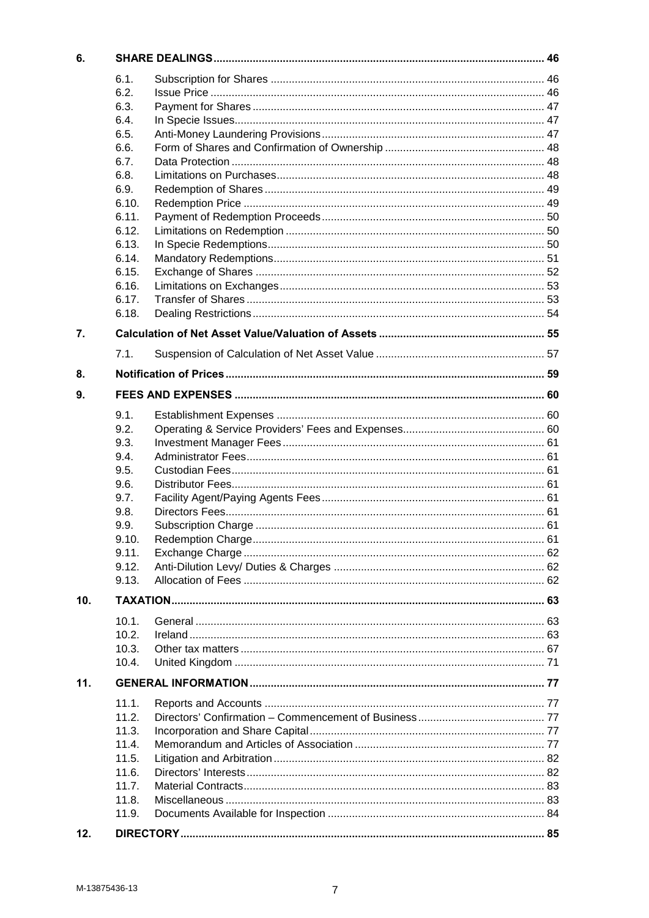| | | |
|---|---|---|
| **6.** | **SHARE DEALINGS** | **46** |
| 6.1. | Subscription for Shares | 46 |
| 6.2. | Issue Price | 46 |
| 6.3. | Payment for Shares | 47 |
| 6.4. | In Specie Issues | 47 |
| 6.5. | Anti-Money Laundering Provisions | 47 |
| 6.6. | Form of Shares and Confirmation of Ownership | 48 |
| 6.7. | Data Protection | 48 |
| 6.8. | Limitations on Purchases | 48 |
| 6.9. | Redemption of Shares | 49 |
| 6.10. | Redemption Price | 49 |
| 6.11. | Payment of Redemption Proceeds | 50 |
| 6.12. | Limitations on Redemption | 50 |
| 6.13. | In Specie Redemptions | 50 |
| 6.14. | Mandatory Redemptions | 51 |
| 6.15. | Exchange of Shares | 52 |
| 6.16. | Limitations on Exchanges | 53 |
| 6.17. | Transfer of Shares | 53 |
| 6.18. | Dealing Restrictions | 54 |
| **7.** | **Calculation of Net Asset Value/Valuation of Assets** | **55** |
| 7.1. | Suspension of Calculation of Net Asset Value | 57 |
| **8.** | **Notification of Prices** | **59** |
| **9.** | **FEES AND EXPENSES** | **60** |
| 9.1. | Establishment Expenses | 60 |
| 9.2. | Operating & Service Providers' Fees and Expenses | 60 |
| 9.3. | Investment Manager Fees | 61 |
| 9.4. | Administrator Fees | 61 |
| 9.5. | Custodian Fees | 61 |
| 9.6. | Distributor Fees | 61 |
| 9.7. | Facility Agent/Paying Agents Fees | 61 |
| 9.8. | Directors Fees | 61 |
| 9.9. | Subscription Charge | 61 |
| 9.10. | Redemption Charge | 61 |
| 9.11. | Exchange Charge | 62 |
| 9.12. | Anti-Dilution Levy/ Duties & Charges | 62 |
| 9.13. | Allocation of Fees | 62 |
| **10.** | **TAXATION** | **63** |
| 10.1. | General | 63 |
| 10.2. | Ireland | 63 |
| 10.3. | Other tax matters | 67 |
| 10.4. | United Kingdom | 71 |
| **11.** | **GENERAL INFORMATION** | **77** |
| 11.1. | Reports and Accounts | 77 |
| 11.2. | Directors' Confirmation – Commencement of Business | 77 |
| 11.3. | Incorporation and Share Capital | 77 |
| 11.4. | Memorandum and Articles of Association | 77 |
| 11.5. | Litigation and Arbitration | 82 |
| 11.6. | Directors' Interests | 82 |
| 11.7. | Material Contracts | 83 |
| 11.8. | Miscellaneous | 83 |
| 11.9. | Documents Available for Inspection | 84 |
| **12.** | **DIRECTORY** | **85** |

M-13875436-13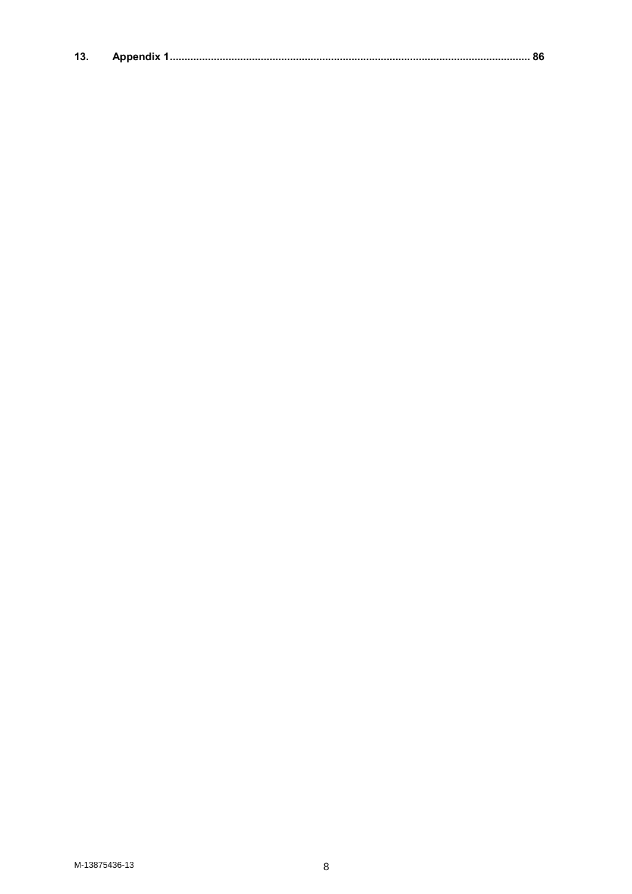**13. Appendix 1 .......................................................................................................................... 86**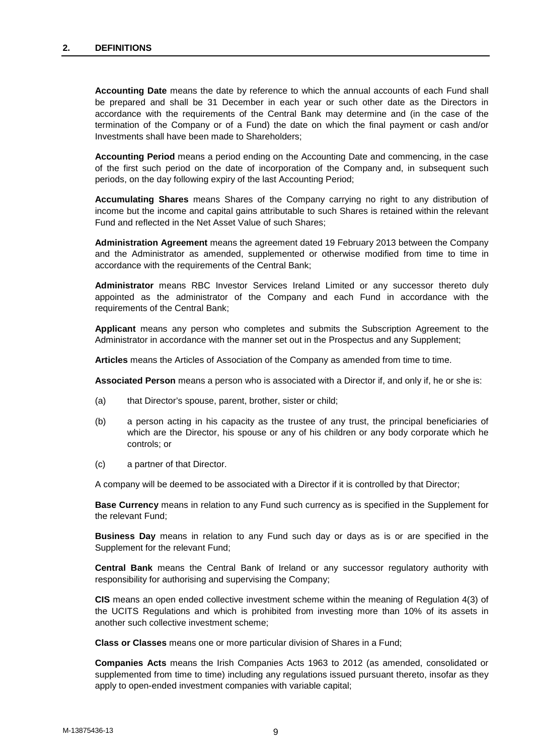## 2. DEFINITIONS

**Accounting Date** means the date by reference to which the annual accounts of each Fund shall be prepared and shall be 31 December in each year or such other date as the Directors in accordance with the requirements of the Central Bank may determine and (in the case of the termination of the Company or of a Fund) the date on which the final payment or cash and/or Investments shall have been made to Shareholders;

**Accounting Period** means a period ending on the Accounting Date and commencing, in the case of the first such period on the date of incorporation of the Company and, in subsequent such periods, on the day following expiry of the last Accounting Period;

**Accumulating Shares** means Shares of the Company carrying no right to any distribution of income but the income and capital gains attributable to such Shares is retained within the relevant Fund and reflected in the Net Asset Value of such Shares;

**Administration Agreement** means the agreement dated 19 February 2013 between the Company and the Administrator as amended, supplemented or otherwise modified from time to time in accordance with the requirements of the Central Bank;

**Administrator** means RBC Investor Services Ireland Limited or any successor thereto duly appointed as the administrator of the Company and each Fund in accordance with the requirements of the Central Bank;

**Applicant** means any person who completes and submits the Subscription Agreement to the Administrator in accordance with the manner set out in the Prospectus and any Supplement;

**Articles** means the Articles of Association of the Company as amended from time to time.

**Associated Person** means a person who is associated with a Director if, and only if, he or she is:

(a) that Director's spouse, parent, brother, sister or child;

(b) a person acting in his capacity as the trustee of any trust, the principal beneficiaries of which are the Director, his spouse or any of his children or any body corporate which he controls; or

(c) a partner of that Director.

A company will be deemed to be associated with a Director if it is controlled by that Director;

**Base Currency** means in relation to any Fund such currency as is specified in the Supplement for the relevant Fund;

**Business Day** means in relation to any Fund such day or days as is or are specified in the Supplement for the relevant Fund;

**Central Bank** means the Central Bank of Ireland or any successor regulatory authority with responsibility for authorising and supervising the Company;

**CIS** means an open ended collective investment scheme within the meaning of Regulation 4(3) of the UCITS Regulations and which is prohibited from investing more than 10% of its assets in another such collective investment scheme;

**Class or Classes** means one or more particular division of Shares in a Fund;

**Companies Acts** means the Irish Companies Acts 1963 to 2012 (as amended, consolidated or supplemented from time to time) including any regulations issued pursuant thereto, insofar as they apply to open-ended investment companies with variable capital;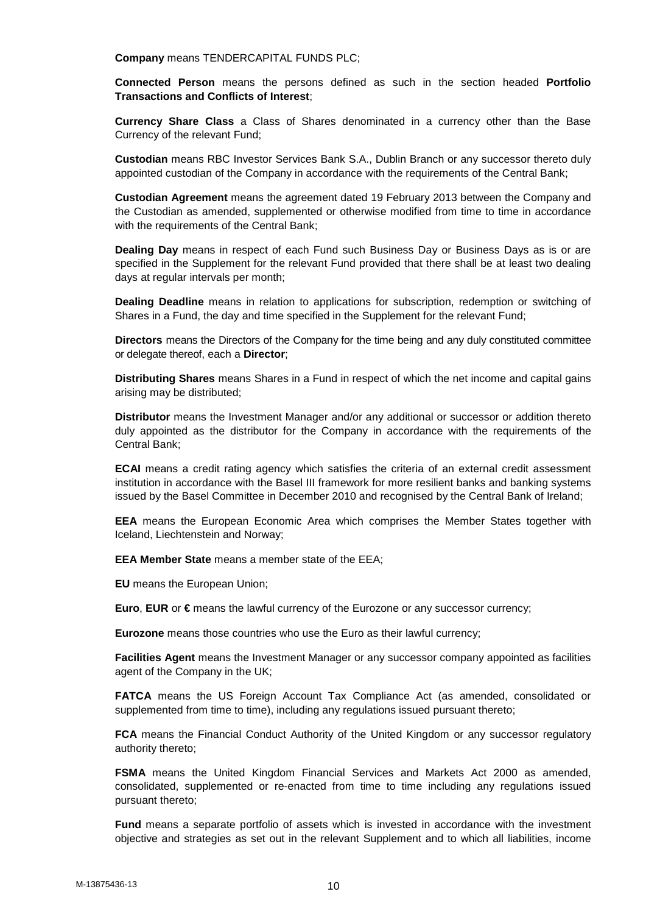**Company** means TENDERCAPITAL FUNDS PLC;

**Connected Person** means the persons defined as such in the section headed **Portfolio Transactions and Conflicts of Interest**;

**Currency Share Class** a Class of Shares denominated in a currency other than the Base Currency of the relevant Fund;

**Custodian** means RBC Investor Services Bank S.A., Dublin Branch or any successor thereto duly appointed custodian of the Company in accordance with the requirements of the Central Bank;

**Custodian Agreement** means the agreement dated 19 February 2013 between the Company and the Custodian as amended, supplemented or otherwise modified from time to time in accordance with the requirements of the Central Bank;

**Dealing Day** means in respect of each Fund such Business Day or Business Days as is or are specified in the Supplement for the relevant Fund provided that there shall be at least two dealing days at regular intervals per month;

**Dealing Deadline** means in relation to applications for subscription, redemption or switching of Shares in a Fund, the day and time specified in the Supplement for the relevant Fund;

**Directors** means the Directors of the Company for the time being and any duly constituted committee or delegate thereof, each a **Director**;

**Distributing Shares** means Shares in a Fund in respect of which the net income and capital gains arising may be distributed;

**Distributor** means the Investment Manager and/or any additional or successor or addition thereto duly appointed as the distributor for the Company in accordance with the requirements of the Central Bank;

**ECAI** means a credit rating agency which satisfies the criteria of an external credit assessment institution in accordance with the Basel III framework for more resilient banks and banking systems issued by the Basel Committee in December 2010 and recognised by the Central Bank of Ireland;

**EEA** means the European Economic Area which comprises the Member States together with Iceland, Liechtenstein and Norway;

**EEA Member State** means a member state of the EEA;

**EU** means the European Union;

**Euro**, **EUR** or **€** means the lawful currency of the Eurozone or any successor currency;

**Eurozone** means those countries who use the Euro as their lawful currency;

**Facilities Agent** means the Investment Manager or any successor company appointed as facilities agent of the Company in the UK;

**FATCA** means the US Foreign Account Tax Compliance Act (as amended, consolidated or supplemented from time to time), including any regulations issued pursuant thereto;

**FCA** means the Financial Conduct Authority of the United Kingdom or any successor regulatory authority thereto;

**FSMA** means the United Kingdom Financial Services and Markets Act 2000 as amended, consolidated, supplemented or re-enacted from time to time including any regulations issued pursuant thereto;

**Fund** means a separate portfolio of assets which is invested in accordance with the investment objective and strategies as set out in the relevant Supplement and to which all liabilities, income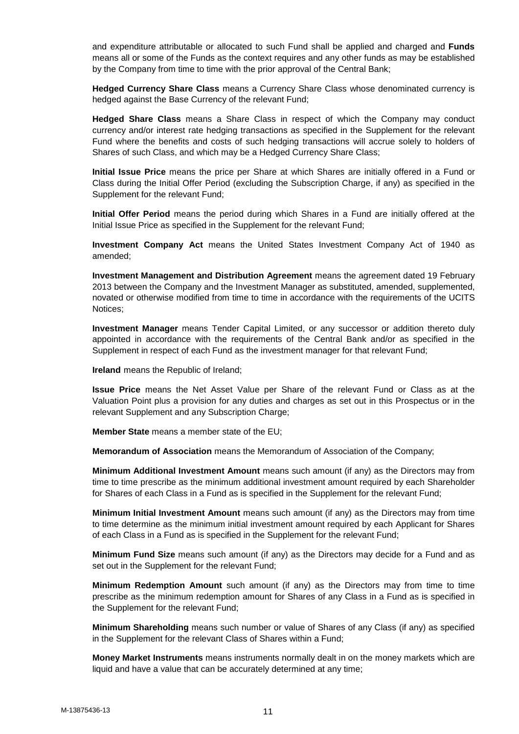and expenditure attributable or allocated to such Fund shall be applied and charged and **Funds** means all or some of the Funds as the context requires and any other funds as may be established by the Company from time to time with the prior approval of the Central Bank;

**Hedged Currency Share Class** means a Currency Share Class whose denominated currency is hedged against the Base Currency of the relevant Fund;

**Hedged Share Class** means a Share Class in respect of which the Company may conduct currency and/or interest rate hedging transactions as specified in the Supplement for the relevant Fund where the benefits and costs of such hedging transactions will accrue solely to holders of Shares of such Class, and which may be a Hedged Currency Share Class;

**Initial Issue Price** means the price per Share at which Shares are initially offered in a Fund or Class during the Initial Offer Period (excluding the Subscription Charge, if any) as specified in the Supplement for the relevant Fund;

**Initial Offer Period** means the period during which Shares in a Fund are initially offered at the Initial Issue Price as specified in the Supplement for the relevant Fund;

**Investment Company Act** means the United States Investment Company Act of 1940 as amended;

**Investment Management and Distribution Agreement** means the agreement dated 19 February 2013 between the Company and the Investment Manager as substituted, amended, supplemented, novated or otherwise modified from time to time in accordance with the requirements of the UCITS Notices;

**Investment Manager** means Tender Capital Limited, or any successor or addition thereto duly appointed in accordance with the requirements of the Central Bank and/or as specified in the Supplement in respect of each Fund as the investment manager for that relevant Fund;

**Ireland** means the Republic of Ireland;

**Issue Price** means the Net Asset Value per Share of the relevant Fund or Class as at the Valuation Point plus a provision for any duties and charges as set out in this Prospectus or in the relevant Supplement and any Subscription Charge;

**Member State** means a member state of the EU;

**Memorandum of Association** means the Memorandum of Association of the Company;

**Minimum Additional Investment Amount** means such amount (if any) as the Directors may from time to time prescribe as the minimum additional investment amount required by each Shareholder for Shares of each Class in a Fund as is specified in the Supplement for the relevant Fund;

**Minimum Initial Investment Amount** means such amount (if any) as the Directors may from time to time determine as the minimum initial investment amount required by each Applicant for Shares of each Class in a Fund as is specified in the Supplement for the relevant Fund;

**Minimum Fund Size** means such amount (if any) as the Directors may decide for a Fund and as set out in the Supplement for the relevant Fund;

**Minimum Redemption Amount** such amount (if any) as the Directors may from time to time prescribe as the minimum redemption amount for Shares of any Class in a Fund as is specified in the Supplement for the relevant Fund;

**Minimum Shareholding** means such number or value of Shares of any Class (if any) as specified in the Supplement for the relevant Class of Shares within a Fund;

**Money Market Instruments** means instruments normally dealt in on the money markets which are liquid and have a value that can be accurately determined at any time;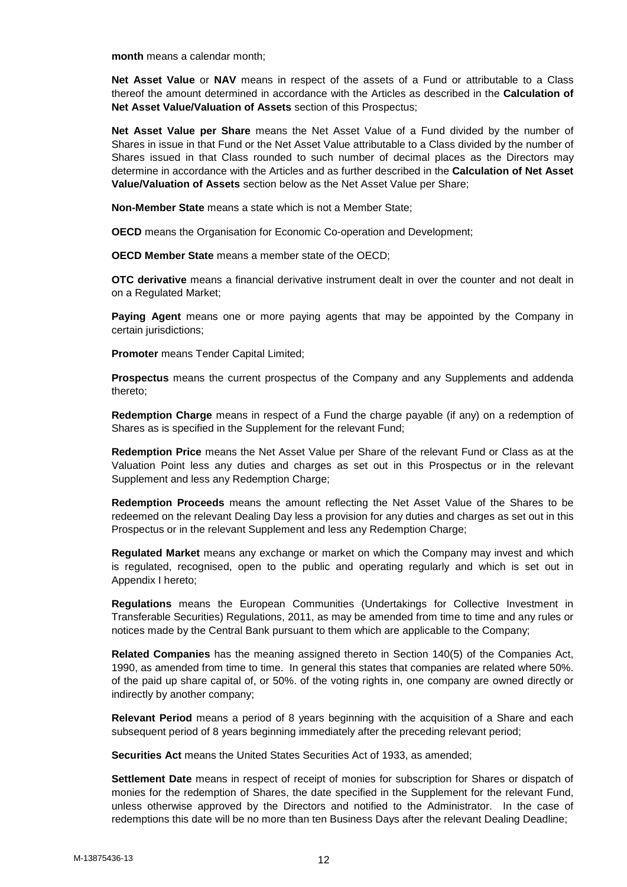**month** means a calendar month;

**Net Asset Value** or **NAV** means in respect of the assets of a Fund or attributable to a Class thereof the amount determined in accordance with the Articles as described in the **Calculation of Net Asset Value/Valuation of Assets** section of this Prospectus;

**Net Asset Value per Share** means the Net Asset Value of a Fund divided by the number of Shares in issue in that Fund or the Net Asset Value attributable to a Class divided by the number of Shares issued in that Class rounded to such number of decimal places as the Directors may determine in accordance with the Articles and as further described in the **Calculation of Net Asset Value/Valuation of Assets** section below as the Net Asset Value per Share;

**Non-Member State** means a state which is not a Member State;

**OECD** means the Organisation for Economic Co-operation and Development;

**OECD Member State** means a member state of the OECD;

**OTC derivative** means a financial derivative instrument dealt in over the counter and not dealt in on a Regulated Market;

**Paying Agent** means one or more paying agents that may be appointed by the Company in certain jurisdictions;

**Promoter** means Tender Capital Limited;

**Prospectus** means the current prospectus of the Company and any Supplements and addenda thereto;

**Redemption Charge** means in respect of a Fund the charge payable (if any) on a redemption of Shares as is specified in the Supplement for the relevant Fund;

**Redemption Price** means the Net Asset Value per Share of the relevant Fund or Class as at the Valuation Point less any duties and charges as set out in this Prospectus or in the relevant Supplement and less any Redemption Charge;

**Redemption Proceeds** means the amount reflecting the Net Asset Value of the Shares to be redeemed on the relevant Dealing Day less a provision for any duties and charges as set out in this Prospectus or in the relevant Supplement and less any Redemption Charge;

**Regulated Market** means any exchange or market on which the Company may invest and which is regulated, recognised, open to the public and operating regularly and which is set out in Appendix I hereto;

**Regulations** means the European Communities (Undertakings for Collective Investment in Transferable Securities) Regulations, 2011, as may be amended from time to time and any rules or notices made by the Central Bank pursuant to them which are applicable to the Company;

**Related Companies** has the meaning assigned thereto in Section 140(5) of the Companies Act, 1990, as amended from time to time. In general this states that companies are related where 50%. of the paid up share capital of, or 50%. of the voting rights in, one company are owned directly or indirectly by another company;

**Relevant Period** means a period of 8 years beginning with the acquisition of a Share and each subsequent period of 8 years beginning immediately after the preceding relevant period;

**Securities Act** means the United States Securities Act of 1933, as amended;

**Settlement Date** means in respect of receipt of monies for subscription for Shares or dispatch of monies for the redemption of Shares, the date specified in the Supplement for the relevant Fund, unless otherwise approved by the Directors and notified to the Administrator. In the case of redemptions this date will be no more than ten Business Days after the relevant Dealing Deadline;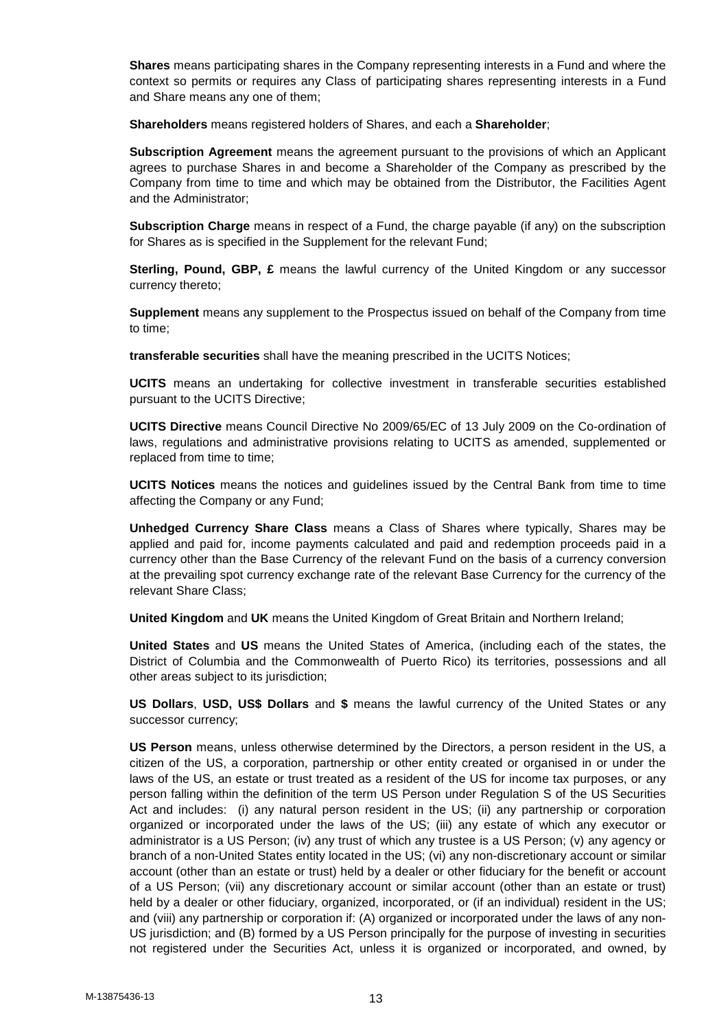**Shares** means participating shares in the Company representing interests in a Fund and where the context so permits or requires any Class of participating shares representing interests in a Fund and Share means any one of them;

**Shareholders** means registered holders of Shares, and each a **Shareholder**;

**Subscription Agreement** means the agreement pursuant to the provisions of which an Applicant agrees to purchase Shares in and become a Shareholder of the Company as prescribed by the Company from time to time and which may be obtained from the Distributor, the Facilities Agent and the Administrator;

**Subscription Charge** means in respect of a Fund, the charge payable (if any) on the subscription for Shares as is specified in the Supplement for the relevant Fund;

**Sterling, Pound, GBP, £** means the lawful currency of the United Kingdom or any successor currency thereto;

**Supplement** means any supplement to the Prospectus issued on behalf of the Company from time to time;

**transferable securities** shall have the meaning prescribed in the UCITS Notices;

**UCITS** means an undertaking for collective investment in transferable securities established pursuant to the UCITS Directive;

**UCITS Directive** means Council Directive No 2009/65/EC of 13 July 2009 on the Co-ordination of laws, regulations and administrative provisions relating to UCITS as amended, supplemented or replaced from time to time;

**UCITS Notices** means the notices and guidelines issued by the Central Bank from time to time affecting the Company or any Fund;

**Unhedged Currency Share Class** means a Class of Shares where typically, Shares may be applied and paid for, income payments calculated and paid and redemption proceeds paid in a currency other than the Base Currency of the relevant Fund on the basis of a currency conversion at the prevailing spot currency exchange rate of the relevant Base Currency for the currency of the relevant Share Class;

**United Kingdom** and **UK** means the United Kingdom of Great Britain and Northern Ireland;

**United States** and **US** means the United States of America, (including each of the states, the District of Columbia and the Commonwealth of Puerto Rico) its territories, possessions and all other areas subject to its jurisdiction;

**US Dollars**, **USD, US$ Dollars** and **$** means the lawful currency of the United States or any successor currency;

**US Person** means, unless otherwise determined by the Directors, a person resident in the US, a citizen of the US, a corporation, partnership or other entity created or organised in or under the laws of the US, an estate or trust treated as a resident of the US for income tax purposes, or any person falling within the definition of the term US Person under Regulation S of the US Securities Act and includes: (i) any natural person resident in the US; (ii) any partnership or corporation organized or incorporated under the laws of the US; (iii) any estate of which any executor or administrator is a US Person; (iv) any trust of which any trustee is a US Person; (v) any agency or branch of a non-United States entity located in the US; (vi) any non-discretionary account or similar account (other than an estate or trust) held by a dealer or other fiduciary for the benefit or account of a US Person; (vii) any discretionary account or similar account (other than an estate or trust) held by a dealer or other fiduciary, organized, incorporated, or (if an individual) resident in the US; and (viii) any partnership or corporation if: (A) organized or incorporated under the laws of any non-US jurisdiction; and (B) formed by a US Person principally for the purpose of investing in securities not registered under the Securities Act, unless it is organized or incorporated, and owned, by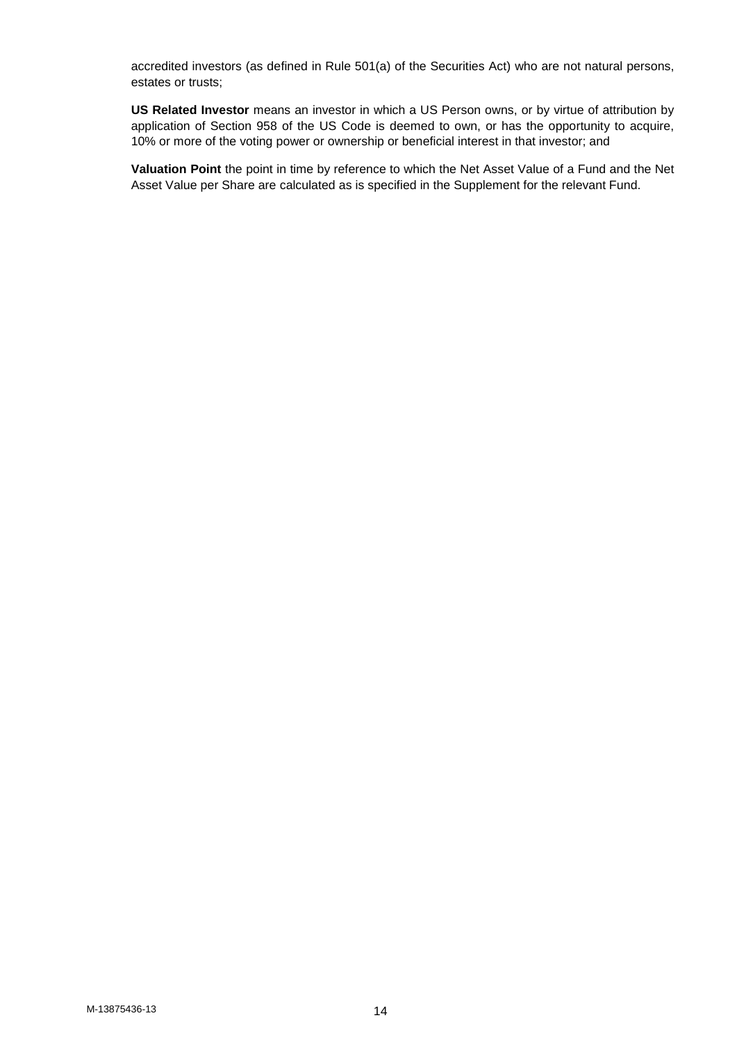accredited investors (as defined in Rule 501(a) of the Securities Act) who are not natural persons, estates or trusts;

**US Related Investor** means an investor in which a US Person owns, or by virtue of attribution by application of Section 958 of the US Code is deemed to own, or has the opportunity to acquire, 10% or more of the voting power or ownership or beneficial interest in that investor; and

**Valuation Point** the point in time by reference to which the Net Asset Value of a Fund and the Net Asset Value per Share are calculated as is specified in the Supplement for the relevant Fund.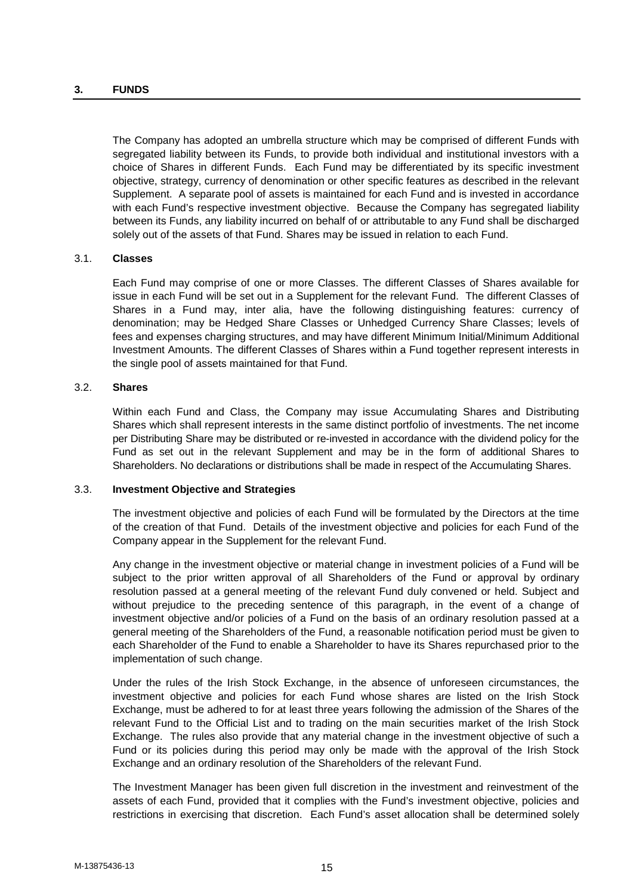## 3. FUNDS

The Company has adopted an umbrella structure which may be comprised of different Funds with segregated liability between its Funds, to provide both individual and institutional investors with a choice of Shares in different Funds. Each Fund may be differentiated by its specific investment objective, strategy, currency of denomination or other specific features as described in the relevant Supplement. A separate pool of assets is maintained for each Fund and is invested in accordance with each Fund's respective investment objective. Because the Company has segregated liability between its Funds, any liability incurred on behalf of or attributable to any Fund shall be discharged solely out of the assets of that Fund. Shares may be issued in relation to each Fund.

### 3.1. Classes

Each Fund may comprise of one or more Classes. The different Classes of Shares available for issue in each Fund will be set out in a Supplement for the relevant Fund. The different Classes of Shares in a Fund may, inter alia, have the following distinguishing features: currency of denomination; may be Hedged Share Classes or Unhedged Currency Share Classes; levels of fees and expenses charging structures, and may have different Minimum Initial/Minimum Additional Investment Amounts. The different Classes of Shares within a Fund together represent interests in the single pool of assets maintained for that Fund.

### 3.2. Shares

Within each Fund and Class, the Company may issue Accumulating Shares and Distributing Shares which shall represent interests in the same distinct portfolio of investments. The net income per Distributing Share may be distributed or re-invested in accordance with the dividend policy for the Fund as set out in the relevant Supplement and may be in the form of additional Shares to Shareholders. No declarations or distributions shall be made in respect of the Accumulating Shares.

### 3.3. Investment Objective and Strategies

The investment objective and policies of each Fund will be formulated by the Directors at the time of the creation of that Fund. Details of the investment objective and policies for each Fund of the Company appear in the Supplement for the relevant Fund.

Any change in the investment objective or material change in investment policies of a Fund will be subject to the prior written approval of all Shareholders of the Fund or approval by ordinary resolution passed at a general meeting of the relevant Fund duly convened or held. Subject and without prejudice to the preceding sentence of this paragraph, in the event of a change of investment objective and/or policies of a Fund on the basis of an ordinary resolution passed at a general meeting of the Shareholders of the Fund, a reasonable notification period must be given to each Shareholder of the Fund to enable a Shareholder to have its Shares repurchased prior to the implementation of such change.

Under the rules of the Irish Stock Exchange, in the absence of unforeseen circumstances, the investment objective and policies for each Fund whose shares are listed on the Irish Stock Exchange, must be adhered to for at least three years following the admission of the Shares of the relevant Fund to the Official List and to trading on the main securities market of the Irish Stock Exchange. The rules also provide that any material change in the investment objective of such a Fund or its policies during this period may only be made with the approval of the Irish Stock Exchange and an ordinary resolution of the Shareholders of the relevant Fund.

The Investment Manager has been given full discretion in the investment and reinvestment of the assets of each Fund, provided that it complies with the Fund's investment objective, policies and restrictions in exercising that discretion. Each Fund's asset allocation shall be determined solely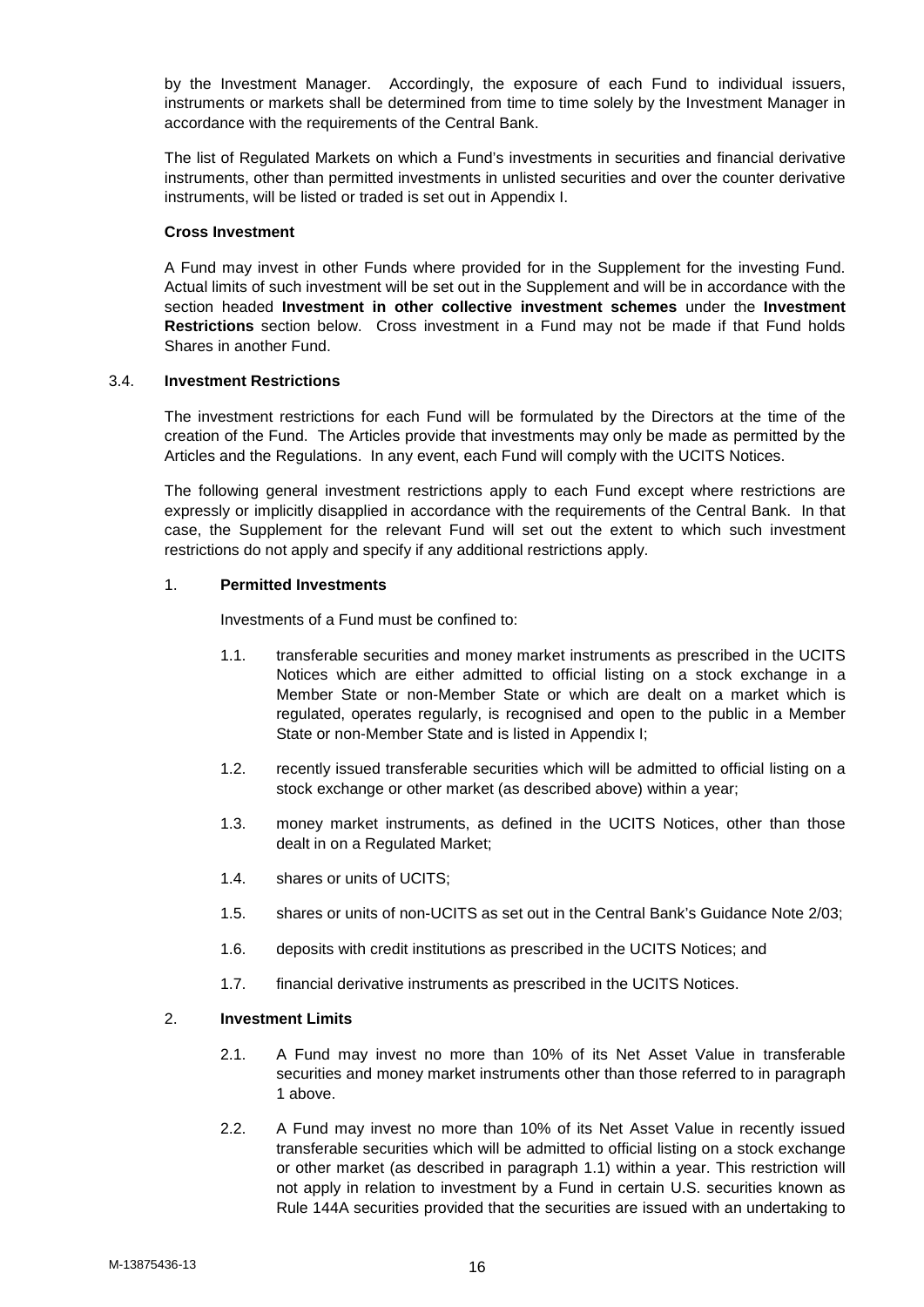by the Investment Manager. Accordingly, the exposure of each Fund to individual issuers, instruments or markets shall be determined from time to time solely by the Investment Manager in accordance with the requirements of the Central Bank.

The list of Regulated Markets on which a Fund's investments in securities and financial derivative instruments, other than permitted investments in unlisted securities and over the counter derivative instruments, will be listed or traded is set out in Appendix I.

**Cross Investment**

A Fund may invest in other Funds where provided for in the Supplement for the investing Fund. Actual limits of such investment will be set out in the Supplement and will be in accordance with the section headed **Investment in other collective investment schemes** under the **Investment Restrictions** section below. Cross investment in a Fund may not be made if that Fund holds Shares in another Fund.

## 3.4. Investment Restrictions

The investment restrictions for each Fund will be formulated by the Directors at the time of the creation of the Fund. The Articles provide that investments may only be made as permitted by the Articles and the Regulations. In any event, each Fund will comply with the UCITS Notices.

The following general investment restrictions apply to each Fund except where restrictions are expressly or implicitly disapplied in accordance with the requirements of the Central Bank. In that case, the Supplement for the relevant Fund will set out the extent to which such investment restrictions do not apply and specify if any additional restrictions apply.

### 1. Permitted Investments

Investments of a Fund must be confined to:

1.1. transferable securities and money market instruments as prescribed in the UCITS Notices which are either admitted to official listing on a stock exchange in a Member State or non-Member State or which are dealt on a market which is regulated, operates regularly, is recognised and open to the public in a Member State or non-Member State and is listed in Appendix I;

1.2. recently issued transferable securities which will be admitted to official listing on a stock exchange or other market (as described above) within a year;

1.3. money market instruments, as defined in the UCITS Notices, other than those dealt in on a Regulated Market;

1.4. shares or units of UCITS;

1.5. shares or units of non-UCITS as set out in the Central Bank's Guidance Note 2/03;

1.6. deposits with credit institutions as prescribed in the UCITS Notices; and

1.7. financial derivative instruments as prescribed in the UCITS Notices.

### 2. Investment Limits

2.1. A Fund may invest no more than 10% of its Net Asset Value in transferable securities and money market instruments other than those referred to in paragraph 1 above.

2.2. A Fund may invest no more than 10% of its Net Asset Value in recently issued transferable securities which will be admitted to official listing on a stock exchange or other market (as described in paragraph 1.1) within a year. This restriction will not apply in relation to investment by a Fund in certain U.S. securities known as Rule 144A securities provided that the securities are issued with an undertaking to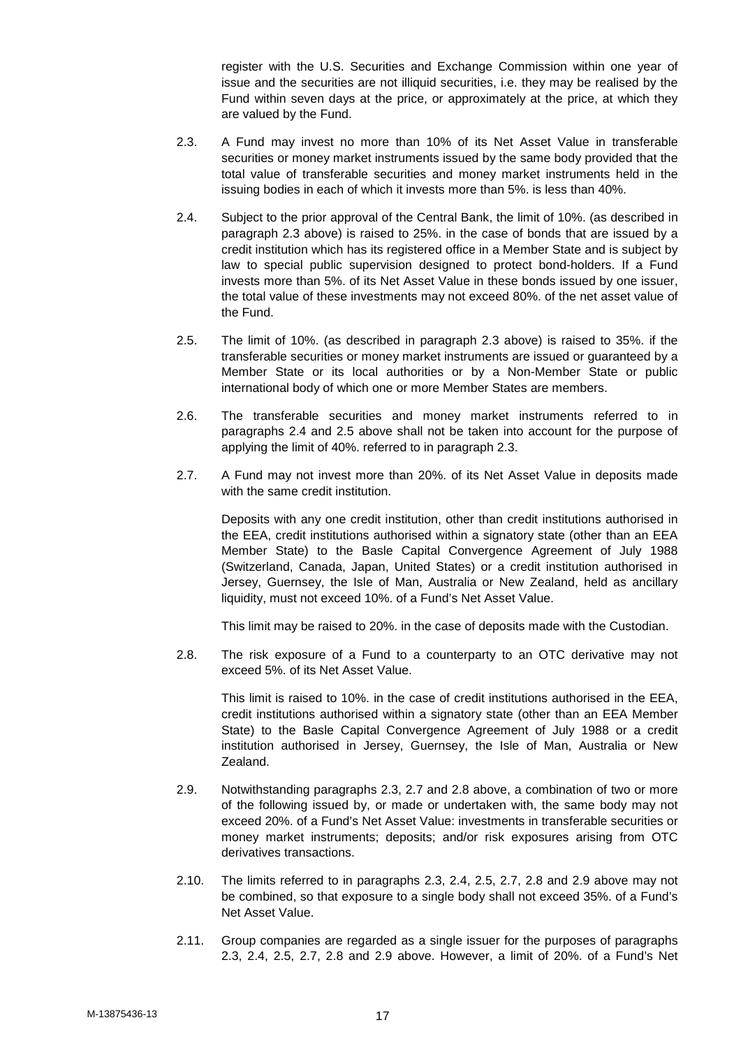register with the U.S. Securities and Exchange Commission within one year of issue and the securities are not illiquid securities, i.e. they may be realised by the Fund within seven days at the price, or approximately at the price, at which they are valued by the Fund.

2.3. A Fund may invest no more than 10% of its Net Asset Value in transferable securities or money market instruments issued by the same body provided that the total value of transferable securities and money market instruments held in the issuing bodies in each of which it invests more than 5%. is less than 40%.

2.4. Subject to the prior approval of the Central Bank, the limit of 10%. (as described in paragraph 2.3 above) is raised to 25%. in the case of bonds that are issued by a credit institution which has its registered office in a Member State and is subject by law to special public supervision designed to protect bond-holders. If a Fund invests more than 5%. of its Net Asset Value in these bonds issued by one issuer, the total value of these investments may not exceed 80%. of the net asset value of the Fund.

2.5. The limit of 10%. (as described in paragraph 2.3 above) is raised to 35%. if the transferable securities or money market instruments are issued or guaranteed by a Member State or its local authorities or by a Non-Member State or public international body of which one or more Member States are members.

2.6. The transferable securities and money market instruments referred to in paragraphs 2.4 and 2.5 above shall not be taken into account for the purpose of applying the limit of 40%. referred to in paragraph 2.3.

2.7. A Fund may not invest more than 20%. of its Net Asset Value in deposits made with the same credit institution.

Deposits with any one credit institution, other than credit institutions authorised in the EEA, credit institutions authorised within a signatory state (other than an EEA Member State) to the Basle Capital Convergence Agreement of July 1988 (Switzerland, Canada, Japan, United States) or a credit institution authorised in Jersey, Guernsey, the Isle of Man, Australia or New Zealand, held as ancillary liquidity, must not exceed 10%. of a Fund's Net Asset Value.

This limit may be raised to 20%. in the case of deposits made with the Custodian.

2.8. The risk exposure of a Fund to a counterparty to an OTC derivative may not exceed 5%. of its Net Asset Value.

This limit is raised to 10%. in the case of credit institutions authorised in the EEA, credit institutions authorised within a signatory state (other than an EEA Member State) to the Basle Capital Convergence Agreement of July 1988 or a credit institution authorised in Jersey, Guernsey, the Isle of Man, Australia or New Zealand.

2.9. Notwithstanding paragraphs 2.3, 2.7 and 2.8 above, a combination of two or more of the following issued by, or made or undertaken with, the same body may not exceed 20%. of a Fund's Net Asset Value: investments in transferable securities or money market instruments; deposits; and/or risk exposures arising from OTC derivatives transactions.

2.10. The limits referred to in paragraphs 2.3, 2.4, 2.5, 2.7, 2.8 and 2.9 above may not be combined, so that exposure to a single body shall not exceed 35%. of a Fund's Net Asset Value.

2.11. Group companies are regarded as a single issuer for the purposes of paragraphs 2.3, 2.4, 2.5, 2.7, 2.8 and 2.9 above. However, a limit of 20%. of a Fund's Net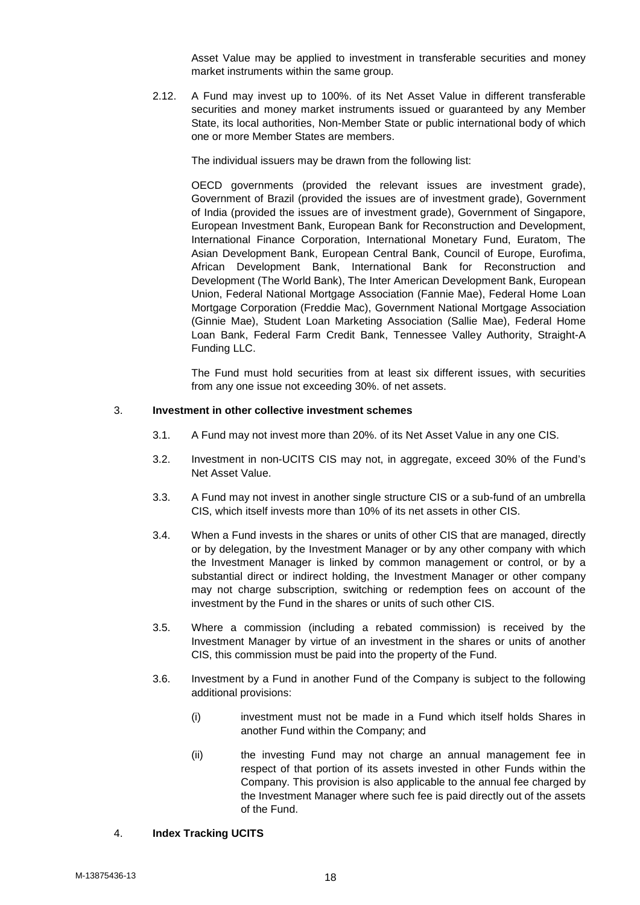Asset Value may be applied to investment in transferable securities and money market instruments within the same group.

2.12. A Fund may invest up to 100%. of its Net Asset Value in different transferable securities and money market instruments issued or guaranteed by any Member State, its local authorities, Non-Member State or public international body of which one or more Member States are members.

The individual issuers may be drawn from the following list:

OECD governments (provided the relevant issues are investment grade), Government of Brazil (provided the issues are of investment grade), Government of India (provided the issues are of investment grade), Government of Singapore, European Investment Bank, European Bank for Reconstruction and Development, International Finance Corporation, International Monetary Fund, Euratom, The Asian Development Bank, European Central Bank, Council of Europe, Eurofima, African Development Bank, International Bank for Reconstruction and Development (The World Bank), The Inter American Development Bank, European Union, Federal National Mortgage Association (Fannie Mae), Federal Home Loan Mortgage Corporation (Freddie Mac), Government National Mortgage Association (Ginnie Mae), Student Loan Marketing Association (Sallie Mae), Federal Home Loan Bank, Federal Farm Credit Bank, Tennessee Valley Authority, Straight-A Funding LLC.

The Fund must hold securities from at least six different issues, with securities from any one issue not exceeding 30%. of net assets.

3. **Investment in other collective investment schemes**

3.1. A Fund may not invest more than 20%. of its Net Asset Value in any one CIS.

3.2. Investment in non-UCITS CIS may not, in aggregate, exceed 30% of the Fund's Net Asset Value.

3.3. A Fund may not invest in another single structure CIS or a sub-fund of an umbrella CIS, which itself invests more than 10% of its net assets in other CIS.

3.4. When a Fund invests in the shares or units of other CIS that are managed, directly or by delegation, by the Investment Manager or by any other company with which the Investment Manager is linked by common management or control, or by a substantial direct or indirect holding, the Investment Manager or other company may not charge subscription, switching or redemption fees on account of the investment by the Fund in the shares or units of such other CIS.

3.5. Where a commission (including a rebated commission) is received by the Investment Manager by virtue of an investment in the shares or units of another CIS, this commission must be paid into the property of the Fund.

3.6. Investment by a Fund in another Fund of the Company is subject to the following additional provisions:

(i) investment must not be made in a Fund which itself holds Shares in another Fund within the Company; and

(ii) the investing Fund may not charge an annual management fee in respect of that portion of its assets invested in other Funds within the Company. This provision is also applicable to the annual fee charged by the Investment Manager where such fee is paid directly out of the assets of the Fund.

4. **Index Tracking UCITS**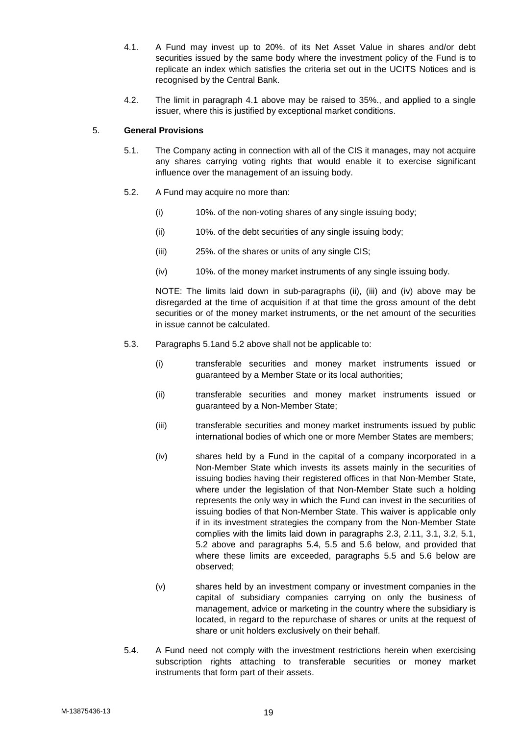4.1. A Fund may invest up to 20%. of its Net Asset Value in shares and/or debt securities issued by the same body where the investment policy of the Fund is to replicate an index which satisfies the criteria set out in the UCITS Notices and is recognised by the Central Bank.

4.2. The limit in paragraph 4.1 above may be raised to 35%., and applied to a single issuer, where this is justified by exceptional market conditions.

5. **General Provisions**

5.1. The Company acting in connection with all of the CIS it manages, may not acquire any shares carrying voting rights that would enable it to exercise significant influence over the management of an issuing body.

5.2. A Fund may acquire no more than:

(i) 10%. of the non-voting shares of any single issuing body;

(ii) 10%. of the debt securities of any single issuing body;

(iii) 25%. of the shares or units of any single CIS;

(iv) 10%. of the money market instruments of any single issuing body.

NOTE: The limits laid down in sub-paragraphs (ii), (iii) and (iv) above may be disregarded at the time of acquisition if at that time the gross amount of the debt securities or of the money market instruments, or the net amount of the securities in issue cannot be calculated.

5.3. Paragraphs 5.1and 5.2 above shall not be applicable to:

(i) transferable securities and money market instruments issued or guaranteed by a Member State or its local authorities;

(ii) transferable securities and money market instruments issued or guaranteed by a Non-Member State;

(iii) transferable securities and money market instruments issued by public international bodies of which one or more Member States are members;

(iv) shares held by a Fund in the capital of a company incorporated in a Non-Member State which invests its assets mainly in the securities of issuing bodies having their registered offices in that Non-Member State, where under the legislation of that Non-Member State such a holding represents the only way in which the Fund can invest in the securities of issuing bodies of that Non-Member State. This waiver is applicable only if in its investment strategies the company from the Non-Member State complies with the limits laid down in paragraphs 2.3, 2.11, 3.1, 3.2, 5.1, 5.2 above and paragraphs 5.4, 5.5 and 5.6 below, and provided that where these limits are exceeded, paragraphs 5.5 and 5.6 below are observed;

(v) shares held by an investment company or investment companies in the capital of subsidiary companies carrying on only the business of management, advice or marketing in the country where the subsidiary is located, in regard to the repurchase of shares or units at the request of share or unit holders exclusively on their behalf.

5.4. A Fund need not comply with the investment restrictions herein when exercising subscription rights attaching to transferable securities or money market instruments that form part of their assets.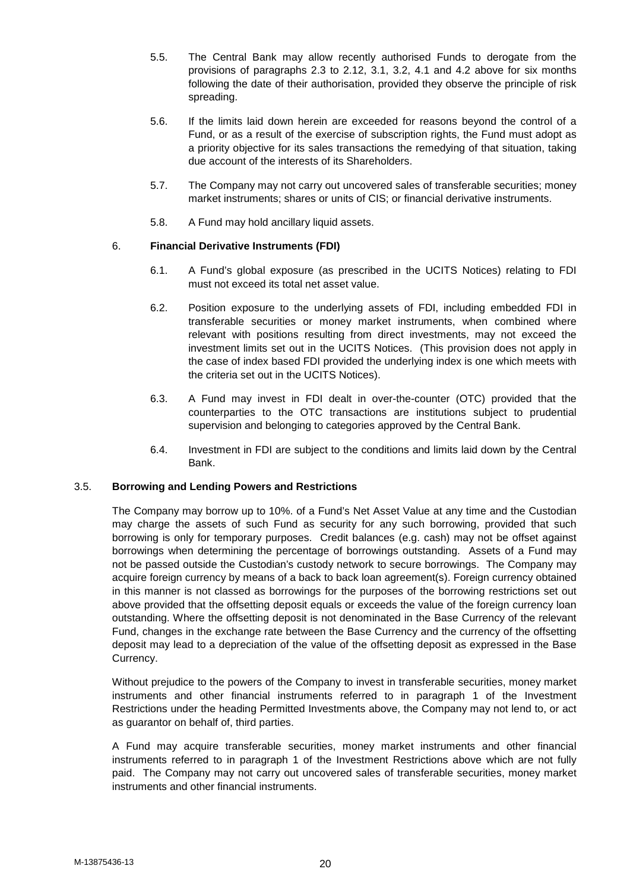5.5. The Central Bank may allow recently authorised Funds to derogate from the provisions of paragraphs 2.3 to 2.12, 3.1, 3.2, 4.1 and 4.2 above for six months following the date of their authorisation, provided they observe the principle of risk spreading.

5.6. If the limits laid down herein are exceeded for reasons beyond the control of a Fund, or as a result of the exercise of subscription rights, the Fund must adopt as a priority objective for its sales transactions the remedying of that situation, taking due account of the interests of its Shareholders.

5.7. The Company may not carry out uncovered sales of transferable securities; money market instruments; shares or units of CIS; or financial derivative instruments.

5.8. A Fund may hold ancillary liquid assets.

6. **Financial Derivative Instruments (FDI)**

6.1. A Fund's global exposure (as prescribed in the UCITS Notices) relating to FDI must not exceed its total net asset value.

6.2. Position exposure to the underlying assets of FDI, including embedded FDI in transferable securities or money market instruments, when combined where relevant with positions resulting from direct investments, may not exceed the investment limits set out in the UCITS Notices. (This provision does not apply in the case of index based FDI provided the underlying index is one which meets with the criteria set out in the UCITS Notices).

6.3. A Fund may invest in FDI dealt in over-the-counter (OTC) provided that the counterparties to the OTC transactions are institutions subject to prudential supervision and belonging to categories approved by the Central Bank.

6.4. Investment in FDI are subject to the conditions and limits laid down by the Central Bank.

### 3.5. Borrowing and Lending Powers and Restrictions

The Company may borrow up to 10%. of a Fund's Net Asset Value at any time and the Custodian may charge the assets of such Fund as security for any such borrowing, provided that such borrowing is only for temporary purposes. Credit balances (e.g. cash) may not be offset against borrowings when determining the percentage of borrowings outstanding. Assets of a Fund may not be passed outside the Custodian's custody network to secure borrowings. The Company may acquire foreign currency by means of a back to back loan agreement(s). Foreign currency obtained in this manner is not classed as borrowings for the purposes of the borrowing restrictions set out above provided that the offsetting deposit equals or exceeds the value of the foreign currency loan outstanding. Where the offsetting deposit is not denominated in the Base Currency of the relevant Fund, changes in the exchange rate between the Base Currency and the currency of the offsetting deposit may lead to a depreciation of the value of the offsetting deposit as expressed in the Base Currency.

Without prejudice to the powers of the Company to invest in transferable securities, money market instruments and other financial instruments referred to in paragraph 1 of the Investment Restrictions under the heading Permitted Investments above, the Company may not lend to, or act as guarantor on behalf of, third parties.

A Fund may acquire transferable securities, money market instruments and other financial instruments referred to in paragraph 1 of the Investment Restrictions above which are not fully paid. The Company may not carry out uncovered sales of transferable securities, money market instruments and other financial instruments.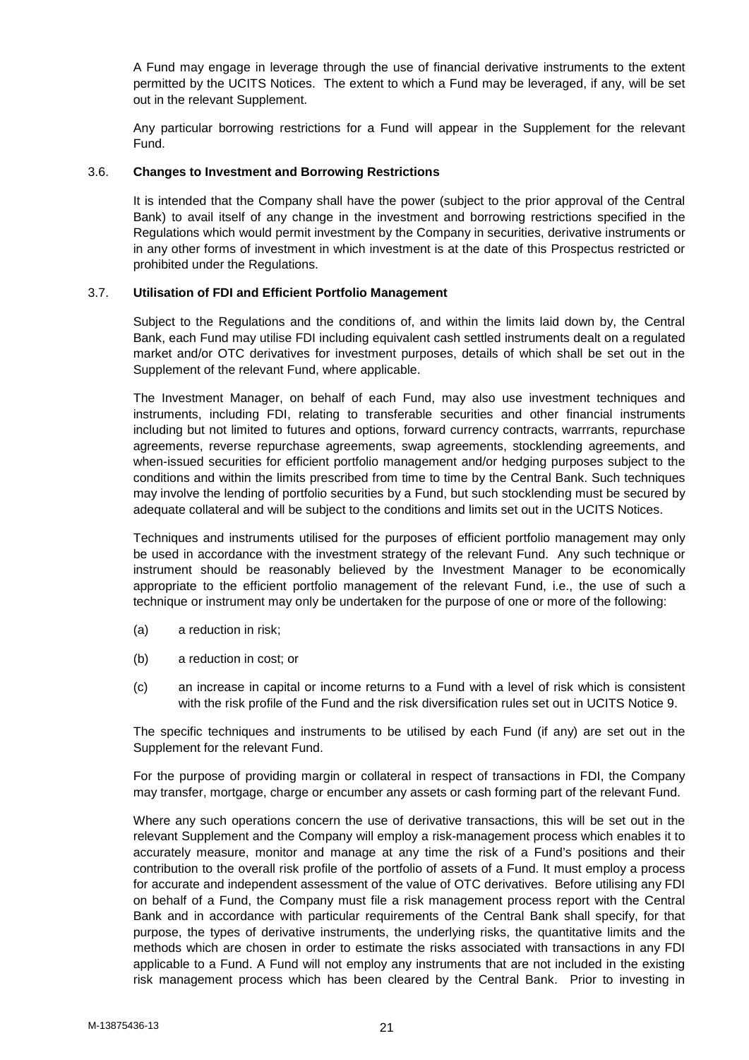A Fund may engage in leverage through the use of financial derivative instruments to the extent permitted by the UCITS Notices. The extent to which a Fund may be leveraged, if any, will be set out in the relevant Supplement.

Any particular borrowing restrictions for a Fund will appear in the Supplement for the relevant Fund.

### 3.6. Changes to Investment and Borrowing Restrictions

It is intended that the Company shall have the power (subject to the prior approval of the Central Bank) to avail itself of any change in the investment and borrowing restrictions specified in the Regulations which would permit investment by the Company in securities, derivative instruments or in any other forms of investment in which investment is at the date of this Prospectus restricted or prohibited under the Regulations.

### 3.7. Utilisation of FDI and Efficient Portfolio Management

Subject to the Regulations and the conditions of, and within the limits laid down by, the Central Bank, each Fund may utilise FDI including equivalent cash settled instruments dealt on a regulated market and/or OTC derivatives for investment purposes, details of which shall be set out in the Supplement of the relevant Fund, where applicable.

The Investment Manager, on behalf of each Fund, may also use investment techniques and instruments, including FDI, relating to transferable securities and other financial instruments including but not limited to futures and options, forward currency contracts, warrrants, repurchase agreements, reverse repurchase agreements, swap agreements, stocklending agreements, and when-issued securities for efficient portfolio management and/or hedging purposes subject to the conditions and within the limits prescribed from time to time by the Central Bank. Such techniques may involve the lending of portfolio securities by a Fund, but such stocklending must be secured by adequate collateral and will be subject to the conditions and limits set out in the UCITS Notices.

Techniques and instruments utilised for the purposes of efficient portfolio management may only be used in accordance with the investment strategy of the relevant Fund. Any such technique or instrument should be reasonably believed by the Investment Manager to be economically appropriate to the efficient portfolio management of the relevant Fund, i.e., the use of such a technique or instrument may only be undertaken for the purpose of one or more of the following:

(a) a reduction in risk;

(b) a reduction in cost; or

(c) an increase in capital or income returns to a Fund with a level of risk which is consistent with the risk profile of the Fund and the risk diversification rules set out in UCITS Notice 9.

The specific techniques and instruments to be utilised by each Fund (if any) are set out in the Supplement for the relevant Fund.

For the purpose of providing margin or collateral in respect of transactions in FDI, the Company may transfer, mortgage, charge or encumber any assets or cash forming part of the relevant Fund.

Where any such operations concern the use of derivative transactions, this will be set out in the relevant Supplement and the Company will employ a risk-management process which enables it to accurately measure, monitor and manage at any time the risk of a Fund's positions and their contribution to the overall risk profile of the portfolio of assets of a Fund. It must employ a process for accurate and independent assessment of the value of OTC derivatives. Before utilising any FDI on behalf of a Fund, the Company must file a risk management process report with the Central Bank and in accordance with particular requirements of the Central Bank shall specify, for that purpose, the types of derivative instruments, the underlying risks, the quantitative limits and the methods which are chosen in order to estimate the risks associated with transactions in any FDI applicable to a Fund. A Fund will not employ any instruments that are not included in the existing risk management process which has been cleared by the Central Bank. Prior to investing in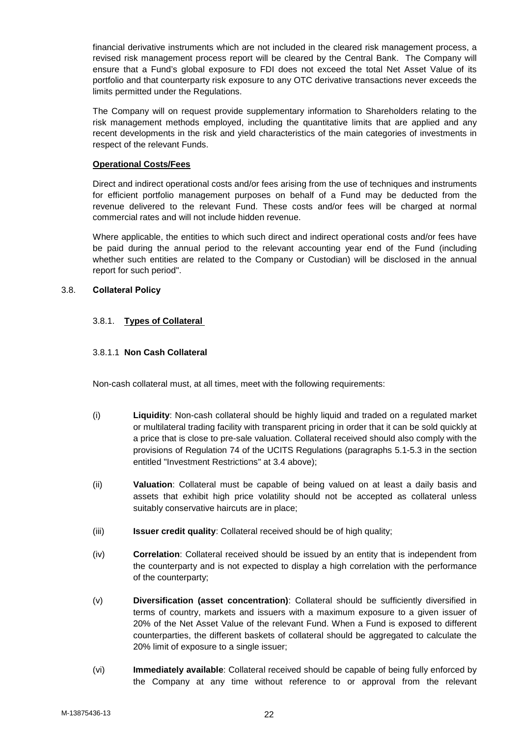financial derivative instruments which are not included in the cleared risk management process, a revised risk management process report will be cleared by the Central Bank. The Company will ensure that a Fund's global exposure to FDI does not exceed the total Net Asset Value of its portfolio and that counterparty risk exposure to any OTC derivative transactions never exceeds the limits permitted under the Regulations.

The Company will on request provide supplementary information to Shareholders relating to the risk management methods employed, including the quantitative limits that are applied and any recent developments in the risk and yield characteristics of the main categories of investments in respect of the relevant Funds.

**Operational Costs/Fees**

Direct and indirect operational costs and/or fees arising from the use of techniques and instruments for efficient portfolio management purposes on behalf of a Fund may be deducted from the revenue delivered to the relevant Fund. These costs and/or fees will be charged at normal commercial rates and will not include hidden revenue.

Where applicable, the entities to which such direct and indirect operational costs and/or fees have be paid during the annual period to the relevant accounting year end of the Fund (including whether such entities are related to the Company or Custodian) will be disclosed in the annual report for such period".

### 3.8. Collateral Policy

#### 3.8.1. Types of Collateral

##### 3.8.1.1 Non Cash Collateral

Non-cash collateral must, at all times, meet with the following requirements:

(i) **Liquidity**: Non-cash collateral should be highly liquid and traded on a regulated market or multilateral trading facility with transparent pricing in order that it can be sold quickly at a price that is close to pre-sale valuation. Collateral received should also comply with the provisions of Regulation 74 of the UCITS Regulations (paragraphs 5.1-5.3 in the section entitled "Investment Restrictions" at 3.4 above);

(ii) **Valuation**: Collateral must be capable of being valued on at least a daily basis and assets that exhibit high price volatility should not be accepted as collateral unless suitably conservative haircuts are in place;

(iii) **Issuer credit quality**: Collateral received should be of high quality;

(iv) **Correlation**: Collateral received should be issued by an entity that is independent from the counterparty and is not expected to display a high correlation with the performance of the counterparty;

(v) **Diversification (asset concentration)**: Collateral should be sufficiently diversified in terms of country, markets and issuers with a maximum exposure to a given issuer of 20% of the Net Asset Value of the relevant Fund. When a Fund is exposed to different counterparties, the different baskets of collateral should be aggregated to calculate the 20% limit of exposure to a single issuer;

(vi) **Immediately available**: Collateral received should be capable of being fully enforced by the Company at any time without reference to or approval from the relevant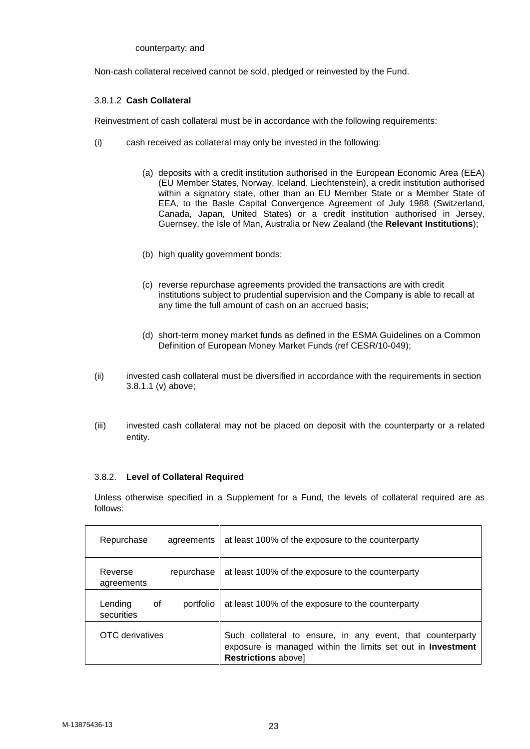counterparty; and

Non-cash collateral received cannot be sold, pledged or reinvested by the Fund.

#### 3.8.1.2 **Cash Collateral**

Reinvestment of cash collateral must be in accordance with the following requirements:

(i) cash received as collateral may only be invested in the following:

(a) deposits with a credit institution authorised in the European Economic Area (EEA) (EU Member States, Norway, Iceland, Liechtenstein), a credit institution authorised within a signatory state, other than an EU Member State or a Member State of EEA, to the Basle Capital Convergence Agreement of July 1988 (Switzerland, Canada, Japan, United States) or a credit institution authorised in Jersey, Guernsey, the Isle of Man, Australia or New Zealand (the **Relevant Institutions**);

(b) high quality government bonds;

(c) reverse repurchase agreements provided the transactions are with credit institutions subject to prudential supervision and the Company is able to recall at any time the full amount of cash on an accrued basis;

(d) short-term money market funds as defined in the ESMA Guidelines on a Common Definition of European Money Market Funds (ref CESR/10-049);

(ii) invested cash collateral must be diversified in accordance with the requirements in section 3.8.1.1 (v) above;

(iii) invested cash collateral may not be placed on deposit with the counterparty or a related entity.

### 3.8.2. **Level of Collateral Required**

Unless otherwise specified in a Supplement for a Fund, the levels of collateral required are as follows:

| | |
|---|---|
| Repurchase agreements | at least 100% of the exposure to the counterparty |
| Reverse repurchase agreements | at least 100% of the exposure to the counterparty |
| Lending of portfolio securities | at least 100% of the exposure to the counterparty |
| OTC derivatives | Such collateral to ensure, in any event, that counterparty exposure is managed within the limits set out in **Investment Restrictions** above] |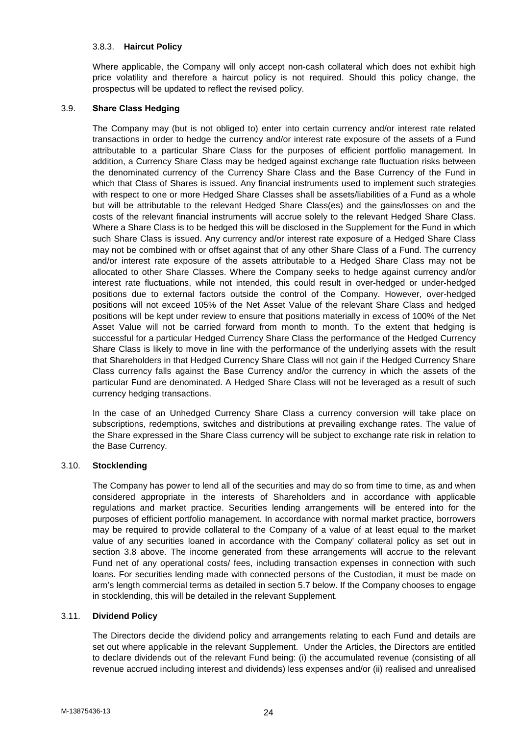### 3.8.3. **Haircut Policy**

Where applicable, the Company will only accept non-cash collateral which does not exhibit high price volatility and therefore a haircut policy is not required. Should this policy change, the prospectus will be updated to reflect the revised policy.

## 3.9. **Share Class Hedging**

The Company may (but is not obliged to) enter into certain currency and/or interest rate related transactions in order to hedge the currency and/or interest rate exposure of the assets of a Fund attributable to a particular Share Class for the purposes of efficient portfolio management. In addition, a Currency Share Class may be hedged against exchange rate fluctuation risks between the denominated currency of the Currency Share Class and the Base Currency of the Fund in which that Class of Shares is issued. Any financial instruments used to implement such strategies with respect to one or more Hedged Share Classes shall be assets/liabilities of a Fund as a whole but will be attributable to the relevant Hedged Share Class(es) and the gains/losses on and the costs of the relevant financial instruments will accrue solely to the relevant Hedged Share Class. Where a Share Class is to be hedged this will be disclosed in the Supplement for the Fund in which such Share Class is issued. Any currency and/or interest rate exposure of a Hedged Share Class may not be combined with or offset against that of any other Share Class of a Fund. The currency and/or interest rate exposure of the assets attributable to a Hedged Share Class may not be allocated to other Share Classes. Where the Company seeks to hedge against currency and/or interest rate fluctuations, while not intended, this could result in over-hedged or under-hedged positions due to external factors outside the control of the Company. However, over-hedged positions will not exceed 105% of the Net Asset Value of the relevant Share Class and hedged positions will be kept under review to ensure that positions materially in excess of 100% of the Net Asset Value will not be carried forward from month to month. To the extent that hedging is successful for a particular Hedged Currency Share Class the performance of the Hedged Currency Share Class is likely to move in line with the performance of the underlying assets with the result that Shareholders in that Hedged Currency Share Class will not gain if the Hedged Currency Share Class currency falls against the Base Currency and/or the currency in which the assets of the particular Fund are denominated. A Hedged Share Class will not be leveraged as a result of such currency hedging transactions.

In the case of an Unhedged Currency Share Class a currency conversion will take place on subscriptions, redemptions, switches and distributions at prevailing exchange rates. The value of the Share expressed in the Share Class currency will be subject to exchange rate risk in relation to the Base Currency.

## 3.10. **Stocklending**

The Company has power to lend all of the securities and may do so from time to time, as and when considered appropriate in the interests of Shareholders and in accordance with applicable regulations and market practice. Securities lending arrangements will be entered into for the purposes of efficient portfolio management. In accordance with normal market practice, borrowers may be required to provide collateral to the Company of a value of at least equal to the market value of any securities loaned in accordance with the Company' collateral policy as set out in section 3.8 above. The income generated from these arrangements will accrue to the relevant Fund net of any operational costs/ fees, including transaction expenses in connection with such loans. For securities lending made with connected persons of the Custodian, it must be made on arm's length commercial terms as detailed in section 5.7 below. If the Company chooses to engage in stocklending, this will be detailed in the relevant Supplement.

## 3.11. **Dividend Policy**

The Directors decide the dividend policy and arrangements relating to each Fund and details are set out where applicable in the relevant Supplement. Under the Articles, the Directors are entitled to declare dividends out of the relevant Fund being: (i) the accumulated revenue (consisting of all revenue accrued including interest and dividends) less expenses and/or (ii) realised and unrealised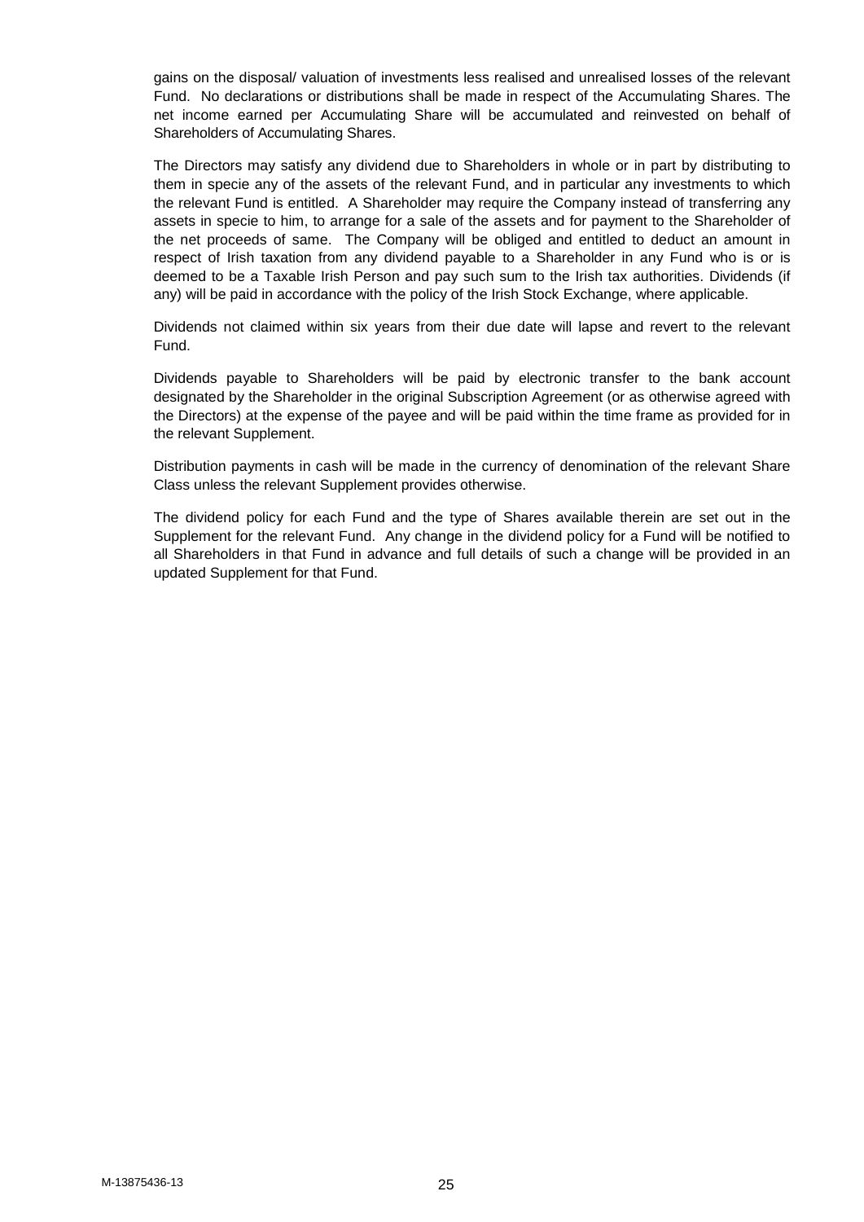gains on the disposal/ valuation of investments less realised and unrealised losses of the relevant Fund. No declarations or distributions shall be made in respect of the Accumulating Shares. The net income earned per Accumulating Share will be accumulated and reinvested on behalf of Shareholders of Accumulating Shares.

The Directors may satisfy any dividend due to Shareholders in whole or in part by distributing to them in specie any of the assets of the relevant Fund, and in particular any investments to which the relevant Fund is entitled. A Shareholder may require the Company instead of transferring any assets in specie to him, to arrange for a sale of the assets and for payment to the Shareholder of the net proceeds of same. The Company will be obliged and entitled to deduct an amount in respect of Irish taxation from any dividend payable to a Shareholder in any Fund who is or is deemed to be a Taxable Irish Person and pay such sum to the Irish tax authorities. Dividends (if any) will be paid in accordance with the policy of the Irish Stock Exchange, where applicable.

Dividends not claimed within six years from their due date will lapse and revert to the relevant Fund.

Dividends payable to Shareholders will be paid by electronic transfer to the bank account designated by the Shareholder in the original Subscription Agreement (or as otherwise agreed with the Directors) at the expense of the payee and will be paid within the time frame as provided for in the relevant Supplement.

Distribution payments in cash will be made in the currency of denomination of the relevant Share Class unless the relevant Supplement provides otherwise.

The dividend policy for each Fund and the type of Shares available therein are set out in the Supplement for the relevant Fund. Any change in the dividend policy for a Fund will be notified to all Shareholders in that Fund in advance and full details of such a change will be provided in an updated Supplement for that Fund.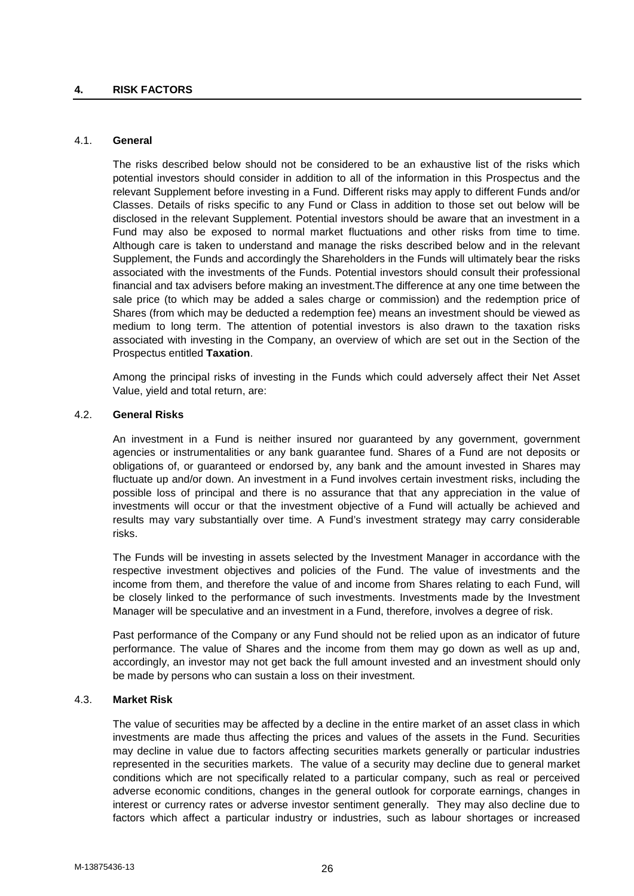## 4. RISK FACTORS

### 4.1. General

The risks described below should not be considered to be an exhaustive list of the risks which potential investors should consider in addition to all of the information in this Prospectus and the relevant Supplement before investing in a Fund. Different risks may apply to different Funds and/or Classes. Details of risks specific to any Fund or Class in addition to those set out below will be disclosed in the relevant Supplement. Potential investors should be aware that an investment in a Fund may also be exposed to normal market fluctuations and other risks from time to time. Although care is taken to understand and manage the risks described below and in the relevant Supplement, the Funds and accordingly the Shareholders in the Funds will ultimately bear the risks associated with the investments of the Funds. Potential investors should consult their professional financial and tax advisers before making an investment.The difference at any one time between the sale price (to which may be added a sales charge or commission) and the redemption price of Shares (from which may be deducted a redemption fee) means an investment should be viewed as medium to long term. The attention of potential investors is also drawn to the taxation risks associated with investing in the Company, an overview of which are set out in the Section of the Prospectus entitled **Taxation**.

Among the principal risks of investing in the Funds which could adversely affect their Net Asset Value, yield and total return, are:

### 4.2. General Risks

An investment in a Fund is neither insured nor guaranteed by any government, government agencies or instrumentalities or any bank guarantee fund. Shares of a Fund are not deposits or obligations of, or guaranteed or endorsed by, any bank and the amount invested in Shares may fluctuate up and/or down. An investment in a Fund involves certain investment risks, including the possible loss of principal and there is no assurance that that any appreciation in the value of investments will occur or that the investment objective of a Fund will actually be achieved and results may vary substantially over time. A Fund's investment strategy may carry considerable risks.

The Funds will be investing in assets selected by the Investment Manager in accordance with the respective investment objectives and policies of the Fund. The value of investments and the income from them, and therefore the value of and income from Shares relating to each Fund, will be closely linked to the performance of such investments. Investments made by the Investment Manager will be speculative and an investment in a Fund, therefore, involves a degree of risk.

Past performance of the Company or any Fund should not be relied upon as an indicator of future performance. The value of Shares and the income from them may go down as well as up and, accordingly, an investor may not get back the full amount invested and an investment should only be made by persons who can sustain a loss on their investment.

### 4.3. Market Risk

The value of securities may be affected by a decline in the entire market of an asset class in which investments are made thus affecting the prices and values of the assets in the Fund. Securities may decline in value due to factors affecting securities markets generally or particular industries represented in the securities markets. The value of a security may decline due to general market conditions which are not specifically related to a particular company, such as real or perceived adverse economic conditions, changes in the general outlook for corporate earnings, changes in interest or currency rates or adverse investor sentiment generally. They may also decline due to factors which affect a particular industry or industries, such as labour shortages or increased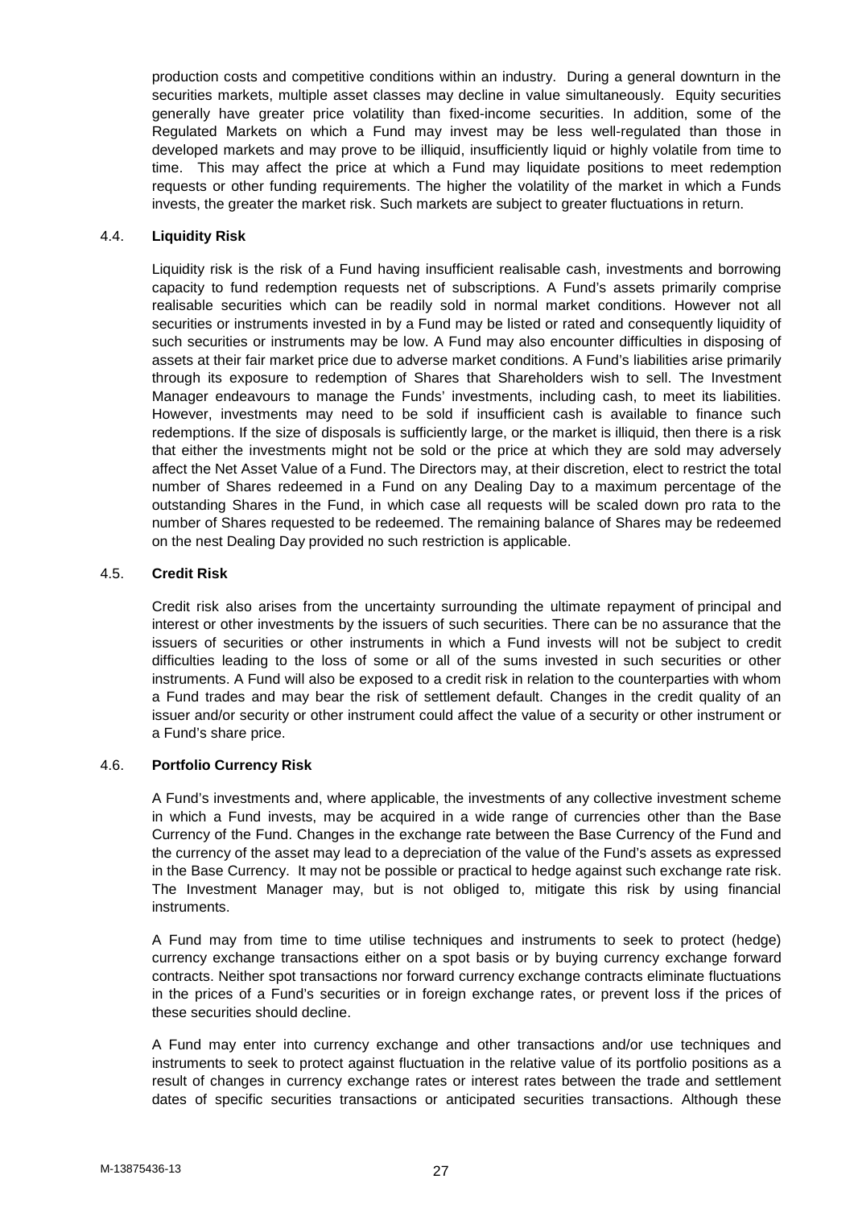production costs and competitive conditions within an industry. During a general downturn in the securities markets, multiple asset classes may decline in value simultaneously. Equity securities generally have greater price volatility than fixed-income securities. In addition, some of the Regulated Markets on which a Fund may invest may be less well-regulated than those in developed markets and may prove to be illiquid, insufficiently liquid or highly volatile from time to time. This may affect the price at which a Fund may liquidate positions to meet redemption requests or other funding requirements. The higher the volatility of the market in which a Funds invests, the greater the market risk. Such markets are subject to greater fluctuations in return.

### 4.4. **Liquidity Risk**

Liquidity risk is the risk of a Fund having insufficient realisable cash, investments and borrowing capacity to fund redemption requests net of subscriptions. A Fund's assets primarily comprise realisable securities which can be readily sold in normal market conditions. However not all securities or instruments invested in by a Fund may be listed or rated and consequently liquidity of such securities or instruments may be low. A Fund may also encounter difficulties in disposing of assets at their fair market price due to adverse market conditions. A Fund's liabilities arise primarily through its exposure to redemption of Shares that Shareholders wish to sell. The Investment Manager endeavours to manage the Funds' investments, including cash, to meet its liabilities. However, investments may need to be sold if insufficient cash is available to finance such redemptions. If the size of disposals is sufficiently large, or the market is illiquid, then there is a risk that either the investments might not be sold or the price at which they are sold may adversely affect the Net Asset Value of a Fund. The Directors may, at their discretion, elect to restrict the total number of Shares redeemed in a Fund on any Dealing Day to a maximum percentage of the outstanding Shares in the Fund, in which case all requests will be scaled down pro rata to the number of Shares requested to be redeemed. The remaining balance of Shares may be redeemed on the nest Dealing Day provided no such restriction is applicable.

### 4.5. **Credit Risk**

Credit risk also arises from the uncertainty surrounding the ultimate repayment of principal and interest or other investments by the issuers of such securities. There can be no assurance that the issuers of securities or other instruments in which a Fund invests will not be subject to credit difficulties leading to the loss of some or all of the sums invested in such securities or other instruments. A Fund will also be exposed to a credit risk in relation to the counterparties with whom a Fund trades and may bear the risk of settlement default. Changes in the credit quality of an issuer and/or security or other instrument could affect the value of a security or other instrument or a Fund's share price.

### 4.6. **Portfolio Currency Risk**

A Fund's investments and, where applicable, the investments of any collective investment scheme in which a Fund invests, may be acquired in a wide range of currencies other than the Base Currency of the Fund. Changes in the exchange rate between the Base Currency of the Fund and the currency of the asset may lead to a depreciation of the value of the Fund's assets as expressed in the Base Currency. It may not be possible or practical to hedge against such exchange rate risk. The Investment Manager may, but is not obliged to, mitigate this risk by using financial instruments.

A Fund may from time to time utilise techniques and instruments to seek to protect (hedge) currency exchange transactions either on a spot basis or by buying currency exchange forward contracts. Neither spot transactions nor forward currency exchange contracts eliminate fluctuations in the prices of a Fund's securities or in foreign exchange rates, or prevent loss if the prices of these securities should decline.

A Fund may enter into currency exchange and other transactions and/or use techniques and instruments to seek to protect against fluctuation in the relative value of its portfolio positions as a result of changes in currency exchange rates or interest rates between the trade and settlement dates of specific securities transactions or anticipated securities transactions. Although these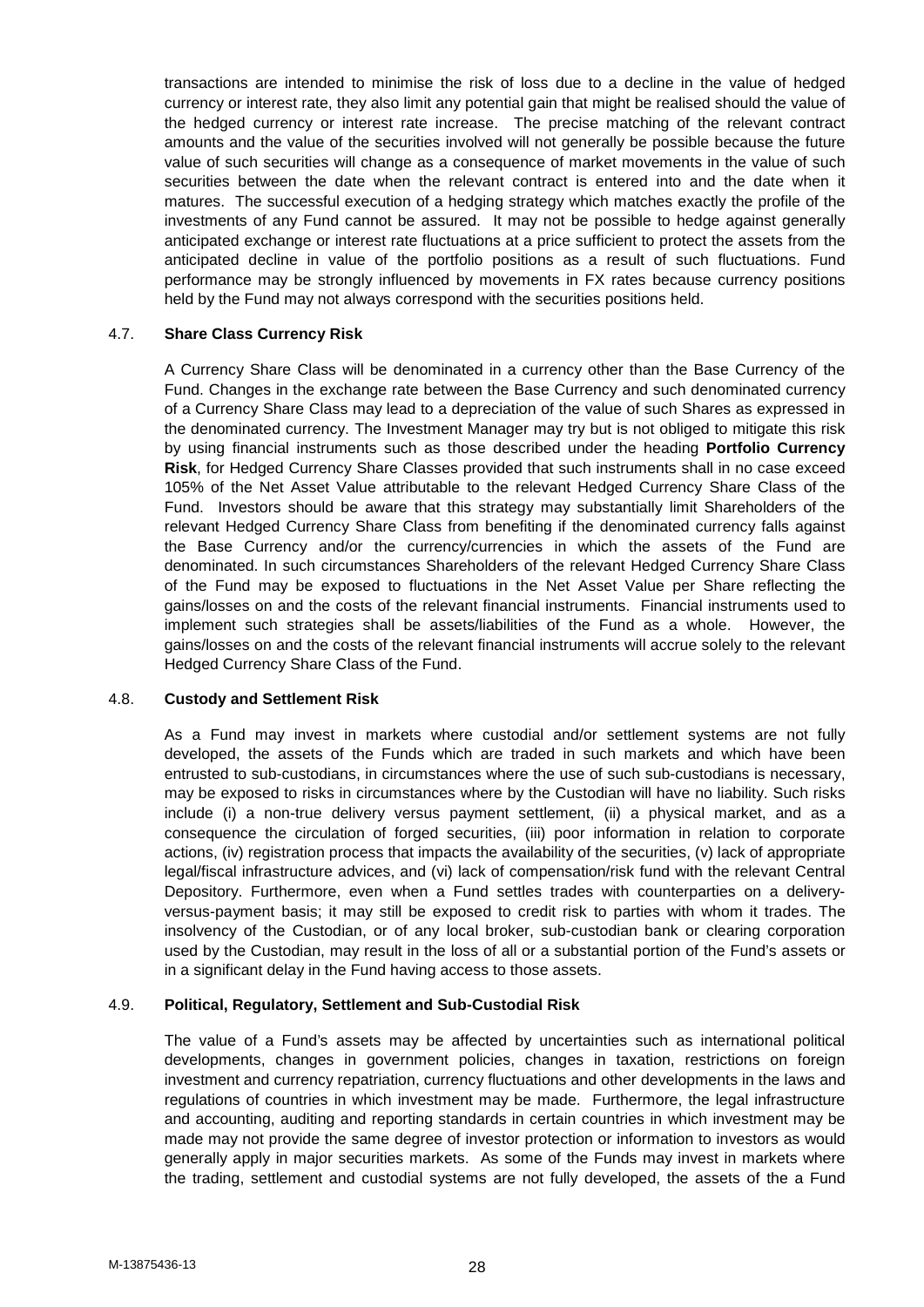transactions are intended to minimise the risk of loss due to a decline in the value of hedged currency or interest rate, they also limit any potential gain that might be realised should the value of the hedged currency or interest rate increase. The precise matching of the relevant contract amounts and the value of the securities involved will not generally be possible because the future value of such securities will change as a consequence of market movements in the value of such securities between the date when the relevant contract is entered into and the date when it matures. The successful execution of a hedging strategy which matches exactly the profile of the investments of any Fund cannot be assured. It may not be possible to hedge against generally anticipated exchange or interest rate fluctuations at a price sufficient to protect the assets from the anticipated decline in value of the portfolio positions as a result of such fluctuations. Fund performance may be strongly influenced by movements in FX rates because currency positions held by the Fund may not always correspond with the securities positions held.

### 4.7. **Share Class Currency Risk**

A Currency Share Class will be denominated in a currency other than the Base Currency of the Fund. Changes in the exchange rate between the Base Currency and such denominated currency of a Currency Share Class may lead to a depreciation of the value of such Shares as expressed in the denominated currency. The Investment Manager may try but is not obliged to mitigate this risk by using financial instruments such as those described under the heading **Portfolio Currency Risk**, for Hedged Currency Share Classes provided that such instruments shall in no case exceed 105% of the Net Asset Value attributable to the relevant Hedged Currency Share Class of the Fund. Investors should be aware that this strategy may substantially limit Shareholders of the relevant Hedged Currency Share Class from benefiting if the denominated currency falls against the Base Currency and/or the currency/currencies in which the assets of the Fund are denominated. In such circumstances Shareholders of the relevant Hedged Currency Share Class of the Fund may be exposed to fluctuations in the Net Asset Value per Share reflecting the gains/losses on and the costs of the relevant financial instruments. Financial instruments used to implement such strategies shall be assets/liabilities of the Fund as a whole. However, the gains/losses on and the costs of the relevant financial instruments will accrue solely to the relevant Hedged Currency Share Class of the Fund.

### 4.8. **Custody and Settlement Risk**

As a Fund may invest in markets where custodial and/or settlement systems are not fully developed, the assets of the Funds which are traded in such markets and which have been entrusted to sub-custodians, in circumstances where the use of such sub-custodians is necessary, may be exposed to risks in circumstances where by the Custodian will have no liability. Such risks include (i) a non-true delivery versus payment settlement, (ii) a physical market, and as a consequence the circulation of forged securities, (iii) poor information in relation to corporate actions, (iv) registration process that impacts the availability of the securities, (v) lack of appropriate legal/fiscal infrastructure advices, and (vi) lack of compensation/risk fund with the relevant Central Depository. Furthermore, even when a Fund settles trades with counterparties on a delivery-versus-payment basis; it may still be exposed to credit risk to parties with whom it trades. The insolvency of the Custodian, or of any local broker, sub-custodian bank or clearing corporation used by the Custodian, may result in the loss of all or a substantial portion of the Fund's assets or in a significant delay in the Fund having access to those assets.

### 4.9. **Political, Regulatory, Settlement and Sub-Custodial Risk**

The value of a Fund's assets may be affected by uncertainties such as international political developments, changes in government policies, changes in taxation, restrictions on foreign investment and currency repatriation, currency fluctuations and other developments in the laws and regulations of countries in which investment may be made. Furthermore, the legal infrastructure and accounting, auditing and reporting standards in certain countries in which investment may be made may not provide the same degree of investor protection or information to investors as would generally apply in major securities markets. As some of the Funds may invest in markets where the trading, settlement and custodial systems are not fully developed, the assets of the a Fund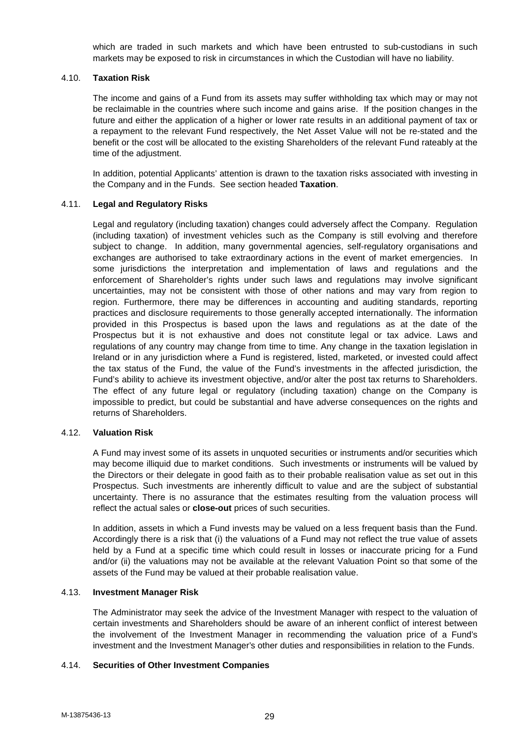which are traded in such markets and which have been entrusted to sub-custodians in such markets may be exposed to risk in circumstances in which the Custodian will have no liability.

### 4.10. Taxation Risk

The income and gains of a Fund from its assets may suffer withholding tax which may or may not be reclaimable in the countries where such income and gains arise. If the position changes in the future and either the application of a higher or lower rate results in an additional payment of tax or a repayment to the relevant Fund respectively, the Net Asset Value will not be re-stated and the benefit or the cost will be allocated to the existing Shareholders of the relevant Fund rateably at the time of the adjustment.

In addition, potential Applicants' attention is drawn to the taxation risks associated with investing in the Company and in the Funds. See section headed **Taxation**.

### 4.11. Legal and Regulatory Risks

Legal and regulatory (including taxation) changes could adversely affect the Company. Regulation (including taxation) of investment vehicles such as the Company is still evolving and therefore subject to change. In addition, many governmental agencies, self-regulatory organisations and exchanges are authorised to take extraordinary actions in the event of market emergencies. In some jurisdictions the interpretation and implementation of laws and regulations and the enforcement of Shareholder's rights under such laws and regulations may involve significant uncertainties, may not be consistent with those of other nations and may vary from region to region. Furthermore, there may be differences in accounting and auditing standards, reporting practices and disclosure requirements to those generally accepted internationally. The information provided in this Prospectus is based upon the laws and regulations as at the date of the Prospectus but it is not exhaustive and does not constitute legal or tax advice. Laws and regulations of any country may change from time to time. Any change in the taxation legislation in Ireland or in any jurisdiction where a Fund is registered, listed, marketed, or invested could affect the tax status of the Fund, the value of the Fund's investments in the affected jurisdiction, the Fund's ability to achieve its investment objective, and/or alter the post tax returns to Shareholders. The effect of any future legal or regulatory (including taxation) change on the Company is impossible to predict, but could be substantial and have adverse consequences on the rights and returns of Shareholders.

### 4.12. Valuation Risk

A Fund may invest some of its assets in unquoted securities or instruments and/or securities which may become illiquid due to market conditions. Such investments or instruments will be valued by the Directors or their delegate in good faith as to their probable realisation value as set out in this Prospectus. Such investments are inherently difficult to value and are the subject of substantial uncertainty. There is no assurance that the estimates resulting from the valuation process will reflect the actual sales or **close-out** prices of such securities.

In addition, assets in which a Fund invests may be valued on a less frequent basis than the Fund. Accordingly there is a risk that (i) the valuations of a Fund may not reflect the true value of assets held by a Fund at a specific time which could result in losses or inaccurate pricing for a Fund and/or (ii) the valuations may not be available at the relevant Valuation Point so that some of the assets of the Fund may be valued at their probable realisation value.

### 4.13. Investment Manager Risk

The Administrator may seek the advice of the Investment Manager with respect to the valuation of certain investments and Shareholders should be aware of an inherent conflict of interest between the involvement of the Investment Manager in recommending the valuation price of a Fund's investment and the Investment Manager's other duties and responsibilities in relation to the Funds.

### 4.14. Securities of Other Investment Companies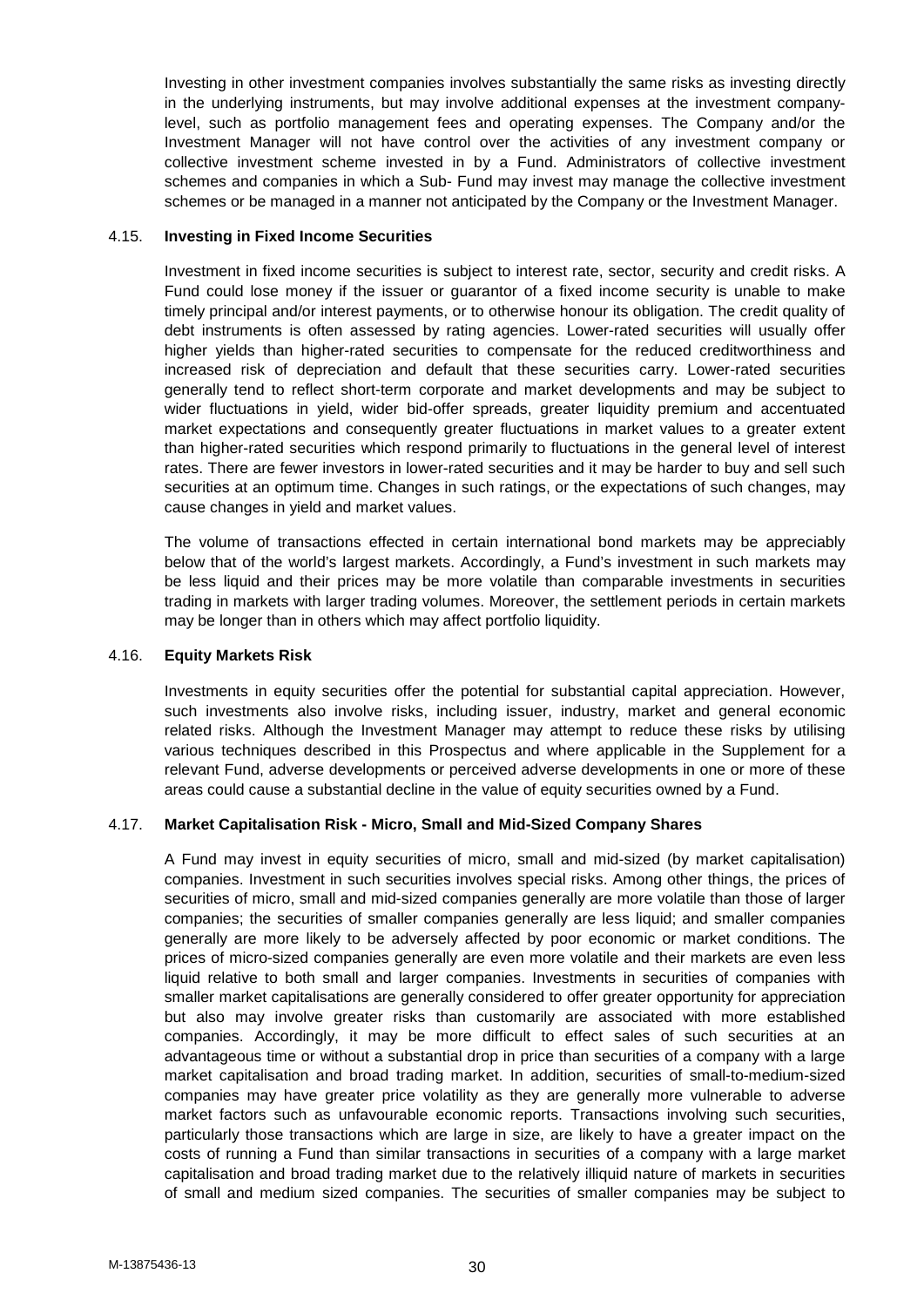Investing in other investment companies involves substantially the same risks as investing directly in the underlying instruments, but may involve additional expenses at the investment company-level, such as portfolio management fees and operating expenses. The Company and/or the Investment Manager will not have control over the activities of any investment company or collective investment scheme invested in by a Fund. Administrators of collective investment schemes and companies in which a Sub- Fund may invest may manage the collective investment schemes or be managed in a manner not anticipated by the Company or the Investment Manager.

### 4.15. Investing in Fixed Income Securities

Investment in fixed income securities is subject to interest rate, sector, security and credit risks. A Fund could lose money if the issuer or guarantor of a fixed income security is unable to make timely principal and/or interest payments, or to otherwise honour its obligation. The credit quality of debt instruments is often assessed by rating agencies. Lower-rated securities will usually offer higher yields than higher-rated securities to compensate for the reduced creditworthiness and increased risk of depreciation and default that these securities carry. Lower-rated securities generally tend to reflect short-term corporate and market developments and may be subject to wider fluctuations in yield, wider bid-offer spreads, greater liquidity premium and accentuated market expectations and consequently greater fluctuations in market values to a greater extent than higher-rated securities which respond primarily to fluctuations in the general level of interest rates. There are fewer investors in lower-rated securities and it may be harder to buy and sell such securities at an optimum time. Changes in such ratings, or the expectations of such changes, may cause changes in yield and market values.

The volume of transactions effected in certain international bond markets may be appreciably below that of the world's largest markets. Accordingly, a Fund's investment in such markets may be less liquid and their prices may be more volatile than comparable investments in securities trading in markets with larger trading volumes. Moreover, the settlement periods in certain markets may be longer than in others which may affect portfolio liquidity.

### 4.16. Equity Markets Risk

Investments in equity securities offer the potential for substantial capital appreciation. However, such investments also involve risks, including issuer, industry, market and general economic related risks. Although the Investment Manager may attempt to reduce these risks by utilising various techniques described in this Prospectus and where applicable in the Supplement for a relevant Fund, adverse developments or perceived adverse developments in one or more of these areas could cause a substantial decline in the value of equity securities owned by a Fund.

### 4.17. Market Capitalisation Risk - Micro, Small and Mid-Sized Company Shares

A Fund may invest in equity securities of micro, small and mid-sized (by market capitalisation) companies. Investment in such securities involves special risks. Among other things, the prices of securities of micro, small and mid-sized companies generally are more volatile than those of larger companies; the securities of smaller companies generally are less liquid; and smaller companies generally are more likely to be adversely affected by poor economic or market conditions. The prices of micro-sized companies generally are even more volatile and their markets are even less liquid relative to both small and larger companies. Investments in securities of companies with smaller market capitalisations are generally considered to offer greater opportunity for appreciation but also may involve greater risks than customarily are associated with more established companies. Accordingly, it may be more difficult to effect sales of such securities at an advantageous time or without a substantial drop in price than securities of a company with a large market capitalisation and broad trading market. In addition, securities of small-to-medium-sized companies may have greater price volatility as they are generally more vulnerable to adverse market factors such as unfavourable economic reports. Transactions involving such securities, particularly those transactions which are large in size, are likely to have a greater impact on the costs of running a Fund than similar transactions in securities of a company with a large market capitalisation and broad trading market due to the relatively illiquid nature of markets in securities of small and medium sized companies. The securities of smaller companies may be subject to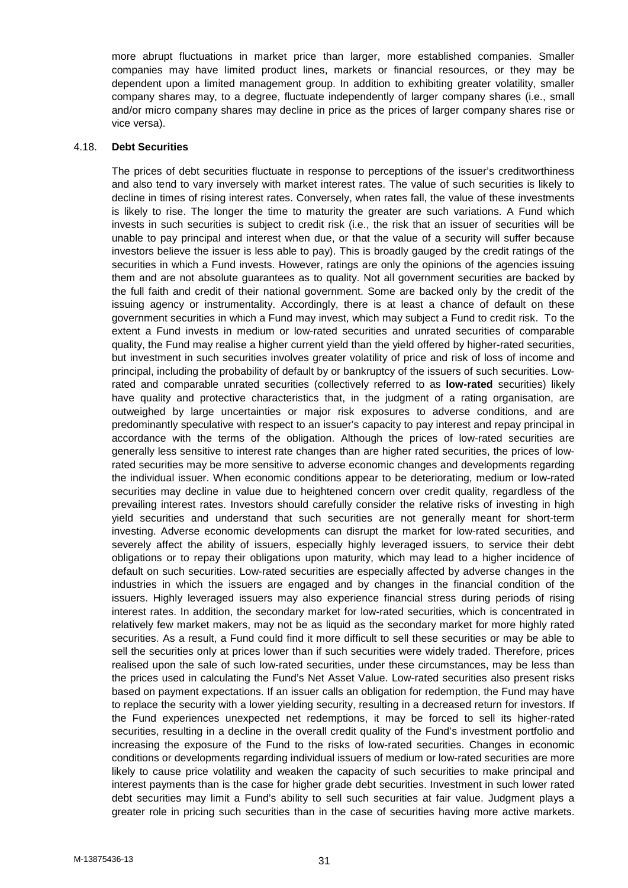more abrupt fluctuations in market price than larger, more established companies. Smaller companies may have limited product lines, markets or financial resources, or they may be dependent upon a limited management group. In addition to exhibiting greater volatility, smaller company shares may, to a degree, fluctuate independently of larger company shares (i.e., small and/or micro company shares may decline in price as the prices of larger company shares rise or vice versa).

#### 4.18. **Debt Securities**

The prices of debt securities fluctuate in response to perceptions of the issuer's creditworthiness and also tend to vary inversely with market interest rates. The value of such securities is likely to decline in times of rising interest rates. Conversely, when rates fall, the value of these investments is likely to rise. The longer the time to maturity the greater are such variations. A Fund which invests in such securities is subject to credit risk (i.e., the risk that an issuer of securities will be unable to pay principal and interest when due, or that the value of a security will suffer because investors believe the issuer is less able to pay). This is broadly gauged by the credit ratings of the securities in which a Fund invests. However, ratings are only the opinions of the agencies issuing them and are not absolute guarantees as to quality. Not all government securities are backed by the full faith and credit of their national government. Some are backed only by the credit of the issuing agency or instrumentality. Accordingly, there is at least a chance of default on these government securities in which a Fund may invest, which may subject a Fund to credit risk. To the extent a Fund invests in medium or low-rated securities and unrated securities of comparable quality, the Fund may realise a higher current yield than the yield offered by higher-rated securities, but investment in such securities involves greater volatility of price and risk of loss of income and principal, including the probability of default by or bankruptcy of the issuers of such securities. Low-rated and comparable unrated securities (collectively referred to as **low-rated** securities) likely have quality and protective characteristics that, in the judgment of a rating organisation, are outweighed by large uncertainties or major risk exposures to adverse conditions, and are predominantly speculative with respect to an issuer's capacity to pay interest and repay principal in accordance with the terms of the obligation. Although the prices of low-rated securities are generally less sensitive to interest rate changes than are higher rated securities, the prices of low-rated securities may be more sensitive to adverse economic changes and developments regarding the individual issuer. When economic conditions appear to be deteriorating, medium or low-rated securities may decline in value due to heightened concern over credit quality, regardless of the prevailing interest rates. Investors should carefully consider the relative risks of investing in high yield securities and understand that such securities are not generally meant for short-term investing. Adverse economic developments can disrupt the market for low-rated securities, and severely affect the ability of issuers, especially highly leveraged issuers, to service their debt obligations or to repay their obligations upon maturity, which may lead to a higher incidence of default on such securities. Low-rated securities are especially affected by adverse changes in the industries in which the issuers are engaged and by changes in the financial condition of the issuers. Highly leveraged issuers may also experience financial stress during periods of rising interest rates. In addition, the secondary market for low-rated securities, which is concentrated in relatively few market makers, may not be as liquid as the secondary market for more highly rated securities. As a result, a Fund could find it more difficult to sell these securities or may be able to sell the securities only at prices lower than if such securities were widely traded. Therefore, prices realised upon the sale of such low-rated securities, under these circumstances, may be less than the prices used in calculating the Fund's Net Asset Value. Low-rated securities also present risks based on payment expectations. If an issuer calls an obligation for redemption, the Fund may have to replace the security with a lower yielding security, resulting in a decreased return for investors. If the Fund experiences unexpected net redemptions, it may be forced to sell its higher-rated securities, resulting in a decline in the overall credit quality of the Fund's investment portfolio and increasing the exposure of the Fund to the risks of low-rated securities. Changes in economic conditions or developments regarding individual issuers of medium or low-rated securities are more likely to cause price volatility and weaken the capacity of such securities to make principal and interest payments than is the case for higher grade debt securities. Investment in such lower rated debt securities may limit a Fund's ability to sell such securities at fair value. Judgment plays a greater role in pricing such securities than in the case of securities having more active markets.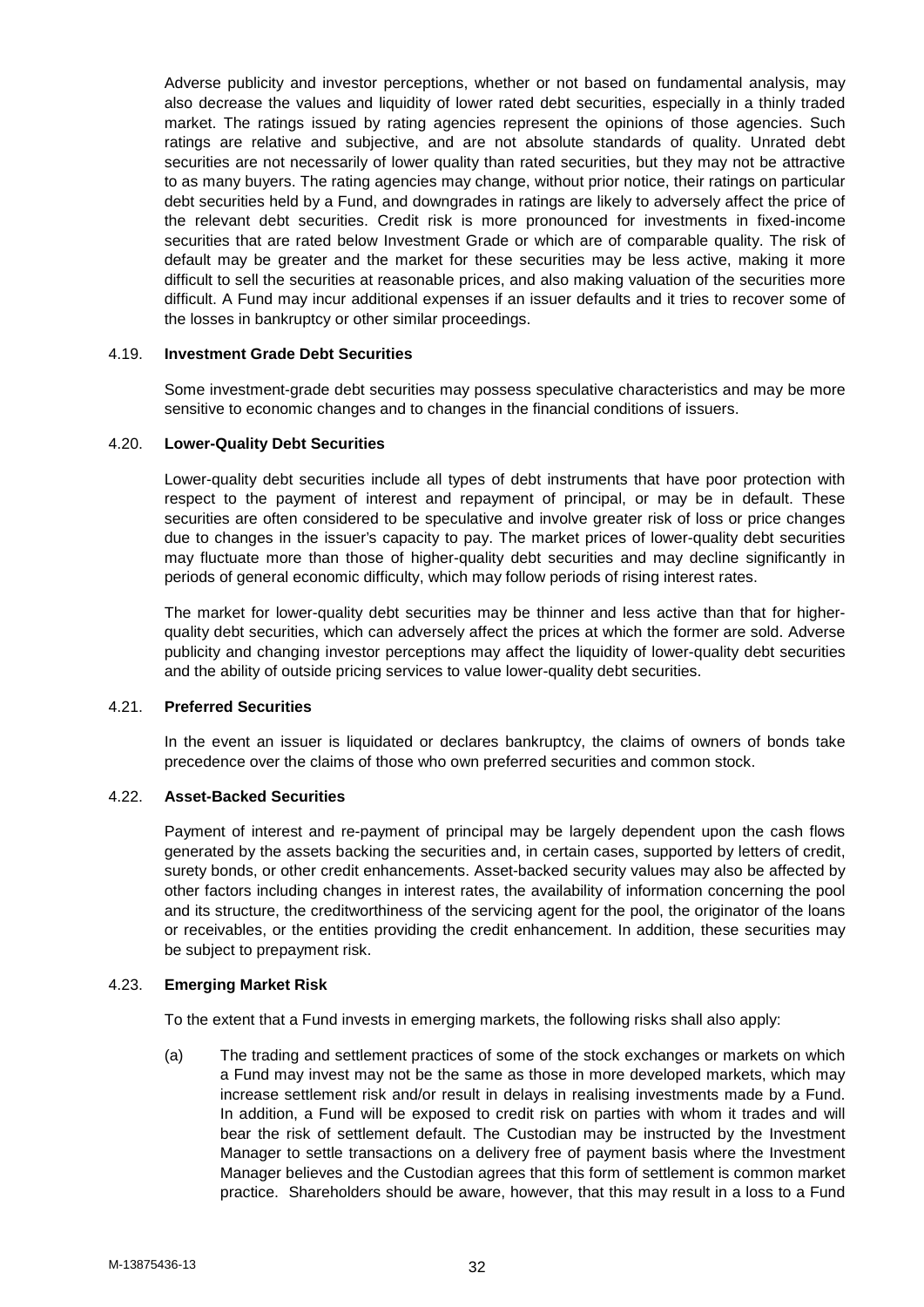Adverse publicity and investor perceptions, whether or not based on fundamental analysis, may also decrease the values and liquidity of lower rated debt securities, especially in a thinly traded market. The ratings issued by rating agencies represent the opinions of those agencies. Such ratings are relative and subjective, and are not absolute standards of quality. Unrated debt securities are not necessarily of lower quality than rated securities, but they may not be attractive to as many buyers. The rating agencies may change, without prior notice, their ratings on particular debt securities held by a Fund, and downgrades in ratings are likely to adversely affect the price of the relevant debt securities. Credit risk is more pronounced for investments in fixed-income securities that are rated below Investment Grade or which are of comparable quality. The risk of default may be greater and the market for these securities may be less active, making it more difficult to sell the securities at reasonable prices, and also making valuation of the securities more difficult. A Fund may incur additional expenses if an issuer defaults and it tries to recover some of the losses in bankruptcy or other similar proceedings.

### 4.19. Investment Grade Debt Securities

Some investment-grade debt securities may possess speculative characteristics and may be more sensitive to economic changes and to changes in the financial conditions of issuers.

### 4.20. Lower-Quality Debt Securities

Lower-quality debt securities include all types of debt instruments that have poor protection with respect to the payment of interest and repayment of principal, or may be in default. These securities are often considered to be speculative and involve greater risk of loss or price changes due to changes in the issuer's capacity to pay. The market prices of lower-quality debt securities may fluctuate more than those of higher-quality debt securities and may decline significantly in periods of general economic difficulty, which may follow periods of rising interest rates.

The market for lower-quality debt securities may be thinner and less active than that for higher-quality debt securities, which can adversely affect the prices at which the former are sold. Adverse publicity and changing investor perceptions may affect the liquidity of lower-quality debt securities and the ability of outside pricing services to value lower-quality debt securities.

### 4.21. Preferred Securities

In the event an issuer is liquidated or declares bankruptcy, the claims of owners of bonds take precedence over the claims of those who own preferred securities and common stock.

### 4.22. Asset-Backed Securities

Payment of interest and re-payment of principal may be largely dependent upon the cash flows generated by the assets backing the securities and, in certain cases, supported by letters of credit, surety bonds, or other credit enhancements. Asset-backed security values may also be affected by other factors including changes in interest rates, the availability of information concerning the pool and its structure, the creditworthiness of the servicing agent for the pool, the originator of the loans or receivables, or the entities providing the credit enhancement. In addition, these securities may be subject to prepayment risk.

### 4.23. Emerging Market Risk

To the extent that a Fund invests in emerging markets, the following risks shall also apply:

(a) The trading and settlement practices of some of the stock exchanges or markets on which a Fund may invest may not be the same as those in more developed markets, which may increase settlement risk and/or result in delays in realising investments made by a Fund. In addition, a Fund will be exposed to credit risk on parties with whom it trades and will bear the risk of settlement default. The Custodian may be instructed by the Investment Manager to settle transactions on a delivery free of payment basis where the Investment Manager believes and the Custodian agrees that this form of settlement is common market practice. Shareholders should be aware, however, that this may result in a loss to a Fund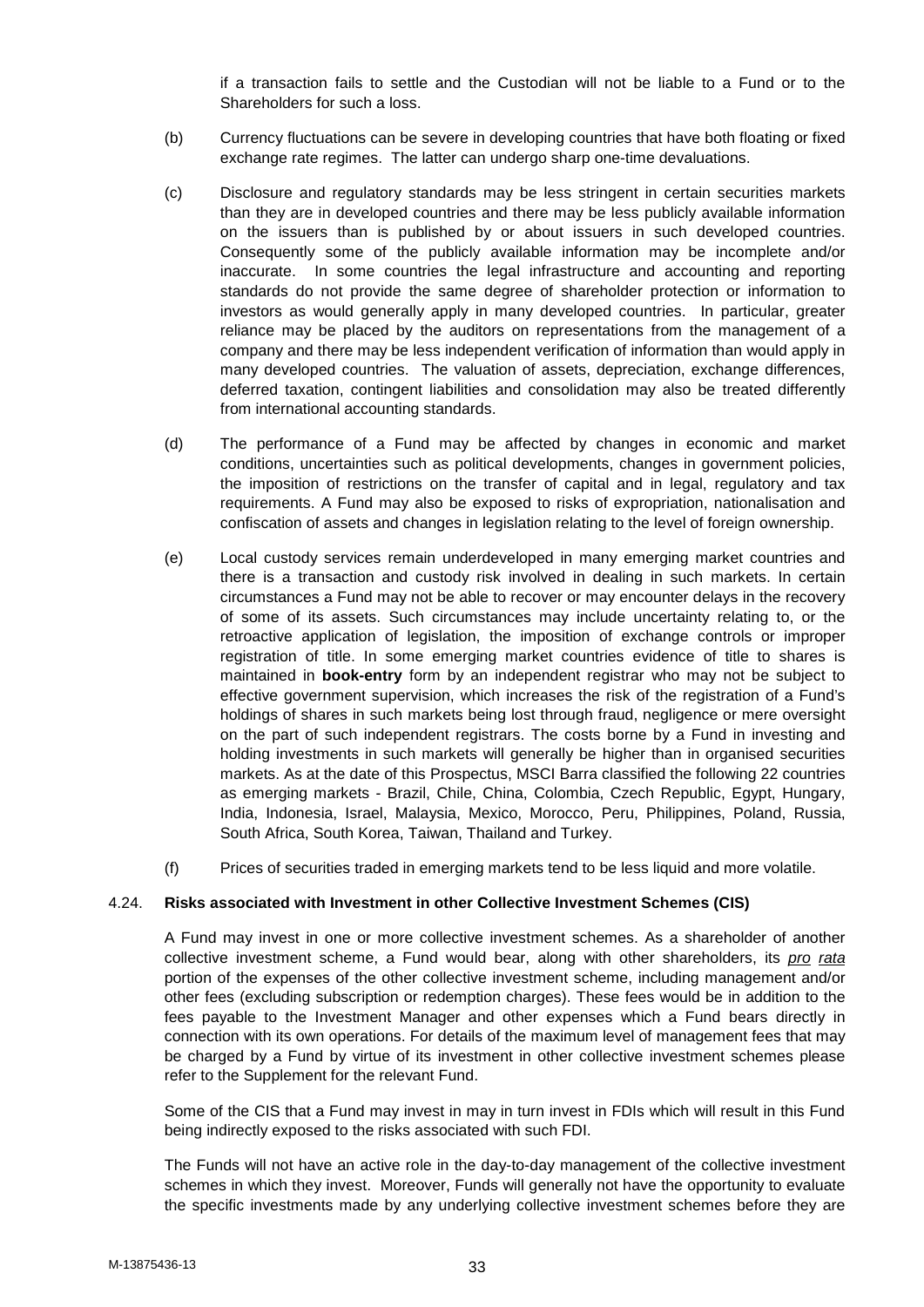if a transaction fails to settle and the Custodian will not be liable to a Fund or to the Shareholders for such a loss.

(b) Currency fluctuations can be severe in developing countries that have both floating or fixed exchange rate regimes. The latter can undergo sharp one-time devaluations.

(c) Disclosure and regulatory standards may be less stringent in certain securities markets than they are in developed countries and there may be less publicly available information on the issuers than is published by or about issuers in such developed countries. Consequently some of the publicly available information may be incomplete and/or inaccurate. In some countries the legal infrastructure and accounting and reporting standards do not provide the same degree of shareholder protection or information to investors as would generally apply in many developed countries. In particular, greater reliance may be placed by the auditors on representations from the management of a company and there may be less independent verification of information than would apply in many developed countries. The valuation of assets, depreciation, exchange differences, deferred taxation, contingent liabilities and consolidation may also be treated differently from international accounting standards.

(d) The performance of a Fund may be affected by changes in economic and market conditions, uncertainties such as political developments, changes in government policies, the imposition of restrictions on the transfer of capital and in legal, regulatory and tax requirements. A Fund may also be exposed to risks of expropriation, nationalisation and confiscation of assets and changes in legislation relating to the level of foreign ownership.

(e) Local custody services remain underdeveloped in many emerging market countries and there is a transaction and custody risk involved in dealing in such markets. In certain circumstances a Fund may not be able to recover or may encounter delays in the recovery of some of its assets. Such circumstances may include uncertainty relating to, or the retroactive application of legislation, the imposition of exchange controls or improper registration of title. In some emerging market countries evidence of title to shares is maintained in **book-entry** form by an independent registrar who may not be subject to effective government supervision, which increases the risk of the registration of a Fund's holdings of shares in such markets being lost through fraud, negligence or mere oversight on the part of such independent registrars. The costs borne by a Fund in investing and holding investments in such markets will generally be higher than in organised securities markets. As at the date of this Prospectus, MSCI Barra classified the following 22 countries as emerging markets - Brazil, Chile, China, Colombia, Czech Republic, Egypt, Hungary, India, Indonesia, Israel, Malaysia, Mexico, Morocco, Peru, Philippines, Poland, Russia, South Africa, South Korea, Taiwan, Thailand and Turkey.

(f) Prices of securities traded in emerging markets tend to be less liquid and more volatile.

### 4.24. Risks associated with Investment in other Collective Investment Schemes (CIS)

A Fund may invest in one or more collective investment schemes. As a shareholder of another collective investment scheme, a Fund would bear, along with other shareholders, its *pro rata* portion of the expenses of the other collective investment scheme, including management and/or other fees (excluding subscription or redemption charges). These fees would be in addition to the fees payable to the Investment Manager and other expenses which a Fund bears directly in connection with its own operations. For details of the maximum level of management fees that may be charged by a Fund by virtue of its investment in other collective investment schemes please refer to the Supplement for the relevant Fund.

Some of the CIS that a Fund may invest in may in turn invest in FDIs which will result in this Fund being indirectly exposed to the risks associated with such FDI.

The Funds will not have an active role in the day-to-day management of the collective investment schemes in which they invest. Moreover, Funds will generally not have the opportunity to evaluate the specific investments made by any underlying collective investment schemes before they are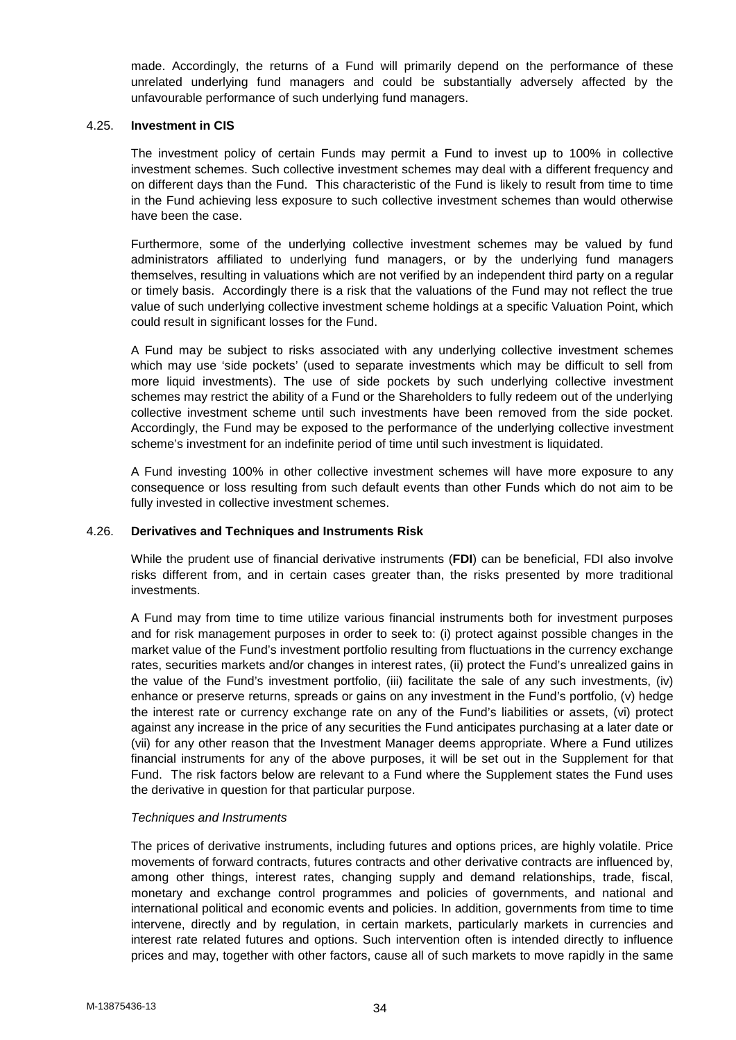made. Accordingly, the returns of a Fund will primarily depend on the performance of these unrelated underlying fund managers and could be substantially adversely affected by the unfavourable performance of such underlying fund managers.

### 4.25. Investment in CIS

The investment policy of certain Funds may permit a Fund to invest up to 100% in collective investment schemes. Such collective investment schemes may deal with a different frequency and on different days than the Fund. This characteristic of the Fund is likely to result from time to time in the Fund achieving less exposure to such collective investment schemes than would otherwise have been the case.

Furthermore, some of the underlying collective investment schemes may be valued by fund administrators affiliated to underlying fund managers, or by the underlying fund managers themselves, resulting in valuations which are not verified by an independent third party on a regular or timely basis. Accordingly there is a risk that the valuations of the Fund may not reflect the true value of such underlying collective investment scheme holdings at a specific Valuation Point, which could result in significant losses for the Fund.

A Fund may be subject to risks associated with any underlying collective investment schemes which may use 'side pockets' (used to separate investments which may be difficult to sell from more liquid investments). The use of side pockets by such underlying collective investment schemes may restrict the ability of a Fund or the Shareholders to fully redeem out of the underlying collective investment scheme until such investments have been removed from the side pocket. Accordingly, the Fund may be exposed to the performance of the underlying collective investment scheme's investment for an indefinite period of time until such investment is liquidated.

A Fund investing 100% in other collective investment schemes will have more exposure to any consequence or loss resulting from such default events than other Funds which do not aim to be fully invested in collective investment schemes.

### 4.26. Derivatives and Techniques and Instruments Risk

While the prudent use of financial derivative instruments (**FDI**) can be beneficial, FDI also involve risks different from, and in certain cases greater than, the risks presented by more traditional investments.

A Fund may from time to time utilize various financial instruments both for investment purposes and for risk management purposes in order to seek to: (i) protect against possible changes in the market value of the Fund's investment portfolio resulting from fluctuations in the currency exchange rates, securities markets and/or changes in interest rates, (ii) protect the Fund's unrealized gains in the value of the Fund's investment portfolio, (iii) facilitate the sale of any such investments, (iv) enhance or preserve returns, spreads or gains on any investment in the Fund's portfolio, (v) hedge the interest rate or currency exchange rate on any of the Fund's liabilities or assets, (vi) protect against any increase in the price of any securities the Fund anticipates purchasing at a later date or (vii) for any other reason that the Investment Manager deems appropriate. Where a Fund utilizes financial instruments for any of the above purposes, it will be set out in the Supplement for that Fund. The risk factors below are relevant to a Fund where the Supplement states the Fund uses the derivative in question for that particular purpose.

*Techniques and Instruments*

The prices of derivative instruments, including futures and options prices, are highly volatile. Price movements of forward contracts, futures contracts and other derivative contracts are influenced by, among other things, interest rates, changing supply and demand relationships, trade, fiscal, monetary and exchange control programmes and policies of governments, and national and international political and economic events and policies. In addition, governments from time to time intervene, directly and by regulation, in certain markets, particularly markets in currencies and interest rate related futures and options. Such intervention often is intended directly to influence prices and may, together with other factors, cause all of such markets to move rapidly in the same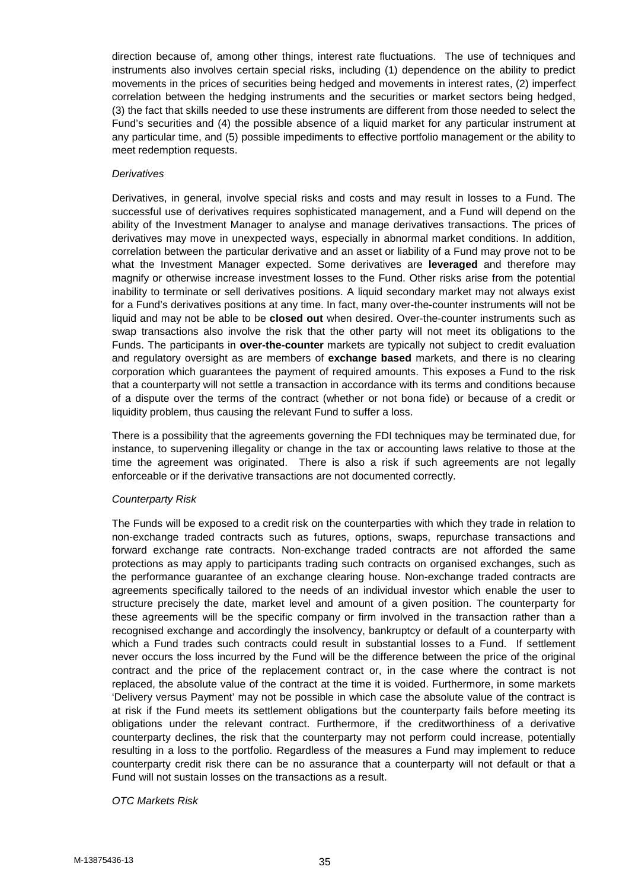direction because of, among other things, interest rate fluctuations. The use of techniques and instruments also involves certain special risks, including (1) dependence on the ability to predict movements in the prices of securities being hedged and movements in interest rates, (2) imperfect correlation between the hedging instruments and the securities or market sectors being hedged, (3) the fact that skills needed to use these instruments are different from those needed to select the Fund's securities and (4) the possible absence of a liquid market for any particular instrument at any particular time, and (5) possible impediments to effective portfolio management or the ability to meet redemption requests.

*Derivatives*

Derivatives, in general, involve special risks and costs and may result in losses to a Fund. The successful use of derivatives requires sophisticated management, and a Fund will depend on the ability of the Investment Manager to analyse and manage derivatives transactions. The prices of derivatives may move in unexpected ways, especially in abnormal market conditions. In addition, correlation between the particular derivative and an asset or liability of a Fund may prove not to be what the Investment Manager expected. Some derivatives are **leveraged** and therefore may magnify or otherwise increase investment losses to the Fund. Other risks arise from the potential inability to terminate or sell derivatives positions. A liquid secondary market may not always exist for a Fund's derivatives positions at any time. In fact, many over-the-counter instruments will not be liquid and may not be able to be **closed out** when desired. Over-the-counter instruments such as swap transactions also involve the risk that the other party will not meet its obligations to the Funds. The participants in **over-the-counter** markets are typically not subject to credit evaluation and regulatory oversight as are members of **exchange based** markets, and there is no clearing corporation which guarantees the payment of required amounts. This exposes a Fund to the risk that a counterparty will not settle a transaction in accordance with its terms and conditions because of a dispute over the terms of the contract (whether or not bona fide) or because of a credit or liquidity problem, thus causing the relevant Fund to suffer a loss.

There is a possibility that the agreements governing the FDI techniques may be terminated due, for instance, to supervening illegality or change in the tax or accounting laws relative to those at the time the agreement was originated. There is also a risk if such agreements are not legally enforceable or if the derivative transactions are not documented correctly.

*Counterparty Risk*

The Funds will be exposed to a credit risk on the counterparties with which they trade in relation to non-exchange traded contracts such as futures, options, swaps, repurchase transactions and forward exchange rate contracts. Non-exchange traded contracts are not afforded the same protections as may apply to participants trading such contracts on organised exchanges, such as the performance guarantee of an exchange clearing house. Non-exchange traded contracts are agreements specifically tailored to the needs of an individual investor which enable the user to structure precisely the date, market level and amount of a given position. The counterparty for these agreements will be the specific company or firm involved in the transaction rather than a recognised exchange and accordingly the insolvency, bankruptcy or default of a counterparty with which a Fund trades such contracts could result in substantial losses to a Fund. If settlement never occurs the loss incurred by the Fund will be the difference between the price of the original contract and the price of the replacement contract or, in the case where the contract is not replaced, the absolute value of the contract at the time it is voided. Furthermore, in some markets 'Delivery versus Payment' may not be possible in which case the absolute value of the contract is at risk if the Fund meets its settlement obligations but the counterparty fails before meeting its obligations under the relevant contract. Furthermore, if the creditworthiness of a derivative counterparty declines, the risk that the counterparty may not perform could increase, potentially resulting in a loss to the portfolio. Regardless of the measures a Fund may implement to reduce counterparty credit risk there can be no assurance that a counterparty will not default or that a Fund will not sustain losses on the transactions as a result.

*OTC Markets Risk*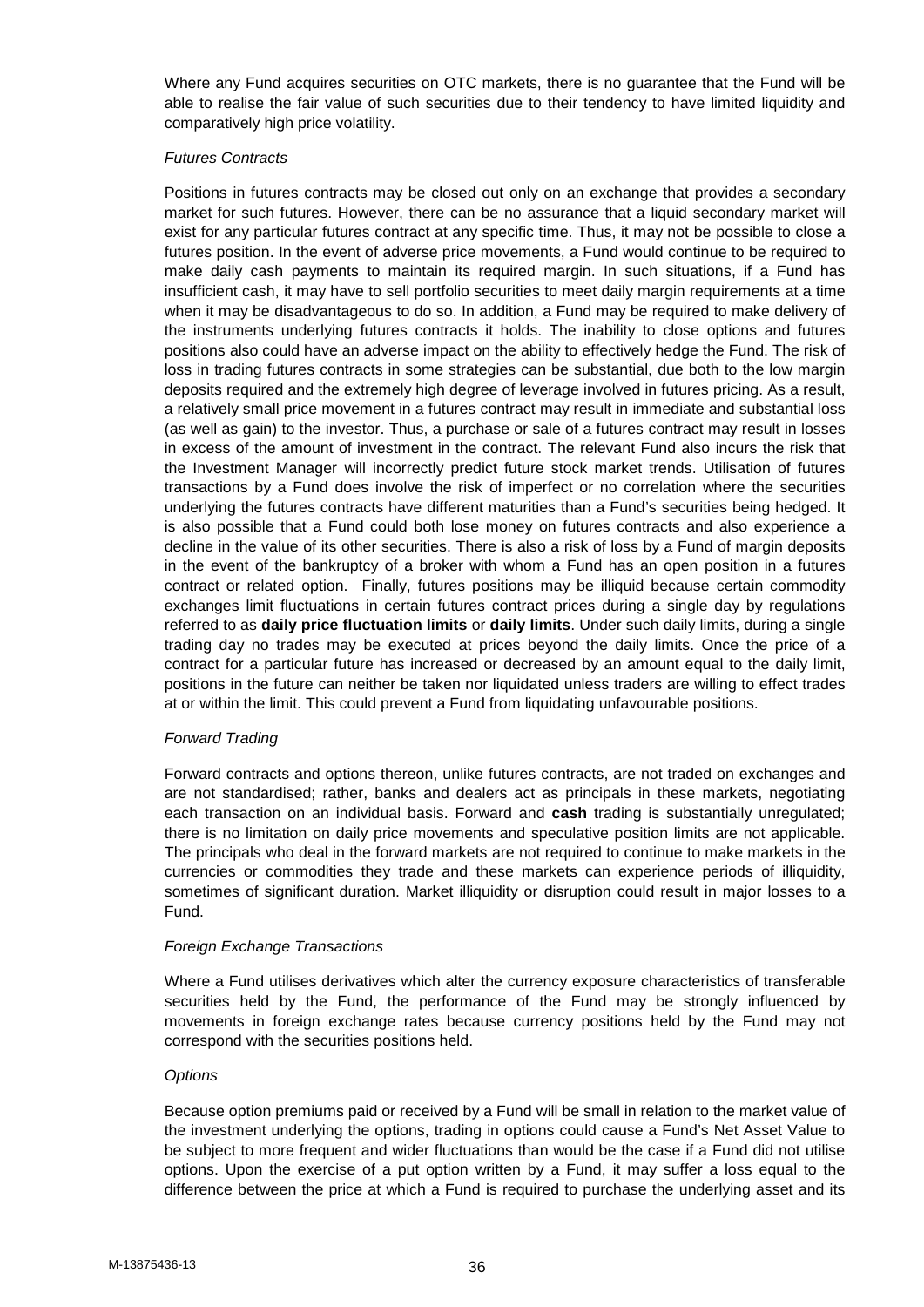Where any Fund acquires securities on OTC markets, there is no guarantee that the Fund will be able to realise the fair value of such securities due to their tendency to have limited liquidity and comparatively high price volatility.

*Futures Contracts*

Positions in futures contracts may be closed out only on an exchange that provides a secondary market for such futures. However, there can be no assurance that a liquid secondary market will exist for any particular futures contract at any specific time. Thus, it may not be possible to close a futures position. In the event of adverse price movements, a Fund would continue to be required to make daily cash payments to maintain its required margin. In such situations, if a Fund has insufficient cash, it may have to sell portfolio securities to meet daily margin requirements at a time when it may be disadvantageous to do so. In addition, a Fund may be required to make delivery of the instruments underlying futures contracts it holds. The inability to close options and futures positions also could have an adverse impact on the ability to effectively hedge the Fund. The risk of loss in trading futures contracts in some strategies can be substantial, due both to the low margin deposits required and the extremely high degree of leverage involved in futures pricing. As a result, a relatively small price movement in a futures contract may result in immediate and substantial loss (as well as gain) to the investor. Thus, a purchase or sale of a futures contract may result in losses in excess of the amount of investment in the contract. The relevant Fund also incurs the risk that the Investment Manager will incorrectly predict future stock market trends. Utilisation of futures transactions by a Fund does involve the risk of imperfect or no correlation where the securities underlying the futures contracts have different maturities than a Fund's securities being hedged. It is also possible that a Fund could both lose money on futures contracts and also experience a decline in the value of its other securities. There is also a risk of loss by a Fund of margin deposits in the event of the bankruptcy of a broker with whom a Fund has an open position in a futures contract or related option. Finally, futures positions may be illiquid because certain commodity exchanges limit fluctuations in certain futures contract prices during a single day by regulations referred to as **daily price fluctuation limits** or **daily limits**. Under such daily limits, during a single trading day no trades may be executed at prices beyond the daily limits. Once the price of a contract for a particular future has increased or decreased by an amount equal to the daily limit, positions in the future can neither be taken nor liquidated unless traders are willing to effect trades at or within the limit. This could prevent a Fund from liquidating unfavourable positions.

*Forward Trading*

Forward contracts and options thereon, unlike futures contracts, are not traded on exchanges and are not standardised; rather, banks and dealers act as principals in these markets, negotiating each transaction on an individual basis. Forward and **cash** trading is substantially unregulated; there is no limitation on daily price movements and speculative position limits are not applicable. The principals who deal in the forward markets are not required to continue to make markets in the currencies or commodities they trade and these markets can experience periods of illiquidity, sometimes of significant duration. Market illiquidity or disruption could result in major losses to a Fund.

*Foreign Exchange Transactions*

Where a Fund utilises derivatives which alter the currency exposure characteristics of transferable securities held by the Fund, the performance of the Fund may be strongly influenced by movements in foreign exchange rates because currency positions held by the Fund may not correspond with the securities positions held.

*Options*

Because option premiums paid or received by a Fund will be small in relation to the market value of the investment underlying the options, trading in options could cause a Fund's Net Asset Value to be subject to more frequent and wider fluctuations than would be the case if a Fund did not utilise options. Upon the exercise of a put option written by a Fund, it may suffer a loss equal to the difference between the price at which a Fund is required to purchase the underlying asset and its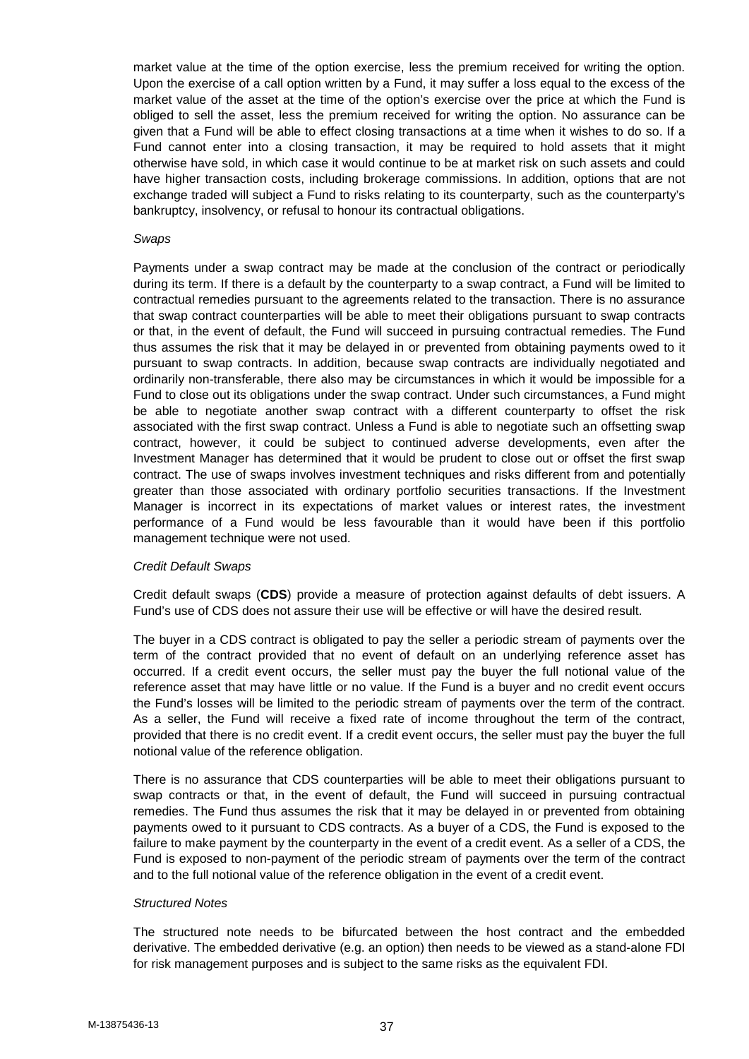market value at the time of the option exercise, less the premium received for writing the option. Upon the exercise of a call option written by a Fund, it may suffer a loss equal to the excess of the market value of the asset at the time of the option's exercise over the price at which the Fund is obliged to sell the asset, less the premium received for writing the option. No assurance can be given that a Fund will be able to effect closing transactions at a time when it wishes to do so. If a Fund cannot enter into a closing transaction, it may be required to hold assets that it might otherwise have sold, in which case it would continue to be at market risk on such assets and could have higher transaction costs, including brokerage commissions. In addition, options that are not exchange traded will subject a Fund to risks relating to its counterparty, such as the counterparty's bankruptcy, insolvency, or refusal to honour its contractual obligations.

*Swaps*

Payments under a swap contract may be made at the conclusion of the contract or periodically during its term. If there is a default by the counterparty to a swap contract, a Fund will be limited to contractual remedies pursuant to the agreements related to the transaction. There is no assurance that swap contract counterparties will be able to meet their obligations pursuant to swap contracts or that, in the event of default, the Fund will succeed in pursuing contractual remedies. The Fund thus assumes the risk that it may be delayed in or prevented from obtaining payments owed to it pursuant to swap contracts. In addition, because swap contracts are individually negotiated and ordinarily non-transferable, there also may be circumstances in which it would be impossible for a Fund to close out its obligations under the swap contract. Under such circumstances, a Fund might be able to negotiate another swap contract with a different counterparty to offset the risk associated with the first swap contract. Unless a Fund is able to negotiate such an offsetting swap contract, however, it could be subject to continued adverse developments, even after the Investment Manager has determined that it would be prudent to close out or offset the first swap contract. The use of swaps involves investment techniques and risks different from and potentially greater than those associated with ordinary portfolio securities transactions. If the Investment Manager is incorrect in its expectations of market values or interest rates, the investment performance of a Fund would be less favourable than it would have been if this portfolio management technique were not used.

*Credit Default Swaps*

Credit default swaps (**CDS**) provide a measure of protection against defaults of debt issuers. A Fund's use of CDS does not assure their use will be effective or will have the desired result.

The buyer in a CDS contract is obligated to pay the seller a periodic stream of payments over the term of the contract provided that no event of default on an underlying reference asset has occurred. If a credit event occurs, the seller must pay the buyer the full notional value of the reference asset that may have little or no value. If the Fund is a buyer and no credit event occurs the Fund's losses will be limited to the periodic stream of payments over the term of the contract. As a seller, the Fund will receive a fixed rate of income throughout the term of the contract, provided that there is no credit event. If a credit event occurs, the seller must pay the buyer the full notional value of the reference obligation.

There is no assurance that CDS counterparties will be able to meet their obligations pursuant to swap contracts or that, in the event of default, the Fund will succeed in pursuing contractual remedies. The Fund thus assumes the risk that it may be delayed in or prevented from obtaining payments owed to it pursuant to CDS contracts. As a buyer of a CDS, the Fund is exposed to the failure to make payment by the counterparty in the event of a credit event. As a seller of a CDS, the Fund is exposed to non-payment of the periodic stream of payments over the term of the contract and to the full notional value of the reference obligation in the event of a credit event.

*Structured Notes*

The structured note needs to be bifurcated between the host contract and the embedded derivative. The embedded derivative (e.g. an option) then needs to be viewed as a stand-alone FDI for risk management purposes and is subject to the same risks as the equivalent FDI.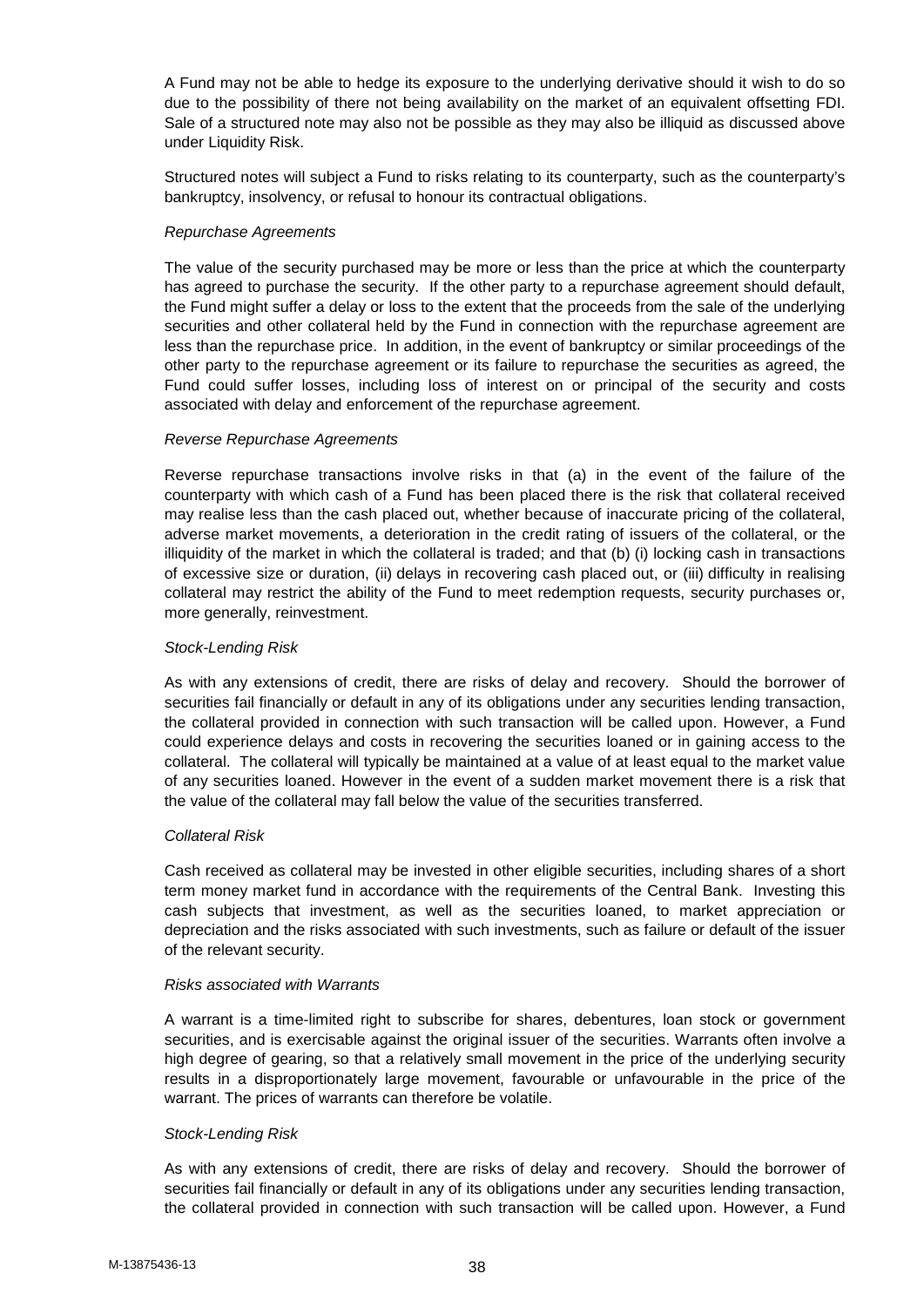A Fund may not be able to hedge its exposure to the underlying derivative should it wish to do so due to the possibility of there not being availability on the market of an equivalent offsetting FDI. Sale of a structured note may also not be possible as they may also be illiquid as discussed above under Liquidity Risk.

Structured notes will subject a Fund to risks relating to its counterparty, such as the counterparty's bankruptcy, insolvency, or refusal to honour its contractual obligations.

*Repurchase Agreements*

The value of the security purchased may be more or less than the price at which the counterparty has agreed to purchase the security. If the other party to a repurchase agreement should default, the Fund might suffer a delay or loss to the extent that the proceeds from the sale of the underlying securities and other collateral held by the Fund in connection with the repurchase agreement are less than the repurchase price. In addition, in the event of bankruptcy or similar proceedings of the other party to the repurchase agreement or its failure to repurchase the securities as agreed, the Fund could suffer losses, including loss of interest on or principal of the security and costs associated with delay and enforcement of the repurchase agreement.

*Reverse Repurchase Agreements*

Reverse repurchase transactions involve risks in that (a) in the event of the failure of the counterparty with which cash of a Fund has been placed there is the risk that collateral received may realise less than the cash placed out, whether because of inaccurate pricing of the collateral, adverse market movements, a deterioration in the credit rating of issuers of the collateral, or the illiquidity of the market in which the collateral is traded; and that (b) (i) locking cash in transactions of excessive size or duration, (ii) delays in recovering cash placed out, or (iii) difficulty in realising collateral may restrict the ability of the Fund to meet redemption requests, security purchases or, more generally, reinvestment.

*Stock-Lending Risk*

As with any extensions of credit, there are risks of delay and recovery. Should the borrower of securities fail financially or default in any of its obligations under any securities lending transaction, the collateral provided in connection with such transaction will be called upon. However, a Fund could experience delays and costs in recovering the securities loaned or in gaining access to the collateral. The collateral will typically be maintained at a value of at least equal to the market value of any securities loaned. However in the event of a sudden market movement there is a risk that the value of the collateral may fall below the value of the securities transferred.

*Collateral Risk*

Cash received as collateral may be invested in other eligible securities, including shares of a short term money market fund in accordance with the requirements of the Central Bank. Investing this cash subjects that investment, as well as the securities loaned, to market appreciation or depreciation and the risks associated with such investments, such as failure or default of the issuer of the relevant security.

*Risks associated with Warrants*

A warrant is a time-limited right to subscribe for shares, debentures, loan stock or government securities, and is exercisable against the original issuer of the securities. Warrants often involve a high degree of gearing, so that a relatively small movement in the price of the underlying security results in a disproportionately large movement, favourable or unfavourable in the price of the warrant. The prices of warrants can therefore be volatile.

*Stock-Lending Risk*

As with any extensions of credit, there are risks of delay and recovery. Should the borrower of securities fail financially or default in any of its obligations under any securities lending transaction, the collateral provided in connection with such transaction will be called upon. However, a Fund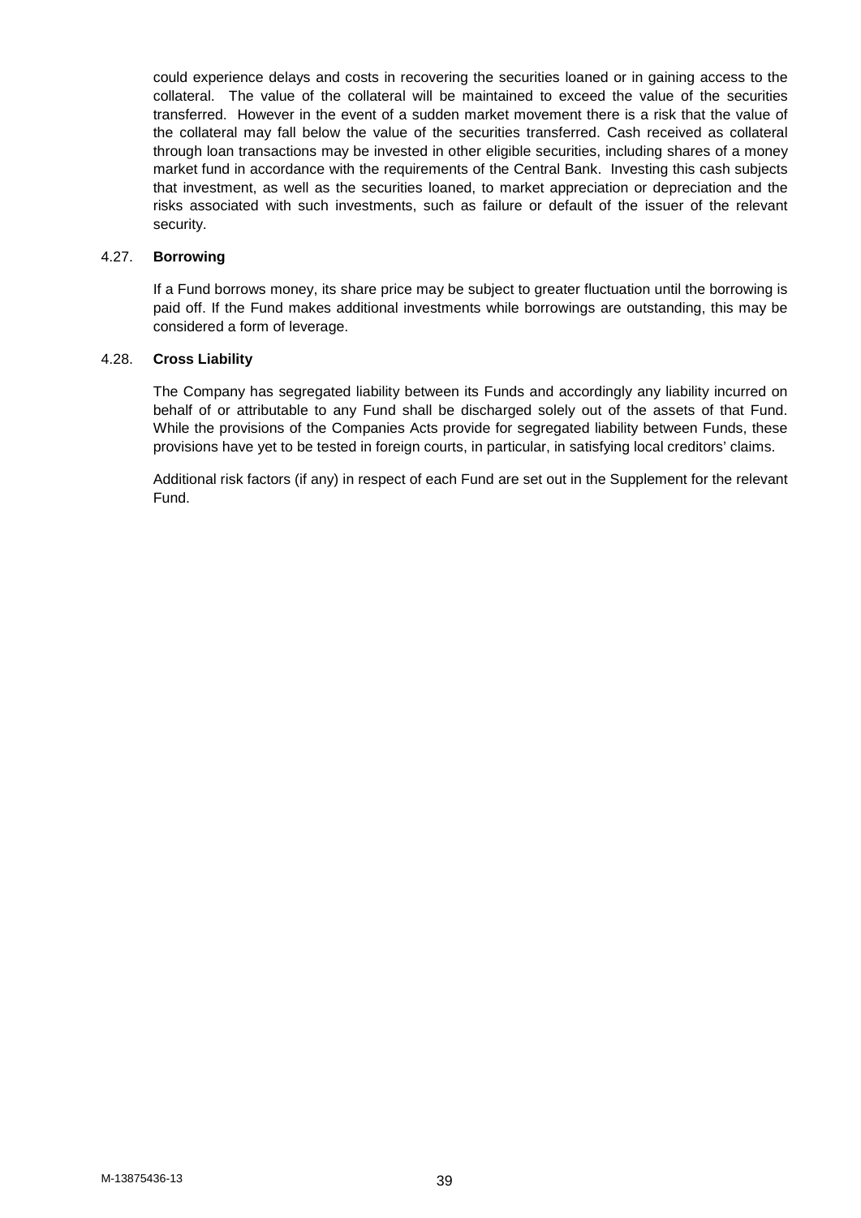could experience delays and costs in recovering the securities loaned or in gaining access to the collateral. The value of the collateral will be maintained to exceed the value of the securities transferred. However in the event of a sudden market movement there is a risk that the value of the collateral may fall below the value of the securities transferred. Cash received as collateral through loan transactions may be invested in other eligible securities, including shares of a money market fund in accordance with the requirements of the Central Bank. Investing this cash subjects that investment, as well as the securities loaned, to market appreciation or depreciation and the risks associated with such investments, such as failure or default of the issuer of the relevant security.

### 4.27. **Borrowing**

If a Fund borrows money, its share price may be subject to greater fluctuation until the borrowing is paid off. If the Fund makes additional investments while borrowings are outstanding, this may be considered a form of leverage.

### 4.28. **Cross Liability**

The Company has segregated liability between its Funds and accordingly any liability incurred on behalf of or attributable to any Fund shall be discharged solely out of the assets of that Fund. While the provisions of the Companies Acts provide for segregated liability between Funds, these provisions have yet to be tested in foreign courts, in particular, in satisfying local creditors' claims.

Additional risk factors (if any) in respect of each Fund are set out in the Supplement for the relevant Fund.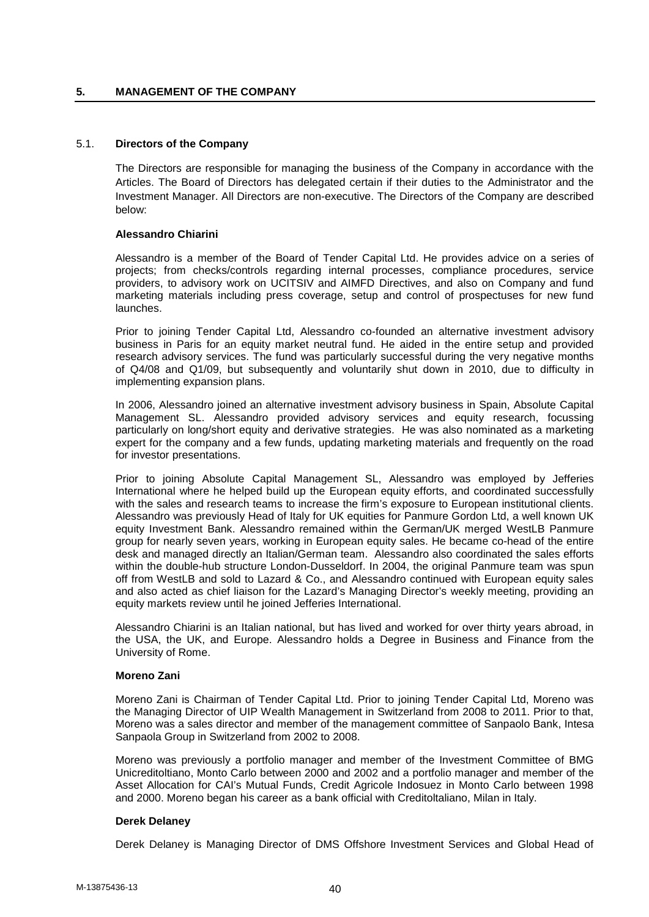## 5. MANAGEMENT OF THE COMPANY

### 5.1. Directors of the Company

The Directors are responsible for managing the business of the Company in accordance with the Articles. The Board of Directors has delegated certain if their duties to the Administrator and the Investment Manager. All Directors are non-executive. The Directors of the Company are described below:

**Alessandro Chiarini**

Alessandro is a member of the Board of Tender Capital Ltd. He provides advice on a series of projects; from checks/controls regarding internal processes, compliance procedures, service providers, to advisory work on UCITSIV and AIMFD Directives, and also on Company and fund marketing materials including press coverage, setup and control of prospectuses for new fund launches.

Prior to joining Tender Capital Ltd, Alessandro co-founded an alternative investment advisory business in Paris for an equity market neutral fund. He aided in the entire setup and provided research advisory services. The fund was particularly successful during the very negative months of Q4/08 and Q1/09, but subsequently and voluntarily shut down in 2010, due to difficulty in implementing expansion plans.

In 2006, Alessandro joined an alternative investment advisory business in Spain, Absolute Capital Management SL. Alessandro provided advisory services and equity research, focussing particularly on long/short equity and derivative strategies. He was also nominated as a marketing expert for the company and a few funds, updating marketing materials and frequently on the road for investor presentations.

Prior to joining Absolute Capital Management SL, Alessandro was employed by Jefferies International where he helped build up the European equity efforts, and coordinated successfully with the sales and research teams to increase the firm's exposure to European institutional clients. Alessandro was previously Head of Italy for UK equities for Panmure Gordon Ltd, a well known UK equity Investment Bank. Alessandro remained within the German/UK merged WestLB Panmure group for nearly seven years, working in European equity sales. He became co-head of the entire desk and managed directly an Italian/German team. Alessandro also coordinated the sales efforts within the double-hub structure London-Dusseldorf. In 2004, the original Panmure team was spun off from WestLB and sold to Lazard & Co., and Alessandro continued with European equity sales and also acted as chief liaison for the Lazard's Managing Director's weekly meeting, providing an equity markets review until he joined Jefferies International.

Alessandro Chiarini is an Italian national, but has lived and worked for over thirty years abroad, in the USA, the UK, and Europe. Alessandro holds a Degree in Business and Finance from the University of Rome.

**Moreno Zani**

Moreno Zani is Chairman of Tender Capital Ltd. Prior to joining Tender Capital Ltd, Moreno was the Managing Director of UIP Wealth Management in Switzerland from 2008 to 2011. Prior to that, Moreno was a sales director and member of the management committee of Sanpaolo Bank, Intesa Sanpaola Group in Switzerland from 2002 to 2008.

Moreno was previously a portfolio manager and member of the Investment Committee of BMG Unicreditoltiano, Monto Carlo between 2000 and 2002 and a portfolio manager and member of the Asset Allocation for CAI's Mutual Funds, Credit Agricole Indosuez in Monto Carlo between 1998 and 2000. Moreno began his career as a bank official with Creditoltaliano, Milan in Italy.

**Derek Delaney**

Derek Delaney is Managing Director of DMS Offshore Investment Services and Global Head of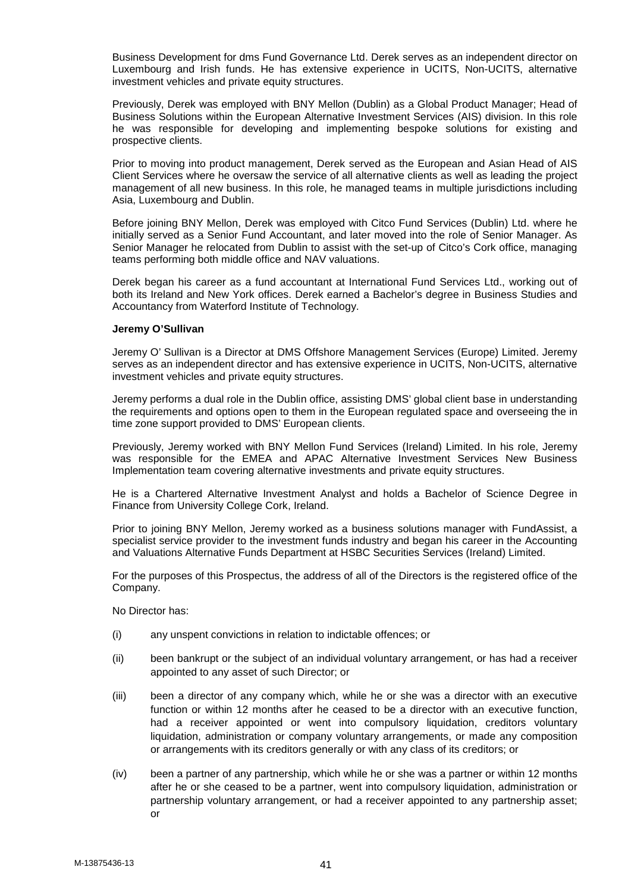Business Development for dms Fund Governance Ltd. Derek serves as an independent director on Luxembourg and Irish funds. He has extensive experience in UCITS, Non-UCITS, alternative investment vehicles and private equity structures.

Previously, Derek was employed with BNY Mellon (Dublin) as a Global Product Manager; Head of Business Solutions within the European Alternative Investment Services (AIS) division. In this role he was responsible for developing and implementing bespoke solutions for existing and prospective clients.

Prior to moving into product management, Derek served as the European and Asian Head of AIS Client Services where he oversaw the service of all alternative clients as well as leading the project management of all new business. In this role, he managed teams in multiple jurisdictions including Asia, Luxembourg and Dublin.

Before joining BNY Mellon, Derek was employed with Citco Fund Services (Dublin) Ltd. where he initially served as a Senior Fund Accountant, and later moved into the role of Senior Manager. As Senior Manager he relocated from Dublin to assist with the set-up of Citco's Cork office, managing teams performing both middle office and NAV valuations.

Derek began his career as a fund accountant at International Fund Services Ltd., working out of both its Ireland and New York offices. Derek earned a Bachelor's degree in Business Studies and Accountancy from Waterford Institute of Technology.

**Jeremy O'Sullivan**

Jeremy O' Sullivan is a Director at DMS Offshore Management Services (Europe) Limited. Jeremy serves as an independent director and has extensive experience in UCITS, Non-UCITS, alternative investment vehicles and private equity structures.

Jeremy performs a dual role in the Dublin office, assisting DMS' global client base in understanding the requirements and options open to them in the European regulated space and overseeing the in time zone support provided to DMS' European clients.

Previously, Jeremy worked with BNY Mellon Fund Services (Ireland) Limited. In his role, Jeremy was responsible for the EMEA and APAC Alternative Investment Services New Business Implementation team covering alternative investments and private equity structures.

He is a Chartered Alternative Investment Analyst and holds a Bachelor of Science Degree in Finance from University College Cork, Ireland.

Prior to joining BNY Mellon, Jeremy worked as a business solutions manager with FundAssist, a specialist service provider to the investment funds industry and began his career in the Accounting and Valuations Alternative Funds Department at HSBC Securities Services (Ireland) Limited.

For the purposes of this Prospectus, the address of all of the Directors is the registered office of the Company.

No Director has:

(i) any unspent convictions in relation to indictable offences; or

(ii) been bankrupt or the subject of an individual voluntary arrangement, or has had a receiver appointed to any asset of such Director; or

(iii) been a director of any company which, while he or she was a director with an executive function or within 12 months after he ceased to be a director with an executive function, had a receiver appointed or went into compulsory liquidation, creditors voluntary liquidation, administration or company voluntary arrangements, or made any composition or arrangements with its creditors generally or with any class of its creditors; or

(iv) been a partner of any partnership, which while he or she was a partner or within 12 months after he or she ceased to be a partner, went into compulsory liquidation, administration or partnership voluntary arrangement, or had a receiver appointed to any partnership asset; or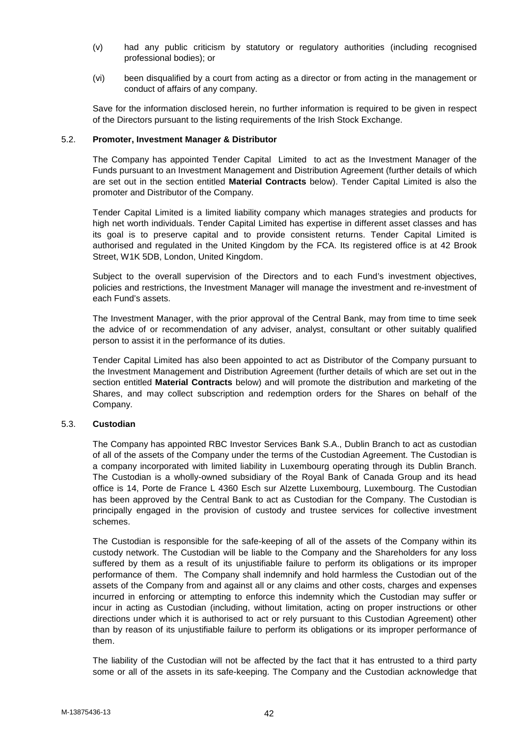(v) had any public criticism by statutory or regulatory authorities (including recognised professional bodies); or

(vi) been disqualified by a court from acting as a director or from acting in the management or conduct of affairs of any company.

Save for the information disclosed herein, no further information is required to be given in respect of the Directors pursuant to the listing requirements of the Irish Stock Exchange.

### 5.2. Promoter, Investment Manager & Distributor

The Company has appointed Tender Capital Limited to act as the Investment Manager of the Funds pursuant to an Investment Management and Distribution Agreement (further details of which are set out in the section entitled **Material Contracts** below). Tender Capital Limited is also the promoter and Distributor of the Company.

Tender Capital Limited is a limited liability company which manages strategies and products for high net worth individuals. Tender Capital Limited has expertise in different asset classes and has its goal is to preserve capital and to provide consistent returns. Tender Capital Limited is authorised and regulated in the United Kingdom by the FCA. Its registered office is at 42 Brook Street, W1K 5DB, London, United Kingdom.

Subject to the overall supervision of the Directors and to each Fund's investment objectives, policies and restrictions, the Investment Manager will manage the investment and re-investment of each Fund's assets.

The Investment Manager, with the prior approval of the Central Bank, may from time to time seek the advice of or recommendation of any adviser, analyst, consultant or other suitably qualified person to assist it in the performance of its duties.

Tender Capital Limited has also been appointed to act as Distributor of the Company pursuant to the Investment Management and Distribution Agreement (further details of which are set out in the section entitled **Material Contracts** below) and will promote the distribution and marketing of the Shares, and may collect subscription and redemption orders for the Shares on behalf of the Company.

### 5.3. Custodian

The Company has appointed RBC Investor Services Bank S.A., Dublin Branch to act as custodian of all of the assets of the Company under the terms of the Custodian Agreement. The Custodian is a company incorporated with limited liability in Luxembourg operating through its Dublin Branch. The Custodian is a wholly-owned subsidiary of the Royal Bank of Canada Group and its head office is 14, Porte de France L 4360 Esch sur Alzette Luxembourg, Luxembourg. The Custodian has been approved by the Central Bank to act as Custodian for the Company. The Custodian is principally engaged in the provision of custody and trustee services for collective investment schemes.

The Custodian is responsible for the safe-keeping of all of the assets of the Company within its custody network. The Custodian will be liable to the Company and the Shareholders for any loss suffered by them as a result of its unjustifiable failure to perform its obligations or its improper performance of them. The Company shall indemnify and hold harmless the Custodian out of the assets of the Company from and against all or any claims and other costs, charges and expenses incurred in enforcing or attempting to enforce this indemnity which the Custodian may suffer or incur in acting as Custodian (including, without limitation, acting on proper instructions or other directions under which it is authorised to act or rely pursuant to this Custodian Agreement) other than by reason of its unjustifiable failure to perform its obligations or its improper performance of them.

The liability of the Custodian will not be affected by the fact that it has entrusted to a third party some or all of the assets in its safe-keeping. The Company and the Custodian acknowledge that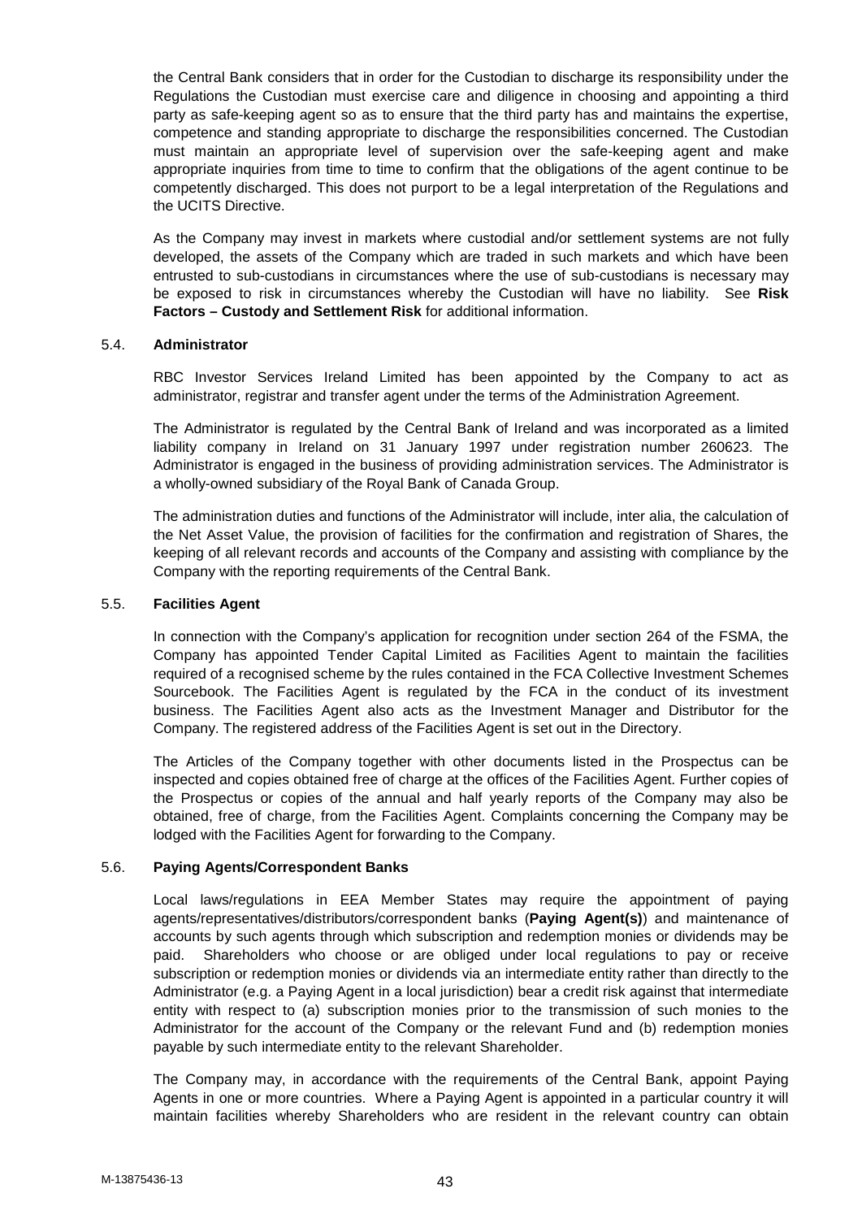the Central Bank considers that in order for the Custodian to discharge its responsibility under the Regulations the Custodian must exercise care and diligence in choosing and appointing a third party as safe-keeping agent so as to ensure that the third party has and maintains the expertise, competence and standing appropriate to discharge the responsibilities concerned. The Custodian must maintain an appropriate level of supervision over the safe-keeping agent and make appropriate inquiries from time to time to confirm that the obligations of the agent continue to be competently discharged. This does not purport to be a legal interpretation of the Regulations and the UCITS Directive.

As the Company may invest in markets where custodial and/or settlement systems are not fully developed, the assets of the Company which are traded in such markets and which have been entrusted to sub-custodians in circumstances where the use of sub-custodians is necessary may be exposed to risk in circumstances whereby the Custodian will have no liability. See **Risk Factors – Custody and Settlement Risk** for additional information.

### 5.4. Administrator

RBC Investor Services Ireland Limited has been appointed by the Company to act as administrator, registrar and transfer agent under the terms of the Administration Agreement.

The Administrator is regulated by the Central Bank of Ireland and was incorporated as a limited liability company in Ireland on 31 January 1997 under registration number 260623. The Administrator is engaged in the business of providing administration services. The Administrator is a wholly-owned subsidiary of the Royal Bank of Canada Group.

The administration duties and functions of the Administrator will include, inter alia, the calculation of the Net Asset Value, the provision of facilities for the confirmation and registration of Shares, the keeping of all relevant records and accounts of the Company and assisting with compliance by the Company with the reporting requirements of the Central Bank.

### 5.5. Facilities Agent

In connection with the Company's application for recognition under section 264 of the FSMA, the Company has appointed Tender Capital Limited as Facilities Agent to maintain the facilities required of a recognised scheme by the rules contained in the FCA Collective Investment Schemes Sourcebook. The Facilities Agent is regulated by the FCA in the conduct of its investment business. The Facilities Agent also acts as the Investment Manager and Distributor for the Company. The registered address of the Facilities Agent is set out in the Directory.

The Articles of the Company together with other documents listed in the Prospectus can be inspected and copies obtained free of charge at the offices of the Facilities Agent. Further copies of the Prospectus or copies of the annual and half yearly reports of the Company may also be obtained, free of charge, from the Facilities Agent. Complaints concerning the Company may be lodged with the Facilities Agent for forwarding to the Company.

### 5.6. Paying Agents/Correspondent Banks

Local laws/regulations in EEA Member States may require the appointment of paying agents/representatives/distributors/correspondent banks (**Paying Agent(s)**) and maintenance of accounts by such agents through which subscription and redemption monies or dividends may be paid. Shareholders who choose or are obliged under local regulations to pay or receive subscription or redemption monies or dividends via an intermediate entity rather than directly to the Administrator (e.g. a Paying Agent in a local jurisdiction) bear a credit risk against that intermediate entity with respect to (a) subscription monies prior to the transmission of such monies to the Administrator for the account of the Company or the relevant Fund and (b) redemption monies payable by such intermediate entity to the relevant Shareholder.

The Company may, in accordance with the requirements of the Central Bank, appoint Paying Agents in one or more countries. Where a Paying Agent is appointed in a particular country it will maintain facilities whereby Shareholders who are resident in the relevant country can obtain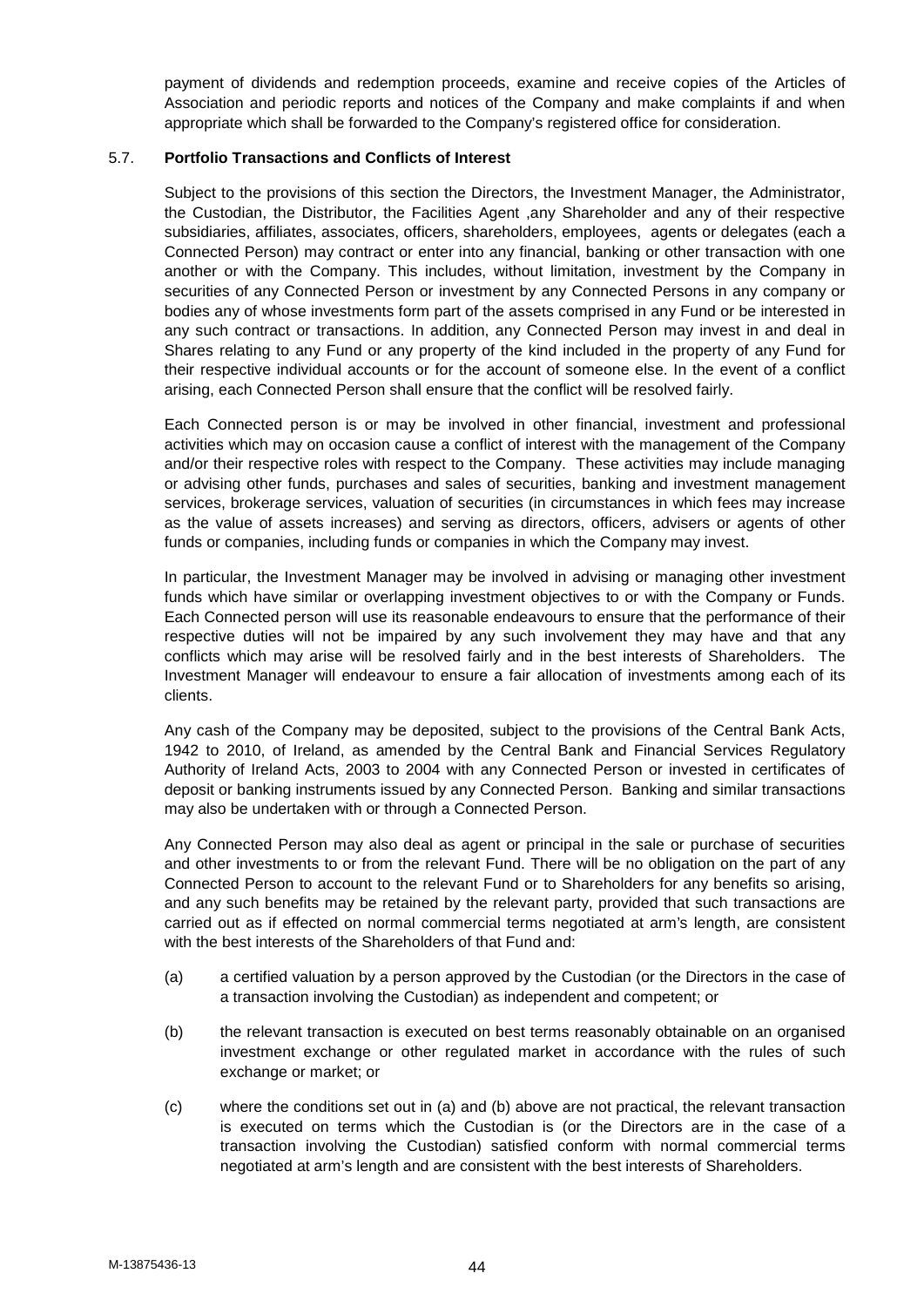payment of dividends and redemption proceeds, examine and receive copies of the Articles of Association and periodic reports and notices of the Company and make complaints if and when appropriate which shall be forwarded to the Company's registered office for consideration.

### 5.7. Portfolio Transactions and Conflicts of Interest

Subject to the provisions of this section the Directors, the Investment Manager, the Administrator, the Custodian, the Distributor, the Facilities Agent ,any Shareholder and any of their respective subsidiaries, affiliates, associates, officers, shareholders, employees, agents or delegates (each a Connected Person) may contract or enter into any financial, banking or other transaction with one another or with the Company. This includes, without limitation, investment by the Company in securities of any Connected Person or investment by any Connected Persons in any company or bodies any of whose investments form part of the assets comprised in any Fund or be interested in any such contract or transactions. In addition, any Connected Person may invest in and deal in Shares relating to any Fund or any property of the kind included in the property of any Fund for their respective individual accounts or for the account of someone else. In the event of a conflict arising, each Connected Person shall ensure that the conflict will be resolved fairly.

Each Connected person is or may be involved in other financial, investment and professional activities which may on occasion cause a conflict of interest with the management of the Company and/or their respective roles with respect to the Company. These activities may include managing or advising other funds, purchases and sales of securities, banking and investment management services, brokerage services, valuation of securities (in circumstances in which fees may increase as the value of assets increases) and serving as directors, officers, advisers or agents of other funds or companies, including funds or companies in which the Company may invest.

In particular, the Investment Manager may be involved in advising or managing other investment funds which have similar or overlapping investment objectives to or with the Company or Funds. Each Connected person will use its reasonable endeavours to ensure that the performance of their respective duties will not be impaired by any such involvement they may have and that any conflicts which may arise will be resolved fairly and in the best interests of Shareholders. The Investment Manager will endeavour to ensure a fair allocation of investments among each of its clients.

Any cash of the Company may be deposited, subject to the provisions of the Central Bank Acts, 1942 to 2010, of Ireland, as amended by the Central Bank and Financial Services Regulatory Authority of Ireland Acts, 2003 to 2004 with any Connected Person or invested in certificates of deposit or banking instruments issued by any Connected Person. Banking and similar transactions may also be undertaken with or through a Connected Person.

Any Connected Person may also deal as agent or principal in the sale or purchase of securities and other investments to or from the relevant Fund. There will be no obligation on the part of any Connected Person to account to the relevant Fund or to Shareholders for any benefits so arising, and any such benefits may be retained by the relevant party, provided that such transactions are carried out as if effected on normal commercial terms negotiated at arm's length, are consistent with the best interests of the Shareholders of that Fund and:

(a) a certified valuation by a person approved by the Custodian (or the Directors in the case of a transaction involving the Custodian) as independent and competent; or

(b) the relevant transaction is executed on best terms reasonably obtainable on an organised investment exchange or other regulated market in accordance with the rules of such exchange or market; or

(c) where the conditions set out in (a) and (b) above are not practical, the relevant transaction is executed on terms which the Custodian is (or the Directors are in the case of a transaction involving the Custodian) satisfied conform with normal commercial terms negotiated at arm's length and are consistent with the best interests of Shareholders.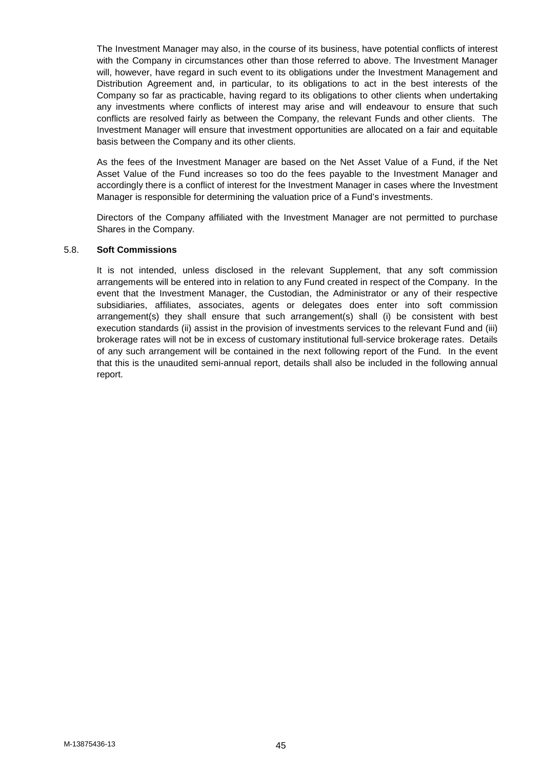The Investment Manager may also, in the course of its business, have potential conflicts of interest with the Company in circumstances other than those referred to above. The Investment Manager will, however, have regard in such event to its obligations under the Investment Management and Distribution Agreement and, in particular, to its obligations to act in the best interests of the Company so far as practicable, having regard to its obligations to other clients when undertaking any investments where conflicts of interest may arise and will endeavour to ensure that such conflicts are resolved fairly as between the Company, the relevant Funds and other clients. The Investment Manager will ensure that investment opportunities are allocated on a fair and equitable basis between the Company and its other clients.

As the fees of the Investment Manager are based on the Net Asset Value of a Fund, if the Net Asset Value of the Fund increases so too do the fees payable to the Investment Manager and accordingly there is a conflict of interest for the Investment Manager in cases where the Investment Manager is responsible for determining the valuation price of a Fund's investments.

Directors of the Company affiliated with the Investment Manager are not permitted to purchase Shares in the Company.

### 5.8. **Soft Commissions**

It is not intended, unless disclosed in the relevant Supplement, that any soft commission arrangements will be entered into in relation to any Fund created in respect of the Company. In the event that the Investment Manager, the Custodian, the Administrator or any of their respective subsidiaries, affiliates, associates, agents or delegates does enter into soft commission arrangement(s) they shall ensure that such arrangement(s) shall (i) be consistent with best execution standards (ii) assist in the provision of investments services to the relevant Fund and (iii) brokerage rates will not be in excess of customary institutional full-service brokerage rates. Details of any such arrangement will be contained in the next following report of the Fund. In the event that this is the unaudited semi-annual report, details shall also be included in the following annual report.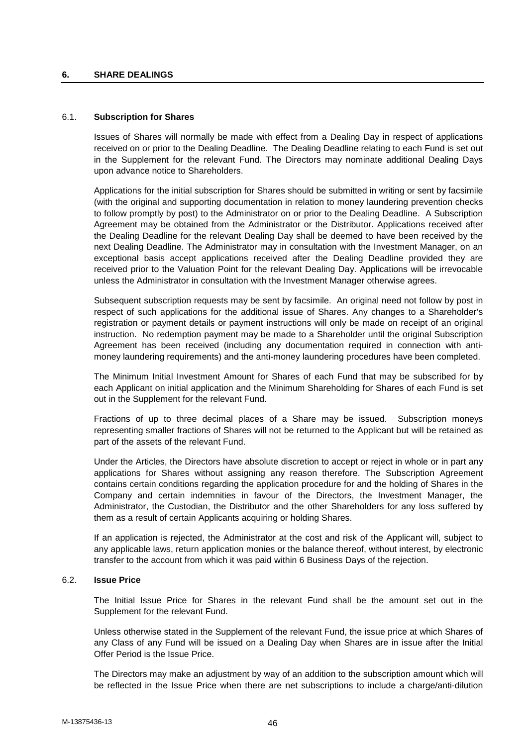## 6. SHARE DEALINGS

### 6.1. Subscription for Shares

Issues of Shares will normally be made with effect from a Dealing Day in respect of applications received on or prior to the Dealing Deadline. The Dealing Deadline relating to each Fund is set out in the Supplement for the relevant Fund. The Directors may nominate additional Dealing Days upon advance notice to Shareholders.

Applications for the initial subscription for Shares should be submitted in writing or sent by facsimile (with the original and supporting documentation in relation to money laundering prevention checks to follow promptly by post) to the Administrator on or prior to the Dealing Deadline. A Subscription Agreement may be obtained from the Administrator or the Distributor. Applications received after the Dealing Deadline for the relevant Dealing Day shall be deemed to have been received by the next Dealing Deadline. The Administrator may in consultation with the Investment Manager, on an exceptional basis accept applications received after the Dealing Deadline provided they are received prior to the Valuation Point for the relevant Dealing Day. Applications will be irrevocable unless the Administrator in consultation with the Investment Manager otherwise agrees.

Subsequent subscription requests may be sent by facsimile. An original need not follow by post in respect of such applications for the additional issue of Shares. Any changes to a Shareholder's registration or payment details or payment instructions will only be made on receipt of an original instruction. No redemption payment may be made to a Shareholder until the original Subscription Agreement has been received (including any documentation required in connection with anti-money laundering requirements) and the anti-money laundering procedures have been completed.

The Minimum Initial Investment Amount for Shares of each Fund that may be subscribed for by each Applicant on initial application and the Minimum Shareholding for Shares of each Fund is set out in the Supplement for the relevant Fund.

Fractions of up to three decimal places of a Share may be issued. Subscription moneys representing smaller fractions of Shares will not be returned to the Applicant but will be retained as part of the assets of the relevant Fund.

Under the Articles, the Directors have absolute discretion to accept or reject in whole or in part any applications for Shares without assigning any reason therefore. The Subscription Agreement contains certain conditions regarding the application procedure for and the holding of Shares in the Company and certain indemnities in favour of the Directors, the Investment Manager, the Administrator, the Custodian, the Distributor and the other Shareholders for any loss suffered by them as a result of certain Applicants acquiring or holding Shares.

If an application is rejected, the Administrator at the cost and risk of the Applicant will, subject to any applicable laws, return application monies or the balance thereof, without interest, by electronic transfer to the account from which it was paid within 6 Business Days of the rejection.

### 6.2. Issue Price

The Initial Issue Price for Shares in the relevant Fund shall be the amount set out in the Supplement for the relevant Fund.

Unless otherwise stated in the Supplement of the relevant Fund, the issue price at which Shares of any Class of any Fund will be issued on a Dealing Day when Shares are in issue after the Initial Offer Period is the Issue Price.

The Directors may make an adjustment by way of an addition to the subscription amount which will be reflected in the Issue Price when there are net subscriptions to include a charge/anti-dilution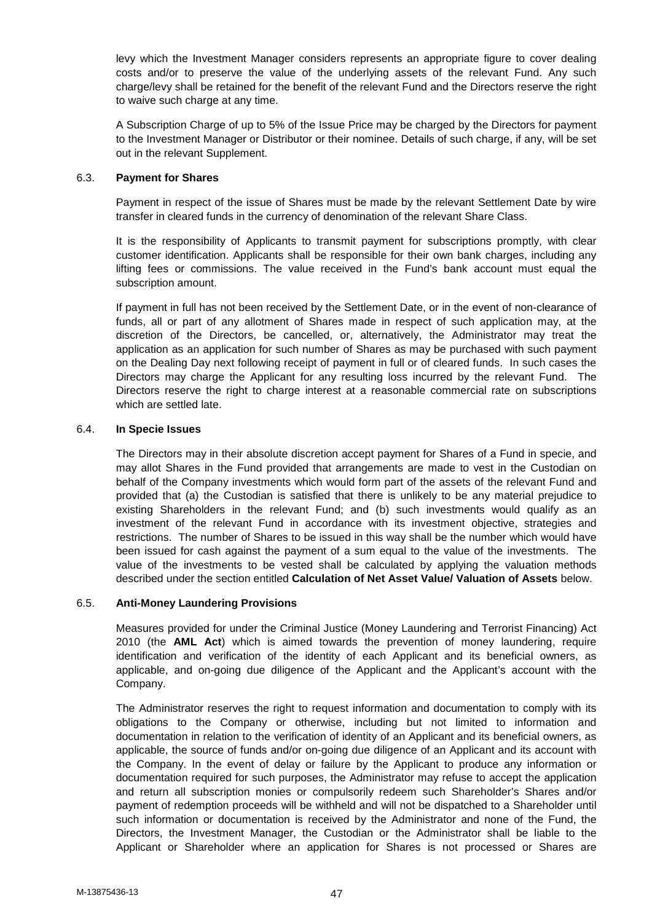levy which the Investment Manager considers represents an appropriate figure to cover dealing costs and/or to preserve the value of the underlying assets of the relevant Fund. Any such charge/levy shall be retained for the benefit of the relevant Fund and the Directors reserve the right to waive such charge at any time.

A Subscription Charge of up to 5% of the Issue Price may be charged by the Directors for payment to the Investment Manager or Distributor or their nominee. Details of such charge, if any, will be set out in the relevant Supplement.

### 6.3. **Payment for Shares**

Payment in respect of the issue of Shares must be made by the relevant Settlement Date by wire transfer in cleared funds in the currency of denomination of the relevant Share Class.

It is the responsibility of Applicants to transmit payment for subscriptions promptly, with clear customer identification. Applicants shall be responsible for their own bank charges, including any lifting fees or commissions. The value received in the Fund's bank account must equal the subscription amount.

If payment in full has not been received by the Settlement Date, or in the event of non-clearance of funds, all or part of any allotment of Shares made in respect of such application may, at the discretion of the Directors, be cancelled, or, alternatively, the Administrator may treat the application as an application for such number of Shares as may be purchased with such payment on the Dealing Day next following receipt of payment in full or of cleared funds. In such cases the Directors may charge the Applicant for any resulting loss incurred by the relevant Fund. The Directors reserve the right to charge interest at a reasonable commercial rate on subscriptions which are settled late.

### 6.4. **In Specie Issues**

The Directors may in their absolute discretion accept payment for Shares of a Fund in specie, and may allot Shares in the Fund provided that arrangements are made to vest in the Custodian on behalf of the Company investments which would form part of the assets of the relevant Fund and provided that (a) the Custodian is satisfied that there is unlikely to be any material prejudice to existing Shareholders in the relevant Fund; and (b) such investments would qualify as an investment of the relevant Fund in accordance with its investment objective, strategies and restrictions. The number of Shares to be issued in this way shall be the number which would have been issued for cash against the payment of a sum equal to the value of the investments. The value of the investments to be vested shall be calculated by applying the valuation methods described under the section entitled **Calculation of Net Asset Value/ Valuation of Assets** below.

### 6.5. **Anti-Money Laundering Provisions**

Measures provided for under the Criminal Justice (Money Laundering and Terrorist Financing) Act 2010 (the **AML Act**) which is aimed towards the prevention of money laundering, require identification and verification of the identity of each Applicant and its beneficial owners, as applicable, and on-going due diligence of the Applicant and the Applicant's account with the Company.

The Administrator reserves the right to request information and documentation to comply with its obligations to the Company or otherwise, including but not limited to information and documentation in relation to the verification of identity of an Applicant and its beneficial owners, as applicable, the source of funds and/or on-going due diligence of an Applicant and its account with the Company. In the event of delay or failure by the Applicant to produce any information or documentation required for such purposes, the Administrator may refuse to accept the application and return all subscription monies or compulsorily redeem such Shareholder's Shares and/or payment of redemption proceeds will be withheld and will not be dispatched to a Shareholder until such information or documentation is received by the Administrator and none of the Fund, the Directors, the Investment Manager, the Custodian or the Administrator shall be liable to the Applicant or Shareholder where an application for Shares is not processed or Shares are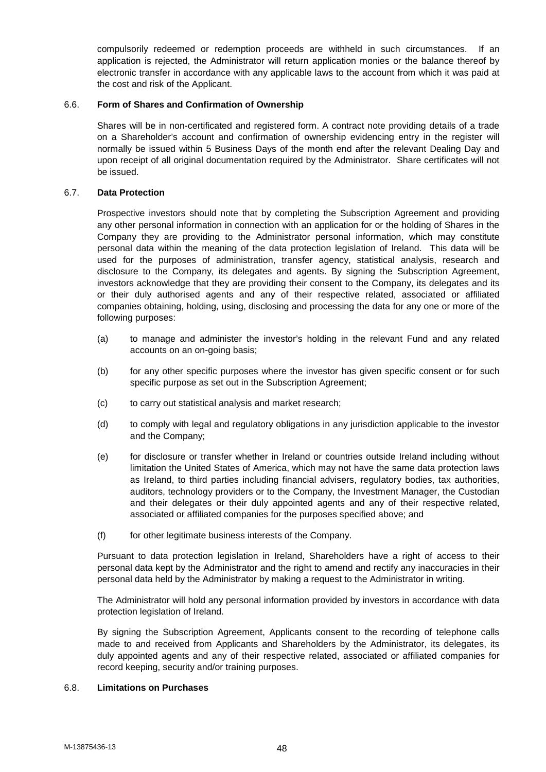compulsorily redeemed or redemption proceeds are withheld in such circumstances. If an application is rejected, the Administrator will return application monies or the balance thereof by electronic transfer in accordance with any applicable laws to the account from which it was paid at the cost and risk of the Applicant.

### 6.6. Form of Shares and Confirmation of Ownership

Shares will be in non-certificated and registered form. A contract note providing details of a trade on a Shareholder's account and confirmation of ownership evidencing entry in the register will normally be issued within 5 Business Days of the month end after the relevant Dealing Day and upon receipt of all original documentation required by the Administrator. Share certificates will not be issued.

### 6.7. Data Protection

Prospective investors should note that by completing the Subscription Agreement and providing any other personal information in connection with an application for or the holding of Shares in the Company they are providing to the Administrator personal information, which may constitute personal data within the meaning of the data protection legislation of Ireland. This data will be used for the purposes of administration, transfer agency, statistical analysis, research and disclosure to the Company, its delegates and agents. By signing the Subscription Agreement, investors acknowledge that they are providing their consent to the Company, its delegates and its or their duly authorised agents and any of their respective related, associated or affiliated companies obtaining, holding, using, disclosing and processing the data for any one or more of the following purposes:

(a) to manage and administer the investor's holding in the relevant Fund and any related accounts on an on-going basis;

(b) for any other specific purposes where the investor has given specific consent or for such specific purpose as set out in the Subscription Agreement;

(c) to carry out statistical analysis and market research;

(d) to comply with legal and regulatory obligations in any jurisdiction applicable to the investor and the Company;

(e) for disclosure or transfer whether in Ireland or countries outside Ireland including without limitation the United States of America, which may not have the same data protection laws as Ireland, to third parties including financial advisers, regulatory bodies, tax authorities, auditors, technology providers or to the Company, the Investment Manager, the Custodian and their delegates or their duly appointed agents and any of their respective related, associated or affiliated companies for the purposes specified above; and

(f) for other legitimate business interests of the Company.

Pursuant to data protection legislation in Ireland, Shareholders have a right of access to their personal data kept by the Administrator and the right to amend and rectify any inaccuracies in their personal data held by the Administrator by making a request to the Administrator in writing.

The Administrator will hold any personal information provided by investors in accordance with data protection legislation of Ireland.

By signing the Subscription Agreement, Applicants consent to the recording of telephone calls made to and received from Applicants and Shareholders by the Administrator, its delegates, its duly appointed agents and any of their respective related, associated or affiliated companies for record keeping, security and/or training purposes.

### 6.8. Limitations on Purchases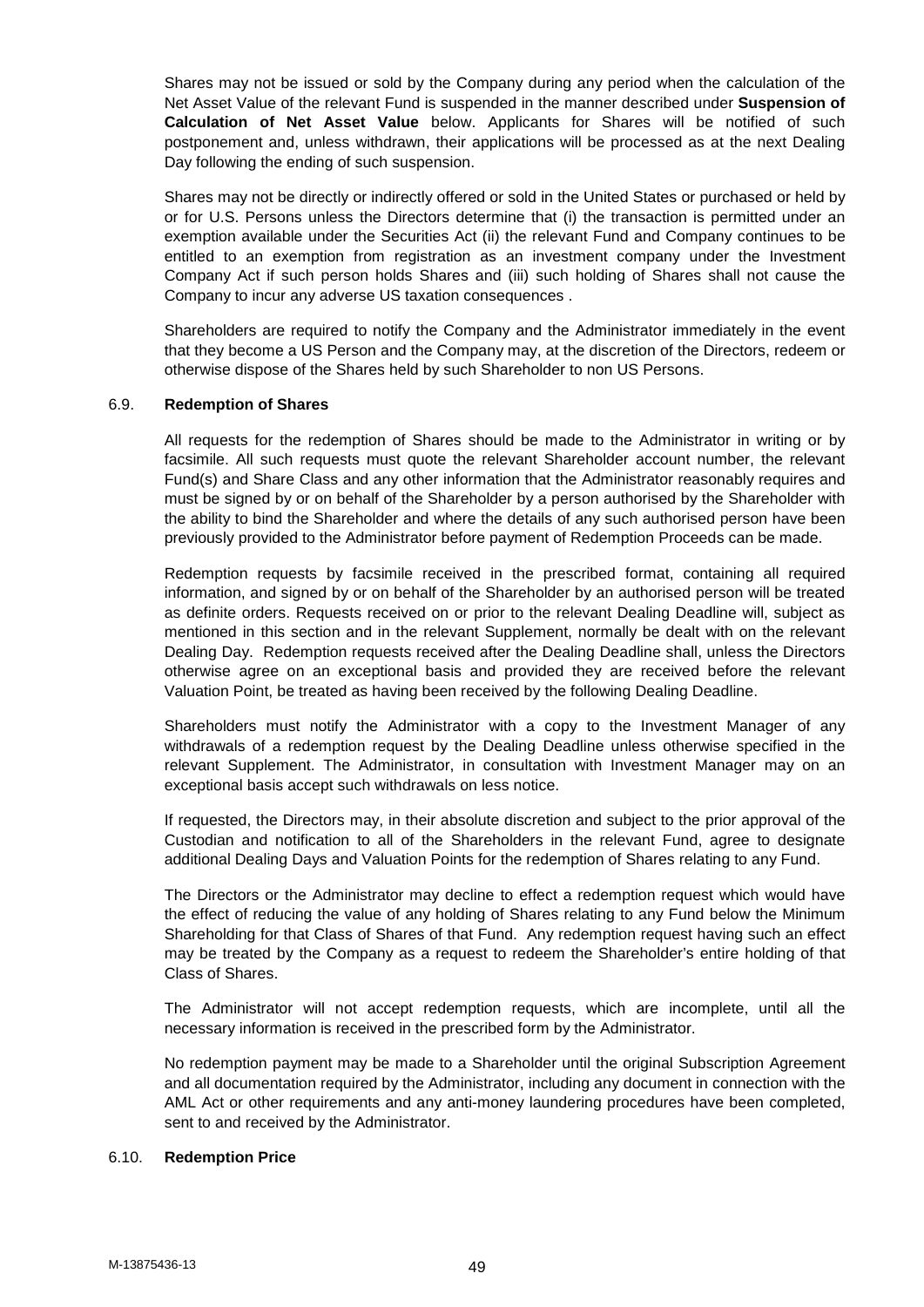Shares may not be issued or sold by the Company during any period when the calculation of the Net Asset Value of the relevant Fund is suspended in the manner described under **Suspension of Calculation of Net Asset Value** below. Applicants for Shares will be notified of such postponement and, unless withdrawn, their applications will be processed as at the next Dealing Day following the ending of such suspension.

Shares may not be directly or indirectly offered or sold in the United States or purchased or held by or for U.S. Persons unless the Directors determine that (i) the transaction is permitted under an exemption available under the Securities Act (ii) the relevant Fund and Company continues to be entitled to an exemption from registration as an investment company under the Investment Company Act if such person holds Shares and (iii) such holding of Shares shall not cause the Company to incur any adverse US taxation consequences .

Shareholders are required to notify the Company and the Administrator immediately in the event that they become a US Person and the Company may, at the discretion of the Directors, redeem or otherwise dispose of the Shares held by such Shareholder to non US Persons.

### 6.9. Redemption of Shares

All requests for the redemption of Shares should be made to the Administrator in writing or by facsimile. All such requests must quote the relevant Shareholder account number, the relevant Fund(s) and Share Class and any other information that the Administrator reasonably requires and must be signed by or on behalf of the Shareholder by a person authorised by the Shareholder with the ability to bind the Shareholder and where the details of any such authorised person have been previously provided to the Administrator before payment of Redemption Proceeds can be made.

Redemption requests by facsimile received in the prescribed format, containing all required information, and signed by or on behalf of the Shareholder by an authorised person will be treated as definite orders. Requests received on or prior to the relevant Dealing Deadline will, subject as mentioned in this section and in the relevant Supplement, normally be dealt with on the relevant Dealing Day. Redemption requests received after the Dealing Deadline shall, unless the Directors otherwise agree on an exceptional basis and provided they are received before the relevant Valuation Point, be treated as having been received by the following Dealing Deadline.

Shareholders must notify the Administrator with a copy to the Investment Manager of any withdrawals of a redemption request by the Dealing Deadline unless otherwise specified in the relevant Supplement. The Administrator, in consultation with Investment Manager may on an exceptional basis accept such withdrawals on less notice.

If requested, the Directors may, in their absolute discretion and subject to the prior approval of the Custodian and notification to all of the Shareholders in the relevant Fund, agree to designate additional Dealing Days and Valuation Points for the redemption of Shares relating to any Fund.

The Directors or the Administrator may decline to effect a redemption request which would have the effect of reducing the value of any holding of Shares relating to any Fund below the Minimum Shareholding for that Class of Shares of that Fund. Any redemption request having such an effect may be treated by the Company as a request to redeem the Shareholder's entire holding of that Class of Shares.

The Administrator will not accept redemption requests, which are incomplete, until all the necessary information is received in the prescribed form by the Administrator.

No redemption payment may be made to a Shareholder until the original Subscription Agreement and all documentation required by the Administrator, including any document in connection with the AML Act or other requirements and any anti-money laundering procedures have been completed, sent to and received by the Administrator.

### 6.10. Redemption Price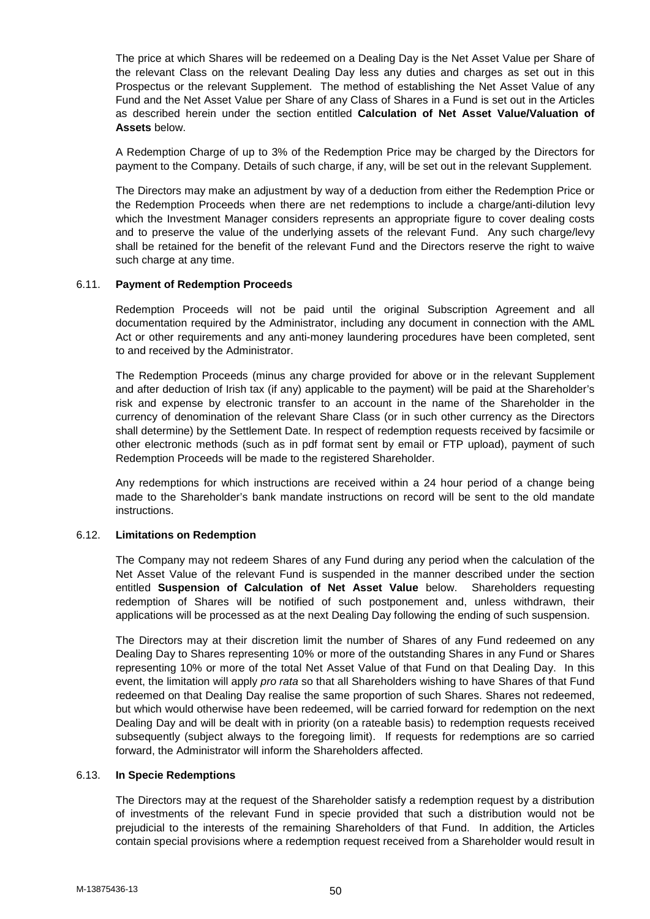The price at which Shares will be redeemed on a Dealing Day is the Net Asset Value per Share of the relevant Class on the relevant Dealing Day less any duties and charges as set out in this Prospectus or the relevant Supplement. The method of establishing the Net Asset Value of any Fund and the Net Asset Value per Share of any Class of Shares in a Fund is set out in the Articles as described herein under the section entitled **Calculation of Net Asset Value/Valuation of Assets** below.

A Redemption Charge of up to 3% of the Redemption Price may be charged by the Directors for payment to the Company. Details of such charge, if any, will be set out in the relevant Supplement.

The Directors may make an adjustment by way of a deduction from either the Redemption Price or the Redemption Proceeds when there are net redemptions to include a charge/anti-dilution levy which the Investment Manager considers represents an appropriate figure to cover dealing costs and to preserve the value of the underlying assets of the relevant Fund. Any such charge/levy shall be retained for the benefit of the relevant Fund and the Directors reserve the right to waive such charge at any time.

### 6.11. Payment of Redemption Proceeds

Redemption Proceeds will not be paid until the original Subscription Agreement and all documentation required by the Administrator, including any document in connection with the AML Act or other requirements and any anti-money laundering procedures have been completed, sent to and received by the Administrator.

The Redemption Proceeds (minus any charge provided for above or in the relevant Supplement and after deduction of Irish tax (if any) applicable to the payment) will be paid at the Shareholder's risk and expense by electronic transfer to an account in the name of the Shareholder in the currency of denomination of the relevant Share Class (or in such other currency as the Directors shall determine) by the Settlement Date. In respect of redemption requests received by facsimile or other electronic methods (such as in pdf format sent by email or FTP upload), payment of such Redemption Proceeds will be made to the registered Shareholder.

Any redemptions for which instructions are received within a 24 hour period of a change being made to the Shareholder's bank mandate instructions on record will be sent to the old mandate instructions.

### 6.12. Limitations on Redemption

The Company may not redeem Shares of any Fund during any period when the calculation of the Net Asset Value of the relevant Fund is suspended in the manner described under the section entitled **Suspension of Calculation of Net Asset Value** below. Shareholders requesting redemption of Shares will be notified of such postponement and, unless withdrawn, their applications will be processed as at the next Dealing Day following the ending of such suspension.

The Directors may at their discretion limit the number of Shares of any Fund redeemed on any Dealing Day to Shares representing 10% or more of the outstanding Shares in any Fund or Shares representing 10% or more of the total Net Asset Value of that Fund on that Dealing Day. In this event, the limitation will apply *pro rata* so that all Shareholders wishing to have Shares of that Fund redeemed on that Dealing Day realise the same proportion of such Shares. Shares not redeemed, but which would otherwise have been redeemed, will be carried forward for redemption on the next Dealing Day and will be dealt with in priority (on a rateable basis) to redemption requests received subsequently (subject always to the foregoing limit). If requests for redemptions are so carried forward, the Administrator will inform the Shareholders affected.

### 6.13. In Specie Redemptions

The Directors may at the request of the Shareholder satisfy a redemption request by a distribution of investments of the relevant Fund in specie provided that such a distribution would not be prejudicial to the interests of the remaining Shareholders of that Fund. In addition, the Articles contain special provisions where a redemption request received from a Shareholder would result in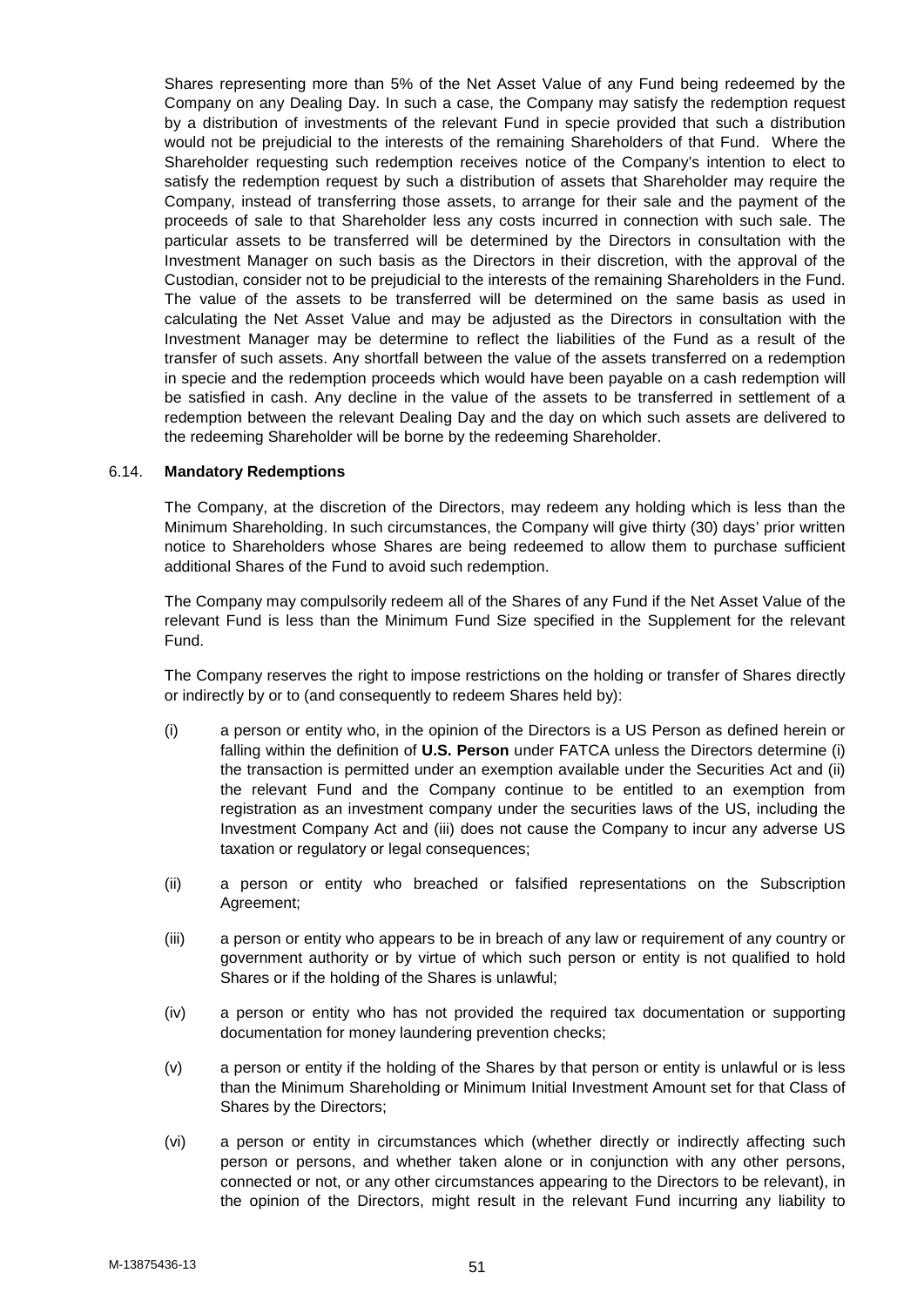Shares representing more than 5% of the Net Asset Value of any Fund being redeemed by the Company on any Dealing Day. In such a case, the Company may satisfy the redemption request by a distribution of investments of the relevant Fund in specie provided that such a distribution would not be prejudicial to the interests of the remaining Shareholders of that Fund. Where the Shareholder requesting such redemption receives notice of the Company's intention to elect to satisfy the redemption request by such a distribution of assets that Shareholder may require the Company, instead of transferring those assets, to arrange for their sale and the payment of the proceeds of sale to that Shareholder less any costs incurred in connection with such sale. The particular assets to be transferred will be determined by the Directors in consultation with the Investment Manager on such basis as the Directors in their discretion, with the approval of the Custodian, consider not to be prejudicial to the interests of the remaining Shareholders in the Fund. The value of the assets to be transferred will be determined on the same basis as used in calculating the Net Asset Value and may be adjusted as the Directors in consultation with the Investment Manager may be determine to reflect the liabilities of the Fund as a result of the transfer of such assets. Any shortfall between the value of the assets transferred on a redemption in specie and the redemption proceeds which would have been payable on a cash redemption will be satisfied in cash. Any decline in the value of the assets to be transferred in settlement of a redemption between the relevant Dealing Day and the day on which such assets are delivered to the redeeming Shareholder will be borne by the redeeming Shareholder.

### 6.14. Mandatory Redemptions

The Company, at the discretion of the Directors, may redeem any holding which is less than the Minimum Shareholding. In such circumstances, the Company will give thirty (30) days' prior written notice to Shareholders whose Shares are being redeemed to allow them to purchase sufficient additional Shares of the Fund to avoid such redemption.

The Company may compulsorily redeem all of the Shares of any Fund if the Net Asset Value of the relevant Fund is less than the Minimum Fund Size specified in the Supplement for the relevant Fund.

The Company reserves the right to impose restrictions on the holding or transfer of Shares directly or indirectly by or to (and consequently to redeem Shares held by):

(i) a person or entity who, in the opinion of the Directors is a US Person as defined herein or falling within the definition of **U.S. Person** under FATCA unless the Directors determine (i) the transaction is permitted under an exemption available under the Securities Act and (ii) the relevant Fund and the Company continue to be entitled to an exemption from registration as an investment company under the securities laws of the US, including the Investment Company Act and (iii) does not cause the Company to incur any adverse US taxation or regulatory or legal consequences;

(ii) a person or entity who breached or falsified representations on the Subscription Agreement;

(iii) a person or entity who appears to be in breach of any law or requirement of any country or government authority or by virtue of which such person or entity is not qualified to hold Shares or if the holding of the Shares is unlawful;

(iv) a person or entity who has not provided the required tax documentation or supporting documentation for money laundering prevention checks;

(v) a person or entity if the holding of the Shares by that person or entity is unlawful or is less than the Minimum Shareholding or Minimum Initial Investment Amount set for that Class of Shares by the Directors;

(vi) a person or entity in circumstances which (whether directly or indirectly affecting such person or persons, and whether taken alone or in conjunction with any other persons, connected or not, or any other circumstances appearing to the Directors to be relevant), in the opinion of the Directors, might result in the relevant Fund incurring any liability to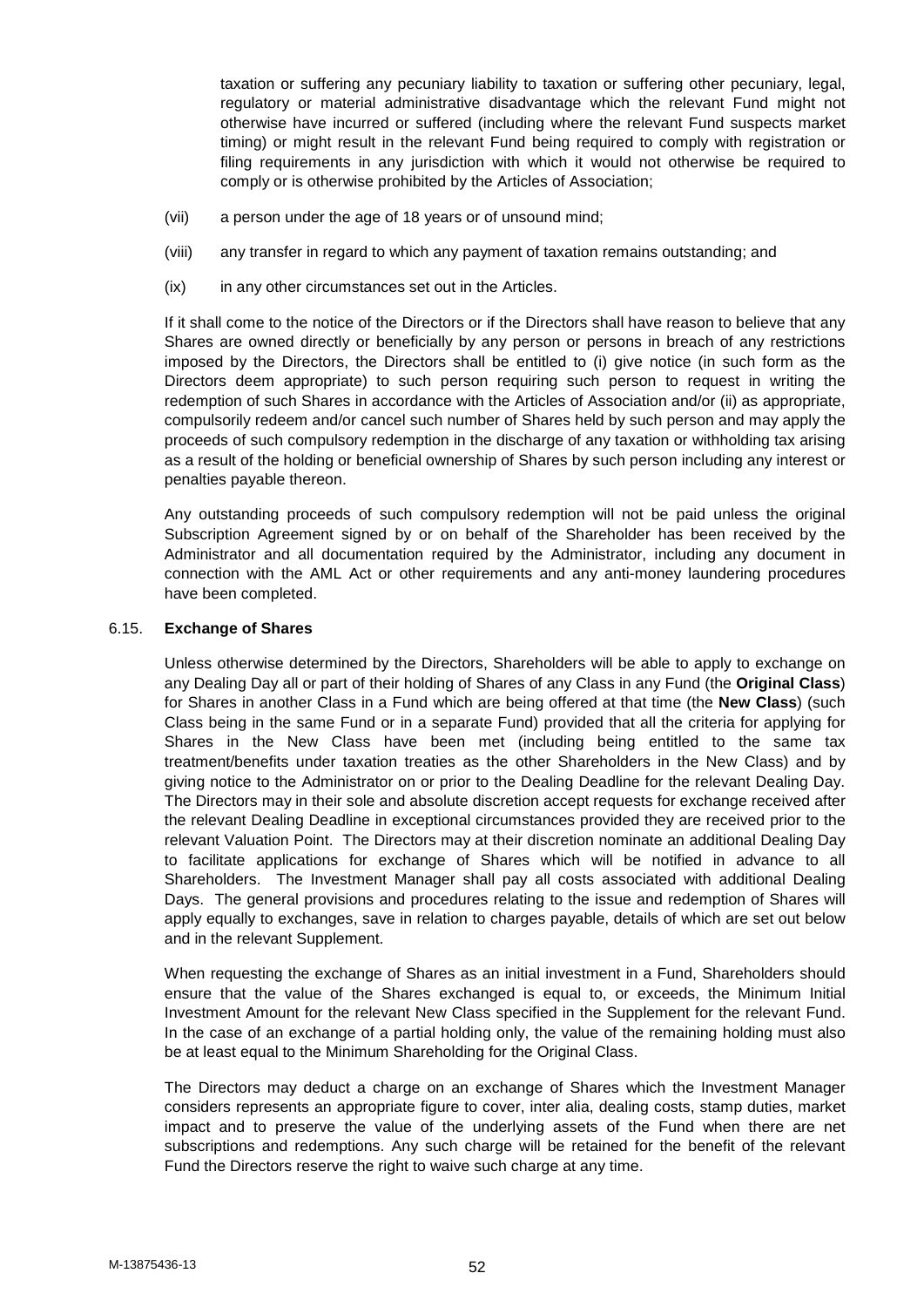taxation or suffering any pecuniary liability to taxation or suffering other pecuniary, legal, regulatory or material administrative disadvantage which the relevant Fund might not otherwise have incurred or suffered (including where the relevant Fund suspects market timing) or might result in the relevant Fund being required to comply with registration or filing requirements in any jurisdiction with which it would not otherwise be required to comply or is otherwise prohibited by the Articles of Association;

(vii) a person under the age of 18 years or of unsound mind;

(viii) any transfer in regard to which any payment of taxation remains outstanding; and

(ix) in any other circumstances set out in the Articles.

If it shall come to the notice of the Directors or if the Directors shall have reason to believe that any Shares are owned directly or beneficially by any person or persons in breach of any restrictions imposed by the Directors, the Directors shall be entitled to (i) give notice (in such form as the Directors deem appropriate) to such person requiring such person to request in writing the redemption of such Shares in accordance with the Articles of Association and/or (ii) as appropriate, compulsorily redeem and/or cancel such number of Shares held by such person and may apply the proceeds of such compulsory redemption in the discharge of any taxation or withholding tax arising as a result of the holding or beneficial ownership of Shares by such person including any interest or penalties payable thereon.

Any outstanding proceeds of such compulsory redemption will not be paid unless the original Subscription Agreement signed by or on behalf of the Shareholder has been received by the Administrator and all documentation required by the Administrator, including any document in connection with the AML Act or other requirements and any anti-money laundering procedures have been completed.

### 6.15. Exchange of Shares

Unless otherwise determined by the Directors, Shareholders will be able to apply to exchange on any Dealing Day all or part of their holding of Shares of any Class in any Fund (the **Original Class**) for Shares in another Class in a Fund which are being offered at that time (the **New Class**) (such Class being in the same Fund or in a separate Fund) provided that all the criteria for applying for Shares in the New Class have been met (including being entitled to the same tax treatment/benefits under taxation treaties as the other Shareholders in the New Class) and by giving notice to the Administrator on or prior to the Dealing Deadline for the relevant Dealing Day. The Directors may in their sole and absolute discretion accept requests for exchange received after the relevant Dealing Deadline in exceptional circumstances provided they are received prior to the relevant Valuation Point. The Directors may at their discretion nominate an additional Dealing Day to facilitate applications for exchange of Shares which will be notified in advance to all Shareholders. The Investment Manager shall pay all costs associated with additional Dealing Days. The general provisions and procedures relating to the issue and redemption of Shares will apply equally to exchanges, save in relation to charges payable, details of which are set out below and in the relevant Supplement.

When requesting the exchange of Shares as an initial investment in a Fund, Shareholders should ensure that the value of the Shares exchanged is equal to, or exceeds, the Minimum Initial Investment Amount for the relevant New Class specified in the Supplement for the relevant Fund. In the case of an exchange of a partial holding only, the value of the remaining holding must also be at least equal to the Minimum Shareholding for the Original Class.

The Directors may deduct a charge on an exchange of Shares which the Investment Manager considers represents an appropriate figure to cover, inter alia, dealing costs, stamp duties, market impact and to preserve the value of the underlying assets of the Fund when there are net subscriptions and redemptions. Any such charge will be retained for the benefit of the relevant Fund the Directors reserve the right to waive such charge at any time.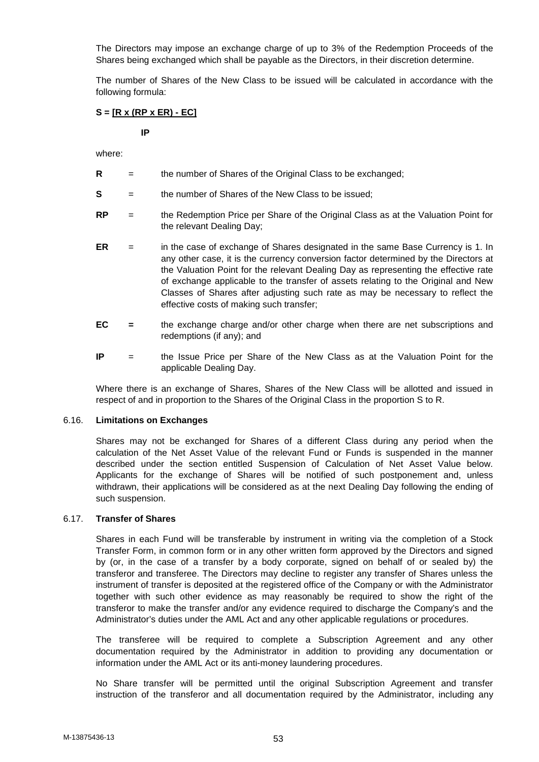The Directors may impose an exchange charge of up to 3% of the Redemption Proceeds of the Shares being exchanged which shall be payable as the Directors, in their discretion determine.

The number of Shares of the New Class to be issued will be calculated in accordance with the following formula:

$$S = \frac{[R \times (RP \times ER) - EC]}{IP}$$

where:

**R** = the number of Shares of the Original Class to be exchanged;

**S** = the number of Shares of the New Class to be issued;

**RP** = the Redemption Price per Share of the Original Class as at the Valuation Point for the relevant Dealing Day;

**ER** = in the case of exchange of Shares designated in the same Base Currency is 1. In any other case, it is the currency conversion factor determined by the Directors at the Valuation Point for the relevant Dealing Day as representing the effective rate of exchange applicable to the transfer of assets relating to the Original and New Classes of Shares after adjusting such rate as may be necessary to reflect the effective costs of making such transfer;

**EC** **=** the exchange charge and/or other charge when there are net subscriptions and redemptions (if any); and

**IP** = the Issue Price per Share of the New Class as at the Valuation Point for the applicable Dealing Day.

Where there is an exchange of Shares, Shares of the New Class will be allotted and issued in respect of and in proportion to the Shares of the Original Class in the proportion S to R.

### 6.16. Limitations on Exchanges

Shares may not be exchanged for Shares of a different Class during any period when the calculation of the Net Asset Value of the relevant Fund or Funds is suspended in the manner described under the section entitled Suspension of Calculation of Net Asset Value below. Applicants for the exchange of Shares will be notified of such postponement and, unless withdrawn, their applications will be considered as at the next Dealing Day following the ending of such suspension.

### 6.17. Transfer of Shares

Shares in each Fund will be transferable by instrument in writing via the completion of a Stock Transfer Form, in common form or in any other written form approved by the Directors and signed by (or, in the case of a transfer by a body corporate, signed on behalf of or sealed by) the transferor and transferee. The Directors may decline to register any transfer of Shares unless the instrument of transfer is deposited at the registered office of the Company or with the Administrator together with such other evidence as may reasonably be required to show the right of the transferor to make the transfer and/or any evidence required to discharge the Company's and the Administrator's duties under the AML Act and any other applicable regulations or procedures.

The transferee will be required to complete a Subscription Agreement and any other documentation required by the Administrator in addition to providing any documentation or information under the AML Act or its anti-money laundering procedures.

No Share transfer will be permitted until the original Subscription Agreement and transfer instruction of the transferor and all documentation required by the Administrator, including any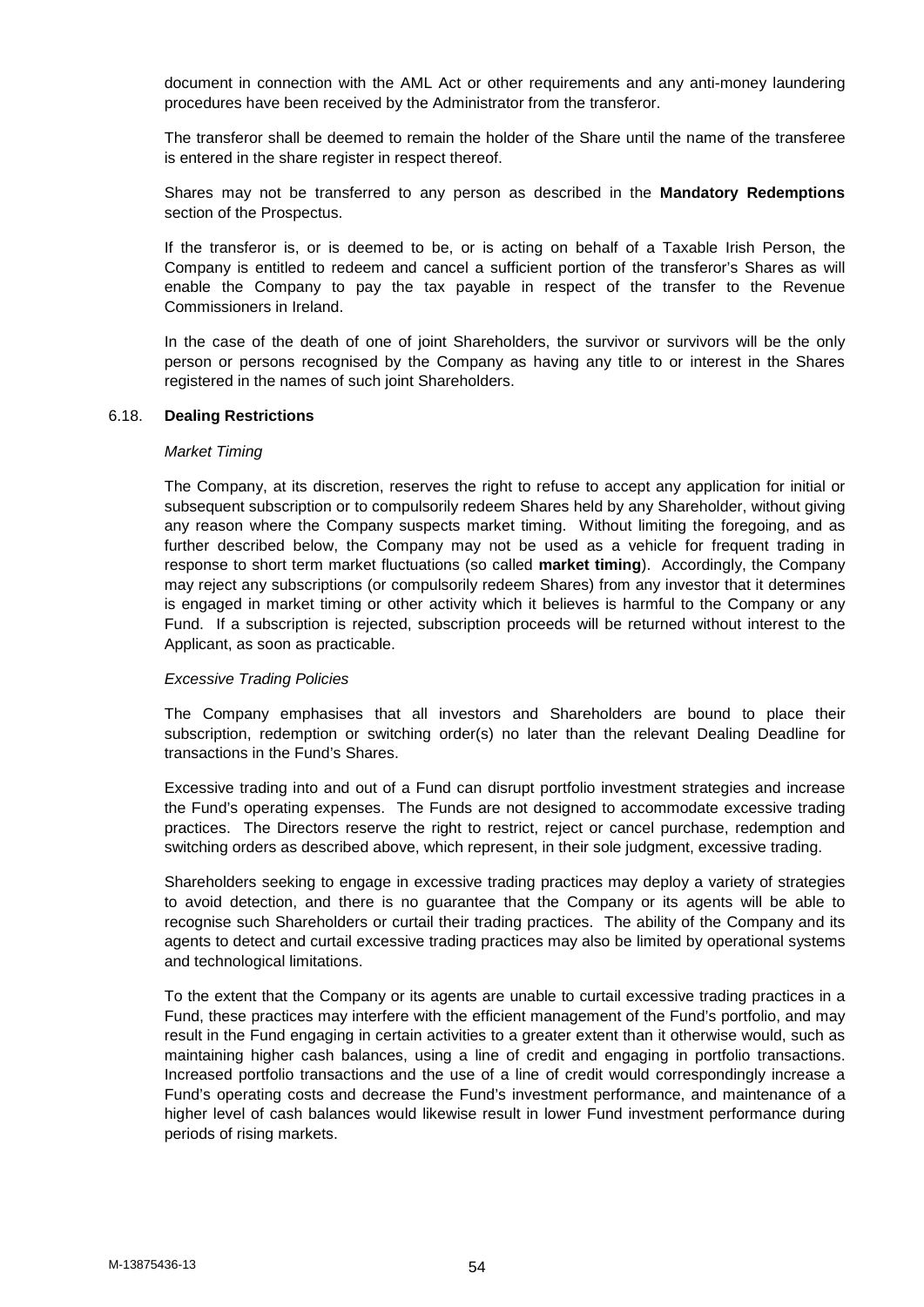document in connection with the AML Act or other requirements and any anti-money laundering procedures have been received by the Administrator from the transferor.

The transferor shall be deemed to remain the holder of the Share until the name of the transferee is entered in the share register in respect thereof.

Shares may not be transferred to any person as described in the **Mandatory Redemptions** section of the Prospectus.

If the transferor is, or is deemed to be, or is acting on behalf of a Taxable Irish Person, the Company is entitled to redeem and cancel a sufficient portion of the transferor's Shares as will enable the Company to pay the tax payable in respect of the transfer to the Revenue Commissioners in Ireland.

In the case of the death of one of joint Shareholders, the survivor or survivors will be the only person or persons recognised by the Company as having any title to or interest in the Shares registered in the names of such joint Shareholders.

### 6.18. Dealing Restrictions

*Market Timing*

The Company, at its discretion, reserves the right to refuse to accept any application for initial or subsequent subscription or to compulsorily redeem Shares held by any Shareholder, without giving any reason where the Company suspects market timing. Without limiting the foregoing, and as further described below, the Company may not be used as a vehicle for frequent trading in response to short term market fluctuations (so called **market timing**). Accordingly, the Company may reject any subscriptions (or compulsorily redeem Shares) from any investor that it determines is engaged in market timing or other activity which it believes is harmful to the Company or any Fund. If a subscription is rejected, subscription proceeds will be returned without interest to the Applicant, as soon as practicable.

*Excessive Trading Policies*

The Company emphasises that all investors and Shareholders are bound to place their subscription, redemption or switching order(s) no later than the relevant Dealing Deadline for transactions in the Fund's Shares.

Excessive trading into and out of a Fund can disrupt portfolio investment strategies and increase the Fund's operating expenses. The Funds are not designed to accommodate excessive trading practices. The Directors reserve the right to restrict, reject or cancel purchase, redemption and switching orders as described above, which represent, in their sole judgment, excessive trading.

Shareholders seeking to engage in excessive trading practices may deploy a variety of strategies to avoid detection, and there is no guarantee that the Company or its agents will be able to recognise such Shareholders or curtail their trading practices. The ability of the Company and its agents to detect and curtail excessive trading practices may also be limited by operational systems and technological limitations.

To the extent that the Company or its agents are unable to curtail excessive trading practices in a Fund, these practices may interfere with the efficient management of the Fund's portfolio, and may result in the Fund engaging in certain activities to a greater extent than it otherwise would, such as maintaining higher cash balances, using a line of credit and engaging in portfolio transactions. Increased portfolio transactions and the use of a line of credit would correspondingly increase a Fund's operating costs and decrease the Fund's investment performance, and maintenance of a higher level of cash balances would likewise result in lower Fund investment performance during periods of rising markets.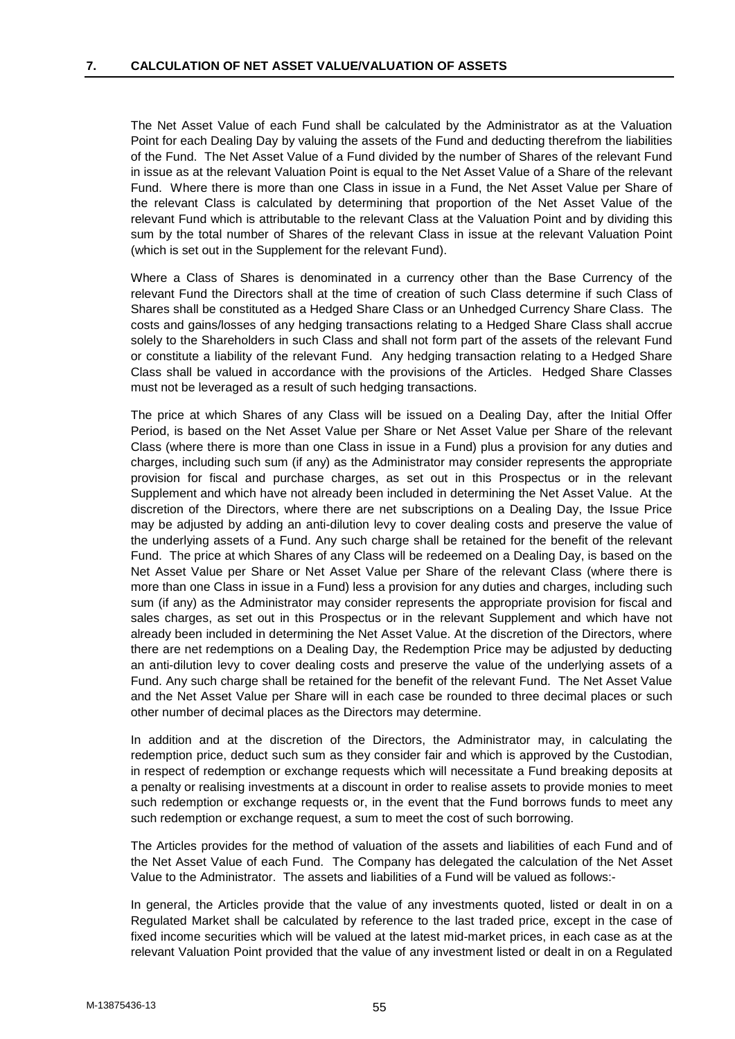## 7. CALCULATION OF NET ASSET VALUE/VALUATION OF ASSETS

The Net Asset Value of each Fund shall be calculated by the Administrator as at the Valuation Point for each Dealing Day by valuing the assets of the Fund and deducting therefrom the liabilities of the Fund. The Net Asset Value of a Fund divided by the number of Shares of the relevant Fund in issue as at the relevant Valuation Point is equal to the Net Asset Value of a Share of the relevant Fund. Where there is more than one Class in issue in a Fund, the Net Asset Value per Share of the relevant Class is calculated by determining that proportion of the Net Asset Value of the relevant Fund which is attributable to the relevant Class at the Valuation Point and by dividing this sum by the total number of Shares of the relevant Class in issue at the relevant Valuation Point (which is set out in the Supplement for the relevant Fund).

Where a Class of Shares is denominated in a currency other than the Base Currency of the relevant Fund the Directors shall at the time of creation of such Class determine if such Class of Shares shall be constituted as a Hedged Share Class or an Unhedged Currency Share Class. The costs and gains/losses of any hedging transactions relating to a Hedged Share Class shall accrue solely to the Shareholders in such Class and shall not form part of the assets of the relevant Fund or constitute a liability of the relevant Fund. Any hedging transaction relating to a Hedged Share Class shall be valued in accordance with the provisions of the Articles. Hedged Share Classes must not be leveraged as a result of such hedging transactions.

The price at which Shares of any Class will be issued on a Dealing Day, after the Initial Offer Period, is based on the Net Asset Value per Share or Net Asset Value per Share of the relevant Class (where there is more than one Class in issue in a Fund) plus a provision for any duties and charges, including such sum (if any) as the Administrator may consider represents the appropriate provision for fiscal and purchase charges, as set out in this Prospectus or in the relevant Supplement and which have not already been included in determining the Net Asset Value. At the discretion of the Directors, where there are net subscriptions on a Dealing Day, the Issue Price may be adjusted by adding an anti-dilution levy to cover dealing costs and preserve the value of the underlying assets of a Fund. Any such charge shall be retained for the benefit of the relevant Fund. The price at which Shares of any Class will be redeemed on a Dealing Day, is based on the Net Asset Value per Share or Net Asset Value per Share of the relevant Class (where there is more than one Class in issue in a Fund) less a provision for any duties and charges, including such sum (if any) as the Administrator may consider represents the appropriate provision for fiscal and sales charges, as set out in this Prospectus or in the relevant Supplement and which have not already been included in determining the Net Asset Value. At the discretion of the Directors, where there are net redemptions on a Dealing Day, the Redemption Price may be adjusted by deducting an anti-dilution levy to cover dealing costs and preserve the value of the underlying assets of a Fund. Any such charge shall be retained for the benefit of the relevant Fund. The Net Asset Value and the Net Asset Value per Share will in each case be rounded to three decimal places or such other number of decimal places as the Directors may determine.

In addition and at the discretion of the Directors, the Administrator may, in calculating the redemption price, deduct such sum as they consider fair and which is approved by the Custodian, in respect of redemption or exchange requests which will necessitate a Fund breaking deposits at a penalty or realising investments at a discount in order to realise assets to provide monies to meet such redemption or exchange requests or, in the event that the Fund borrows funds to meet any such redemption or exchange request, a sum to meet the cost of such borrowing.

The Articles provides for the method of valuation of the assets and liabilities of each Fund and of the Net Asset Value of each Fund. The Company has delegated the calculation of the Net Asset Value to the Administrator. The assets and liabilities of a Fund will be valued as follows:-

In general, the Articles provide that the value of any investments quoted, listed or dealt in on a Regulated Market shall be calculated by reference to the last traded price, except in the case of fixed income securities which will be valued at the latest mid-market prices, in each case as at the relevant Valuation Point provided that the value of any investment listed or dealt in on a Regulated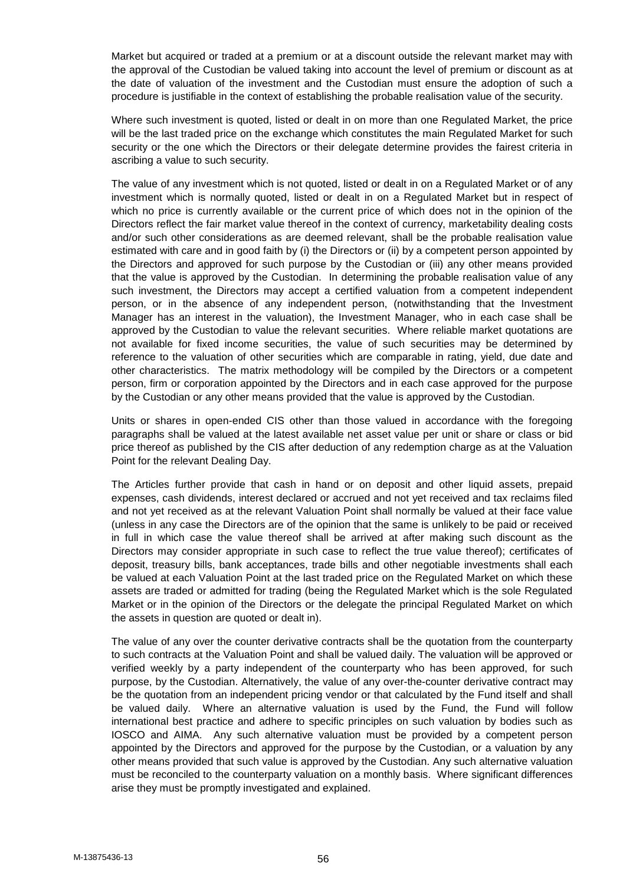Market but acquired or traded at a premium or at a discount outside the relevant market may with the approval of the Custodian be valued taking into account the level of premium or discount as at the date of valuation of the investment and the Custodian must ensure the adoption of such a procedure is justifiable in the context of establishing the probable realisation value of the security.

Where such investment is quoted, listed or dealt in on more than one Regulated Market, the price will be the last traded price on the exchange which constitutes the main Regulated Market for such security or the one which the Directors or their delegate determine provides the fairest criteria in ascribing a value to such security.

The value of any investment which is not quoted, listed or dealt in on a Regulated Market or of any investment which is normally quoted, listed or dealt in on a Regulated Market but in respect of which no price is currently available or the current price of which does not in the opinion of the Directors reflect the fair market value thereof in the context of currency, marketability dealing costs and/or such other considerations as are deemed relevant, shall be the probable realisation value estimated with care and in good faith by (i) the Directors or (ii) by a competent person appointed by the Directors and approved for such purpose by the Custodian or (iii) any other means provided that the value is approved by the Custodian. In determining the probable realisation value of any such investment, the Directors may accept a certified valuation from a competent independent person, or in the absence of any independent person, (notwithstanding that the Investment Manager has an interest in the valuation), the Investment Manager, who in each case shall be approved by the Custodian to value the relevant securities. Where reliable market quotations are not available for fixed income securities, the value of such securities may be determined by reference to the valuation of other securities which are comparable in rating, yield, due date and other characteristics. The matrix methodology will be compiled by the Directors or a competent person, firm or corporation appointed by the Directors and in each case approved for the purpose by the Custodian or any other means provided that the value is approved by the Custodian.

Units or shares in open-ended CIS other than those valued in accordance with the foregoing paragraphs shall be valued at the latest available net asset value per unit or share or class or bid price thereof as published by the CIS after deduction of any redemption charge as at the Valuation Point for the relevant Dealing Day.

The Articles further provide that cash in hand or on deposit and other liquid assets, prepaid expenses, cash dividends, interest declared or accrued and not yet received and tax reclaims filed and not yet received as at the relevant Valuation Point shall normally be valued at their face value (unless in any case the Directors are of the opinion that the same is unlikely to be paid or received in full in which case the value thereof shall be arrived at after making such discount as the Directors may consider appropriate in such case to reflect the true value thereof); certificates of deposit, treasury bills, bank acceptances, trade bills and other negotiable investments shall each be valued at each Valuation Point at the last traded price on the Regulated Market on which these assets are traded or admitted for trading (being the Regulated Market which is the sole Regulated Market or in the opinion of the Directors or the delegate the principal Regulated Market on which the assets in question are quoted or dealt in).

The value of any over the counter derivative contracts shall be the quotation from the counterparty to such contracts at the Valuation Point and shall be valued daily. The valuation will be approved or verified weekly by a party independent of the counterparty who has been approved, for such purpose, by the Custodian. Alternatively, the value of any over-the-counter derivative contract may be the quotation from an independent pricing vendor or that calculated by the Fund itself and shall be valued daily. Where an alternative valuation is used by the Fund, the Fund will follow international best practice and adhere to specific principles on such valuation by bodies such as IOSCO and AIMA. Any such alternative valuation must be provided by a competent person appointed by the Directors and approved for the purpose by the Custodian, or a valuation by any other means provided that such value is approved by the Custodian. Any such alternative valuation must be reconciled to the counterparty valuation on a monthly basis. Where significant differences arise they must be promptly investigated and explained.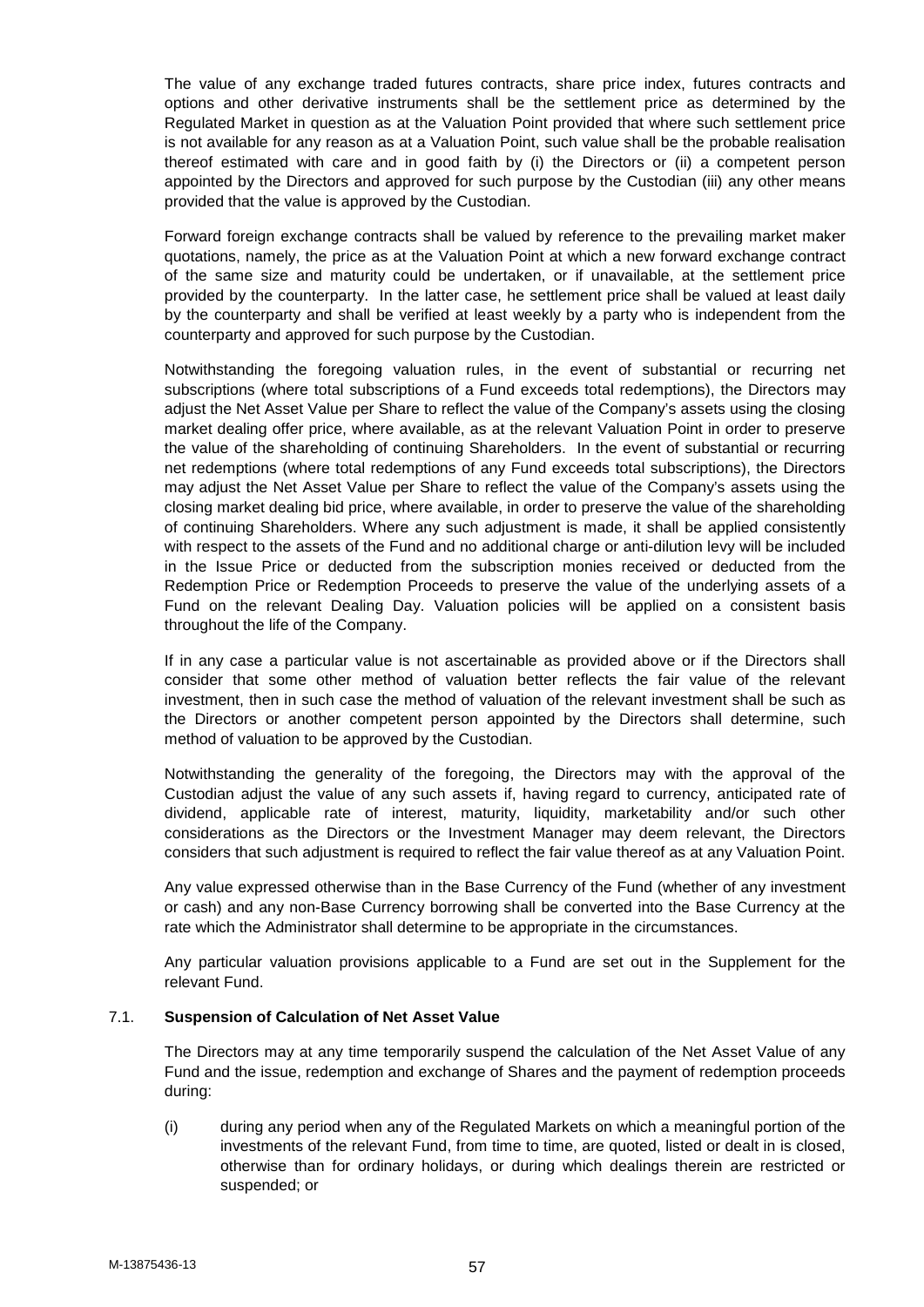The value of any exchange traded futures contracts, share price index, futures contracts and options and other derivative instruments shall be the settlement price as determined by the Regulated Market in question as at the Valuation Point provided that where such settlement price is not available for any reason as at a Valuation Point, such value shall be the probable realisation thereof estimated with care and in good faith by (i) the Directors or (ii) a competent person appointed by the Directors and approved for such purpose by the Custodian (iii) any other means provided that the value is approved by the Custodian.

Forward foreign exchange contracts shall be valued by reference to the prevailing market maker quotations, namely, the price as at the Valuation Point at which a new forward exchange contract of the same size and maturity could be undertaken, or if unavailable, at the settlement price provided by the counterparty. In the latter case, he settlement price shall be valued at least daily by the counterparty and shall be verified at least weekly by a party who is independent from the counterparty and approved for such purpose by the Custodian.

Notwithstanding the foregoing valuation rules, in the event of substantial or recurring net subscriptions (where total subscriptions of a Fund exceeds total redemptions), the Directors may adjust the Net Asset Value per Share to reflect the value of the Company's assets using the closing market dealing offer price, where available, as at the relevant Valuation Point in order to preserve the value of the shareholding of continuing Shareholders. In the event of substantial or recurring net redemptions (where total redemptions of any Fund exceeds total subscriptions), the Directors may adjust the Net Asset Value per Share to reflect the value of the Company's assets using the closing market dealing bid price, where available, in order to preserve the value of the shareholding of continuing Shareholders. Where any such adjustment is made, it shall be applied consistently with respect to the assets of the Fund and no additional charge or anti-dilution levy will be included in the Issue Price or deducted from the subscription monies received or deducted from the Redemption Price or Redemption Proceeds to preserve the value of the underlying assets of a Fund on the relevant Dealing Day. Valuation policies will be applied on a consistent basis throughout the life of the Company.

If in any case a particular value is not ascertainable as provided above or if the Directors shall consider that some other method of valuation better reflects the fair value of the relevant investment, then in such case the method of valuation of the relevant investment shall be such as the Directors or another competent person appointed by the Directors shall determine, such method of valuation to be approved by the Custodian.

Notwithstanding the generality of the foregoing, the Directors may with the approval of the Custodian adjust the value of any such assets if, having regard to currency, anticipated rate of dividend, applicable rate of interest, maturity, liquidity, marketability and/or such other considerations as the Directors or the Investment Manager may deem relevant, the Directors considers that such adjustment is required to reflect the fair value thereof as at any Valuation Point.

Any value expressed otherwise than in the Base Currency of the Fund (whether of any investment or cash) and any non-Base Currency borrowing shall be converted into the Base Currency at the rate which the Administrator shall determine to be appropriate in the circumstances.

Any particular valuation provisions applicable to a Fund are set out in the Supplement for the relevant Fund.

### 7.1. **Suspension of Calculation of Net Asset Value**

The Directors may at any time temporarily suspend the calculation of the Net Asset Value of any Fund and the issue, redemption and exchange of Shares and the payment of redemption proceeds during:

(i) during any period when any of the Regulated Markets on which a meaningful portion of the investments of the relevant Fund, from time to time, are quoted, listed or dealt in is closed, otherwise than for ordinary holidays, or during which dealings therein are restricted or suspended; or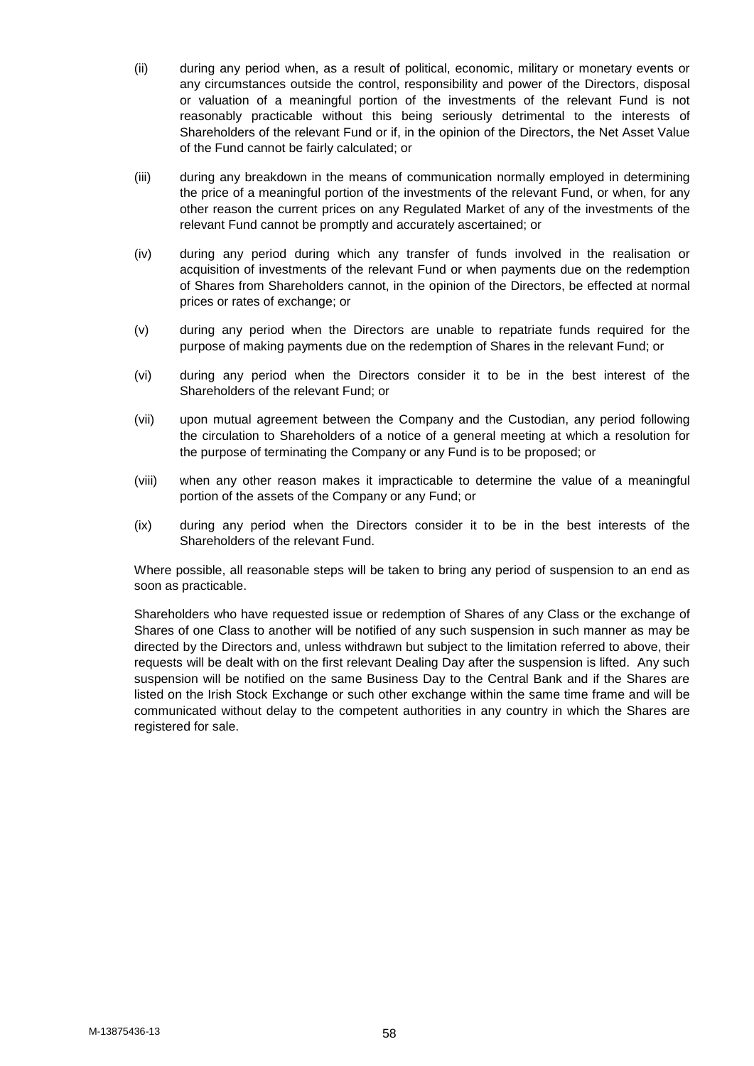(ii) during any period when, as a result of political, economic, military or monetary events or any circumstances outside the control, responsibility and power of the Directors, disposal or valuation of a meaningful portion of the investments of the relevant Fund is not reasonably practicable without this being seriously detrimental to the interests of Shareholders of the relevant Fund or if, in the opinion of the Directors, the Net Asset Value of the Fund cannot be fairly calculated; or

(iii) during any breakdown in the means of communication normally employed in determining the price of a meaningful portion of the investments of the relevant Fund, or when, for any other reason the current prices on any Regulated Market of any of the investments of the relevant Fund cannot be promptly and accurately ascertained; or

(iv) during any period during which any transfer of funds involved in the realisation or acquisition of investments of the relevant Fund or when payments due on the redemption of Shares from Shareholders cannot, in the opinion of the Directors, be effected at normal prices or rates of exchange; or

(v) during any period when the Directors are unable to repatriate funds required for the purpose of making payments due on the redemption of Shares in the relevant Fund; or

(vi) during any period when the Directors consider it to be in the best interest of the Shareholders of the relevant Fund; or

(vii) upon mutual agreement between the Company and the Custodian, any period following the circulation to Shareholders of a notice of a general meeting at which a resolution for the purpose of terminating the Company or any Fund is to be proposed; or

(viii) when any other reason makes it impracticable to determine the value of a meaningful portion of the assets of the Company or any Fund; or

(ix) during any period when the Directors consider it to be in the best interests of the Shareholders of the relevant Fund.

Where possible, all reasonable steps will be taken to bring any period of suspension to an end as soon as practicable.

Shareholders who have requested issue or redemption of Shares of any Class or the exchange of Shares of one Class to another will be notified of any such suspension in such manner as may be directed by the Directors and, unless withdrawn but subject to the limitation referred to above, their requests will be dealt with on the first relevant Dealing Day after the suspension is lifted. Any such suspension will be notified on the same Business Day to the Central Bank and if the Shares are listed on the Irish Stock Exchange or such other exchange within the same time frame and will be communicated without delay to the competent authorities in any country in which the Shares are registered for sale.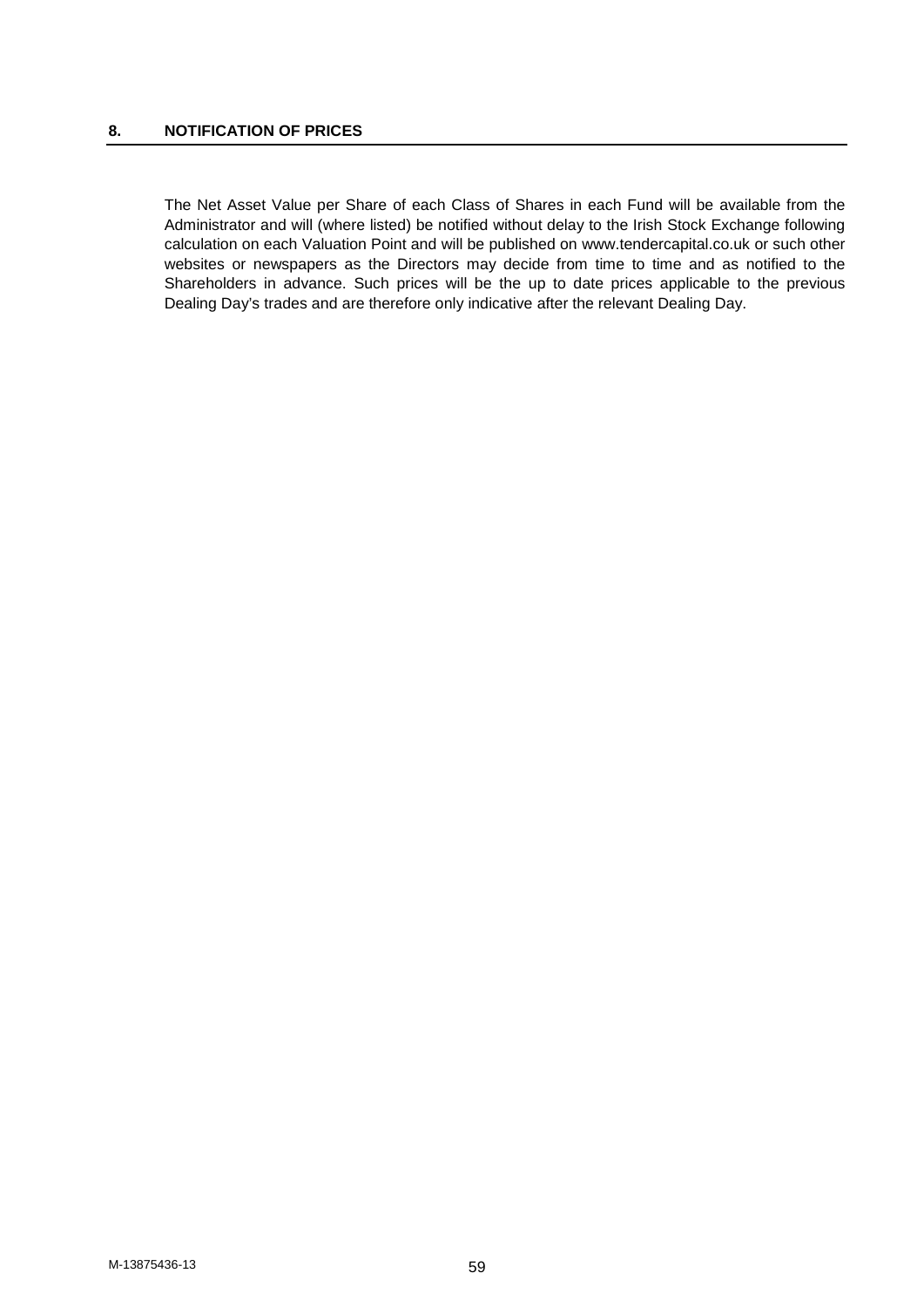## 8. NOTIFICATION OF PRICES

The Net Asset Value per Share of each Class of Shares in each Fund will be available from the Administrator and will (where listed) be notified without delay to the Irish Stock Exchange following calculation on each Valuation Point and will be published on www.tendercapital.co.uk or such other websites or newspapers as the Directors may decide from time to time and as notified to the Shareholders in advance. Such prices will be the up to date prices applicable to the previous Dealing Day's trades and are therefore only indicative after the relevant Dealing Day.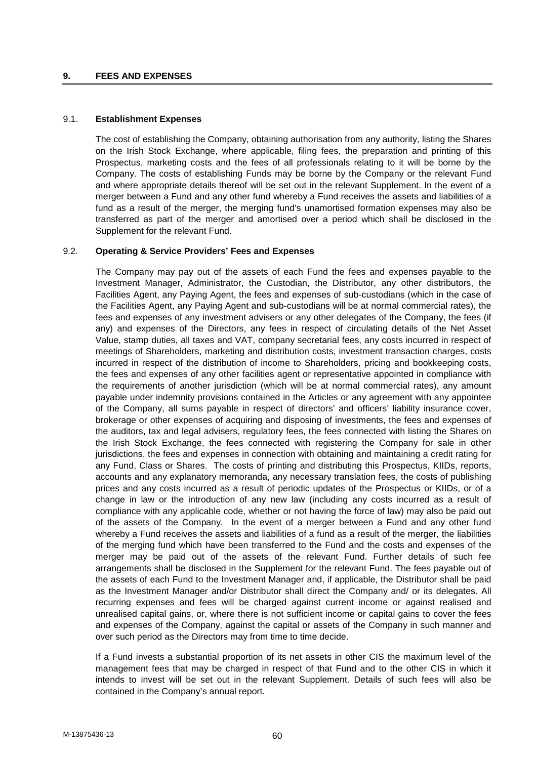## 9. FEES AND EXPENSES

### 9.1. Establishment Expenses

The cost of establishing the Company, obtaining authorisation from any authority, listing the Shares on the Irish Stock Exchange, where applicable, filing fees, the preparation and printing of this Prospectus, marketing costs and the fees of all professionals relating to it will be borne by the Company. The costs of establishing Funds may be borne by the Company or the relevant Fund and where appropriate details thereof will be set out in the relevant Supplement. In the event of a merger between a Fund and any other fund whereby a Fund receives the assets and liabilities of a fund as a result of the merger, the merging fund's unamortised formation expenses may also be transferred as part of the merger and amortised over a period which shall be disclosed in the Supplement for the relevant Fund.

### 9.2. Operating & Service Providers' Fees and Expenses

The Company may pay out of the assets of each Fund the fees and expenses payable to the Investment Manager, Administrator, the Custodian, the Distributor, any other distributors, the Facilities Agent, any Paying Agent, the fees and expenses of sub-custodians (which in the case of the Facilities Agent, any Paying Agent and sub-custodians will be at normal commercial rates), the fees and expenses of any investment advisers or any other delegates of the Company, the fees (if any) and expenses of the Directors, any fees in respect of circulating details of the Net Asset Value, stamp duties, all taxes and VAT, company secretarial fees, any costs incurred in respect of meetings of Shareholders, marketing and distribution costs, investment transaction charges, costs incurred in respect of the distribution of income to Shareholders, pricing and bookkeeping costs, the fees and expenses of any other facilities agent or representative appointed in compliance with the requirements of another jurisdiction (which will be at normal commercial rates), any amount payable under indemnity provisions contained in the Articles or any agreement with any appointee of the Company, all sums payable in respect of directors' and officers' liability insurance cover, brokerage or other expenses of acquiring and disposing of investments, the fees and expenses of the auditors, tax and legal advisers, regulatory fees, the fees connected with listing the Shares on the Irish Stock Exchange, the fees connected with registering the Company for sale in other jurisdictions, the fees and expenses in connection with obtaining and maintaining a credit rating for any Fund, Class or Shares. The costs of printing and distributing this Prospectus, KIIDs, reports, accounts and any explanatory memoranda, any necessary translation fees, the costs of publishing prices and any costs incurred as a result of periodic updates of the Prospectus or KIIDs, or of a change in law or the introduction of any new law (including any costs incurred as a result of compliance with any applicable code, whether or not having the force of law) may also be paid out of the assets of the Company. In the event of a merger between a Fund and any other fund whereby a Fund receives the assets and liabilities of a fund as a result of the merger, the liabilities of the merging fund which have been transferred to the Fund and the costs and expenses of the merger may be paid out of the assets of the relevant Fund. Further details of such fee arrangements shall be disclosed in the Supplement for the relevant Fund. The fees payable out of the assets of each Fund to the Investment Manager and, if applicable, the Distributor shall be paid as the Investment Manager and/or Distributor shall direct the Company and/ or its delegates. All recurring expenses and fees will be charged against current income or against realised and unrealised capital gains, or, where there is not sufficient income or capital gains to cover the fees and expenses of the Company, against the capital or assets of the Company in such manner and over such period as the Directors may from time to time decide.

If a Fund invests a substantial proportion of its net assets in other CIS the maximum level of the management fees that may be charged in respect of that Fund and to the other CIS in which it intends to invest will be set out in the relevant Supplement. Details of such fees will also be contained in the Company's annual report.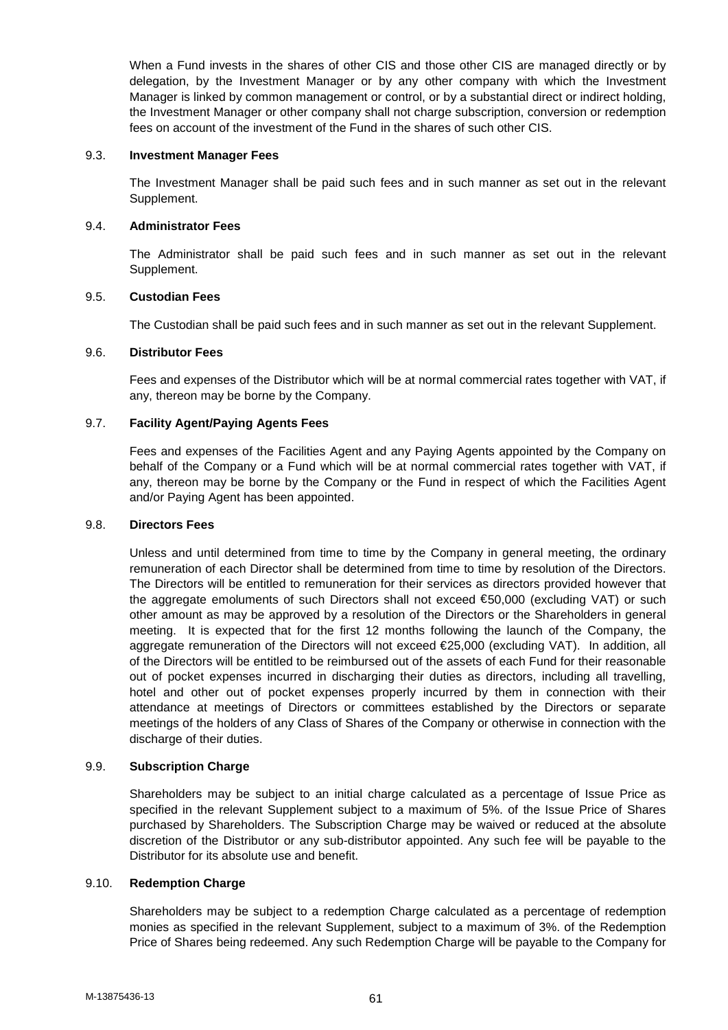When a Fund invests in the shares of other CIS and those other CIS are managed directly or by delegation, by the Investment Manager or by any other company with which the Investment Manager is linked by common management or control, or by a substantial direct or indirect holding, the Investment Manager or other company shall not charge subscription, conversion or redemption fees on account of the investment of the Fund in the shares of such other CIS.

### 9.3. Investment Manager Fees

The Investment Manager shall be paid such fees and in such manner as set out in the relevant Supplement.

### 9.4. Administrator Fees

The Administrator shall be paid such fees and in such manner as set out in the relevant Supplement.

### 9.5. Custodian Fees

The Custodian shall be paid such fees and in such manner as set out in the relevant Supplement.

### 9.6. Distributor Fees

Fees and expenses of the Distributor which will be at normal commercial rates together with VAT, if any, thereon may be borne by the Company.

### 9.7. Facility Agent/Paying Agents Fees

Fees and expenses of the Facilities Agent and any Paying Agents appointed by the Company on behalf of the Company or a Fund which will be at normal commercial rates together with VAT, if any, thereon may be borne by the Company or the Fund in respect of which the Facilities Agent and/or Paying Agent has been appointed.

### 9.8. Directors Fees

Unless and until determined from time to time by the Company in general meeting, the ordinary remuneration of each Director shall be determined from time to time by resolution of the Directors. The Directors will be entitled to remuneration for their services as directors provided however that the aggregate emoluments of such Directors shall not exceed €50,000 (excluding VAT) or such other amount as may be approved by a resolution of the Directors or the Shareholders in general meeting. It is expected that for the first 12 months following the launch of the Company, the aggregate remuneration of the Directors will not exceed €25,000 (excluding VAT). In addition, all of the Directors will be entitled to be reimbursed out of the assets of each Fund for their reasonable out of pocket expenses incurred in discharging their duties as directors, including all travelling, hotel and other out of pocket expenses properly incurred by them in connection with their attendance at meetings of Directors or committees established by the Directors or separate meetings of the holders of any Class of Shares of the Company or otherwise in connection with the discharge of their duties.

### 9.9. Subscription Charge

Shareholders may be subject to an initial charge calculated as a percentage of Issue Price as specified in the relevant Supplement subject to a maximum of 5%. of the Issue Price of Shares purchased by Shareholders. The Subscription Charge may be waived or reduced at the absolute discretion of the Distributor or any sub-distributor appointed. Any such fee will be payable to the Distributor for its absolute use and benefit.

### 9.10. Redemption Charge

Shareholders may be subject to a redemption Charge calculated as a percentage of redemption monies as specified in the relevant Supplement, subject to a maximum of 3%. of the Redemption Price of Shares being redeemed. Any such Redemption Charge will be payable to the Company for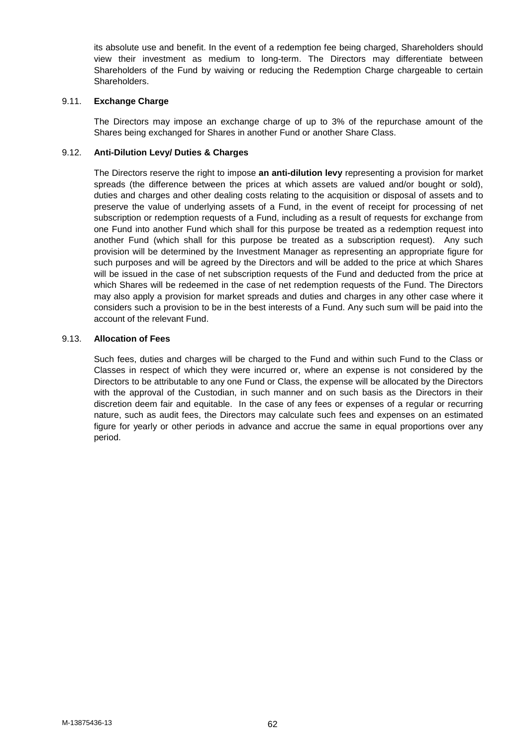its absolute use and benefit. In the event of a redemption fee being charged, Shareholders should view their investment as medium to long-term. The Directors may differentiate between Shareholders of the Fund by waiving or reducing the Redemption Charge chargeable to certain Shareholders.

### 9.11. Exchange Charge

The Directors may impose an exchange charge of up to 3% of the repurchase amount of the Shares being exchanged for Shares in another Fund or another Share Class.

### 9.12. Anti-Dilution Levy/ Duties & Charges

The Directors reserve the right to impose **an anti-dilution levy** representing a provision for market spreads (the difference between the prices at which assets are valued and/or bought or sold), duties and charges and other dealing costs relating to the acquisition or disposal of assets and to preserve the value of underlying assets of a Fund, in the event of receipt for processing of net subscription or redemption requests of a Fund, including as a result of requests for exchange from one Fund into another Fund which shall for this purpose be treated as a redemption request into another Fund (which shall for this purpose be treated as a subscription request). Any such provision will be determined by the Investment Manager as representing an appropriate figure for such purposes and will be agreed by the Directors and will be added to the price at which Shares will be issued in the case of net subscription requests of the Fund and deducted from the price at which Shares will be redeemed in the case of net redemption requests of the Fund. The Directors may also apply a provision for market spreads and duties and charges in any other case where it considers such a provision to be in the best interests of a Fund. Any such sum will be paid into the account of the relevant Fund.

### 9.13. Allocation of Fees

Such fees, duties and charges will be charged to the Fund and within such Fund to the Class or Classes in respect of which they were incurred or, where an expense is not considered by the Directors to be attributable to any one Fund or Class, the expense will be allocated by the Directors with the approval of the Custodian, in such manner and on such basis as the Directors in their discretion deem fair and equitable. In the case of any fees or expenses of a regular or recurring nature, such as audit fees, the Directors may calculate such fees and expenses on an estimated figure for yearly or other periods in advance and accrue the same in equal proportions over any period.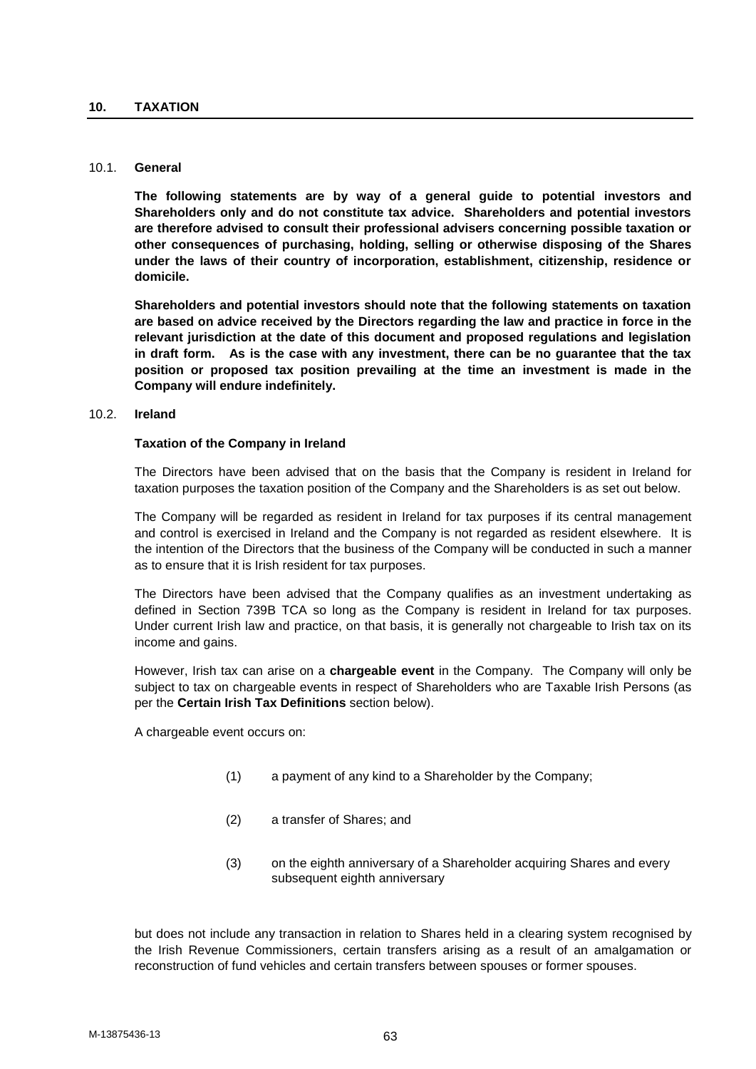## 10. TAXATION

### 10.1. General

**The following statements are by way of a general guide to potential investors and Shareholders only and do not constitute tax advice. Shareholders and potential investors are therefore advised to consult their professional advisers concerning possible taxation or other consequences of purchasing, holding, selling or otherwise disposing of the Shares under the laws of their country of incorporation, establishment, citizenship, residence or domicile.**

**Shareholders and potential investors should note that the following statements on taxation are based on advice received by the Directors regarding the law and practice in force in the relevant jurisdiction at the date of this document and proposed regulations and legislation in draft form. As is the case with any investment, there can be no guarantee that the tax position or proposed tax position prevailing at the time an investment is made in the Company will endure indefinitely.**

### 10.2. Ireland

**Taxation of the Company in Ireland**

The Directors have been advised that on the basis that the Company is resident in Ireland for taxation purposes the taxation position of the Company and the Shareholders is as set out below.

The Company will be regarded as resident in Ireland for tax purposes if its central management and control is exercised in Ireland and the Company is not regarded as resident elsewhere. It is the intention of the Directors that the business of the Company will be conducted in such a manner as to ensure that it is Irish resident for tax purposes.

The Directors have been advised that the Company qualifies as an investment undertaking as defined in Section 739B TCA so long as the Company is resident in Ireland for tax purposes. Under current Irish law and practice, on that basis, it is generally not chargeable to Irish tax on its income and gains.

However, Irish tax can arise on a **chargeable event** in the Company. The Company will only be subject to tax on chargeable events in respect of Shareholders who are Taxable Irish Persons (as per the **Certain Irish Tax Definitions** section below).

A chargeable event occurs on:

(1) a payment of any kind to a Shareholder by the Company;

(2) a transfer of Shares; and

(3) on the eighth anniversary of a Shareholder acquiring Shares and every subsequent eighth anniversary

but does not include any transaction in relation to Shares held in a clearing system recognised by the Irish Revenue Commissioners, certain transfers arising as a result of an amalgamation or reconstruction of fund vehicles and certain transfers between spouses or former spouses.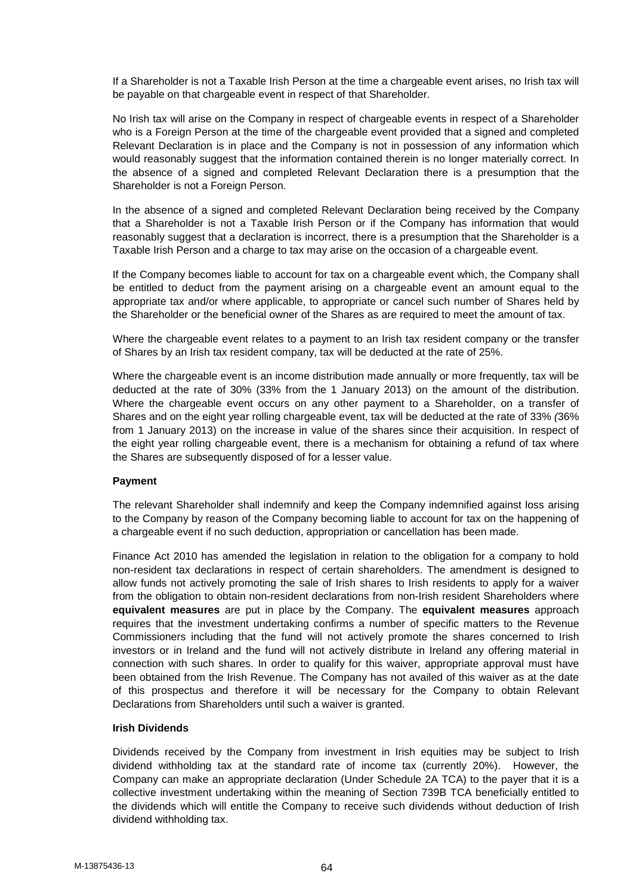If a Shareholder is not a Taxable Irish Person at the time a chargeable event arises, no Irish tax will be payable on that chargeable event in respect of that Shareholder.

No Irish tax will arise on the Company in respect of chargeable events in respect of a Shareholder who is a Foreign Person at the time of the chargeable event provided that a signed and completed Relevant Declaration is in place and the Company is not in possession of any information which would reasonably suggest that the information contained therein is no longer materially correct. In the absence of a signed and completed Relevant Declaration there is a presumption that the Shareholder is not a Foreign Person.

In the absence of a signed and completed Relevant Declaration being received by the Company that a Shareholder is not a Taxable Irish Person or if the Company has information that would reasonably suggest that a declaration is incorrect, there is a presumption that the Shareholder is a Taxable Irish Person and a charge to tax may arise on the occasion of a chargeable event.

If the Company becomes liable to account for tax on a chargeable event which, the Company shall be entitled to deduct from the payment arising on a chargeable event an amount equal to the appropriate tax and/or where applicable, to appropriate or cancel such number of Shares held by the Shareholder or the beneficial owner of the Shares as are required to meet the amount of tax.

Where the chargeable event relates to a payment to an Irish tax resident company or the transfer of Shares by an Irish tax resident company, tax will be deducted at the rate of 25%.

Where the chargeable event is an income distribution made annually or more frequently, tax will be deducted at the rate of 30% (33% from the 1 January 2013) on the amount of the distribution. Where the chargeable event occurs on any other payment to a Shareholder, on a transfer of Shares and on the eight year rolling chargeable event, tax will be deducted at the rate of 33% *(*36% from 1 January 2013) on the increase in value of the shares since their acquisition. In respect of the eight year rolling chargeable event, there is a mechanism for obtaining a refund of tax where the Shares are subsequently disposed of for a lesser value.

**Payment**

The relevant Shareholder shall indemnify and keep the Company indemnified against loss arising to the Company by reason of the Company becoming liable to account for tax on the happening of a chargeable event if no such deduction, appropriation or cancellation has been made.

Finance Act 2010 has amended the legislation in relation to the obligation for a company to hold non-resident tax declarations in respect of certain shareholders. The amendment is designed to allow funds not actively promoting the sale of Irish shares to Irish residents to apply for a waiver from the obligation to obtain non-resident declarations from non-Irish resident Shareholders where **equivalent measures** are put in place by the Company. The **equivalent measures** approach requires that the investment undertaking confirms a number of specific matters to the Revenue Commissioners including that the fund will not actively promote the shares concerned to Irish investors or in Ireland and the fund will not actively distribute in Ireland any offering material in connection with such shares. In order to qualify for this waiver, appropriate approval must have been obtained from the Irish Revenue. The Company has not availed of this waiver as at the date of this prospectus and therefore it will be necessary for the Company to obtain Relevant Declarations from Shareholders until such a waiver is granted.

**Irish Dividends**

Dividends received by the Company from investment in Irish equities may be subject to Irish dividend withholding tax at the standard rate of income tax (currently 20%). However, the Company can make an appropriate declaration (Under Schedule 2A TCA) to the payer that it is a collective investment undertaking within the meaning of Section 739B TCA beneficially entitled to the dividends which will entitle the Company to receive such dividends without deduction of Irish dividend withholding tax.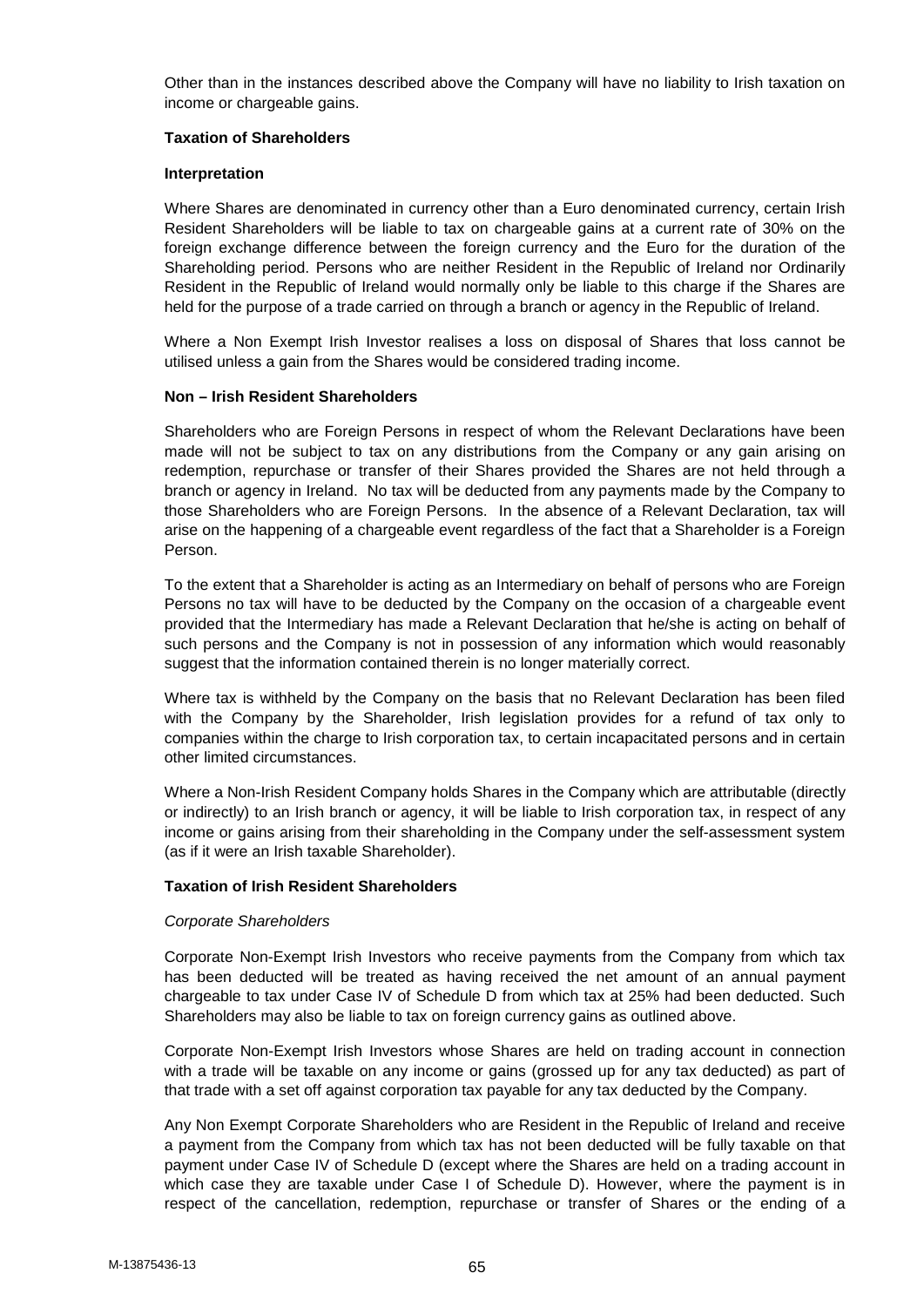Other than in the instances described above the Company will have no liability to Irish taxation on income or chargeable gains.

**Taxation of Shareholders**

**Interpretation**

Where Shares are denominated in currency other than a Euro denominated currency, certain Irish Resident Shareholders will be liable to tax on chargeable gains at a current rate of 30% on the foreign exchange difference between the foreign currency and the Euro for the duration of the Shareholding period. Persons who are neither Resident in the Republic of Ireland nor Ordinarily Resident in the Republic of Ireland would normally only be liable to this charge if the Shares are held for the purpose of a trade carried on through a branch or agency in the Republic of Ireland.

Where a Non Exempt Irish Investor realises a loss on disposal of Shares that loss cannot be utilised unless a gain from the Shares would be considered trading income.

**Non – Irish Resident Shareholders**

Shareholders who are Foreign Persons in respect of whom the Relevant Declarations have been made will not be subject to tax on any distributions from the Company or any gain arising on redemption, repurchase or transfer of their Shares provided the Shares are not held through a branch or agency in Ireland. No tax will be deducted from any payments made by the Company to those Shareholders who are Foreign Persons. In the absence of a Relevant Declaration, tax will arise on the happening of a chargeable event regardless of the fact that a Shareholder is a Foreign Person.

To the extent that a Shareholder is acting as an Intermediary on behalf of persons who are Foreign Persons no tax will have to be deducted by the Company on the occasion of a chargeable event provided that the Intermediary has made a Relevant Declaration that he/she is acting on behalf of such persons and the Company is not in possession of any information which would reasonably suggest that the information contained therein is no longer materially correct.

Where tax is withheld by the Company on the basis that no Relevant Declaration has been filed with the Company by the Shareholder, Irish legislation provides for a refund of tax only to companies within the charge to Irish corporation tax, to certain incapacitated persons and in certain other limited circumstances.

Where a Non-Irish Resident Company holds Shares in the Company which are attributable (directly or indirectly) to an Irish branch or agency, it will be liable to Irish corporation tax, in respect of any income or gains arising from their shareholding in the Company under the self-assessment system (as if it were an Irish taxable Shareholder).

**Taxation of Irish Resident Shareholders**

*Corporate Shareholders*

Corporate Non-Exempt Irish Investors who receive payments from the Company from which tax has been deducted will be treated as having received the net amount of an annual payment chargeable to tax under Case IV of Schedule D from which tax at 25% had been deducted. Such Shareholders may also be liable to tax on foreign currency gains as outlined above.

Corporate Non-Exempt Irish Investors whose Shares are held on trading account in connection with a trade will be taxable on any income or gains (grossed up for any tax deducted) as part of that trade with a set off against corporation tax payable for any tax deducted by the Company.

Any Non Exempt Corporate Shareholders who are Resident in the Republic of Ireland and receive a payment from the Company from which tax has not been deducted will be fully taxable on that payment under Case IV of Schedule D (except where the Shares are held on a trading account in which case they are taxable under Case I of Schedule D). However, where the payment is in respect of the cancellation, redemption, repurchase or transfer of Shares or the ending of a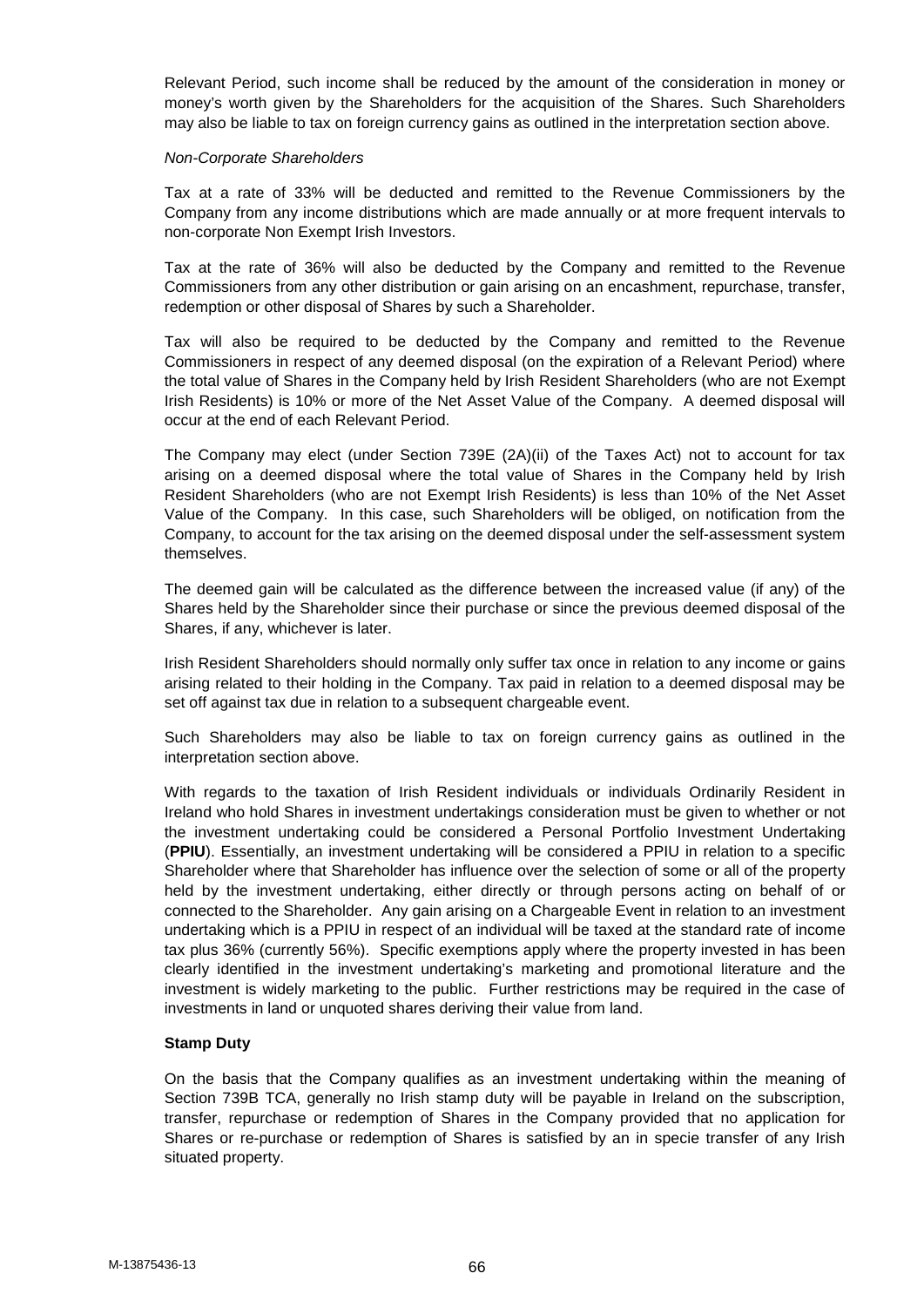Relevant Period, such income shall be reduced by the amount of the consideration in money or money's worth given by the Shareholders for the acquisition of the Shares. Such Shareholders may also be liable to tax on foreign currency gains as outlined in the interpretation section above.

*Non-Corporate Shareholders*

Tax at a rate of 33% will be deducted and remitted to the Revenue Commissioners by the Company from any income distributions which are made annually or at more frequent intervals to non-corporate Non Exempt Irish Investors.

Tax at the rate of 36% will also be deducted by the Company and remitted to the Revenue Commissioners from any other distribution or gain arising on an encashment, repurchase, transfer, redemption or other disposal of Shares by such a Shareholder.

Tax will also be required to be deducted by the Company and remitted to the Revenue Commissioners in respect of any deemed disposal (on the expiration of a Relevant Period) where the total value of Shares in the Company held by Irish Resident Shareholders (who are not Exempt Irish Residents) is 10% or more of the Net Asset Value of the Company. A deemed disposal will occur at the end of each Relevant Period.

The Company may elect (under Section 739E (2A)(ii) of the Taxes Act) not to account for tax arising on a deemed disposal where the total value of Shares in the Company held by Irish Resident Shareholders (who are not Exempt Irish Residents) is less than 10% of the Net Asset Value of the Company. In this case, such Shareholders will be obliged, on notification from the Company, to account for the tax arising on the deemed disposal under the self-assessment system themselves.

The deemed gain will be calculated as the difference between the increased value (if any) of the Shares held by the Shareholder since their purchase or since the previous deemed disposal of the Shares, if any, whichever is later.

Irish Resident Shareholders should normally only suffer tax once in relation to any income or gains arising related to their holding in the Company. Tax paid in relation to a deemed disposal may be set off against tax due in relation to a subsequent chargeable event.

Such Shareholders may also be liable to tax on foreign currency gains as outlined in the interpretation section above.

With regards to the taxation of Irish Resident individuals or individuals Ordinarily Resident in Ireland who hold Shares in investment undertakings consideration must be given to whether or not the investment undertaking could be considered a Personal Portfolio Investment Undertaking (**PPIU**). Essentially, an investment undertaking will be considered a PPIU in relation to a specific Shareholder where that Shareholder has influence over the selection of some or all of the property held by the investment undertaking, either directly or through persons acting on behalf of or connected to the Shareholder. Any gain arising on a Chargeable Event in relation to an investment undertaking which is a PPIU in respect of an individual will be taxed at the standard rate of income tax plus 36% (currently 56%). Specific exemptions apply where the property invested in has been clearly identified in the investment undertaking's marketing and promotional literature and the investment is widely marketing to the public. Further restrictions may be required in the case of investments in land or unquoted shares deriving their value from land.

**Stamp Duty**

On the basis that the Company qualifies as an investment undertaking within the meaning of Section 739B TCA, generally no Irish stamp duty will be payable in Ireland on the subscription, transfer, repurchase or redemption of Shares in the Company provided that no application for Shares or re-purchase or redemption of Shares is satisfied by an in specie transfer of any Irish situated property.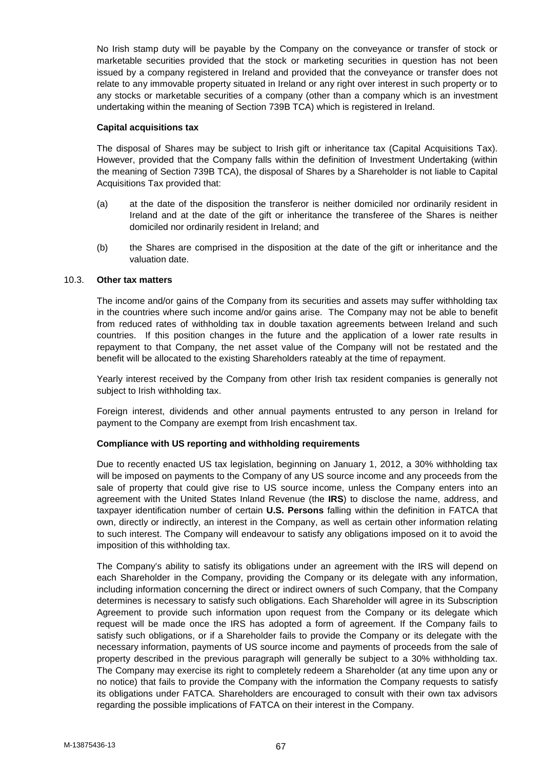No Irish stamp duty will be payable by the Company on the conveyance or transfer of stock or marketable securities provided that the stock or marketing securities in question has not been issued by a company registered in Ireland and provided that the conveyance or transfer does not relate to any immovable property situated in Ireland or any right over interest in such property or to any stocks or marketable securities of a company (other than a company which is an investment undertaking within the meaning of Section 739B TCA) which is registered in Ireland.

**Capital acquisitions tax**

The disposal of Shares may be subject to Irish gift or inheritance tax (Capital Acquisitions Tax). However, provided that the Company falls within the definition of Investment Undertaking (within the meaning of Section 739B TCA), the disposal of Shares by a Shareholder is not liable to Capital Acquisitions Tax provided that:

(a) at the date of the disposition the transferor is neither domiciled nor ordinarily resident in Ireland and at the date of the gift or inheritance the transferee of the Shares is neither domiciled nor ordinarily resident in Ireland; and

(b) the Shares are comprised in the disposition at the date of the gift or inheritance and the valuation date.

### 10.3. Other tax matters

The income and/or gains of the Company from its securities and assets may suffer withholding tax in the countries where such income and/or gains arise. The Company may not be able to benefit from reduced rates of withholding tax in double taxation agreements between Ireland and such countries. If this position changes in the future and the application of a lower rate results in repayment to that Company, the net asset value of the Company will not be restated and the benefit will be allocated to the existing Shareholders rateably at the time of repayment.

Yearly interest received by the Company from other Irish tax resident companies is generally not subject to Irish withholding tax.

Foreign interest, dividends and other annual payments entrusted to any person in Ireland for payment to the Company are exempt from Irish encashment tax.

**Compliance with US reporting and withholding requirements**

Due to recently enacted US tax legislation, beginning on January 1, 2012, a 30% withholding tax will be imposed on payments to the Company of any US source income and any proceeds from the sale of property that could give rise to US source income, unless the Company enters into an agreement with the United States Inland Revenue (the **IRS**) to disclose the name, address, and taxpayer identification number of certain **U.S. Persons** falling within the definition in FATCA that own, directly or indirectly, an interest in the Company, as well as certain other information relating to such interest. The Company will endeavour to satisfy any obligations imposed on it to avoid the imposition of this withholding tax.

The Company's ability to satisfy its obligations under an agreement with the IRS will depend on each Shareholder in the Company, providing the Company or its delegate with any information, including information concerning the direct or indirect owners of such Company, that the Company determines is necessary to satisfy such obligations. Each Shareholder will agree in its Subscription Agreement to provide such information upon request from the Company or its delegate which request will be made once the IRS has adopted a form of agreement. If the Company fails to satisfy such obligations, or if a Shareholder fails to provide the Company or its delegate with the necessary information, payments of US source income and payments of proceeds from the sale of property described in the previous paragraph will generally be subject to a 30% withholding tax. The Company may exercise its right to completely redeem a Shareholder (at any time upon any or no notice) that fails to provide the Company with the information the Company requests to satisfy its obligations under FATCA. Shareholders are encouraged to consult with their own tax advisors regarding the possible implications of FATCA on their interest in the Company.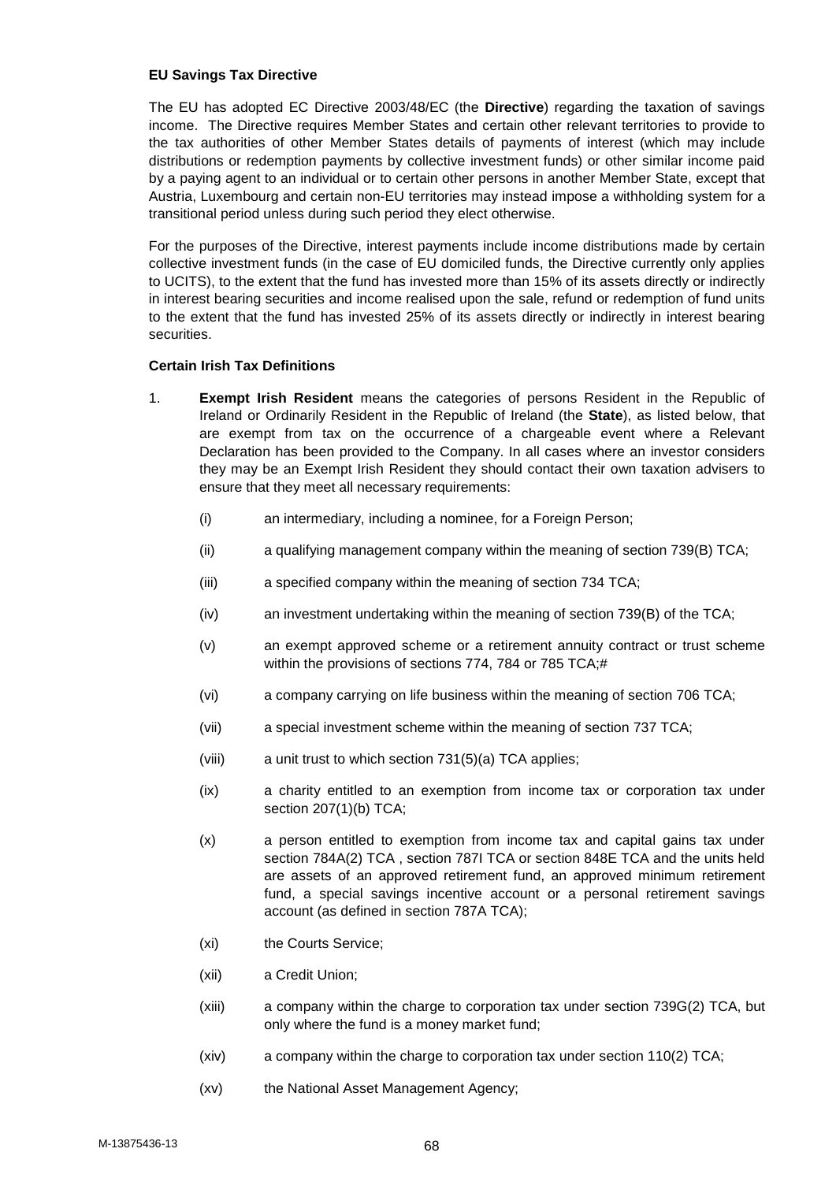**EU Savings Tax Directive**

The EU has adopted EC Directive 2003/48/EC (the **Directive**) regarding the taxation of savings income. The Directive requires Member States and certain other relevant territories to provide to the tax authorities of other Member States details of payments of interest (which may include distributions or redemption payments by collective investment funds) or other similar income paid by a paying agent to an individual or to certain other persons in another Member State, except that Austria, Luxembourg and certain non-EU territories may instead impose a withholding system for a transitional period unless during such period they elect otherwise.

For the purposes of the Directive, interest payments include income distributions made by certain collective investment funds (in the case of EU domiciled funds, the Directive currently only applies to UCITS), to the extent that the fund has invested more than 15% of its assets directly or indirectly in interest bearing securities and income realised upon the sale, refund or redemption of fund units to the extent that the fund has invested 25% of its assets directly or indirectly in interest bearing securities.

**Certain Irish Tax Definitions**

1. **Exempt Irish Resident** means the categories of persons Resident in the Republic of Ireland or Ordinarily Resident in the Republic of Ireland (the **State**), as listed below, that are exempt from tax on the occurrence of a chargeable event where a Relevant Declaration has been provided to the Company. In all cases where an investor considers they may be an Exempt Irish Resident they should contact their own taxation advisers to ensure that they meet all necessary requirements:

   (i) an intermediary, including a nominee, for a Foreign Person;

   (ii) a qualifying management company within the meaning of section 739(B) TCA;

   (iii) a specified company within the meaning of section 734 TCA;

   (iv) an investment undertaking within the meaning of section 739(B) of the TCA;

   (v) an exempt approved scheme or a retirement annuity contract or trust scheme within the provisions of sections 774, 784 or 785 TCA;#

   (vi) a company carrying on life business within the meaning of section 706 TCA;

   (vii) a special investment scheme within the meaning of section 737 TCA;

   (viii) a unit trust to which section 731(5)(a) TCA applies;

   (ix) a charity entitled to an exemption from income tax or corporation tax under section 207(1)(b) TCA;

   (x) a person entitled to exemption from income tax and capital gains tax under section 784A(2) TCA , section 787I TCA or section 848E TCA and the units held are assets of an approved retirement fund, an approved minimum retirement fund, a special savings incentive account or a personal retirement savings account (as defined in section 787A TCA);

   (xi) the Courts Service;

   (xii) a Credit Union;

   (xiii) a company within the charge to corporation tax under section 739G(2) TCA, but only where the fund is a money market fund;

   (xiv) a company within the charge to corporation tax under section 110(2) TCA;

   (xv) the National Asset Management Agency;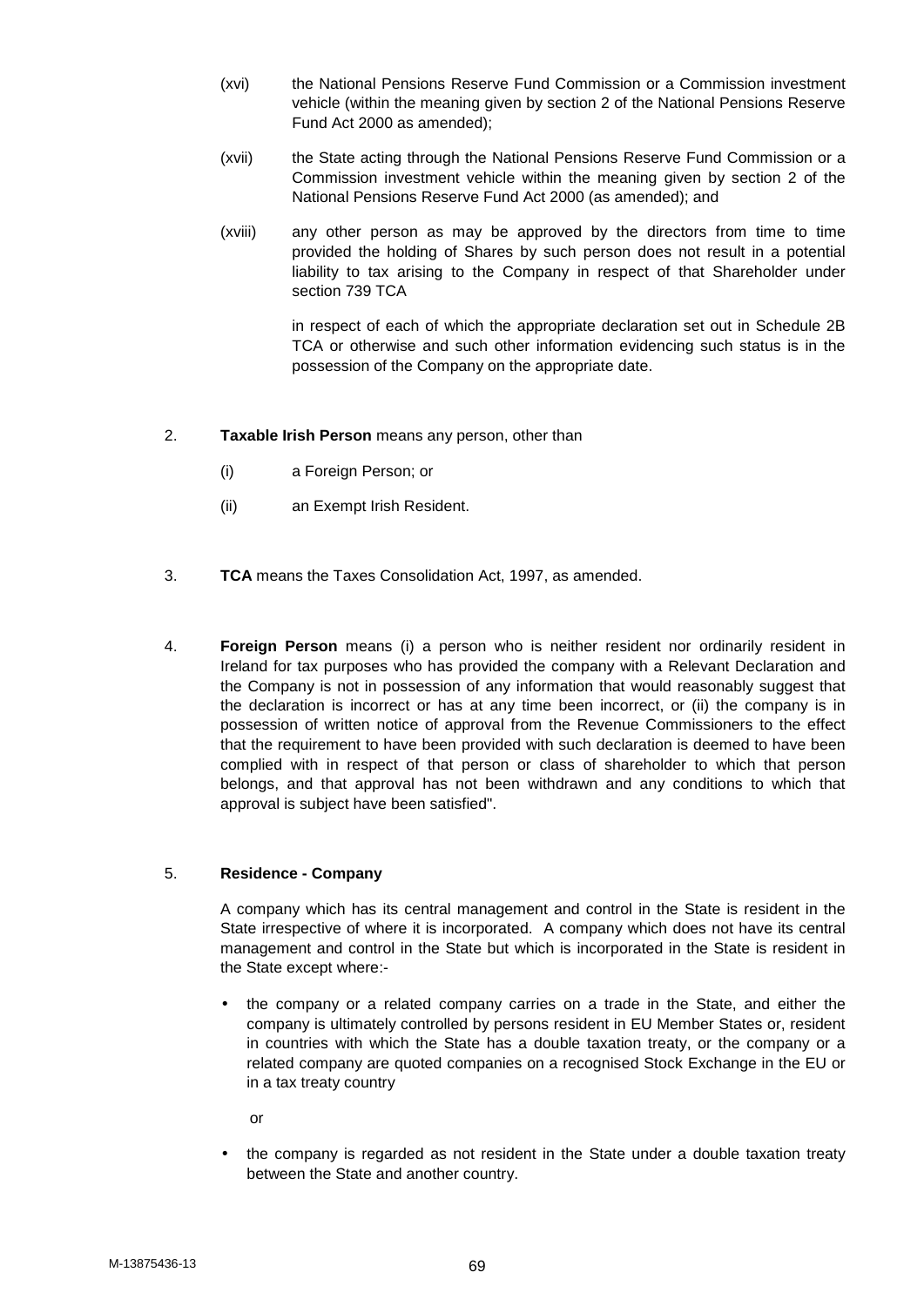(xvi) the National Pensions Reserve Fund Commission or a Commission investment vehicle (within the meaning given by section 2 of the National Pensions Reserve Fund Act 2000 as amended);

(xvii) the State acting through the National Pensions Reserve Fund Commission or a Commission investment vehicle within the meaning given by section 2 of the National Pensions Reserve Fund Act 2000 (as amended); and

(xviii) any other person as may be approved by the directors from time to time provided the holding of Shares by such person does not result in a potential liability to tax arising to the Company in respect of that Shareholder under section 739 TCA

in respect of each of which the appropriate declaration set out in Schedule 2B TCA or otherwise and such other information evidencing such status is in the possession of the Company on the appropriate date.

2. **Taxable Irish Person** means any person, other than

   (i) a Foreign Person; or

   (ii) an Exempt Irish Resident.

3. **TCA** means the Taxes Consolidation Act, 1997, as amended.

4. **Foreign Person** means (i) a person who is neither resident nor ordinarily resident in Ireland for tax purposes who has provided the company with a Relevant Declaration and the Company is not in possession of any information that would reasonably suggest that the declaration is incorrect or has at any time been incorrect, or (ii) the company is in possession of written notice of approval from the Revenue Commissioners to the effect that the requirement to have been provided with such declaration is deemed to have been complied with in respect of that person or class of shareholder to which that person belongs, and that approval has not been withdrawn and any conditions to which that approval is subject have been satisfied".

5. **Residence - Company**

   A company which has its central management and control in the State is resident in the State irrespective of where it is incorporated. A company which does not have its central management and control in the State but which is incorporated in the State is resident in the State except where:-

   - the company or a related company carries on a trade in the State, and either the company is ultimately controlled by persons resident in EU Member States or, resident in countries with which the State has a double taxation treaty, or the company or a related company are quoted companies on a recognised Stock Exchange in the EU or in a tax treaty country

     or

   - the company is regarded as not resident in the State under a double taxation treaty between the State and another country.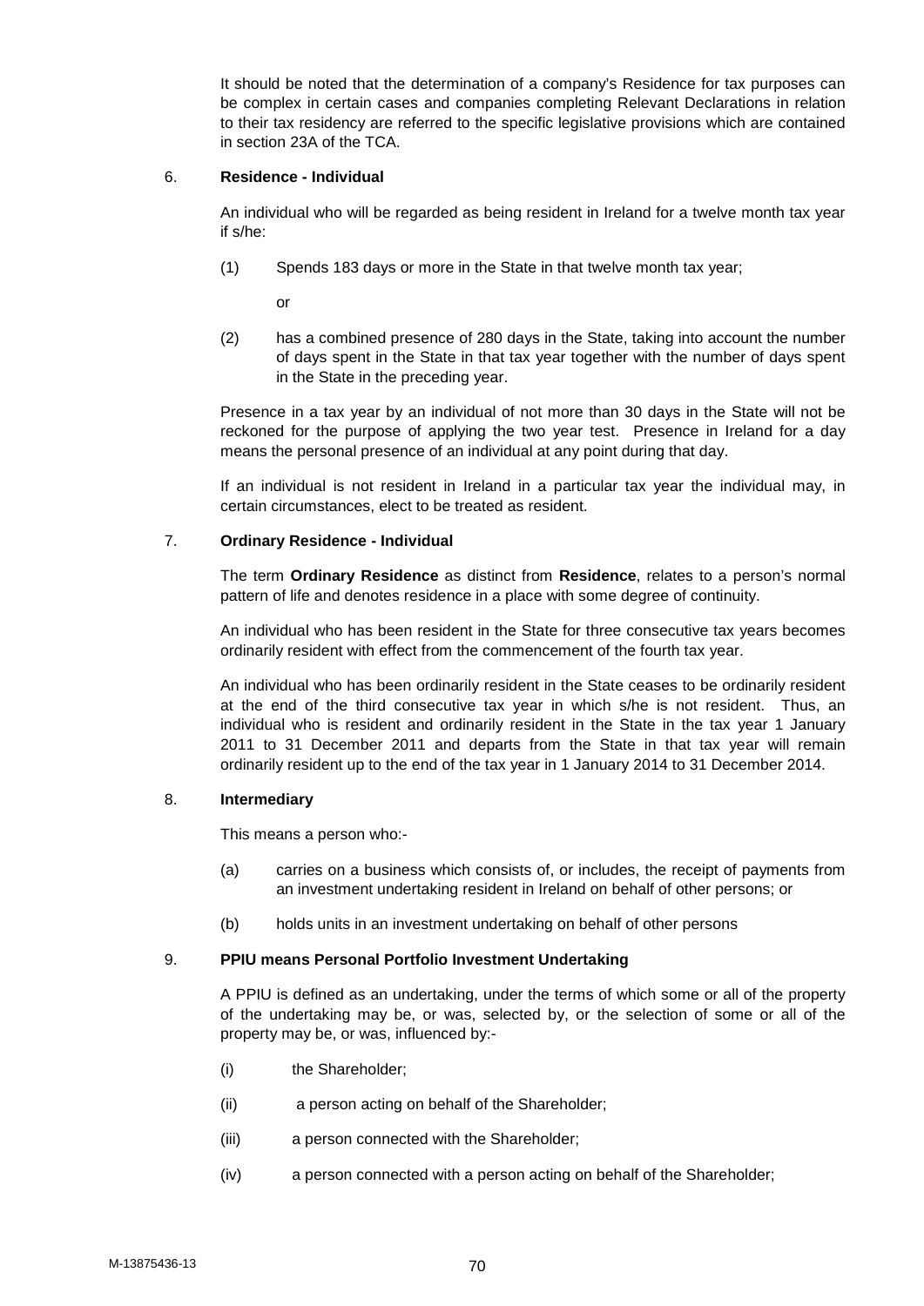It should be noted that the determination of a company's Residence for tax purposes can be complex in certain cases and companies completing Relevant Declarations in relation to their tax residency are referred to the specific legislative provisions which are contained in section 23A of the TCA.

6. **Residence - Individual**

An individual who will be regarded as being resident in Ireland for a twelve month tax year if s/he:

(1) Spends 183 days or more in the State in that twelve month tax year;

or

(2) has a combined presence of 280 days in the State, taking into account the number of days spent in the State in that tax year together with the number of days spent in the State in the preceding year.

Presence in a tax year by an individual of not more than 30 days in the State will not be reckoned for the purpose of applying the two year test. Presence in Ireland for a day means the personal presence of an individual at any point during that day.

If an individual is not resident in Ireland in a particular tax year the individual may, in certain circumstances, elect to be treated as resident.

7. **Ordinary Residence - Individual**

The term **Ordinary Residence** as distinct from **Residence**, relates to a person's normal pattern of life and denotes residence in a place with some degree of continuity.

An individual who has been resident in the State for three consecutive tax years becomes ordinarily resident with effect from the commencement of the fourth tax year.

An individual who has been ordinarily resident in the State ceases to be ordinarily resident at the end of the third consecutive tax year in which s/he is not resident. Thus, an individual who is resident and ordinarily resident in the State in the tax year 1 January 2011 to 31 December 2011 and departs from the State in that tax year will remain ordinarily resident up to the end of the tax year in 1 January 2014 to 31 December 2014.

8. **Intermediary**

This means a person who:-

(a) carries on a business which consists of, or includes, the receipt of payments from an investment undertaking resident in Ireland on behalf of other persons; or

(b) holds units in an investment undertaking on behalf of other persons

9. **PPIU means Personal Portfolio Investment Undertaking**

A PPIU is defined as an undertaking, under the terms of which some or all of the property of the undertaking may be, or was, selected by, or the selection of some or all of the property may be, or was, influenced by:-

(i) the Shareholder;

(ii) a person acting on behalf of the Shareholder;

(iii) a person connected with the Shareholder;

(iv) a person connected with a person acting on behalf of the Shareholder;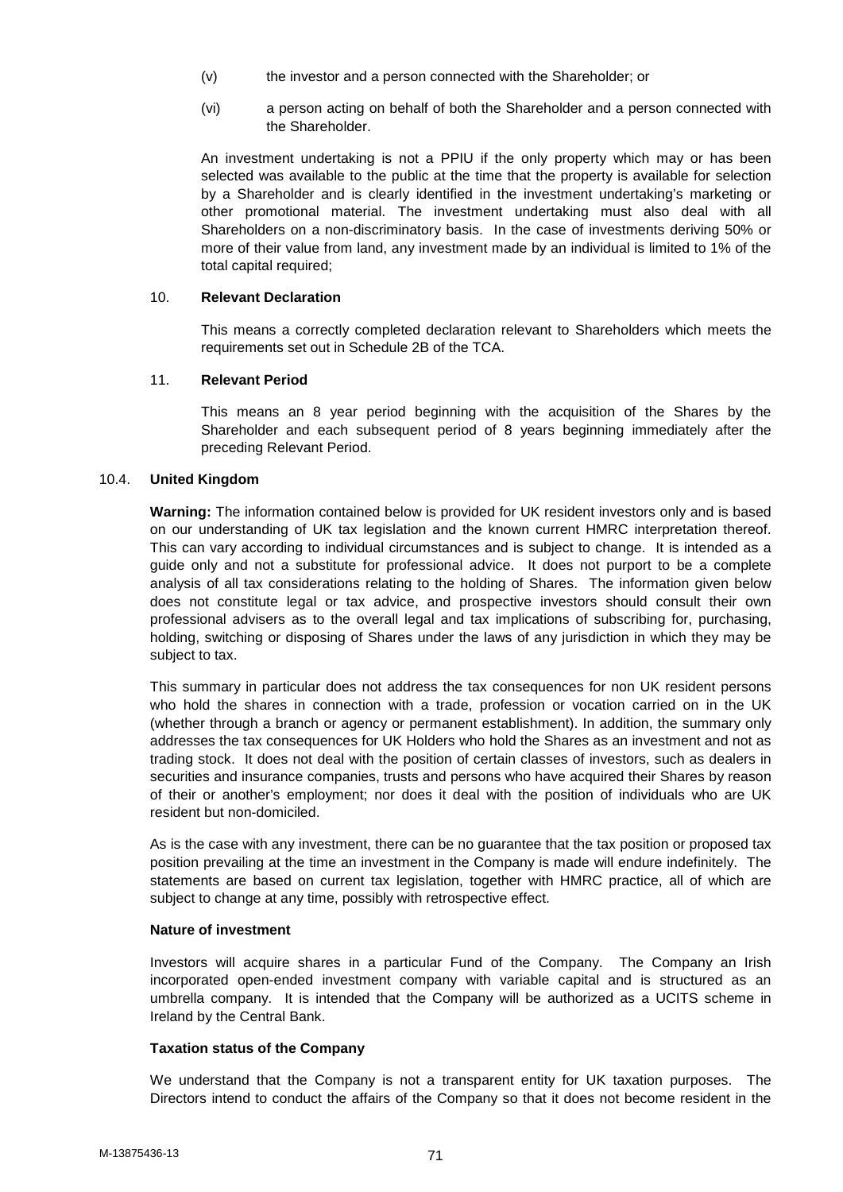(v) the investor and a person connected with the Shareholder; or

(vi) a person acting on behalf of both the Shareholder and a person connected with the Shareholder.

An investment undertaking is not a PPIU if the only property which may or has been selected was available to the public at the time that the property is available for selection by a Shareholder and is clearly identified in the investment undertaking's marketing or other promotional material. The investment undertaking must also deal with all Shareholders on a non-discriminatory basis. In the case of investments deriving 50% or more of their value from land, any investment made by an individual is limited to 1% of the total capital required;

10. **Relevant Declaration**

This means a correctly completed declaration relevant to Shareholders which meets the requirements set out in Schedule 2B of the TCA.

11. **Relevant Period**

This means an 8 year period beginning with the acquisition of the Shares by the Shareholder and each subsequent period of 8 years beginning immediately after the preceding Relevant Period.

## 10.4. United Kingdom

**Warning:** The information contained below is provided for UK resident investors only and is based on our understanding of UK tax legislation and the known current HMRC interpretation thereof. This can vary according to individual circumstances and is subject to change. It is intended as a guide only and not a substitute for professional advice. It does not purport to be a complete analysis of all tax considerations relating to the holding of Shares. The information given below does not constitute legal or tax advice, and prospective investors should consult their own professional advisers as to the overall legal and tax implications of subscribing for, purchasing, holding, switching or disposing of Shares under the laws of any jurisdiction in which they may be subject to tax.

This summary in particular does not address the tax consequences for non UK resident persons who hold the shares in connection with a trade, profession or vocation carried on in the UK (whether through a branch or agency or permanent establishment). In addition, the summary only addresses the tax consequences for UK Holders who hold the Shares as an investment and not as trading stock. It does not deal with the position of certain classes of investors, such as dealers in securities and insurance companies, trusts and persons who have acquired their Shares by reason of their or another's employment; nor does it deal with the position of individuals who are UK resident but non-domiciled.

As is the case with any investment, there can be no guarantee that the tax position or proposed tax position prevailing at the time an investment in the Company is made will endure indefinitely. The statements are based on current tax legislation, together with HMRC practice, all of which are subject to change at any time, possibly with retrospective effect.

**Nature of investment**

Investors will acquire shares in a particular Fund of the Company. The Company an Irish incorporated open-ended investment company with variable capital and is structured as an umbrella company. It is intended that the Company will be authorized as a UCITS scheme in Ireland by the Central Bank.

**Taxation status of the Company**

We understand that the Company is not a transparent entity for UK taxation purposes. The Directors intend to conduct the affairs of the Company so that it does not become resident in the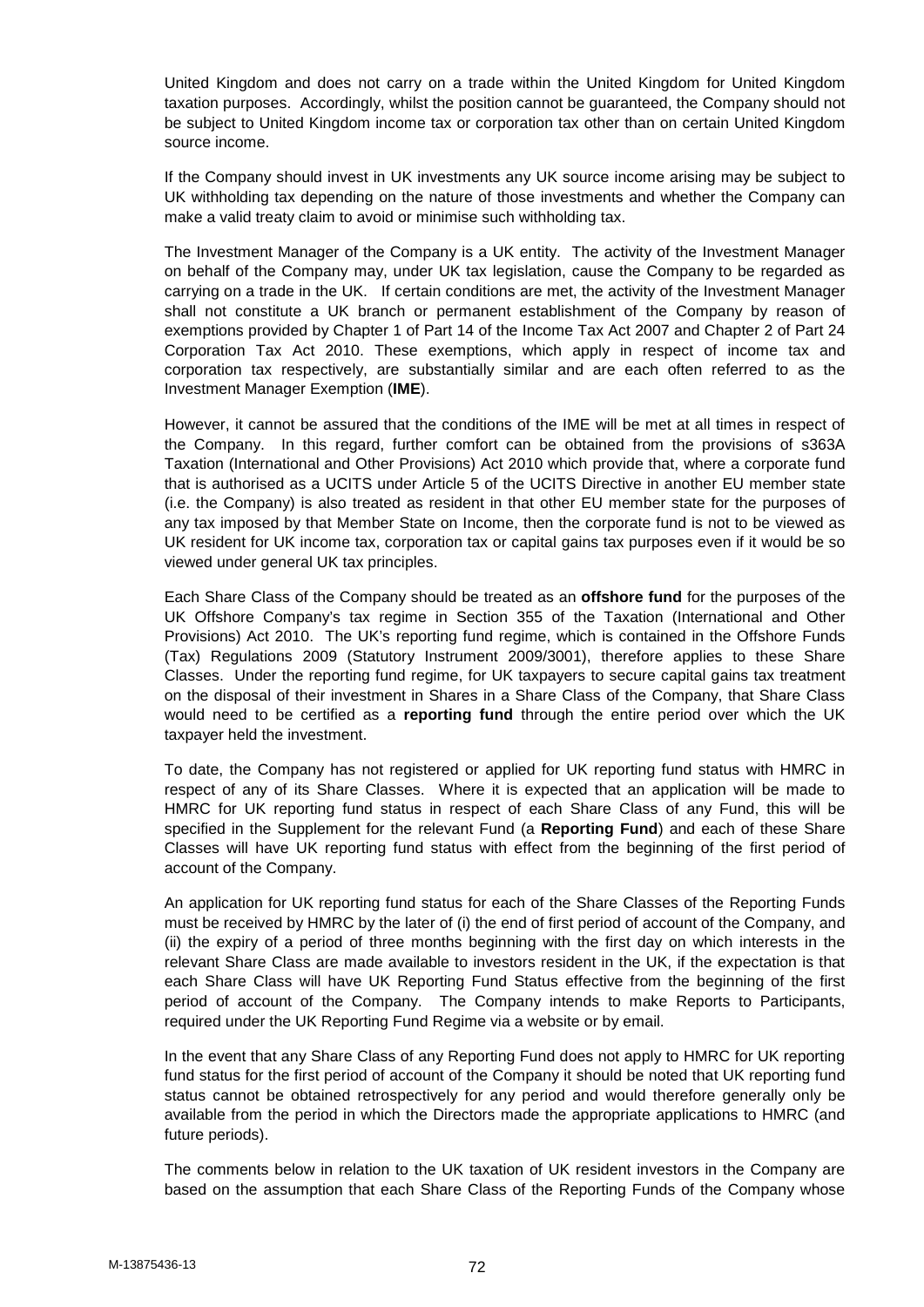United Kingdom and does not carry on a trade within the United Kingdom for United Kingdom taxation purposes. Accordingly, whilst the position cannot be guaranteed, the Company should not be subject to United Kingdom income tax or corporation tax other than on certain United Kingdom source income.

If the Company should invest in UK investments any UK source income arising may be subject to UK withholding tax depending on the nature of those investments and whether the Company can make a valid treaty claim to avoid or minimise such withholding tax.

The Investment Manager of the Company is a UK entity. The activity of the Investment Manager on behalf of the Company may, under UK tax legislation, cause the Company to be regarded as carrying on a trade in the UK. If certain conditions are met, the activity of the Investment Manager shall not constitute a UK branch or permanent establishment of the Company by reason of exemptions provided by Chapter 1 of Part 14 of the Income Tax Act 2007 and Chapter 2 of Part 24 Corporation Tax Act 2010. These exemptions, which apply in respect of income tax and corporation tax respectively, are substantially similar and are each often referred to as the Investment Manager Exemption (**IME**).

However, it cannot be assured that the conditions of the IME will be met at all times in respect of the Company. In this regard, further comfort can be obtained from the provisions of s363A Taxation (International and Other Provisions) Act 2010 which provide that, where a corporate fund that is authorised as a UCITS under Article 5 of the UCITS Directive in another EU member state (i.e. the Company) is also treated as resident in that other EU member state for the purposes of any tax imposed by that Member State on Income, then the corporate fund is not to be viewed as UK resident for UK income tax, corporation tax or capital gains tax purposes even if it would be so viewed under general UK tax principles.

Each Share Class of the Company should be treated as an **offshore fund** for the purposes of the UK Offshore Company's tax regime in Section 355 of the Taxation (International and Other Provisions) Act 2010. The UK's reporting fund regime, which is contained in the Offshore Funds (Tax) Regulations 2009 (Statutory Instrument 2009/3001), therefore applies to these Share Classes. Under the reporting fund regime, for UK taxpayers to secure capital gains tax treatment on the disposal of their investment in Shares in a Share Class of the Company, that Share Class would need to be certified as a **reporting fund** through the entire period over which the UK taxpayer held the investment.

To date, the Company has not registered or applied for UK reporting fund status with HMRC in respect of any of its Share Classes. Where it is expected that an application will be made to HMRC for UK reporting fund status in respect of each Share Class of any Fund, this will be specified in the Supplement for the relevant Fund (a **Reporting Fund**) and each of these Share Classes will have UK reporting fund status with effect from the beginning of the first period of account of the Company.

An application for UK reporting fund status for each of the Share Classes of the Reporting Funds must be received by HMRC by the later of (i) the end of first period of account of the Company, and (ii) the expiry of a period of three months beginning with the first day on which interests in the relevant Share Class are made available to investors resident in the UK, if the expectation is that each Share Class will have UK Reporting Fund Status effective from the beginning of the first period of account of the Company. The Company intends to make Reports to Participants, required under the UK Reporting Fund Regime via a website or by email.

In the event that any Share Class of any Reporting Fund does not apply to HMRC for UK reporting fund status for the first period of account of the Company it should be noted that UK reporting fund status cannot be obtained retrospectively for any period and would therefore generally only be available from the period in which the Directors made the appropriate applications to HMRC (and future periods).

The comments below in relation to the UK taxation of UK resident investors in the Company are based on the assumption that each Share Class of the Reporting Funds of the Company whose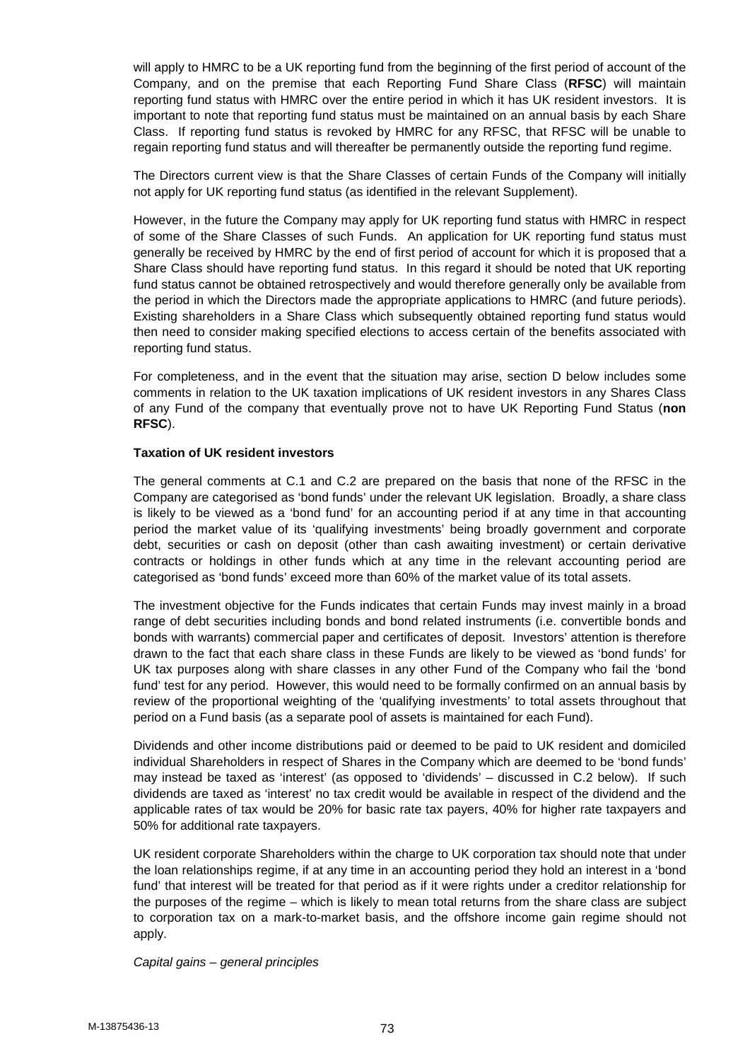will apply to HMRC to be a UK reporting fund from the beginning of the first period of account of the Company, and on the premise that each Reporting Fund Share Class (**RFSC**) will maintain reporting fund status with HMRC over the entire period in which it has UK resident investors. It is important to note that reporting fund status must be maintained on an annual basis by each Share Class. If reporting fund status is revoked by HMRC for any RFSC, that RFSC will be unable to regain reporting fund status and will thereafter be permanently outside the reporting fund regime.

The Directors current view is that the Share Classes of certain Funds of the Company will initially not apply for UK reporting fund status (as identified in the relevant Supplement).

However, in the future the Company may apply for UK reporting fund status with HMRC in respect of some of the Share Classes of such Funds. An application for UK reporting fund status must generally be received by HMRC by the end of first period of account for which it is proposed that a Share Class should have reporting fund status. In this regard it should be noted that UK reporting fund status cannot be obtained retrospectively and would therefore generally only be available from the period in which the Directors made the appropriate applications to HMRC (and future periods). Existing shareholders in a Share Class which subsequently obtained reporting fund status would then need to consider making specified elections to access certain of the benefits associated with reporting fund status.

For completeness, and in the event that the situation may arise, section D below includes some comments in relation to the UK taxation implications of UK resident investors in any Shares Class of any Fund of the company that eventually prove not to have UK Reporting Fund Status (**non RFSC**).

**Taxation of UK resident investors**

The general comments at C.1 and C.2 are prepared on the basis that none of the RFSC in the Company are categorised as 'bond funds' under the relevant UK legislation. Broadly, a share class is likely to be viewed as a 'bond fund' for an accounting period if at any time in that accounting period the market value of its 'qualifying investments' being broadly government and corporate debt, securities or cash on deposit (other than cash awaiting investment) or certain derivative contracts or holdings in other funds which at any time in the relevant accounting period are categorised as 'bond funds' exceed more than 60% of the market value of its total assets.

The investment objective for the Funds indicates that certain Funds may invest mainly in a broad range of debt securities including bonds and bond related instruments (i.e. convertible bonds and bonds with warrants) commercial paper and certificates of deposit. Investors' attention is therefore drawn to the fact that each share class in these Funds are likely to be viewed as 'bond funds' for UK tax purposes along with share classes in any other Fund of the Company who fail the 'bond fund' test for any period. However, this would need to be formally confirmed on an annual basis by review of the proportional weighting of the 'qualifying investments' to total assets throughout that period on a Fund basis (as a separate pool of assets is maintained for each Fund).

Dividends and other income distributions paid or deemed to be paid to UK resident and domiciled individual Shareholders in respect of Shares in the Company which are deemed to be 'bond funds' may instead be taxed as 'interest' (as opposed to 'dividends' – discussed in C.2 below). If such dividends are taxed as 'interest' no tax credit would be available in respect of the dividend and the applicable rates of tax would be 20% for basic rate tax payers, 40% for higher rate taxpayers and 50% for additional rate taxpayers.

UK resident corporate Shareholders within the charge to UK corporation tax should note that under the loan relationships regime, if at any time in an accounting period they hold an interest in a 'bond fund' that interest will be treated for that period as if it were rights under a creditor relationship for the purposes of the regime – which is likely to mean total returns from the share class are subject to corporation tax on a mark-to-market basis, and the offshore income gain regime should not apply.

*Capital gains – general principles*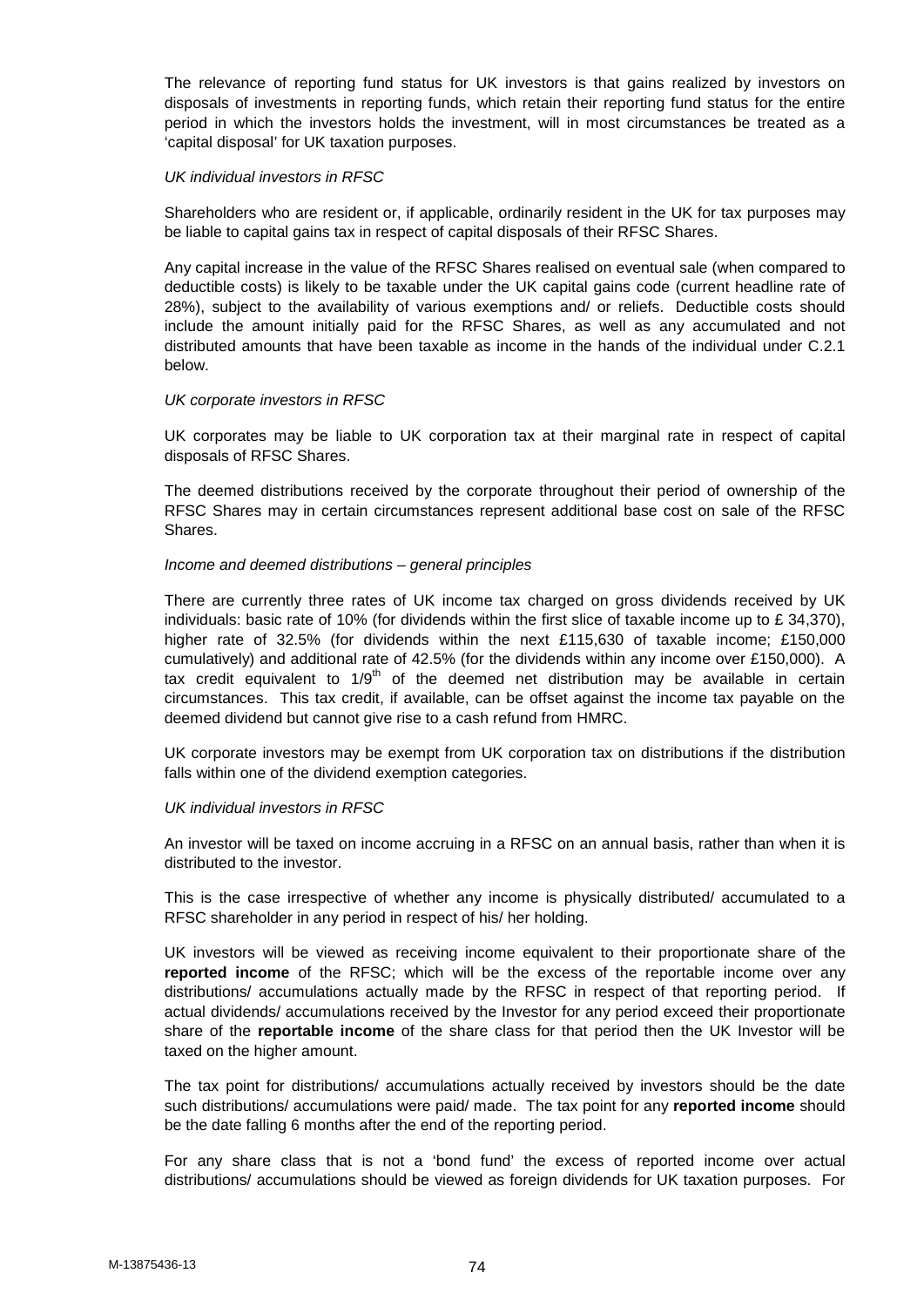The relevance of reporting fund status for UK investors is that gains realized by investors on disposals of investments in reporting funds, which retain their reporting fund status for the entire period in which the investors holds the investment, will in most circumstances be treated as a 'capital disposal' for UK taxation purposes.

*UK individual investors in RFSC*

Shareholders who are resident or, if applicable, ordinarily resident in the UK for tax purposes may be liable to capital gains tax in respect of capital disposals of their RFSC Shares.

Any capital increase in the value of the RFSC Shares realised on eventual sale (when compared to deductible costs) is likely to be taxable under the UK capital gains code (current headline rate of 28%), subject to the availability of various exemptions and/ or reliefs. Deductible costs should include the amount initially paid for the RFSC Shares, as well as any accumulated and not distributed amounts that have been taxable as income in the hands of the individual under C.2.1 below.

*UK corporate investors in RFSC*

UK corporates may be liable to UK corporation tax at their marginal rate in respect of capital disposals of RFSC Shares.

The deemed distributions received by the corporate throughout their period of ownership of the RFSC Shares may in certain circumstances represent additional base cost on sale of the RFSC Shares.

*Income and deemed distributions – general principles*

There are currently three rates of UK income tax charged on gross dividends received by UK individuals: basic rate of 10% (for dividends within the first slice of taxable income up to £ 34,370), higher rate of 32.5% (for dividends within the next £115,630 of taxable income; £150,000 cumulatively) and additional rate of 42.5% (for the dividends within any income over £150,000). A tax credit equivalent to $1/9^{th}$ of the deemed net distribution may be available in certain circumstances. This tax credit, if available, can be offset against the income tax payable on the deemed dividend but cannot give rise to a cash refund from HMRC.

UK corporate investors may be exempt from UK corporation tax on distributions if the distribution falls within one of the dividend exemption categories.

*UK individual investors in RFSC*

An investor will be taxed on income accruing in a RFSC on an annual basis, rather than when it is distributed to the investor.

This is the case irrespective of whether any income is physically distributed/ accumulated to a RFSC shareholder in any period in respect of his/ her holding.

UK investors will be viewed as receiving income equivalent to their proportionate share of the **reported income** of the RFSC; which will be the excess of the reportable income over any distributions/ accumulations actually made by the RFSC in respect of that reporting period. If actual dividends/ accumulations received by the Investor for any period exceed their proportionate share of the **reportable income** of the share class for that period then the UK Investor will be taxed on the higher amount.

The tax point for distributions/ accumulations actually received by investors should be the date such distributions/ accumulations were paid/ made. The tax point for any **reported income** should be the date falling 6 months after the end of the reporting period.

For any share class that is not a 'bond fund' the excess of reported income over actual distributions/ accumulations should be viewed as foreign dividends for UK taxation purposes. For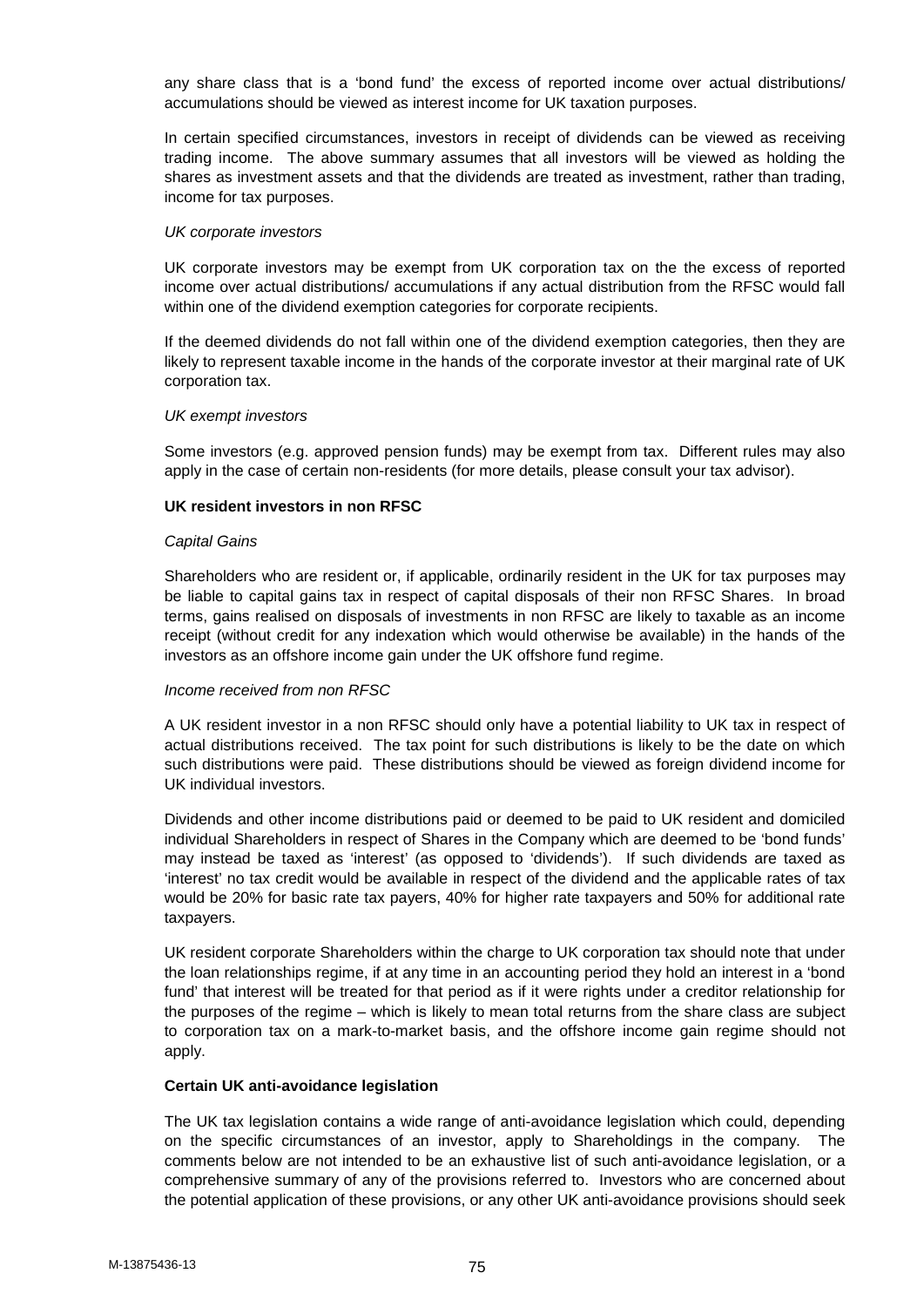any share class that is a 'bond fund' the excess of reported income over actual distributions/ accumulations should be viewed as interest income for UK taxation purposes.

In certain specified circumstances, investors in receipt of dividends can be viewed as receiving trading income. The above summary assumes that all investors will be viewed as holding the shares as investment assets and that the dividends are treated as investment, rather than trading, income for tax purposes.

*UK corporate investors*

UK corporate investors may be exempt from UK corporation tax on the the excess of reported income over actual distributions/ accumulations if any actual distribution from the RFSC would fall within one of the dividend exemption categories for corporate recipients.

If the deemed dividends do not fall within one of the dividend exemption categories, then they are likely to represent taxable income in the hands of the corporate investor at their marginal rate of UK corporation tax.

*UK exempt investors*

Some investors (e.g. approved pension funds) may be exempt from tax. Different rules may also apply in the case of certain non-residents (for more details, please consult your tax advisor).

**UK resident investors in non RFSC**

*Capital Gains*

Shareholders who are resident or, if applicable, ordinarily resident in the UK for tax purposes may be liable to capital gains tax in respect of capital disposals of their non RFSC Shares. In broad terms, gains realised on disposals of investments in non RFSC are likely to taxable as an income receipt (without credit for any indexation which would otherwise be available) in the hands of the investors as an offshore income gain under the UK offshore fund regime.

*Income received from non RFSC*

A UK resident investor in a non RFSC should only have a potential liability to UK tax in respect of actual distributions received. The tax point for such distributions is likely to be the date on which such distributions were paid. These distributions should be viewed as foreign dividend income for UK individual investors.

Dividends and other income distributions paid or deemed to be paid to UK resident and domiciled individual Shareholders in respect of Shares in the Company which are deemed to be 'bond funds' may instead be taxed as 'interest' (as opposed to 'dividends'). If such dividends are taxed as 'interest' no tax credit would be available in respect of the dividend and the applicable rates of tax would be 20% for basic rate tax payers, 40% for higher rate taxpayers and 50% for additional rate taxpayers.

UK resident corporate Shareholders within the charge to UK corporation tax should note that under the loan relationships regime, if at any time in an accounting period they hold an interest in a 'bond fund' that interest will be treated for that period as if it were rights under a creditor relationship for the purposes of the regime – which is likely to mean total returns from the share class are subject to corporation tax on a mark-to-market basis, and the offshore income gain regime should not apply.

**Certain UK anti-avoidance legislation**

The UK tax legislation contains a wide range of anti-avoidance legislation which could, depending on the specific circumstances of an investor, apply to Shareholdings in the company. The comments below are not intended to be an exhaustive list of such anti-avoidance legislation, or a comprehensive summary of any of the provisions referred to. Investors who are concerned about the potential application of these provisions, or any other UK anti-avoidance provisions should seek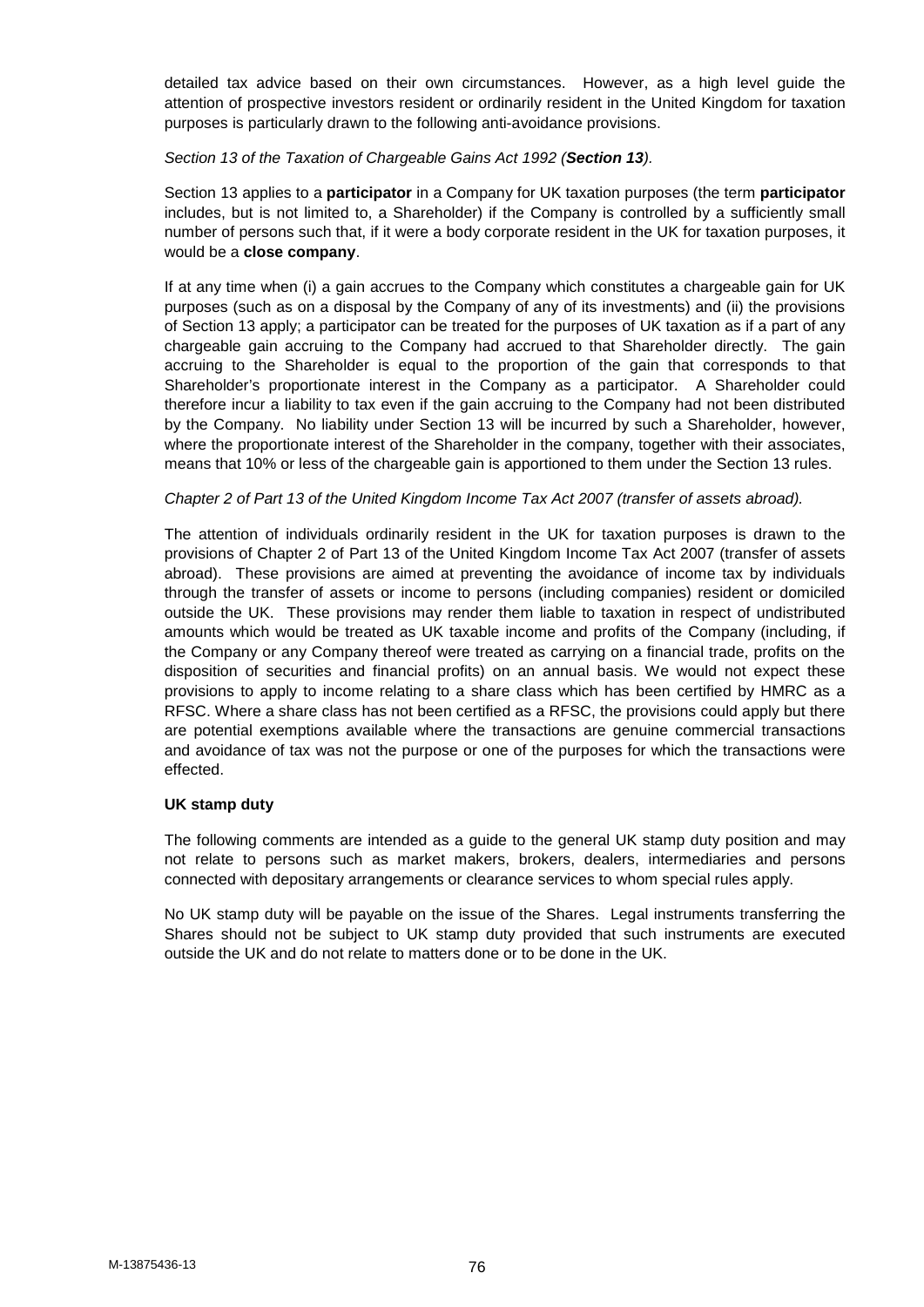detailed tax advice based on their own circumstances. However, as a high level guide the attention of prospective investors resident or ordinarily resident in the United Kingdom for taxation purposes is particularly drawn to the following anti-avoidance provisions.

*Section 13 of the Taxation of Chargeable Gains Act 1992 (**Section 13**).*

Section 13 applies to a **participator** in a Company for UK taxation purposes (the term **participator** includes, but is not limited to, a Shareholder) if the Company is controlled by a sufficiently small number of persons such that, if it were a body corporate resident in the UK for taxation purposes, it would be a **close company**.

If at any time when (i) a gain accrues to the Company which constitutes a chargeable gain for UK purposes (such as on a disposal by the Company of any of its investments) and (ii) the provisions of Section 13 apply; a participator can be treated for the purposes of UK taxation as if a part of any chargeable gain accruing to the Company had accrued to that Shareholder directly. The gain accruing to the Shareholder is equal to the proportion of the gain that corresponds to that Shareholder's proportionate interest in the Company as a participator. A Shareholder could therefore incur a liability to tax even if the gain accruing to the Company had not been distributed by the Company. No liability under Section 13 will be incurred by such a Shareholder, however, where the proportionate interest of the Shareholder in the company, together with their associates, means that 10% or less of the chargeable gain is apportioned to them under the Section 13 rules.

*Chapter 2 of Part 13 of the United Kingdom Income Tax Act 2007 (transfer of assets abroad).*

The attention of individuals ordinarily resident in the UK for taxation purposes is drawn to the provisions of Chapter 2 of Part 13 of the United Kingdom Income Tax Act 2007 (transfer of assets abroad). These provisions are aimed at preventing the avoidance of income tax by individuals through the transfer of assets or income to persons (including companies) resident or domiciled outside the UK. These provisions may render them liable to taxation in respect of undistributed amounts which would be treated as UK taxable income and profits of the Company (including, if the Company or any Company thereof were treated as carrying on a financial trade, profits on the disposition of securities and financial profits) on an annual basis. We would not expect these provisions to apply to income relating to a share class which has been certified by HMRC as a RFSC. Where a share class has not been certified as a RFSC, the provisions could apply but there are potential exemptions available where the transactions are genuine commercial transactions and avoidance of tax was not the purpose or one of the purposes for which the transactions were effected.

**UK stamp duty**

The following comments are intended as a guide to the general UK stamp duty position and may not relate to persons such as market makers, brokers, dealers, intermediaries and persons connected with depositary arrangements or clearance services to whom special rules apply.

No UK stamp duty will be payable on the issue of the Shares. Legal instruments transferring the Shares should not be subject to UK stamp duty provided that such instruments are executed outside the UK and do not relate to matters done or to be done in the UK.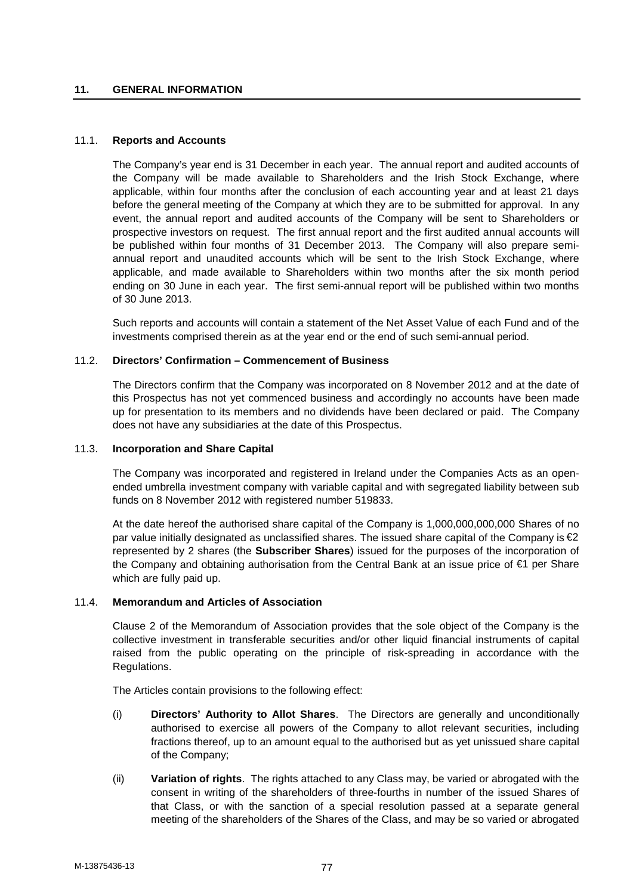## 11. GENERAL INFORMATION

### 11.1. Reports and Accounts

The Company's year end is 31 December in each year. The annual report and audited accounts of the Company will be made available to Shareholders and the Irish Stock Exchange, where applicable, within four months after the conclusion of each accounting year and at least 21 days before the general meeting of the Company at which they are to be submitted for approval. In any event, the annual report and audited accounts of the Company will be sent to Shareholders or prospective investors on request. The first annual report and the first audited annual accounts will be published within four months of 31 December 2013. The Company will also prepare semi-annual report and unaudited accounts which will be sent to the Irish Stock Exchange, where applicable, and made available to Shareholders within two months after the six month period ending on 30 June in each year. The first semi-annual report will be published within two months of 30 June 2013.

Such reports and accounts will contain a statement of the Net Asset Value of each Fund and of the investments comprised therein as at the year end or the end of such semi-annual period.

### 11.2. Directors' Confirmation – Commencement of Business

The Directors confirm that the Company was incorporated on 8 November 2012 and at the date of this Prospectus has not yet commenced business and accordingly no accounts have been made up for presentation to its members and no dividends have been declared or paid. The Company does not have any subsidiaries at the date of this Prospectus.

### 11.3. Incorporation and Share Capital

The Company was incorporated and registered in Ireland under the Companies Acts as an open-ended umbrella investment company with variable capital and with segregated liability between sub funds on 8 November 2012 with registered number 519833.

At the date hereof the authorised share capital of the Company is 1,000,000,000,000 Shares of no par value initially designated as unclassified shares. The issued share capital of the Company is €2 represented by 2 shares (the **Subscriber Shares**) issued for the purposes of the incorporation of the Company and obtaining authorisation from the Central Bank at an issue price of €1 per Share which are fully paid up.

### 11.4. Memorandum and Articles of Association

Clause 2 of the Memorandum of Association provides that the sole object of the Company is the collective investment in transferable securities and/or other liquid financial instruments of capital raised from the public operating on the principle of risk-spreading in accordance with the Regulations.

The Articles contain provisions to the following effect:

(i) **Directors' Authority to Allot Shares**. The Directors are generally and unconditionally authorised to exercise all powers of the Company to allot relevant securities, including fractions thereof, up to an amount equal to the authorised but as yet unissued share capital of the Company;

(ii) **Variation of rights**. The rights attached to any Class may, be varied or abrogated with the consent in writing of the shareholders of three-fourths in number of the issued Shares of that Class, or with the sanction of a special resolution passed at a separate general meeting of the shareholders of the Shares of the Class, and may be so varied or abrogated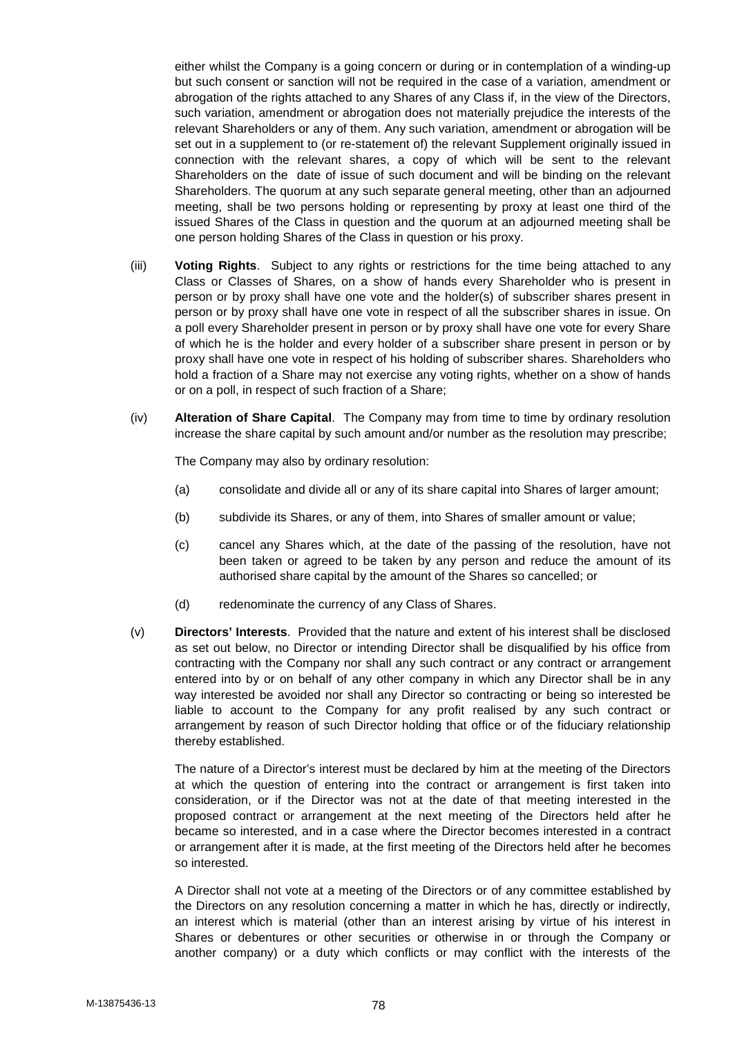either whilst the Company is a going concern or during or in contemplation of a winding-up but such consent or sanction will not be required in the case of a variation, amendment or abrogation of the rights attached to any Shares of any Class if, in the view of the Directors, such variation, amendment or abrogation does not materially prejudice the interests of the relevant Shareholders or any of them. Any such variation, amendment or abrogation will be set out in a supplement to (or re-statement of) the relevant Supplement originally issued in connection with the relevant shares, a copy of which will be sent to the relevant Shareholders on the date of issue of such document and will be binding on the relevant Shareholders. The quorum at any such separate general meeting, other than an adjourned meeting, shall be two persons holding or representing by proxy at least one third of the issued Shares of the Class in question and the quorum at an adjourned meeting shall be one person holding Shares of the Class in question or his proxy.

(iii) **Voting Rights**. Subject to any rights or restrictions for the time being attached to any Class or Classes of Shares, on a show of hands every Shareholder who is present in person or by proxy shall have one vote and the holder(s) of subscriber shares present in person or by proxy shall have one vote in respect of all the subscriber shares in issue. On a poll every Shareholder present in person or by proxy shall have one vote for every Share of which he is the holder and every holder of a subscriber share present in person or by proxy shall have one vote in respect of his holding of subscriber shares. Shareholders who hold a fraction of a Share may not exercise any voting rights, whether on a show of hands or on a poll, in respect of such fraction of a Share;

(iv) **Alteration of Share Capital**. The Company may from time to time by ordinary resolution increase the share capital by such amount and/or number as the resolution may prescribe;

The Company may also by ordinary resolution:

(a) consolidate and divide all or any of its share capital into Shares of larger amount;

(b) subdivide its Shares, or any of them, into Shares of smaller amount or value;

(c) cancel any Shares which, at the date of the passing of the resolution, have not been taken or agreed to be taken by any person and reduce the amount of its authorised share capital by the amount of the Shares so cancelled; or

(d) redenominate the currency of any Class of Shares.

(v) **Directors' Interests**. Provided that the nature and extent of his interest shall be disclosed as set out below, no Director or intending Director shall be disqualified by his office from contracting with the Company nor shall any such contract or any contract or arrangement entered into by or on behalf of any other company in which any Director shall be in any way interested be avoided nor shall any Director so contracting or being so interested be liable to account to the Company for any profit realised by any such contract or arrangement by reason of such Director holding that office or of the fiduciary relationship thereby established.

The nature of a Director's interest must be declared by him at the meeting of the Directors at which the question of entering into the contract or arrangement is first taken into consideration, or if the Director was not at the date of that meeting interested in the proposed contract or arrangement at the next meeting of the Directors held after he became so interested, and in a case where the Director becomes interested in a contract or arrangement after it is made, at the first meeting of the Directors held after he becomes so interested.

A Director shall not vote at a meeting of the Directors or of any committee established by the Directors on any resolution concerning a matter in which he has, directly or indirectly, an interest which is material (other than an interest arising by virtue of his interest in Shares or debentures or other securities or otherwise in or through the Company or another company) or a duty which conflicts or may conflict with the interests of the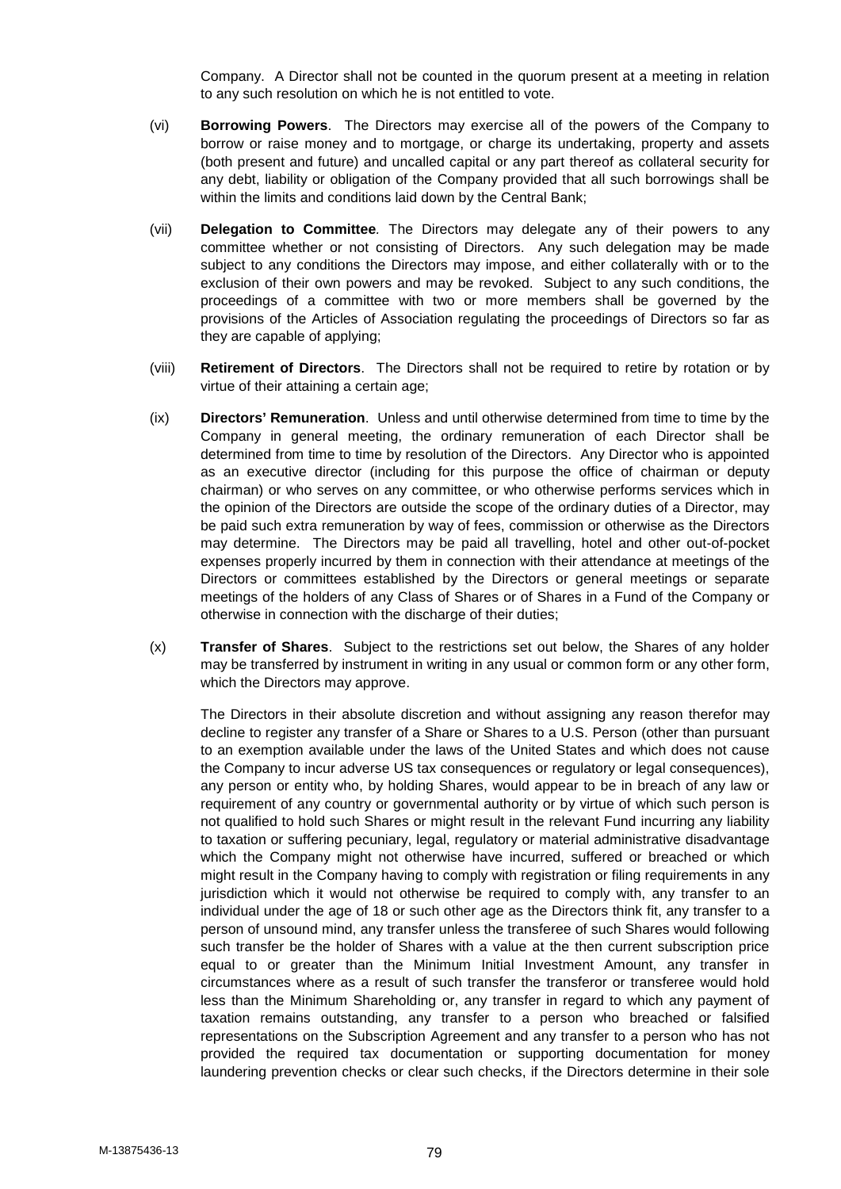Company. A Director shall not be counted in the quorum present at a meeting in relation to any such resolution on which he is not entitled to vote.

(vi) **Borrowing Powers**. The Directors may exercise all of the powers of the Company to borrow or raise money and to mortgage, or charge its undertaking, property and assets (both present and future) and uncalled capital or any part thereof as collateral security for any debt, liability or obligation of the Company provided that all such borrowings shall be within the limits and conditions laid down by the Central Bank;

(vii) **Delegation to Committee**. The Directors may delegate any of their powers to any committee whether or not consisting of Directors. Any such delegation may be made subject to any conditions the Directors may impose, and either collaterally with or to the exclusion of their own powers and may be revoked. Subject to any such conditions, the proceedings of a committee with two or more members shall be governed by the provisions of the Articles of Association regulating the proceedings of Directors so far as they are capable of applying;

(viii) **Retirement of Directors**. The Directors shall not be required to retire by rotation or by virtue of their attaining a certain age;

(ix) **Directors' Remuneration**. Unless and until otherwise determined from time to time by the Company in general meeting, the ordinary remuneration of each Director shall be determined from time to time by resolution of the Directors. Any Director who is appointed as an executive director (including for this purpose the office of chairman or deputy chairman) or who serves on any committee, or who otherwise performs services which in the opinion of the Directors are outside the scope of the ordinary duties of a Director, may be paid such extra remuneration by way of fees, commission or otherwise as the Directors may determine. The Directors may be paid all travelling, hotel and other out-of-pocket expenses properly incurred by them in connection with their attendance at meetings of the Directors or committees established by the Directors or general meetings or separate meetings of the holders of any Class of Shares or of Shares in a Fund of the Company or otherwise in connection with the discharge of their duties;

(x) **Transfer of Shares**. Subject to the restrictions set out below, the Shares of any holder may be transferred by instrument in writing in any usual or common form or any other form, which the Directors may approve.

The Directors in their absolute discretion and without assigning any reason therefor may decline to register any transfer of a Share or Shares to a U.S. Person (other than pursuant to an exemption available under the laws of the United States and which does not cause the Company to incur adverse US tax consequences or regulatory or legal consequences), any person or entity who, by holding Shares, would appear to be in breach of any law or requirement of any country or governmental authority or by virtue of which such person is not qualified to hold such Shares or might result in the relevant Fund incurring any liability to taxation or suffering pecuniary, legal, regulatory or material administrative disadvantage which the Company might not otherwise have incurred, suffered or breached or which might result in the Company having to comply with registration or filing requirements in any jurisdiction which it would not otherwise be required to comply with, any transfer to an individual under the age of 18 or such other age as the Directors think fit, any transfer to a person of unsound mind, any transfer unless the transferee of such Shares would following such transfer be the holder of Shares with a value at the then current subscription price equal to or greater than the Minimum Initial Investment Amount, any transfer in circumstances where as a result of such transfer the transferor or transferee would hold less than the Minimum Shareholding or, any transfer in regard to which any payment of taxation remains outstanding, any transfer to a person who breached or falsified representations on the Subscription Agreement and any transfer to a person who has not provided the required tax documentation or supporting documentation for money laundering prevention checks or clear such checks, if the Directors determine in their sole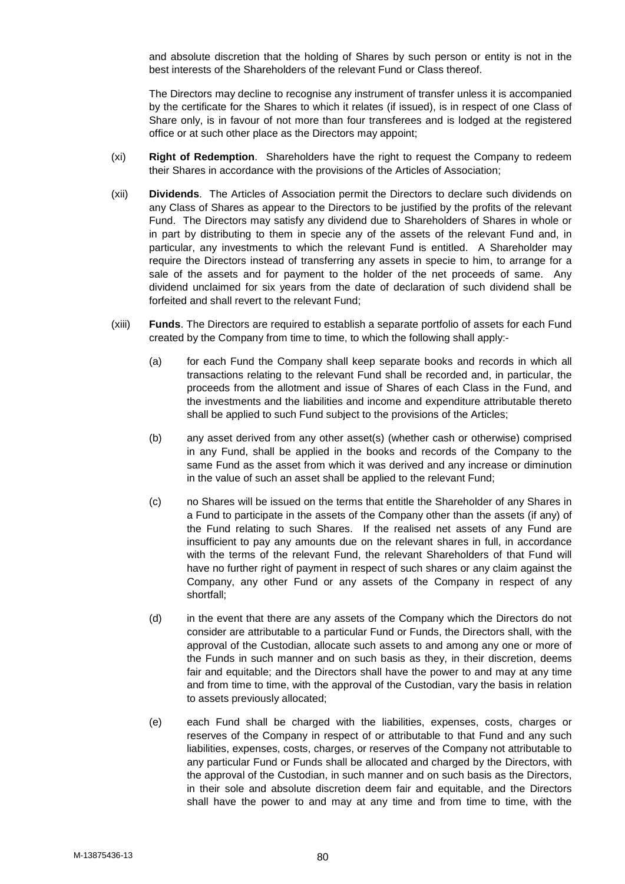and absolute discretion that the holding of Shares by such person or entity is not in the best interests of the Shareholders of the relevant Fund or Class thereof.

The Directors may decline to recognise any instrument of transfer unless it is accompanied by the certificate for the Shares to which it relates (if issued), is in respect of one Class of Share only, is in favour of not more than four transferees and is lodged at the registered office or at such other place as the Directors may appoint;

(xi) **Right of Redemption**. Shareholders have the right to request the Company to redeem their Shares in accordance with the provisions of the Articles of Association;

(xii) **Dividends**. The Articles of Association permit the Directors to declare such dividends on any Class of Shares as appear to the Directors to be justified by the profits of the relevant Fund. The Directors may satisfy any dividend due to Shareholders of Shares in whole or in part by distributing to them in specie any of the assets of the relevant Fund and, in particular, any investments to which the relevant Fund is entitled. A Shareholder may require the Directors instead of transferring any assets in specie to him, to arrange for a sale of the assets and for payment to the holder of the net proceeds of same. Any dividend unclaimed for six years from the date of declaration of such dividend shall be forfeited and shall revert to the relevant Fund;

(xiii) **Funds**. The Directors are required to establish a separate portfolio of assets for each Fund created by the Company from time to time, to which the following shall apply:-

(a) for each Fund the Company shall keep separate books and records in which all transactions relating to the relevant Fund shall be recorded and, in particular, the proceeds from the allotment and issue of Shares of each Class in the Fund, and the investments and the liabilities and income and expenditure attributable thereto shall be applied to such Fund subject to the provisions of the Articles;

(b) any asset derived from any other asset(s) (whether cash or otherwise) comprised in any Fund, shall be applied in the books and records of the Company to the same Fund as the asset from which it was derived and any increase or diminution in the value of such an asset shall be applied to the relevant Fund;

(c) no Shares will be issued on the terms that entitle the Shareholder of any Shares in a Fund to participate in the assets of the Company other than the assets (if any) of the Fund relating to such Shares. If the realised net assets of any Fund are insufficient to pay any amounts due on the relevant shares in full, in accordance with the terms of the relevant Fund, the relevant Shareholders of that Fund will have no further right of payment in respect of such shares or any claim against the Company, any other Fund or any assets of the Company in respect of any shortfall;

(d) in the event that there are any assets of the Company which the Directors do not consider are attributable to a particular Fund or Funds, the Directors shall, with the approval of the Custodian, allocate such assets to and among any one or more of the Funds in such manner and on such basis as they, in their discretion, deems fair and equitable; and the Directors shall have the power to and may at any time and from time to time, with the approval of the Custodian, vary the basis in relation to assets previously allocated;

(e) each Fund shall be charged with the liabilities, expenses, costs, charges or reserves of the Company in respect of or attributable to that Fund and any such liabilities, expenses, costs, charges, or reserves of the Company not attributable to any particular Fund or Funds shall be allocated and charged by the Directors, with the approval of the Custodian, in such manner and on such basis as the Directors, in their sole and absolute discretion deem fair and equitable, and the Directors shall have the power to and may at any time and from time to time, with the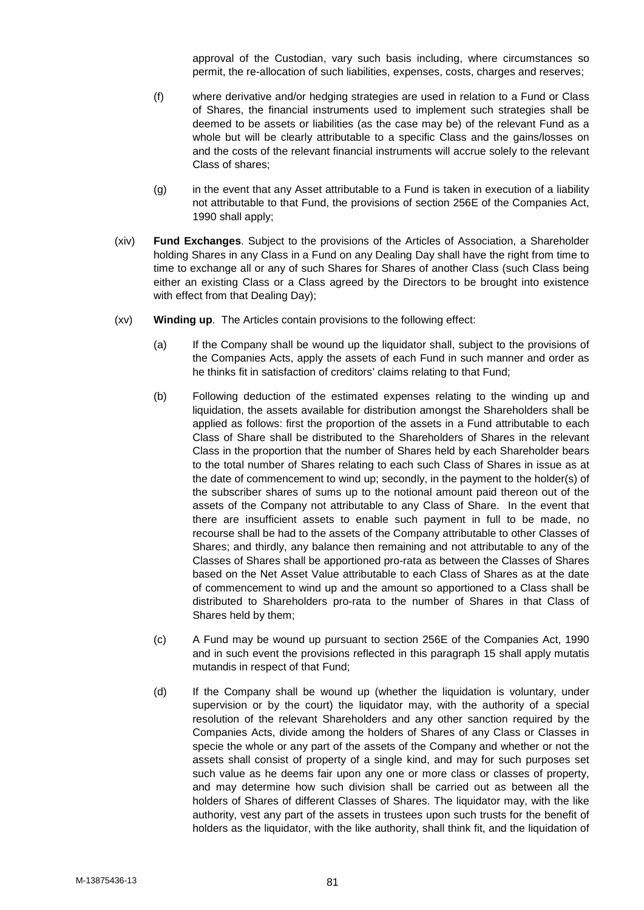approval of the Custodian, vary such basis including, where circumstances so permit, the re-allocation of such liabilities, expenses, costs, charges and reserves;

(f) where derivative and/or hedging strategies are used in relation to a Fund or Class of Shares, the financial instruments used to implement such strategies shall be deemed to be assets or liabilities (as the case may be) of the relevant Fund as a whole but will be clearly attributable to a specific Class and the gains/losses on and the costs of the relevant financial instruments will accrue solely to the relevant Class of shares;

(g) in the event that any Asset attributable to a Fund is taken in execution of a liability not attributable to that Fund, the provisions of section 256E of the Companies Act, 1990 shall apply;

(xiv) **Fund Exchanges**. Subject to the provisions of the Articles of Association, a Shareholder holding Shares in any Class in a Fund on any Dealing Day shall have the right from time to time to exchange all or any of such Shares for Shares of another Class (such Class being either an existing Class or a Class agreed by the Directors to be brought into existence with effect from that Dealing Day);

(xv) **Winding up**. The Articles contain provisions to the following effect:

(a) If the Company shall be wound up the liquidator shall, subject to the provisions of the Companies Acts, apply the assets of each Fund in such manner and order as he thinks fit in satisfaction of creditors' claims relating to that Fund;

(b) Following deduction of the estimated expenses relating to the winding up and liquidation, the assets available for distribution amongst the Shareholders shall be applied as follows: first the proportion of the assets in a Fund attributable to each Class of Share shall be distributed to the Shareholders of Shares in the relevant Class in the proportion that the number of Shares held by each Shareholder bears to the total number of Shares relating to each such Class of Shares in issue as at the date of commencement to wind up; secondly, in the payment to the holder(s) of the subscriber shares of sums up to the notional amount paid thereon out of the assets of the Company not attributable to any Class of Share. In the event that there are insufficient assets to enable such payment in full to be made, no recourse shall be had to the assets of the Company attributable to other Classes of Shares; and thirdly, any balance then remaining and not attributable to any of the Classes of Shares shall be apportioned pro-rata as between the Classes of Shares based on the Net Asset Value attributable to each Class of Shares as at the date of commencement to wind up and the amount so apportioned to a Class shall be distributed to Shareholders pro-rata to the number of Shares in that Class of Shares held by them;

(c) A Fund may be wound up pursuant to section 256E of the Companies Act, 1990 and in such event the provisions reflected in this paragraph 15 shall apply mutatis mutandis in respect of that Fund;

(d) If the Company shall be wound up (whether the liquidation is voluntary, under supervision or by the court) the liquidator may, with the authority of a special resolution of the relevant Shareholders and any other sanction required by the Companies Acts, divide among the holders of Shares of any Class or Classes in specie the whole or any part of the assets of the Company and whether or not the assets shall consist of property of a single kind, and may for such purposes set such value as he deems fair upon any one or more class or classes of property, and may determine how such division shall be carried out as between all the holders of Shares of different Classes of Shares. The liquidator may, with the like authority, vest any part of the assets in trustees upon such trusts for the benefit of holders as the liquidator, with the like authority, shall think fit, and the liquidation of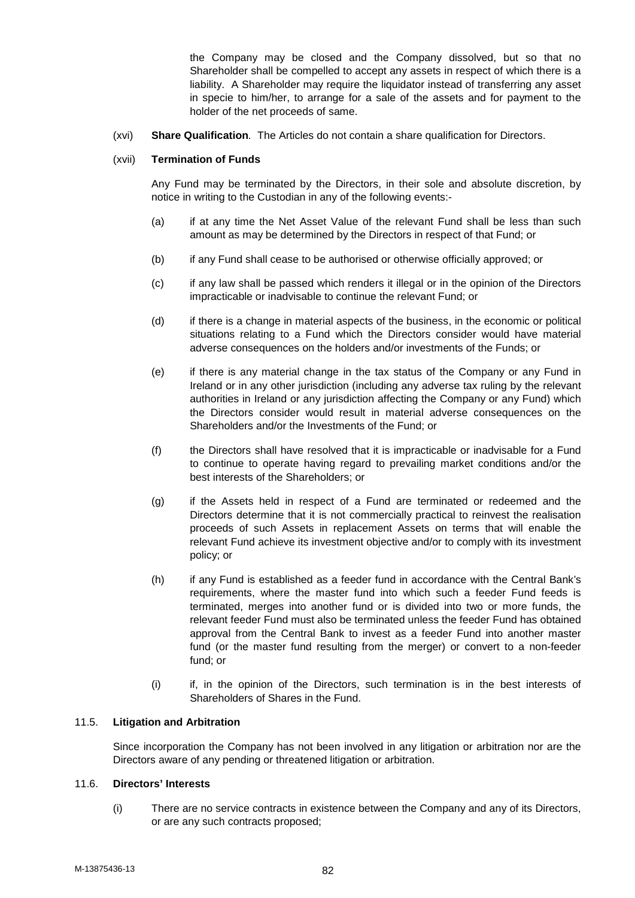the Company may be closed and the Company dissolved, but so that no Shareholder shall be compelled to accept any assets in respect of which there is a liability. A Shareholder may require the liquidator instead of transferring any asset in specie to him/her, to arrange for a sale of the assets and for payment to the holder of the net proceeds of same.

(xvi) **Share Qualification**. The Articles do not contain a share qualification for Directors.

(xvii) **Termination of Funds**

Any Fund may be terminated by the Directors, in their sole and absolute discretion, by notice in writing to the Custodian in any of the following events:-

(a) if at any time the Net Asset Value of the relevant Fund shall be less than such amount as may be determined by the Directors in respect of that Fund; or

(b) if any Fund shall cease to be authorised or otherwise officially approved; or

(c) if any law shall be passed which renders it illegal or in the opinion of the Directors impracticable or inadvisable to continue the relevant Fund; or

(d) if there is a change in material aspects of the business, in the economic or political situations relating to a Fund which the Directors consider would have material adverse consequences on the holders and/or investments of the Funds; or

(e) if there is any material change in the tax status of the Company or any Fund in Ireland or in any other jurisdiction (including any adverse tax ruling by the relevant authorities in Ireland or any jurisdiction affecting the Company or any Fund) which the Directors consider would result in material adverse consequences on the Shareholders and/or the Investments of the Fund; or

(f) the Directors shall have resolved that it is impracticable or inadvisable for a Fund to continue to operate having regard to prevailing market conditions and/or the best interests of the Shareholders; or

(g) if the Assets held in respect of a Fund are terminated or redeemed and the Directors determine that it is not commercially practical to reinvest the realisation proceeds of such Assets in replacement Assets on terms that will enable the relevant Fund achieve its investment objective and/or to comply with its investment policy; or

(h) if any Fund is established as a feeder fund in accordance with the Central Bank's requirements, where the master fund into which such a feeder Fund feeds is terminated, merges into another fund or is divided into two or more funds, the relevant feeder Fund must also be terminated unless the feeder Fund has obtained approval from the Central Bank to invest as a feeder Fund into another master fund (or the master fund resulting from the merger) or convert to a non-feeder fund; or

(i) if, in the opinion of the Directors, such termination is in the best interests of Shareholders of Shares in the Fund.

## 11.5. Litigation and Arbitration

Since incorporation the Company has not been involved in any litigation or arbitration nor are the Directors aware of any pending or threatened litigation or arbitration.

## 11.6. Directors' Interests

(i) There are no service contracts in existence between the Company and any of its Directors, or are any such contracts proposed;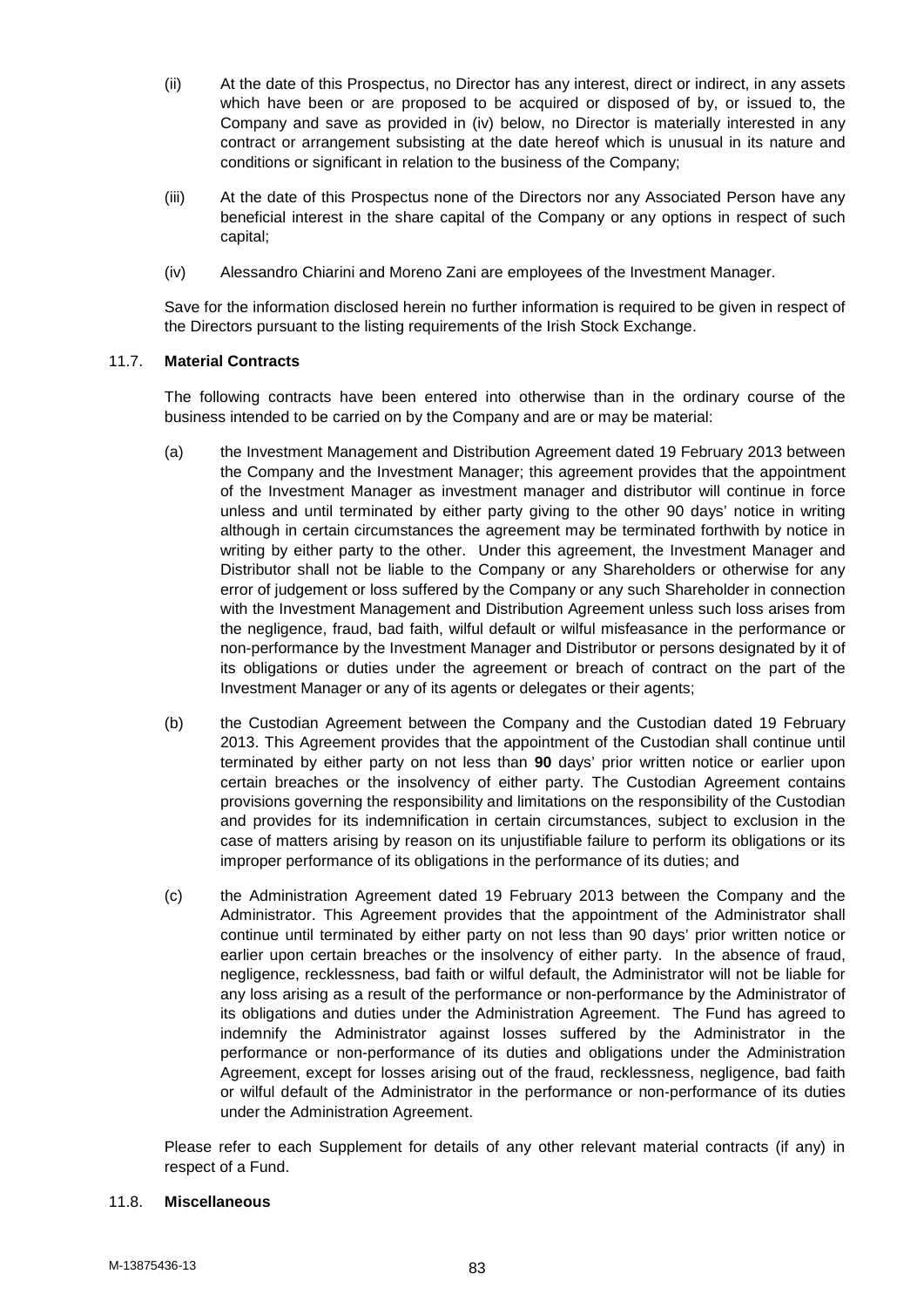(ii) At the date of this Prospectus, no Director has any interest, direct or indirect, in any assets which have been or are proposed to be acquired or disposed of by, or issued to, the Company and save as provided in (iv) below, no Director is materially interested in any contract or arrangement subsisting at the date hereof which is unusual in its nature and conditions or significant in relation to the business of the Company;

(iii) At the date of this Prospectus none of the Directors nor any Associated Person have any beneficial interest in the share capital of the Company or any options in respect of such capital;

(iv) Alessandro Chiarini and Moreno Zani are employees of the Investment Manager.

Save for the information disclosed herein no further information is required to be given in respect of the Directors pursuant to the listing requirements of the Irish Stock Exchange.

## 11.7. **Material Contracts**

The following contracts have been entered into otherwise than in the ordinary course of the business intended to be carried on by the Company and are or may be material:

(a) the Investment Management and Distribution Agreement dated 19 February 2013 between the Company and the Investment Manager; this agreement provides that the appointment of the Investment Manager as investment manager and distributor will continue in force unless and until terminated by either party giving to the other 90 days' notice in writing although in certain circumstances the agreement may be terminated forthwith by notice in writing by either party to the other. Under this agreement, the Investment Manager and Distributor shall not be liable to the Company or any Shareholders or otherwise for any error of judgement or loss suffered by the Company or any such Shareholder in connection with the Investment Management and Distribution Agreement unless such loss arises from the negligence, fraud, bad faith, wilful default or wilful misfeasance in the performance or non-performance by the Investment Manager and Distributor or persons designated by it of its obligations or duties under the agreement or breach of contract on the part of the Investment Manager or any of its agents or delegates or their agents;

(b) the Custodian Agreement between the Company and the Custodian dated 19 February 2013. This Agreement provides that the appointment of the Custodian shall continue until terminated by either party on not less than **90** days' prior written notice or earlier upon certain breaches or the insolvency of either party. The Custodian Agreement contains provisions governing the responsibility and limitations on the responsibility of the Custodian and provides for its indemnification in certain circumstances, subject to exclusion in the case of matters arising by reason on its unjustifiable failure to perform its obligations or its improper performance of its obligations in the performance of its duties; and

(c) the Administration Agreement dated 19 February 2013 between the Company and the Administrator. This Agreement provides that the appointment of the Administrator shall continue until terminated by either party on not less than 90 days' prior written notice or earlier upon certain breaches or the insolvency of either party. In the absence of fraud, negligence, recklessness, bad faith or wilful default, the Administrator will not be liable for any loss arising as a result of the performance or non-performance by the Administrator of its obligations and duties under the Administration Agreement. The Fund has agreed to indemnify the Administrator against losses suffered by the Administrator in the performance or non-performance of its duties and obligations under the Administration Agreement, except for losses arising out of the fraud, recklessness, negligence, bad faith or wilful default of the Administrator in the performance or non-performance of its duties under the Administration Agreement.

Please refer to each Supplement for details of any other relevant material contracts (if any) in respect of a Fund.

## 11.8. **Miscellaneous**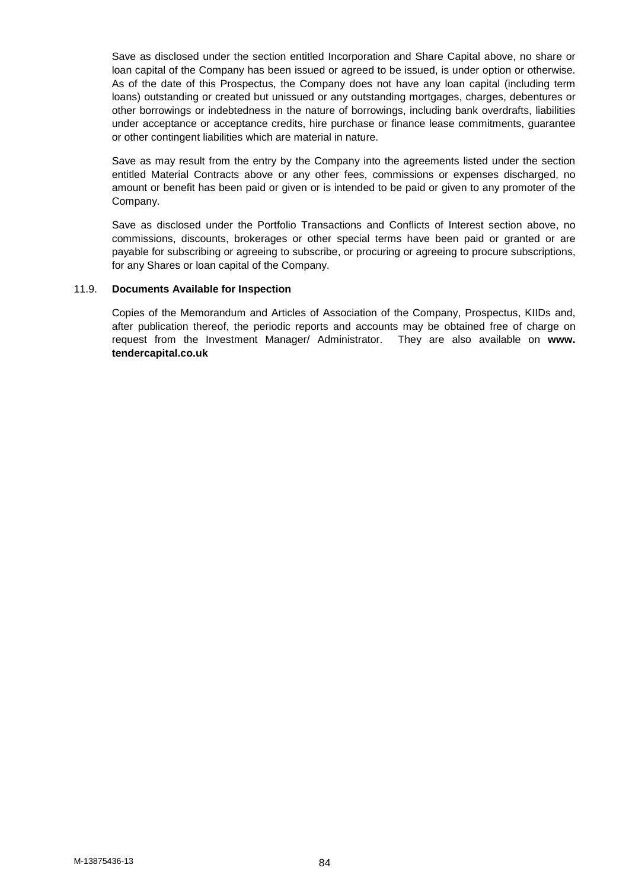Save as disclosed under the section entitled Incorporation and Share Capital above, no share or loan capital of the Company has been issued or agreed to be issued, is under option or otherwise. As of the date of this Prospectus, the Company does not have any loan capital (including term loans) outstanding or created but unissued or any outstanding mortgages, charges, debentures or other borrowings or indebtedness in the nature of borrowings, including bank overdrafts, liabilities under acceptance or acceptance credits, hire purchase or finance lease commitments, guarantee or other contingent liabilities which are material in nature.

Save as may result from the entry by the Company into the agreements listed under the section entitled Material Contracts above or any other fees, commissions or expenses discharged, no amount or benefit has been paid or given or is intended to be paid or given to any promoter of the Company.

Save as disclosed under the Portfolio Transactions and Conflicts of Interest section above, no commissions, discounts, brokerages or other special terms have been paid or granted or are payable for subscribing or agreeing to subscribe, or procuring or agreeing to procure subscriptions, for any Shares or loan capital of the Company.

### 11.9. Documents Available for Inspection

Copies of the Memorandum and Articles of Association of the Company, Prospectus, KIIDs and, after publication thereof, the periodic reports and accounts may be obtained free of charge on request from the Investment Manager/ Administrator. They are also available on **www. tendercapital.co.uk**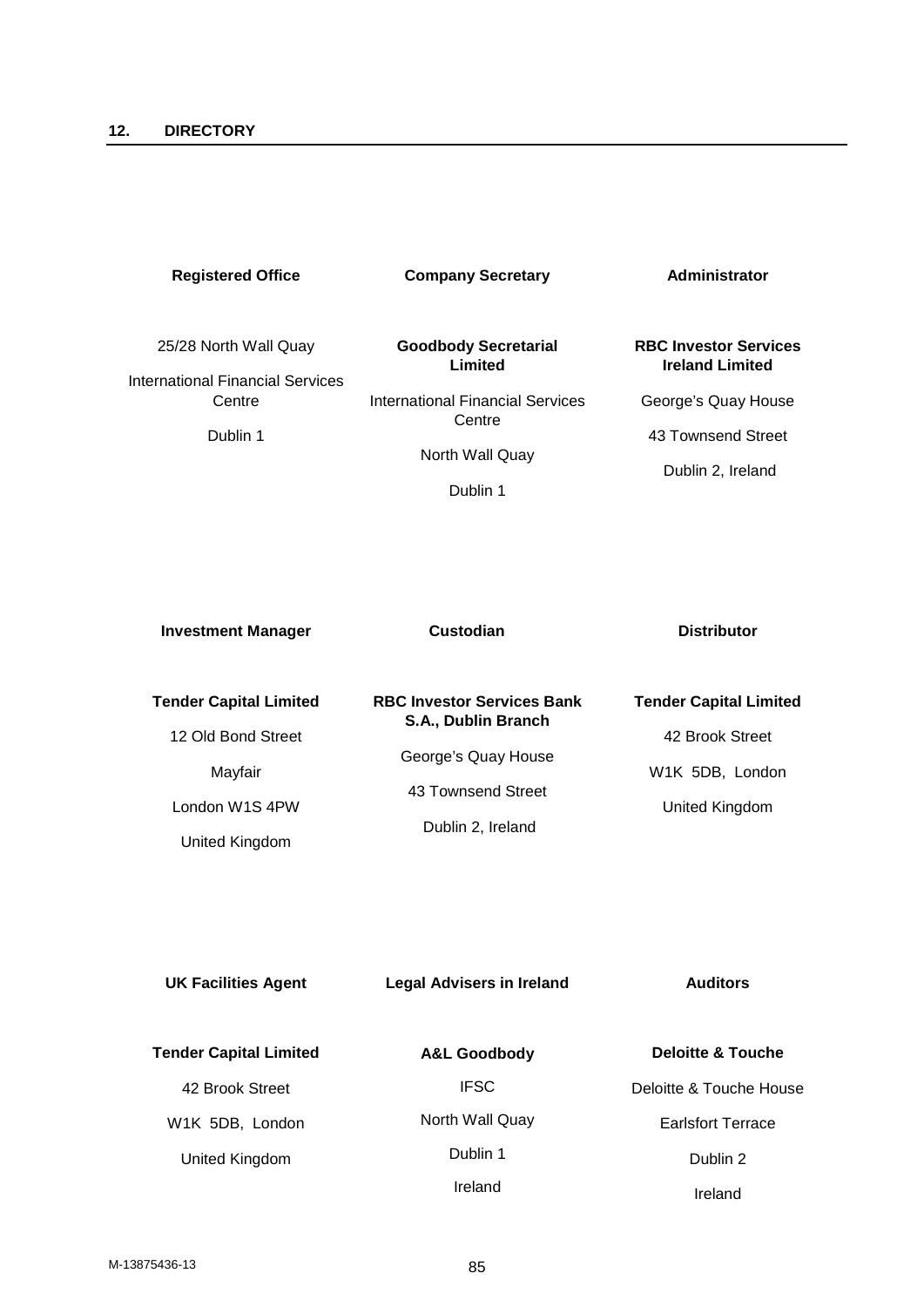## 12. DIRECTORY

**Registered Office**

25/28 North Wall Quay
International Financial Services Centre
Dublin 1

**Company Secretary**

**Goodbody Secretarial Limited**
International Financial Services Centre
North Wall Quay
Dublin 1

**Administrator**

**RBC Investor Services Ireland Limited**
George's Quay House
43 Townsend Street
Dublin 2, Ireland

**Investment Manager**

**Tender Capital Limited**
12 Old Bond Street
Mayfair
London W1S 4PW
United Kingdom

**Custodian**

**RBC Investor Services Bank S.A., Dublin Branch**
George's Quay House
43 Townsend Street
Dublin 2, Ireland

**Distributor**

**Tender Capital Limited**
42 Brook Street
W1K 5DB, London
United Kingdom

**UK Facilities Agent**

**Tender Capital Limited**
42 Brook Street
W1K 5DB, London
United Kingdom

**Legal Advisers in Ireland**

**A&L Goodbody**
IFSC
North Wall Quay
Dublin 1
Ireland

**Auditors**

**Deloitte & Touche**
Deloitte & Touche House
Earlsfort Terrace
Dublin 2
Ireland

M-13875436-13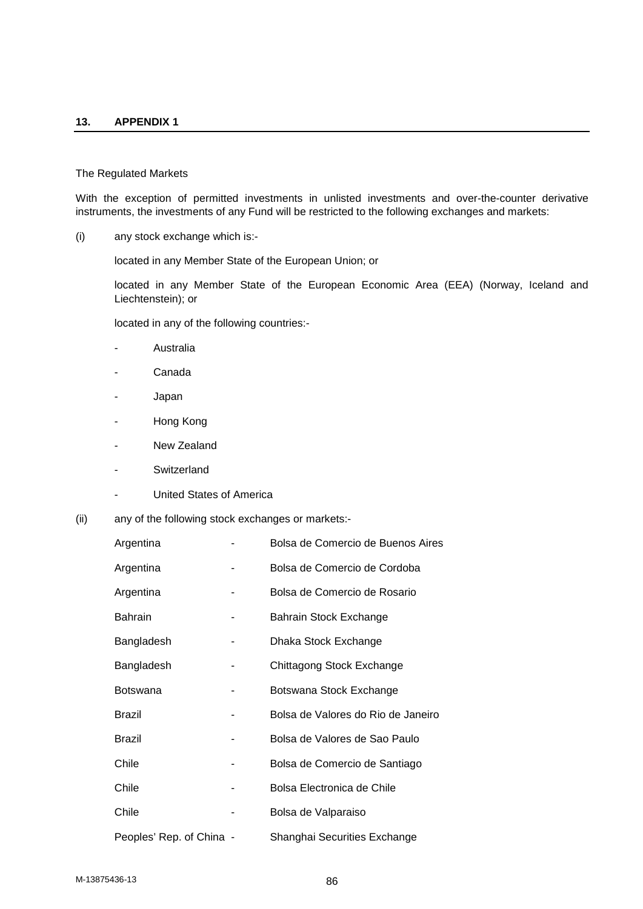## 13. APPENDIX 1

The Regulated Markets

With the exception of permitted investments in unlisted investments and over-the-counter derivative instruments, the investments of any Fund will be restricted to the following exchanges and markets:

(i) any stock exchange which is:-

located in any Member State of the European Union; or

located in any Member State of the European Economic Area (EEA) (Norway, Iceland and Liechtenstein); or

located in any of the following countries:-

- Australia
- Canada
- Japan
- Hong Kong
- New Zealand
- Switzerland
- United States of America

(ii) any of the following stock exchanges or markets:-

| | | |
|---|---|---|
| Argentina | - | Bolsa de Comercio de Buenos Aires |
| Argentina | - | Bolsa de Comercio de Cordoba |
| Argentina | - | Bolsa de Comercio de Rosario |
| Bahrain | - | Bahrain Stock Exchange |
| Bangladesh | - | Dhaka Stock Exchange |
| Bangladesh | - | Chittagong Stock Exchange |
| Botswana | - | Botswana Stock Exchange |
| Brazil | - | Bolsa de Valores do Rio de Janeiro |
| Brazil | - | Bolsa de Valores de Sao Paulo |
| Chile | - | Bolsa de Comercio de Santiago |
| Chile | - | Bolsa Electronica de Chile |
| Chile | - | Bolsa de Valparaiso |
| Peoples' Rep. of China | - | Shanghai Securities Exchange |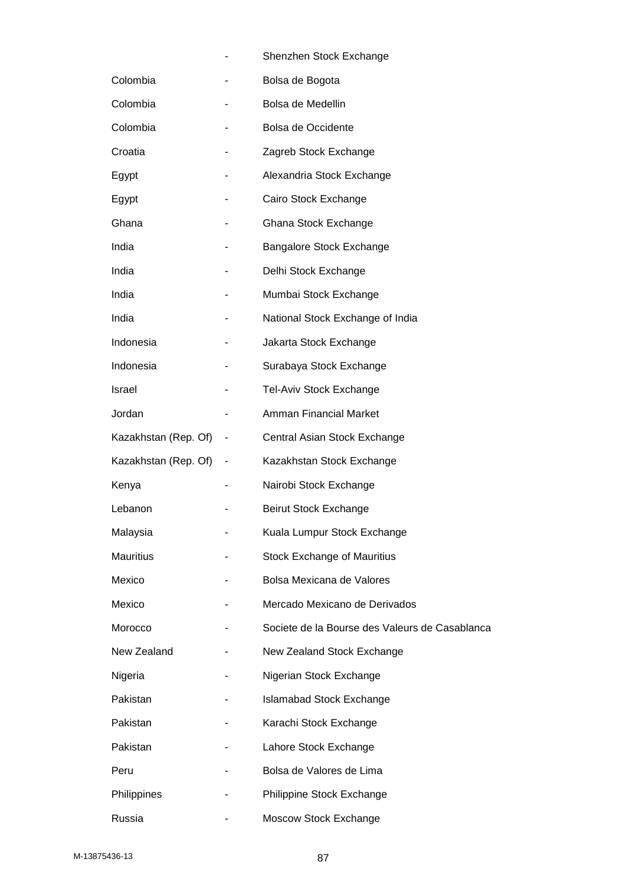| | | |
|---|---|---|
| | - | Shenzhen Stock Exchange |
| Colombia | - | Bolsa de Bogota |
| Colombia | - | Bolsa de Medellin |
| Colombia | - | Bolsa de Occidente |
| Croatia | - | Zagreb Stock Exchange |
| Egypt | - | Alexandria Stock Exchange |
| Egypt | - | Cairo Stock Exchange |
| Ghana | - | Ghana Stock Exchange |
| India | - | Bangalore Stock Exchange |
| India | - | Delhi Stock Exchange |
| India | - | Mumbai Stock Exchange |
| India | - | National Stock Exchange of India |
| Indonesia | - | Jakarta Stock Exchange |
| Indonesia | - | Surabaya Stock Exchange |
| Israel | - | Tel-Aviv Stock Exchange |
| Jordan | - | Amman Financial Market |
| Kazakhstan (Rep. Of) | - | Central Asian Stock Exchange |
| Kazakhstan (Rep. Of) | - | Kazakhstan Stock Exchange |
| Kenya | - | Nairobi Stock Exchange |
| Lebanon | - | Beirut Stock Exchange |
| Malaysia | - | Kuala Lumpur Stock Exchange |
| Mauritius | - | Stock Exchange of Mauritius |
| Mexico | - | Bolsa Mexicana de Valores |
| Mexico | - | Mercado Mexicano de Derivados |
| Morocco | - | Societe de la Bourse des Valeurs de Casablanca |
| New Zealand | - | New Zealand Stock Exchange |
| Nigeria | - | Nigerian Stock Exchange |
| Pakistan | - | Islamabad Stock Exchange |
| Pakistan | - | Karachi Stock Exchange |
| Pakistan | - | Lahore Stock Exchange |
| Peru | - | Bolsa de Valores de Lima |
| Philippines | - | Philippine Stock Exchange |
| Russia | - | Moscow Stock Exchange |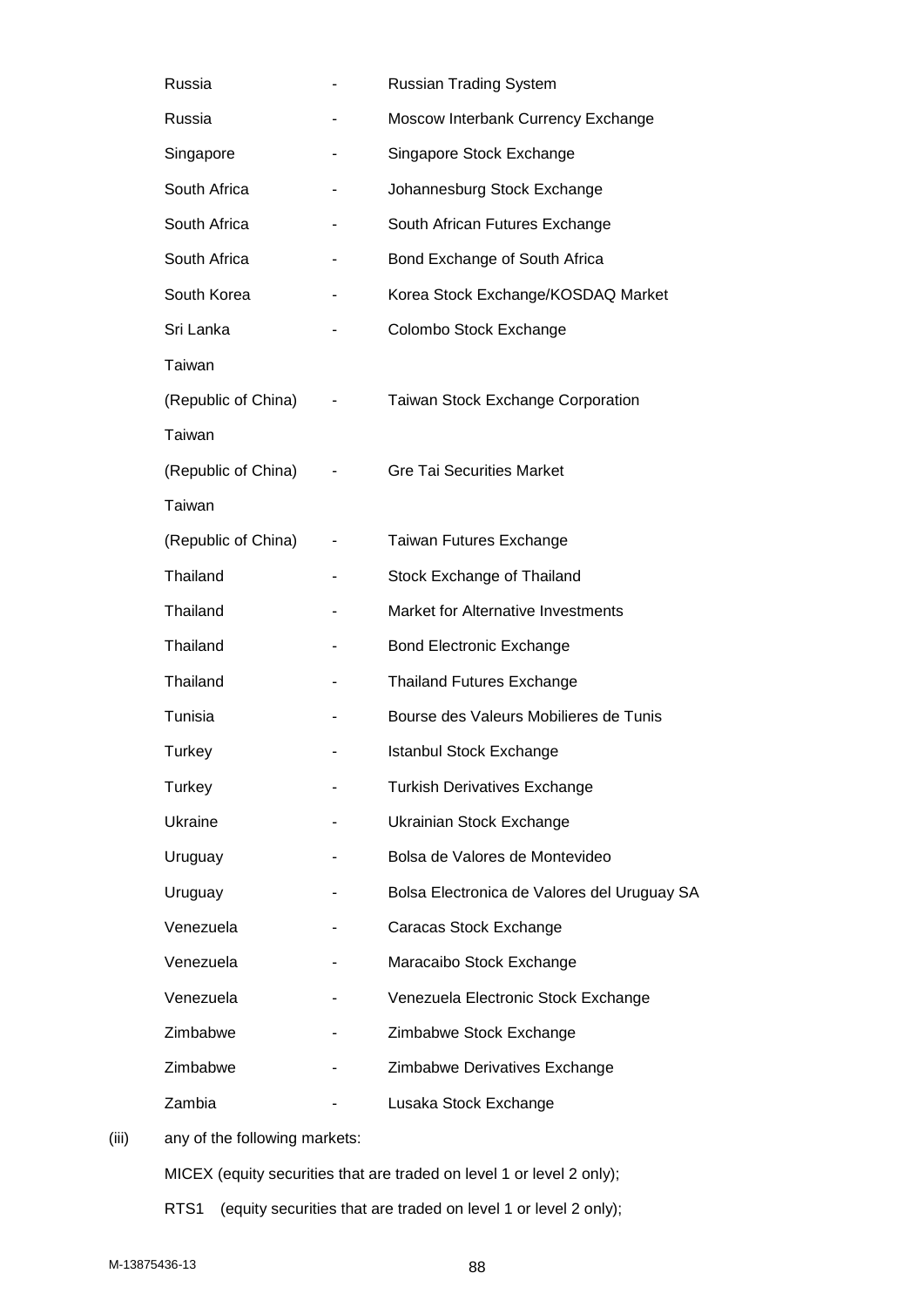| | | |
|---|---|---|
| Russia | - | Russian Trading System |
| Russia | - | Moscow Interbank Currency Exchange |
| Singapore | - | Singapore Stock Exchange |
| South Africa | - | Johannesburg Stock Exchange |
| South Africa | - | South African Futures Exchange |
| South Africa | - | Bond Exchange of South Africa |
| South Korea | - | Korea Stock Exchange/KOSDAQ Market |
| Sri Lanka | - | Colombo Stock Exchange |
| Taiwan (Republic of China) | - | Taiwan Stock Exchange Corporation |
| Taiwan (Republic of China) | - | Gre Tai Securities Market |
| Taiwan (Republic of China) | - | Taiwan Futures Exchange |
| Thailand | - | Stock Exchange of Thailand |
| Thailand | - | Market for Alternative Investments |
| Thailand | - | Bond Electronic Exchange |
| Thailand | - | Thailand Futures Exchange |
| Tunisia | - | Bourse des Valeurs Mobilieres de Tunis |
| Turkey | - | Istanbul Stock Exchange |
| Turkey | - | Turkish Derivatives Exchange |
| Ukraine | - | Ukrainian Stock Exchange |
| Uruguay | - | Bolsa de Valores de Montevideo |
| Uruguay | - | Bolsa Electronica de Valores del Uruguay SA |
| Venezuela | - | Caracas Stock Exchange |
| Venezuela | - | Maracaibo Stock Exchange |
| Venezuela | - | Venezuela Electronic Stock Exchange |
| Zimbabwe | - | Zimbabwe Stock Exchange |
| Zimbabwe | - | Zimbabwe Derivatives Exchange |
| Zambia | - | Lusaka Stock Exchange |

(iii) any of the following markets:

MICEX (equity securities that are traded on level 1 or level 2 only);

RTS1 (equity securities that are traded on level 1 or level 2 only);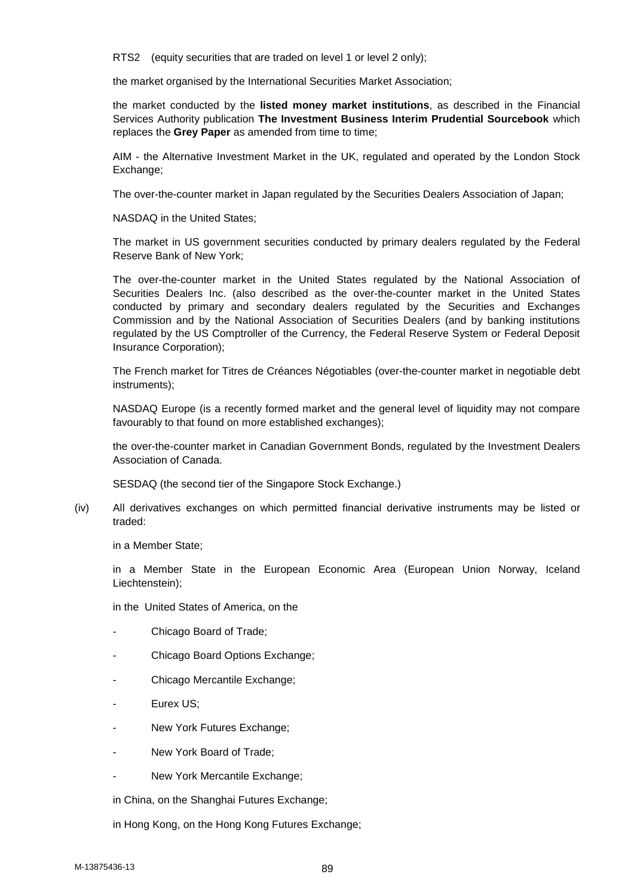RTS2 (equity securities that are traded on level 1 or level 2 only);

the market organised by the International Securities Market Association;

the market conducted by the **listed money market institutions**, as described in the Financial Services Authority publication **The Investment Business Interim Prudential Sourcebook** which replaces the **Grey Paper** as amended from time to time;

AIM - the Alternative Investment Market in the UK, regulated and operated by the London Stock Exchange;

The over-the-counter market in Japan regulated by the Securities Dealers Association of Japan;

NASDAQ in the United States;

The market in US government securities conducted by primary dealers regulated by the Federal Reserve Bank of New York;

The over-the-counter market in the United States regulated by the National Association of Securities Dealers Inc. (also described as the over-the-counter market in the United States conducted by primary and secondary dealers regulated by the Securities and Exchanges Commission and by the National Association of Securities Dealers (and by banking institutions regulated by the US Comptroller of the Currency, the Federal Reserve System or Federal Deposit Insurance Corporation);

The French market for Titres de Créances Négotiables (over-the-counter market in negotiable debt instruments);

NASDAQ Europe (is a recently formed market and the general level of liquidity may not compare favourably to that found on more established exchanges);

the over-the-counter market in Canadian Government Bonds, regulated by the Investment Dealers Association of Canada.

SESDAQ (the second tier of the Singapore Stock Exchange.)

(iv) All derivatives exchanges on which permitted financial derivative instruments may be listed or traded:

in a Member State;

in a Member State in the European Economic Area (European Union Norway, Iceland Liechtenstein);

in the United States of America, on the

- Chicago Board of Trade;
- Chicago Board Options Exchange;
- Chicago Mercantile Exchange;
- Eurex US;
- New York Futures Exchange;
- New York Board of Trade;
- New York Mercantile Exchange;

in China, on the Shanghai Futures Exchange;

in Hong Kong, on the Hong Kong Futures Exchange;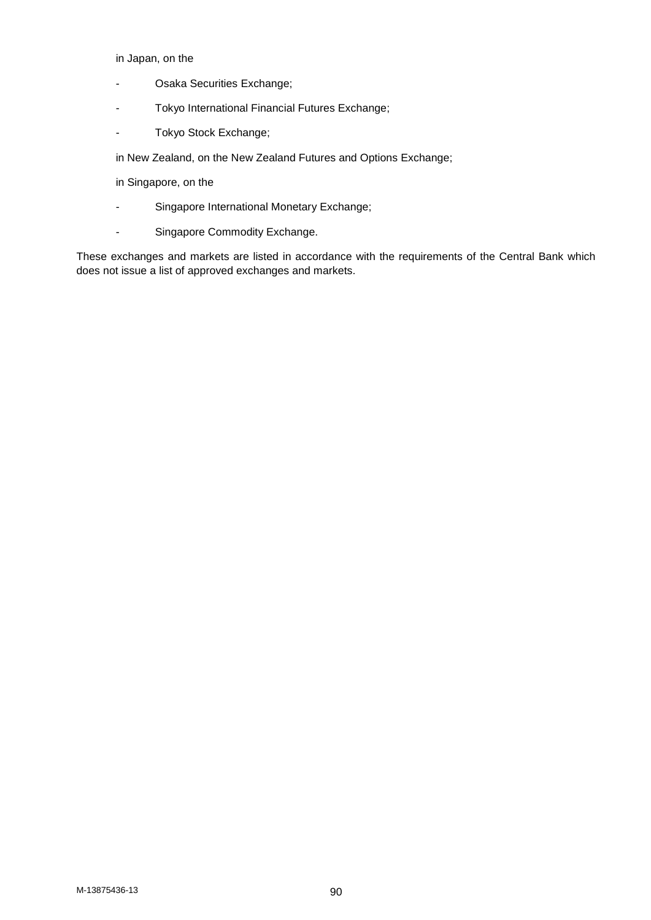in Japan, on the

- Osaka Securities Exchange;
- Tokyo International Financial Futures Exchange;
- Tokyo Stock Exchange;

in New Zealand, on the New Zealand Futures and Options Exchange;

in Singapore, on the

- Singapore International Monetary Exchange;
- Singapore Commodity Exchange.

These exchanges and markets are listed in accordance with the requirements of the Central Bank which does not issue a list of approved exchanges and markets.